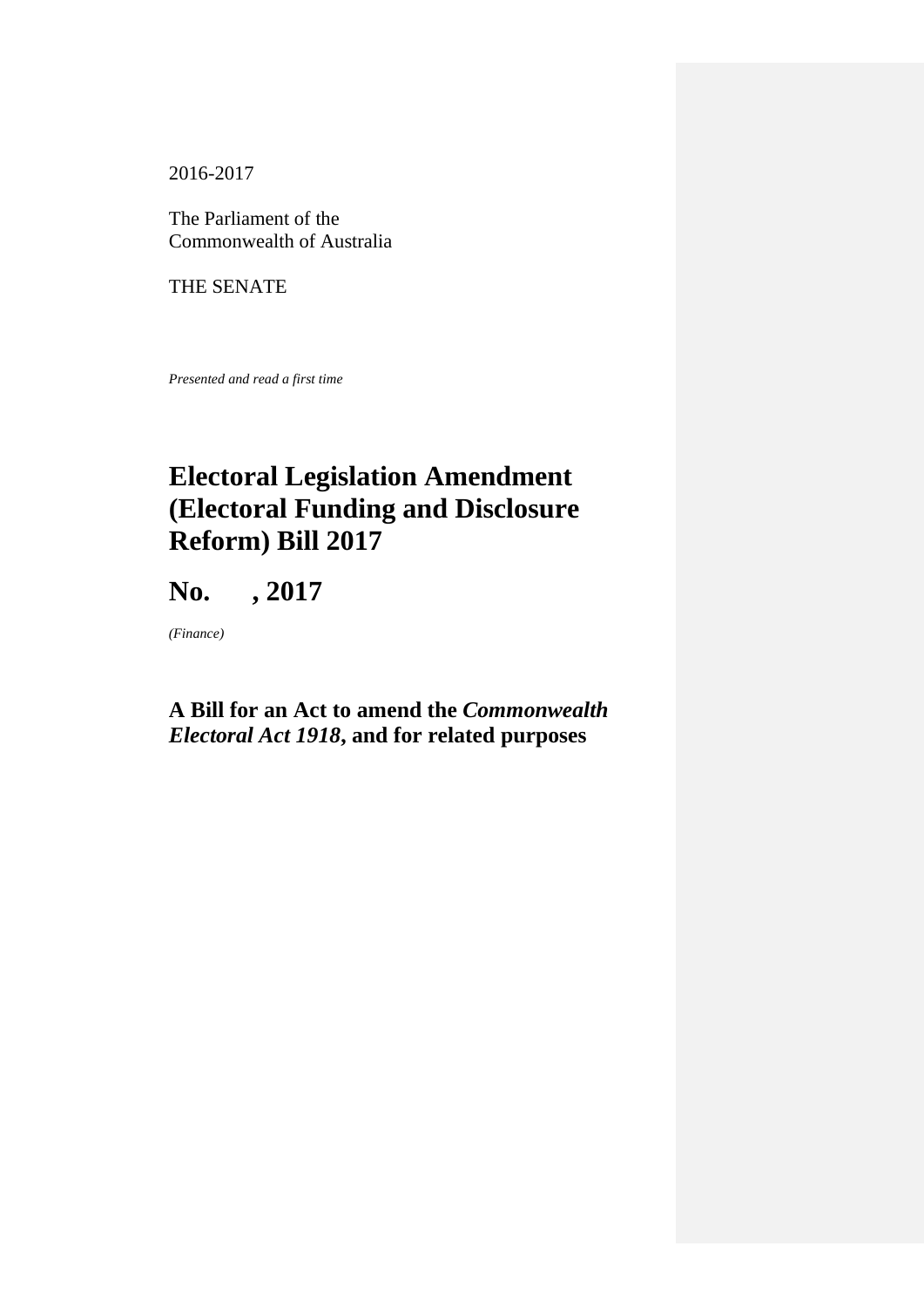2016-2017

The Parliament of the
Commonwealth of Australia

THE SENATE

*Presented and read a first time*

# Electoral Legislation Amendment (Electoral Funding and Disclosure Reform) Bill 2017

# No.      , 2017

*(Finance)*

## A Bill for an Act to amend the *Commonwealth Electoral Act 1918*, and for related purposes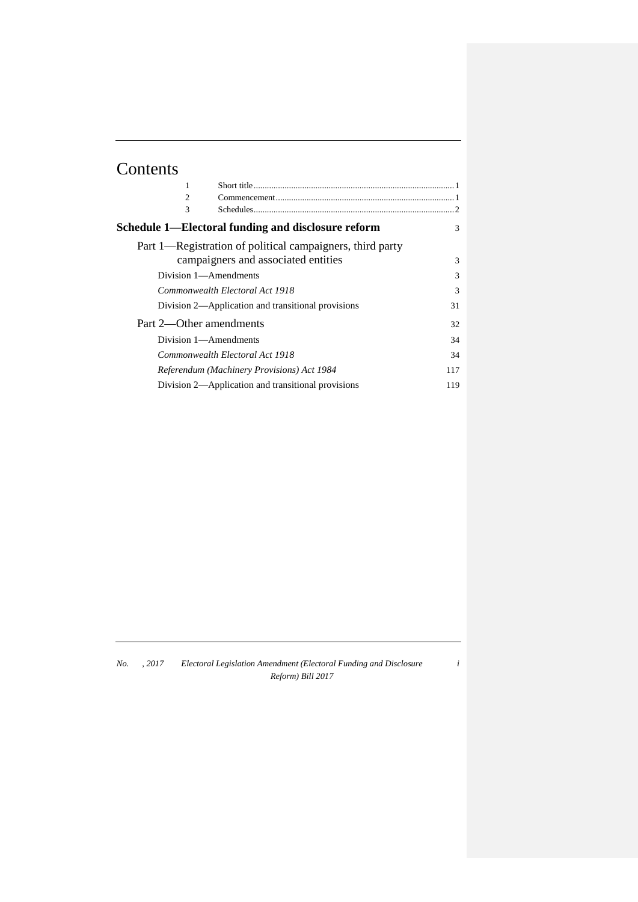# Contents

| | | |
|---|---|---|
| 1 | Short title | 1 |
| 2 | Commencement | 1 |
| 3 | Schedules | 2 |

**Schedule 1—Electoral funding and disclosure reform** 3

Part 1—Registration of political campaigners, third party campaigners and associated entities 3

Division 1—Amendments 3

*Commonwealth Electoral Act 1918* 3

Division 2—Application and transitional provisions 31

Part 2—Other amendments 32

Division 1—Amendments 34

*Commonwealth Electoral Act 1918* 34

*Referendum (Machinery Provisions) Act 1984* 117

Division 2—Application and transitional provisions 119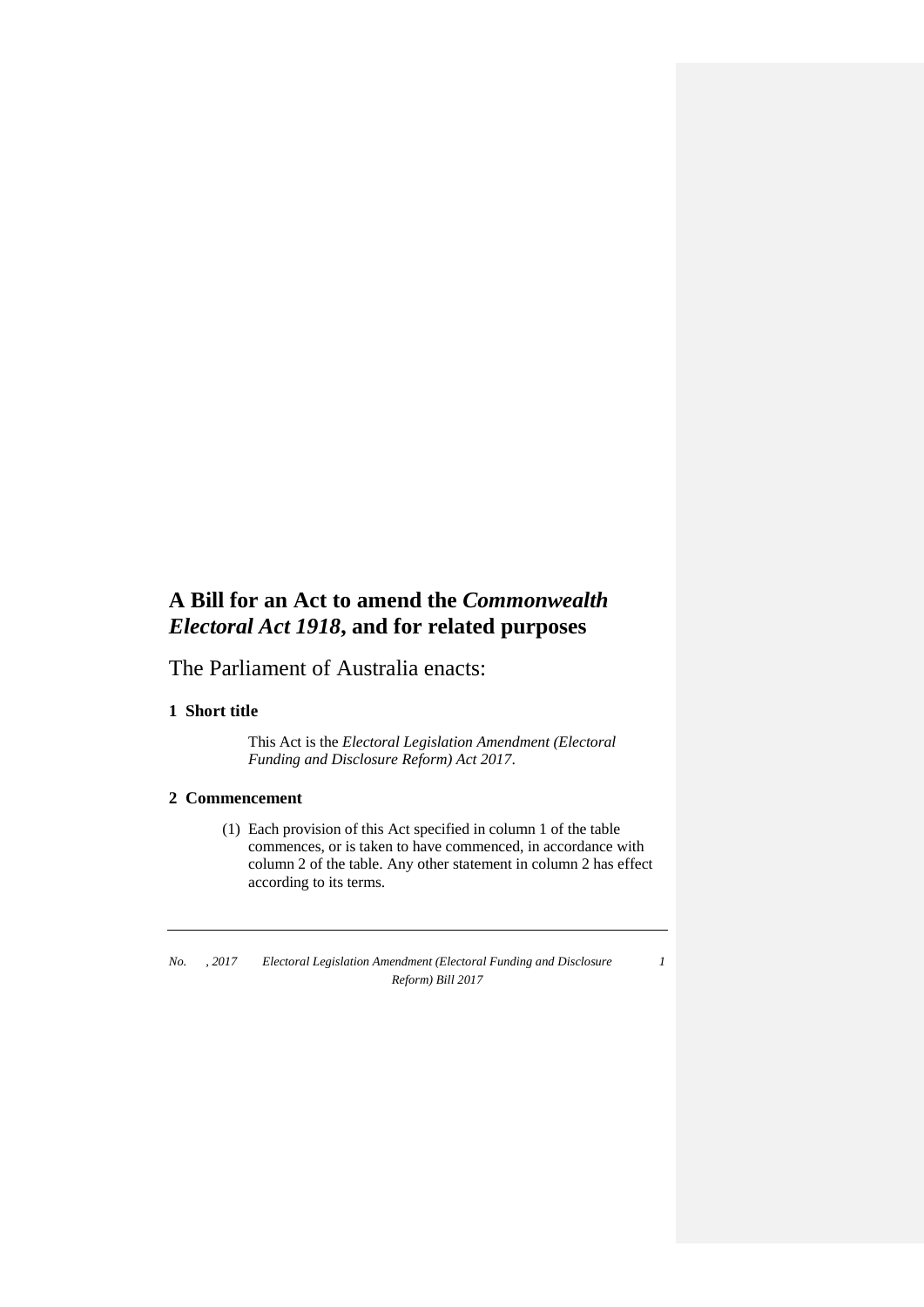# A Bill for an Act to amend the *Commonwealth Electoral Act 1918*, and for related purposes

The Parliament of Australia enacts:

## 1 Short title

This Act is the *Electoral Legislation Amendment (Electoral Funding and Disclosure Reform) Act 2017*.

## 2 Commencement

(1) Each provision of this Act specified in column 1 of the table commences, or is taken to have commenced, in accordance with column 2 of the table. Any other statement in column 2 has effect according to its terms.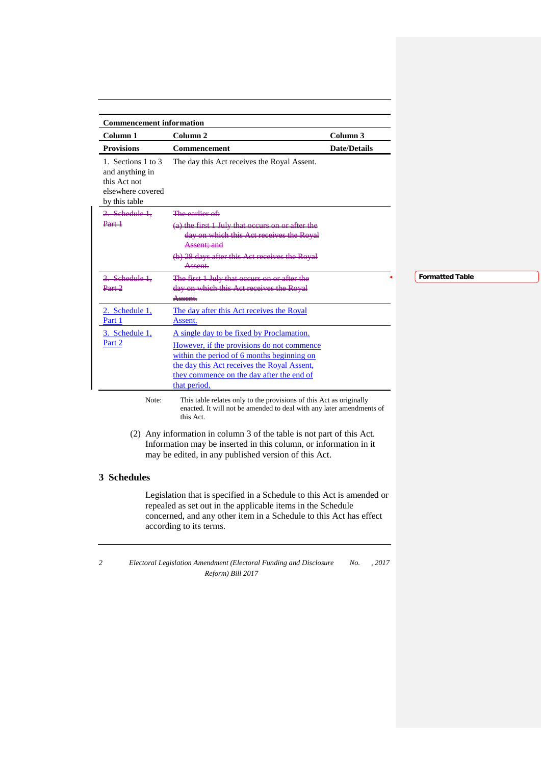| Commencement information | | |
|---|---|---|
| Column 1 | Column 2 | Column 3 |
| Provisions | Commencement | Date/Details |
| 1. Sections 1 to 3 and anything in this Act not elsewhere covered by this table | The day this Act receives the Royal Assent. | |
| ~~2. Schedule 1, Part 1~~ | ~~The earlier of: (a) the first 1 July that occurs on or after the day on which this Act receives the Royal Assent; and (b) 28 days after this Act receives the Royal Assent.~~ | |
| ~~3. Schedule 1, Part 2~~ | ~~The first 1 July that occurs on or after the day on which this Act receives the Royal Assent.~~ | |
| 2. Schedule 1, Part 1 | The day after this Act receives the Royal Assent. | |
| 3. Schedule 1, Part 2 | A single day to be fixed by Proclamation. However, if the provisions do not commence within the period of 6 months beginning on the day this Act receives the Royal Assent, they commence on the day after the end of that period. | |

Note: This table relates only to the provisions of this Act as originally enacted. It will not be amended to deal with any later amendments of this Act.

(2) Any information in column 3 of the table is not part of this Act. Information may be inserted in this column, or information in it may be edited, in any published version of this Act.

## 3 Schedules

Legislation that is specified in a Schedule to this Act is amended or repealed as set out in the applicable items in the Schedule concerned, and any other item in a Schedule to this Act has effect according to its terms.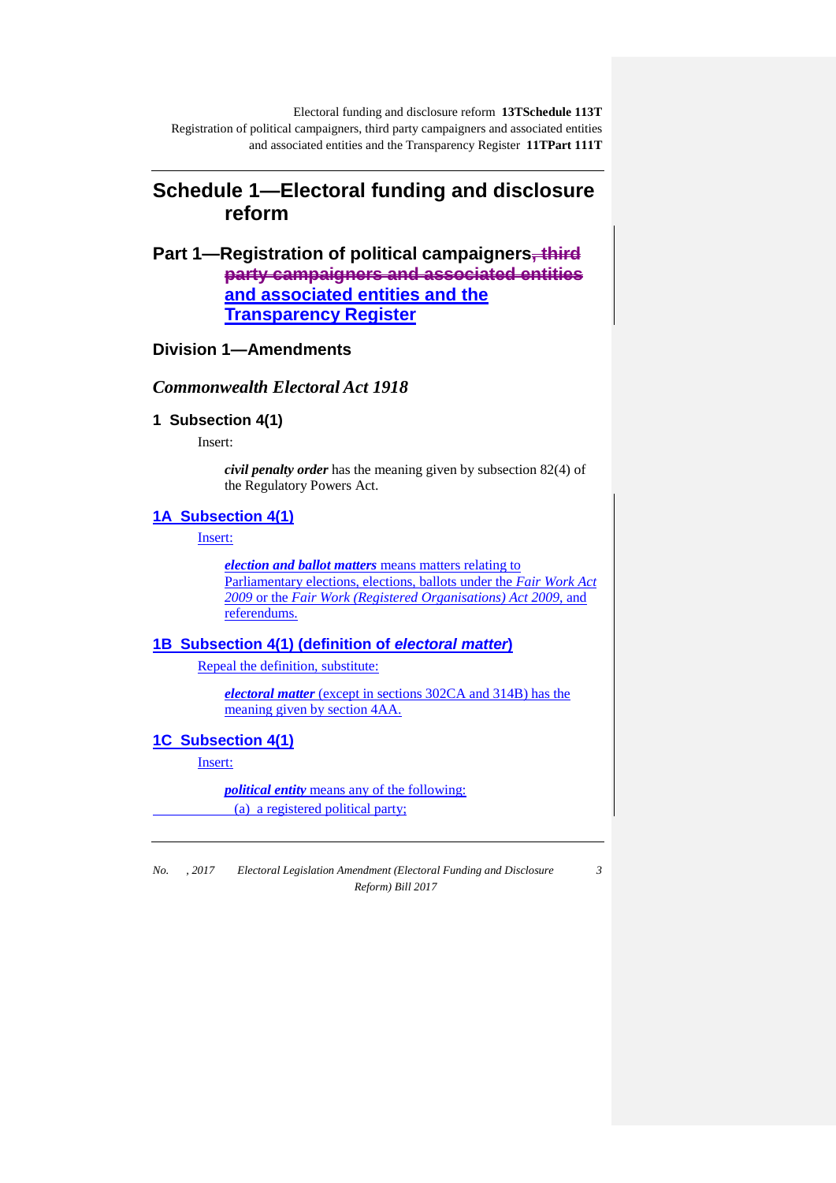# Schedule 1—Electoral funding and disclosure reform

## Part 1—Registration of political campaigners~~, third party campaigners and associated entities~~ and associated entities and the Transparency Register

### Division 1—Amendments

#### *Commonwealth Electoral Act 1918*

**1 Subsection 4(1)**

Insert:

> ***civil penalty order*** has the meaning given by subsection 82(4) of the Regulatory Powers Act.

**1A Subsection 4(1)**

Insert:

> ***election and ballot matters*** means matters relating to Parliamentary elections, elections, ballots under the *Fair Work Act 2009* or the *Fair Work (Registered Organisations) Act 2009*, and referendums.

**1B Subsection 4(1) (definition of *electoral matter*)**

Repeal the definition, substitute:

> ***electoral matter*** (except in sections 302CA and 314B) has the meaning given by section 4AA.

**1C Subsection 4(1)**

Insert:

> ***political entity*** means any of the following:
>
> (a) a registered political party;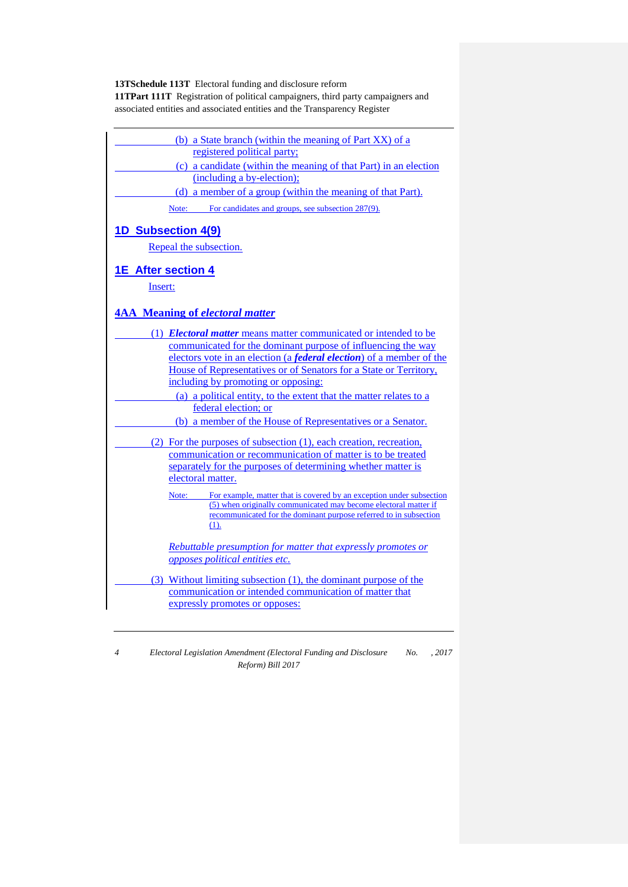(b) a State branch (within the meaning of Part XX) of a registered political party;

(c) a candidate (within the meaning of that Part) in an election (including a by-election);

(d) a member of a group (within the meaning of that Part).

Note: For candidates and groups, see subsection 287(9).

## 1D Subsection 4(9)

Repeal the subsection.

## 1E After section 4

Insert:

### 4AA Meaning of *electoral matter*

(1) ***Electoral matter*** means matter communicated or intended to be communicated for the dominant purpose of influencing the way electors vote in an election (a ***federal election***) of a member of the House of Representatives or of Senators for a State or Territory, including by promoting or opposing:

(a) a political entity, to the extent that the matter relates to a federal election; or

(b) a member of the House of Representatives or a Senator.

(2) For the purposes of subsection (1), each creation, recreation, communication or recommunication of matter is to be treated separately for the purposes of determining whether matter is electoral matter.

Note: For example, matter that is covered by an exception under subsection (5) when originally communicated may become electoral matter if recommunicated for the dominant purpose referred to in subsection (1).

*Rebuttable presumption for matter that expressly promotes or opposes political entities etc.*

(3) Without limiting subsection (1), the dominant purpose of the communication or intended communication of matter that expressly promotes or opposes: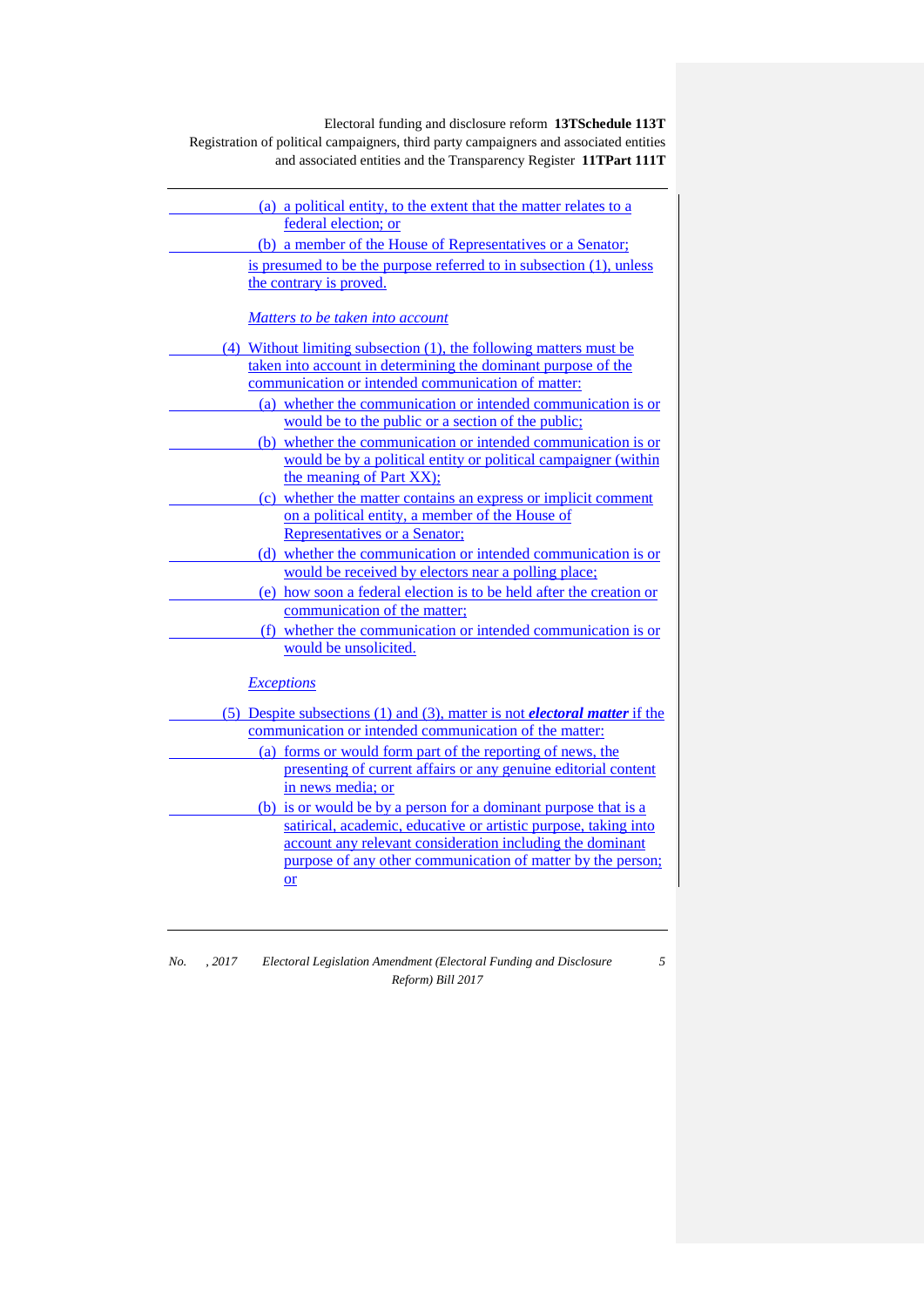(a) a political entity, to the extent that the matter relates to a federal election; or

(b) a member of the House of Representatives or a Senator;

is presumed to be the purpose referred to in subsection (1), unless the contrary is proved.

*Matters to be taken into account*

(4) Without limiting subsection (1), the following matters must be taken into account in determining the dominant purpose of the communication or intended communication of matter:

(a) whether the communication or intended communication is or would be to the public or a section of the public;

(b) whether the communication or intended communication is or would be by a political entity or political campaigner (within the meaning of Part XX);

(c) whether the matter contains an express or implicit comment on a political entity, a member of the House of Representatives or a Senator;

(d) whether the communication or intended communication is or would be received by electors near a polling place;

(e) how soon a federal election is to be held after the creation or communication of the matter;

(f) whether the communication or intended communication is or would be unsolicited.

*Exceptions*

(5) Despite subsections (1) and (3), matter is not ***electoral matter*** if the communication or intended communication of the matter:

(a) forms or would form part of the reporting of news, the presenting of current affairs or any genuine editorial content in news media; or

(b) is or would be by a person for a dominant purpose that is a satirical, academic, educative or artistic purpose, taking into account any relevant consideration including the dominant purpose of any other communication of matter by the person; or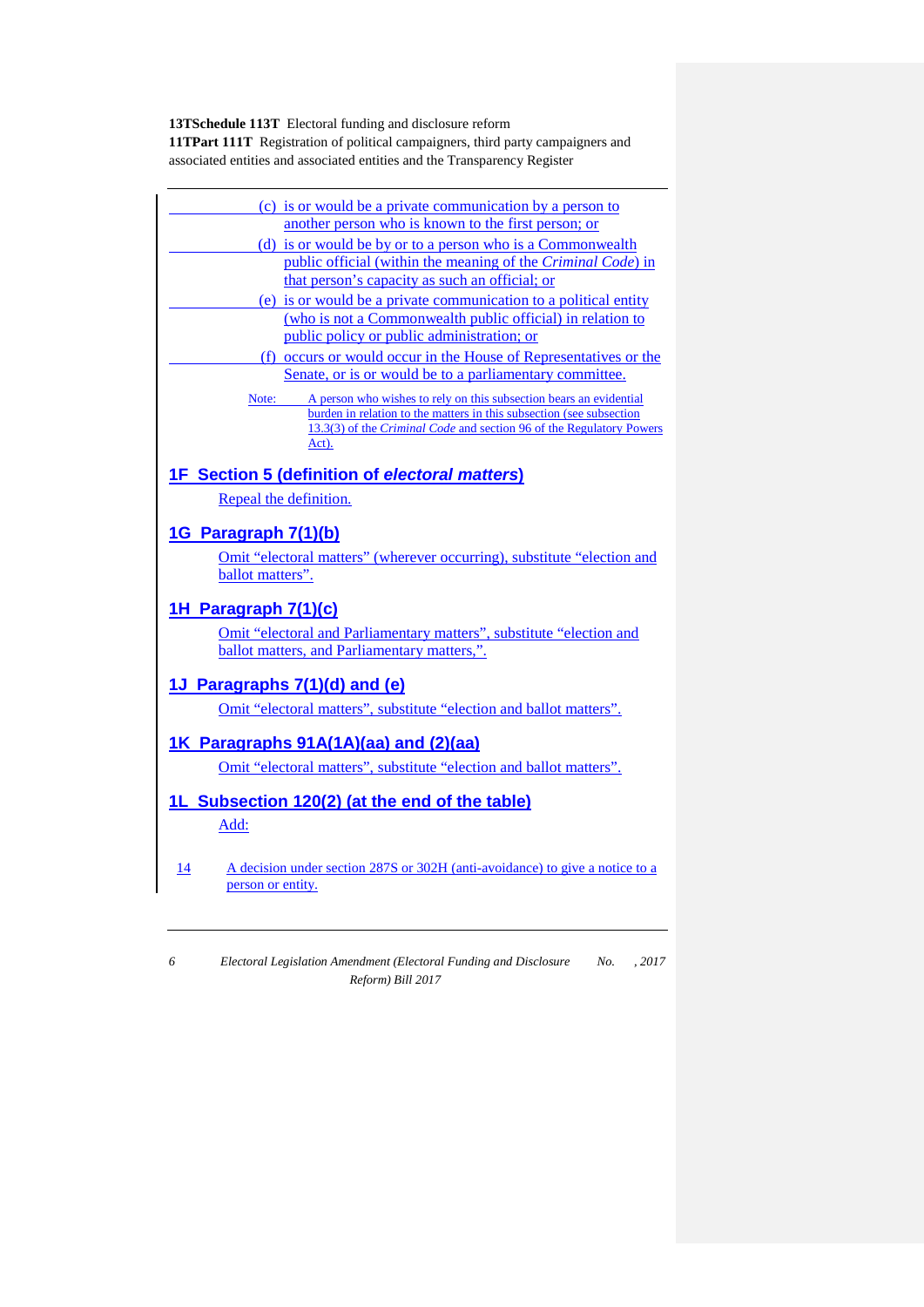(c) is or would be a private communication by a person to another person who is known to the first person; or

(d) is or would be by or to a person who is a Commonwealth public official (within the meaning of the *Criminal Code*) in that person's capacity as such an official; or

(e) is or would be a private communication to a political entity (who is not a Commonwealth public official) in relation to public policy or public administration; or

(f) occurs or would occur in the House of Representatives or the Senate, or is or would be to a parliamentary committee.

Note: A person who wishes to rely on this subsection bears an evidential burden in relation to the matters in this subsection (see subsection 13.3(3) of the *Criminal Code* and section 96 of the Regulatory Powers Act).

## 1F Section 5 (definition of *electoral matters*)

Repeal the definition.

## 1G Paragraph 7(1)(b)

Omit "electoral matters" (wherever occurring), substitute "election and ballot matters".

## 1H Paragraph 7(1)(c)

Omit "electoral and Parliamentary matters", substitute "election and ballot matters, and Parliamentary matters,".

## 1J Paragraphs 7(1)(d) and (e)

Omit "electoral matters", substitute "election and ballot matters".

## 1K Paragraphs 91A(1A)(aa) and (2)(aa)

Omit "electoral matters", substitute "election and ballot matters".

## 1L Subsection 120(2) (at the end of the table)

Add:

| | |
|---|---|
| 14 | A decision under section 287S or 302H (anti-avoidance) to give a notice to a person or entity. |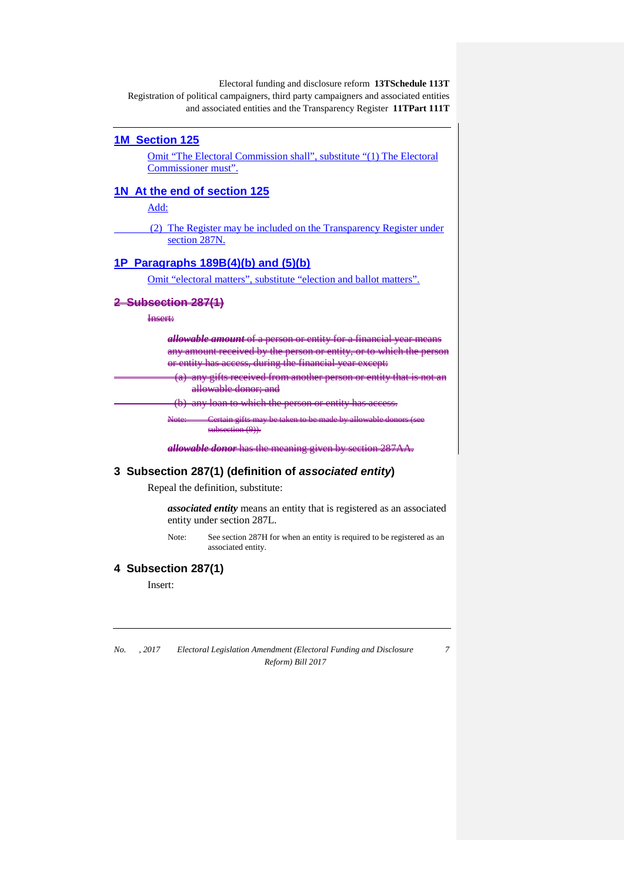## 1M Section 125

Omit "The Electoral Commission shall", substitute "(1) The Electoral Commissioner must".

## 1N At the end of section 125

Add:

(2) The Register may be included on the Transparency Register under section 287N.

## 1P Paragraphs 189B(4)(b) and (5)(b)

Omit "electoral matters", substitute "election and ballot matters".

## ~~2 Subsection 287(1)~~

~~Insert:~~

~~***allowable amount*** of a person or entity for a financial year means any amount received by the person or entity, or to which the person or entity has access, during the financial year except:~~

~~(a) any gifts received from another person or entity that is not an allowable donor; and~~

~~(b) any loan to which the person or entity has access.~~

~~Note: Certain gifts may be taken to be made by allowable donors (see subsection (9)).~~

~~***allowable donor*** has the meaning given by section 287AA.~~

## 3 Subsection 287(1) (definition of *associated entity*)

Repeal the definition, substitute:

***associated entity*** means an entity that is registered as an associated entity under section 287L.

Note: See section 287H for when an entity is required to be registered as an associated entity.

## 4 Subsection 287(1)

Insert: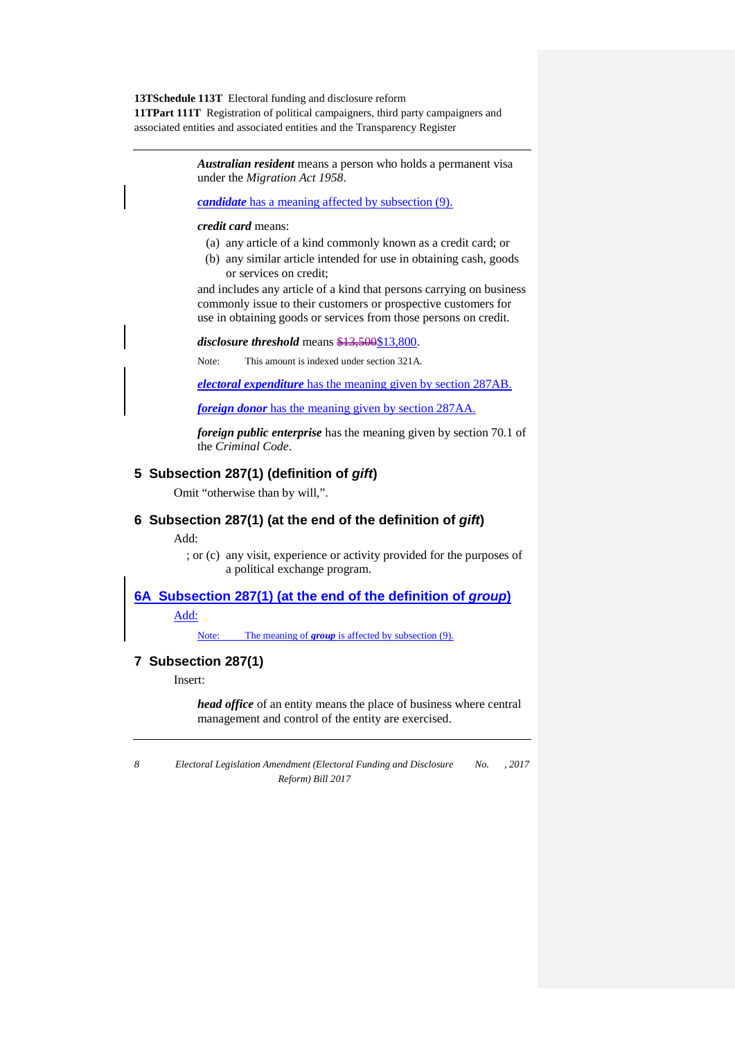***Australian resident*** means a person who holds a permanent visa under the *Migration Act 1958*.

***candidate*** has a meaning affected by subsection (9).

***credit card*** means:

(a) any article of a kind commonly known as a credit card; or

(b) any similar article intended for use in obtaining cash, goods or services on credit;

and includes any article of a kind that persons carrying on business commonly issue to their customers or prospective customers for use in obtaining goods or services from those persons on credit.

***disclosure threshold*** means ~~$13,500~~$13,800.

Note: This amount is indexed under section 321A.

***electoral expenditure*** has the meaning given by section 287AB.

***foreign donor*** has the meaning given by section 287AA.

***foreign public enterprise*** has the meaning given by section 70.1 of the *Criminal Code*.

## 5 Subsection 287(1) (definition of *gift*)

Omit "otherwise than by will,".

## 6 Subsection 287(1) (at the end of the definition of *gift*)

Add:

; or (c) any visit, experience or activity provided for the purposes of a political exchange program.

## 6A Subsection 287(1) (at the end of the definition of *group*)

Add:

Note: The meaning of ***group*** is affected by subsection (9).

## 7 Subsection 287(1)

Insert:

***head office*** of an entity means the place of business where central management and control of the entity are exercised.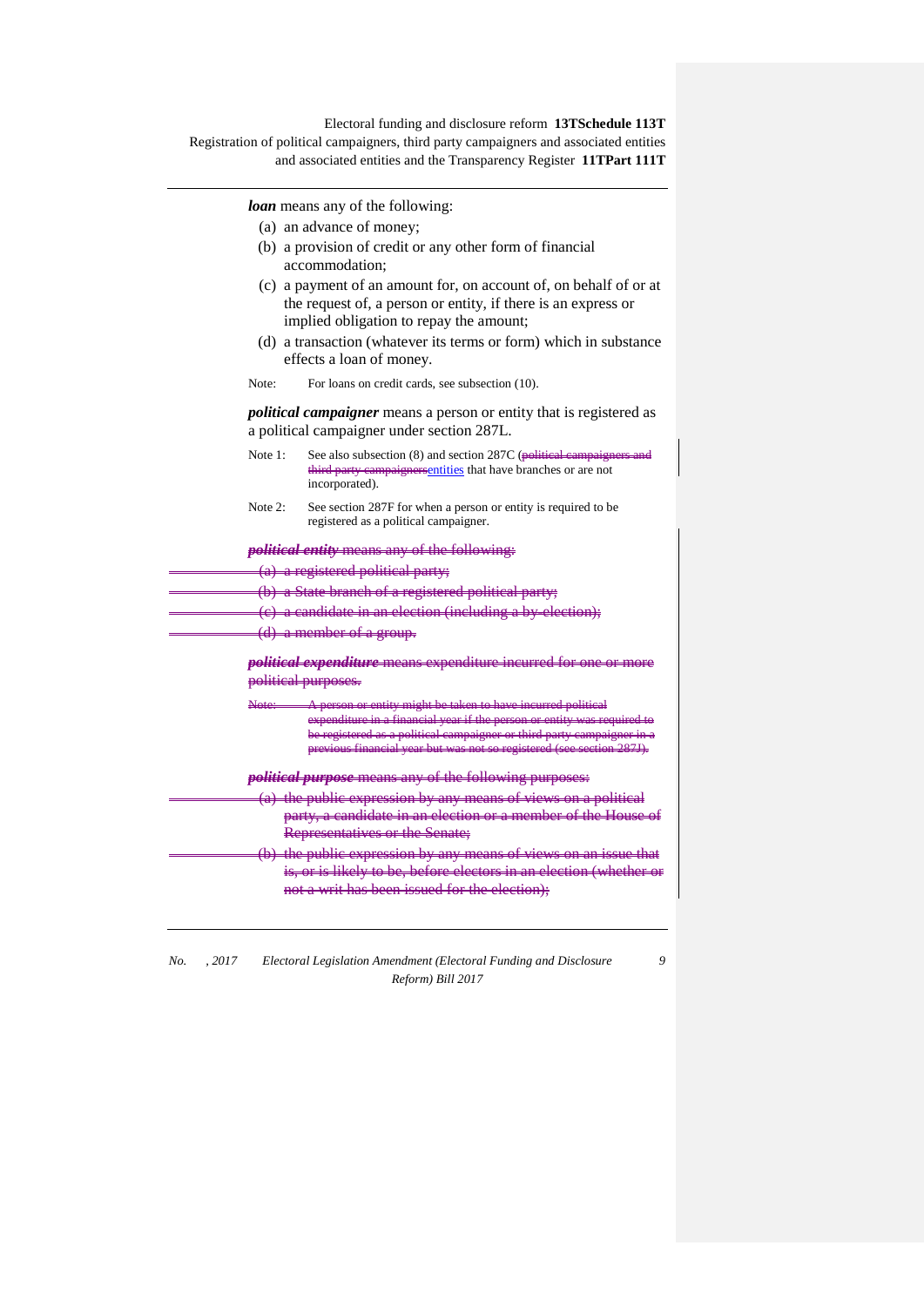***loan*** means any of the following:

- (a) an advance of money;
- (b) a provision of credit or any other form of financial accommodation;
- (c) a payment of an amount for, on account of, on behalf of or at the request of, a person or entity, if there is an express or implied obligation to repay the amount;
- (d) a transaction (whatever its terms or form) which in substance effects a loan of money.

Note: For loans on credit cards, see subsection (10).

***political campaigner*** means a person or entity that is registered as a political campaigner under section 287L.

Note 1: See also subsection (8) and section 287C (~~political campaigners and third party campaigners~~entities that have branches or are not incorporated).

Note 2: See section 287F for when a person or entity is required to be registered as a political campaigner.

~~***political entity*** means any of the following:~~

- ~~(a) a registered political party;~~
- ~~(b) a State branch of a registered political party;~~
- ~~(c) a candidate in an election (including a by-election);~~
- ~~(d) a member of a group.~~

~~***political expenditure*** means expenditure incurred for one or more political purposes.~~

~~Note: A person or entity might be taken to have incurred political expenditure in a financial year if the person or entity was required to be registered as a political campaigner or third party campaigner in a previous financial year but was not so registered (see section 287J).~~

~~***political purpose*** means any of the following purposes:~~

- ~~(a) the public expression by any means of views on a political party, a candidate in an election or a member of the House of Representatives or the Senate;~~
- ~~(b) the public expression by any means of views on an issue that is, or is likely to be, before electors in an election (whether or not a writ has been issued for the election);~~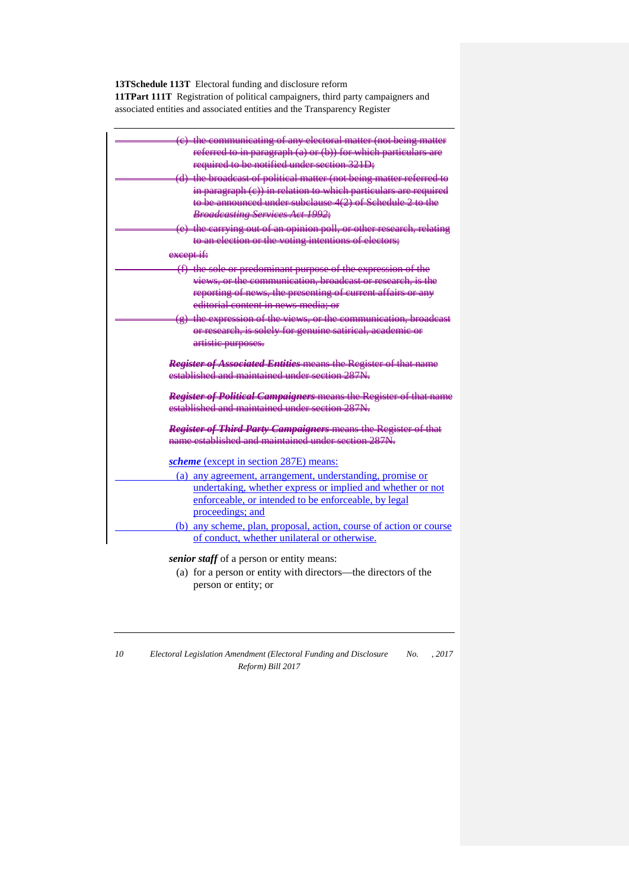~~(c) the communicating of any electoral matter (not being matter referred to in paragraph (a) or (b)) for which particulars are required to be notified under section 321D;~~

~~(d) the broadcast of political matter (not being matter referred to in paragraph (c)) in relation to which particulars are required to be announced under subclause 4(2) of Schedule 2 to the *Broadcasting Services Act 1992*;~~

~~(e) the carrying out of an opinion poll, or other research, relating to an election or the voting intentions of electors;~~

~~except if:~~

~~(f) the sole or predominant purpose of the expression of the views, or the communication, broadcast or research, is the reporting of news, the presenting of current affairs or any editorial content in news media; or~~

~~(g) the expression of the views, or the communication, broadcast or research, is solely for genuine satirical, academic or artistic purposes.~~

~~***Register of Associated Entities*** means the Register of that name established and maintained under section 287N.~~

~~***Register of Political Campaigners*** means the Register of that name established and maintained under section 287N.~~

~~***Register of Third Party Campaigners*** means the Register of that name established and maintained under section 287N.~~

***scheme*** (except in section 287E) means:

(a) any agreement, arrangement, understanding, promise or undertaking, whether express or implied and whether or not enforceable, or intended to be enforceable, by legal proceedings; and

(b) any scheme, plan, proposal, action, course of action or course of conduct, whether unilateral or otherwise.

***senior staff*** of a person or entity means:

(a) for a person or entity with directors—the directors of the person or entity; or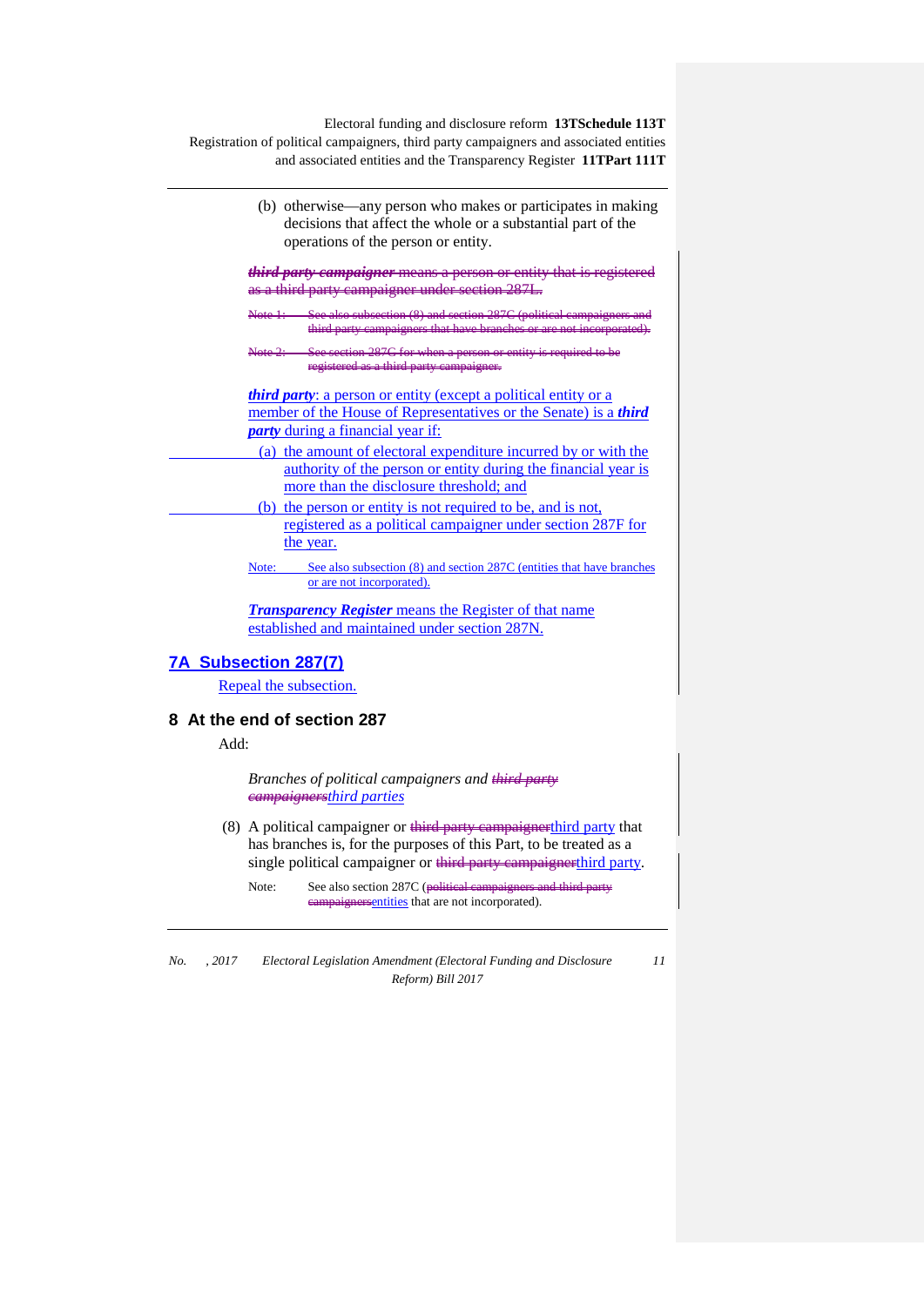(b) otherwise—any person who makes or participates in making decisions that affect the whole or a substantial part of the operations of the person or entity.

~~***third party campaigner*** means a person or entity that is registered as a third party campaigner under section 287L.~~

~~Note 1: See also subsection (8) and section 287C (political campaigners and third party campaigners that have branches or are not incorporated).~~

~~Note 2: See section 287G for when a person or entity is required to be registered as a third party campaigner.~~

***third party***: a person or entity (except a political entity or a member of the House of Representatives or the Senate) is a ***third party*** during a financial year if:

(a) the amount of electoral expenditure incurred by or with the authority of the person or entity during the financial year is more than the disclosure threshold; and

(b) the person or entity is not required to be, and is not, registered as a political campaigner under section 287F for the year.

Note: See also subsection (8) and section 287C (entities that have branches or are not incorporated).

***Transparency Register*** means the Register of that name established and maintained under section 287N.

## 7A Subsection 287(7)

Repeal the subsection.

## 8 At the end of section 287

Add:

*Branches of political campaigners and ~~third party campaigners~~third parties*

(8) A political campaigner or ~~third party campaigner~~third party that has branches is, for the purposes of this Part, to be treated as a single political campaigner or ~~third party campaigner~~third party.

Note: See also section 287C (~~political campaigners and third party campaigners~~entities that are not incorporated).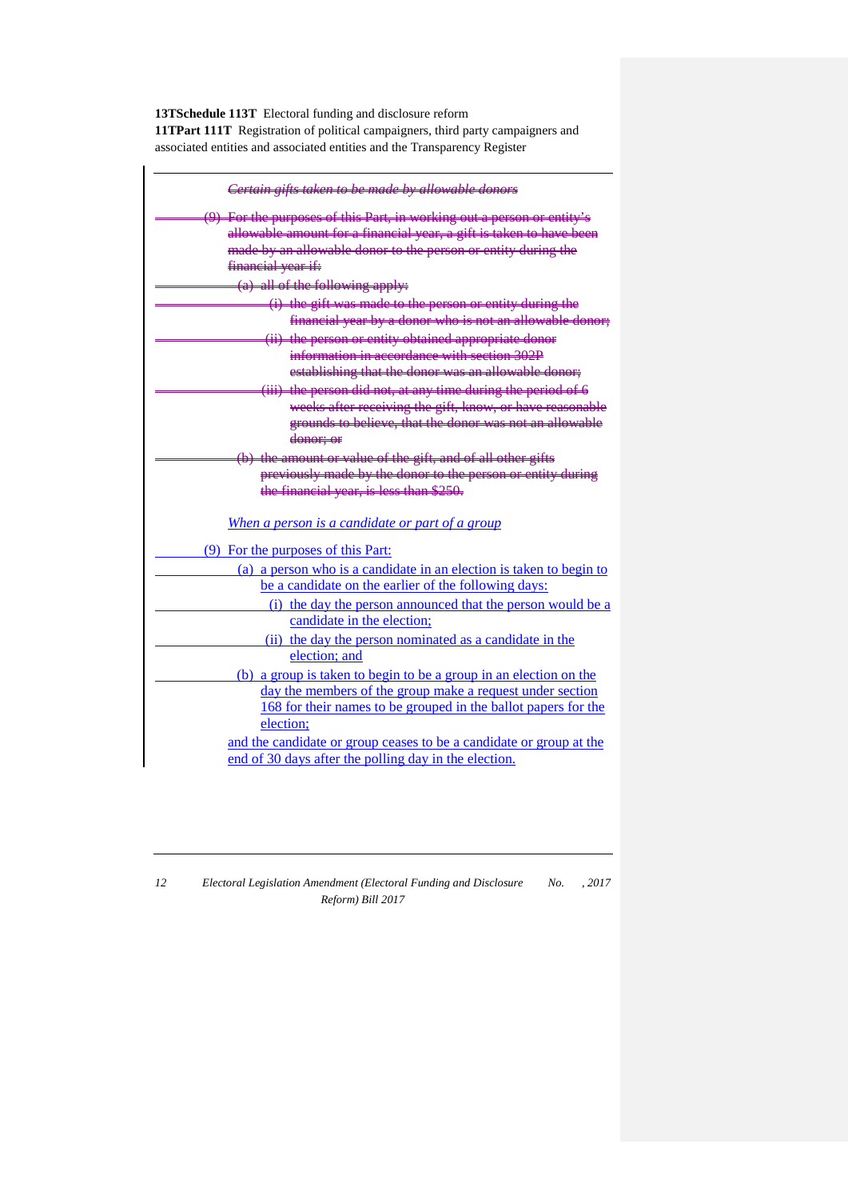~~*Certain gifts taken to be made by allowable donors*~~

~~(9) For the purposes of this Part, in working out a person or entity's allowable amount for a financial year, a gift is taken to have been made by an allowable donor to the person or entity during the financial year if:~~

~~(a) all of the following apply:~~

~~(i) the gift was made to the person or entity during the financial year by a donor who is not an allowable donor;~~

~~(ii) the person or entity obtained appropriate donor information in accordance with section 302P establishing that the donor was an allowable donor;~~

~~(iii) the person did not, at any time during the period of 6 weeks after receiving the gift, know, or have reasonable grounds to believe, that the donor was not an allowable donor; or~~

~~(b) the amount or value of the gift, and of all other gifts previously made by the donor to the person or entity during the financial year, is less than $250.~~

*When a person is a candidate or part of a group*

(9) For the purposes of this Part:

(a) a person who is a candidate in an election is taken to begin to be a candidate on the earlier of the following days:

(i) the day the person announced that the person would be a candidate in the election;

(ii) the day the person nominated as a candidate in the election; and

(b) a group is taken to begin to be a group in an election on the day the members of the group make a request under section 168 for their names to be grouped in the ballot papers for the election;

and the candidate or group ceases to be a candidate or group at the end of 30 days after the polling day in the election.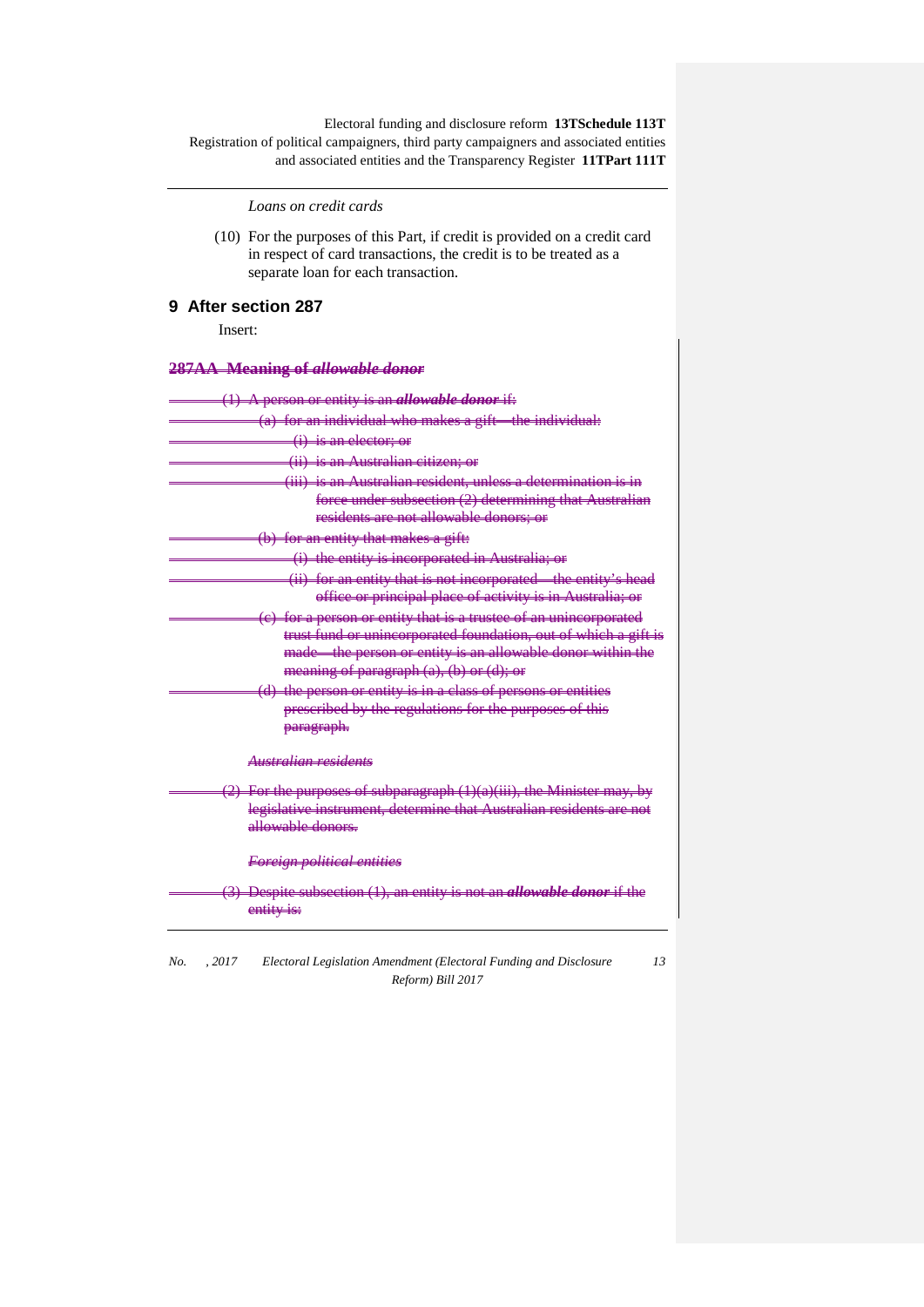*Loans on credit cards*

(10) For the purposes of this Part, if credit is provided on a credit card in respect of card transactions, the credit is to be treated as a separate loan for each transaction.

## 9 After section 287

Insert:

### ~~287AA Meaning of *allowable donor*~~

~~(1) A person or entity is an ***allowable donor*** if:~~

~~(a) for an individual who makes a gift—the individual:~~

~~(i) is an elector; or~~

~~(ii) is an Australian citizen; or~~

~~(iii) is an Australian resident, unless a determination is in force under subsection (2) determining that Australian residents are not allowable donors; or~~

~~(b) for an entity that makes a gift:~~

~~(i) the entity is incorporated in Australia; or~~

~~(ii) for an entity that is not incorporated—the entity's head office or principal place of activity is in Australia; or~~

~~(c) for a person or entity that is a trustee of an unincorporated trust fund or unincorporated foundation, out of which a gift is made—the person or entity is an allowable donor within the meaning of paragraph (a), (b) or (d); or~~

~~(d) the person or entity is in a class of persons or entities prescribed by the regulations for the purposes of this paragraph.~~

~~*Australian residents*~~

~~(2) For the purposes of subparagraph (1)(a)(iii), the Minister may, by legislative instrument, determine that Australian residents are not allowable donors.~~

~~*Foreign political entities*~~

~~(3) Despite subsection (1), an entity is not an ***allowable donor*** if the entity is:~~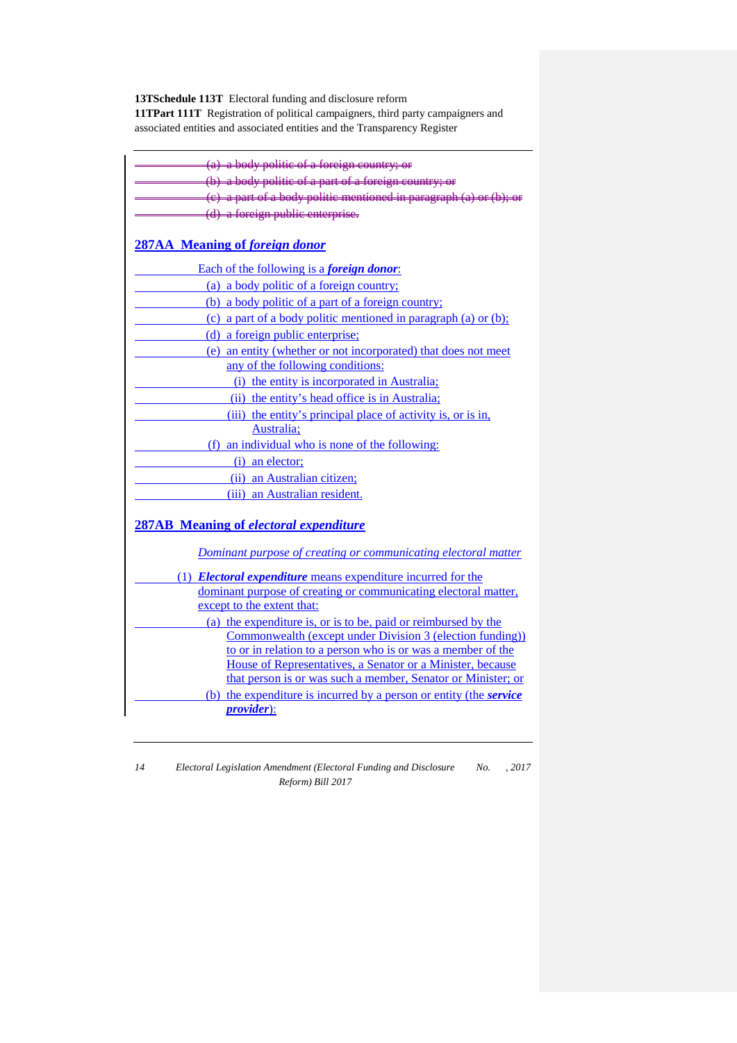~~(a) a body politic of a foreign country; or~~

~~(b) a body politic of a part of a foreign country; or~~

~~(c) a part of a body politic mentioned in paragraph (a) or (b); or~~

~~(d) a foreign public enterprise.~~

## 287AA Meaning of *foreign donor*

Each of the following is a ***foreign donor***:

(a) a body politic of a foreign country;

(b) a body politic of a part of a foreign country;

(c) a part of a body politic mentioned in paragraph (a) or (b);

(d) a foreign public enterprise;

(e) an entity (whether or not incorporated) that does not meet any of the following conditions:

(i) the entity is incorporated in Australia;

(ii) the entity's head office is in Australia;

(iii) the entity's principal place of activity is, or is in, Australia;

(f) an individual who is none of the following:

(i) an elector;

(ii) an Australian citizen;

(iii) an Australian resident.

## 287AB Meaning of *electoral expenditure*

*Dominant purpose of creating or communicating electoral matter*

(1) ***Electoral expenditure*** means expenditure incurred for the dominant purpose of creating or communicating electoral matter, except to the extent that:

(a) the expenditure is, or is to be, paid or reimbursed by the Commonwealth (except under Division 3 (election funding)) to or in relation to a person who is or was a member of the House of Representatives, a Senator or a Minister, because that person is or was such a member, Senator or Minister; or

(b) the expenditure is incurred by a person or entity (the ***service provider***):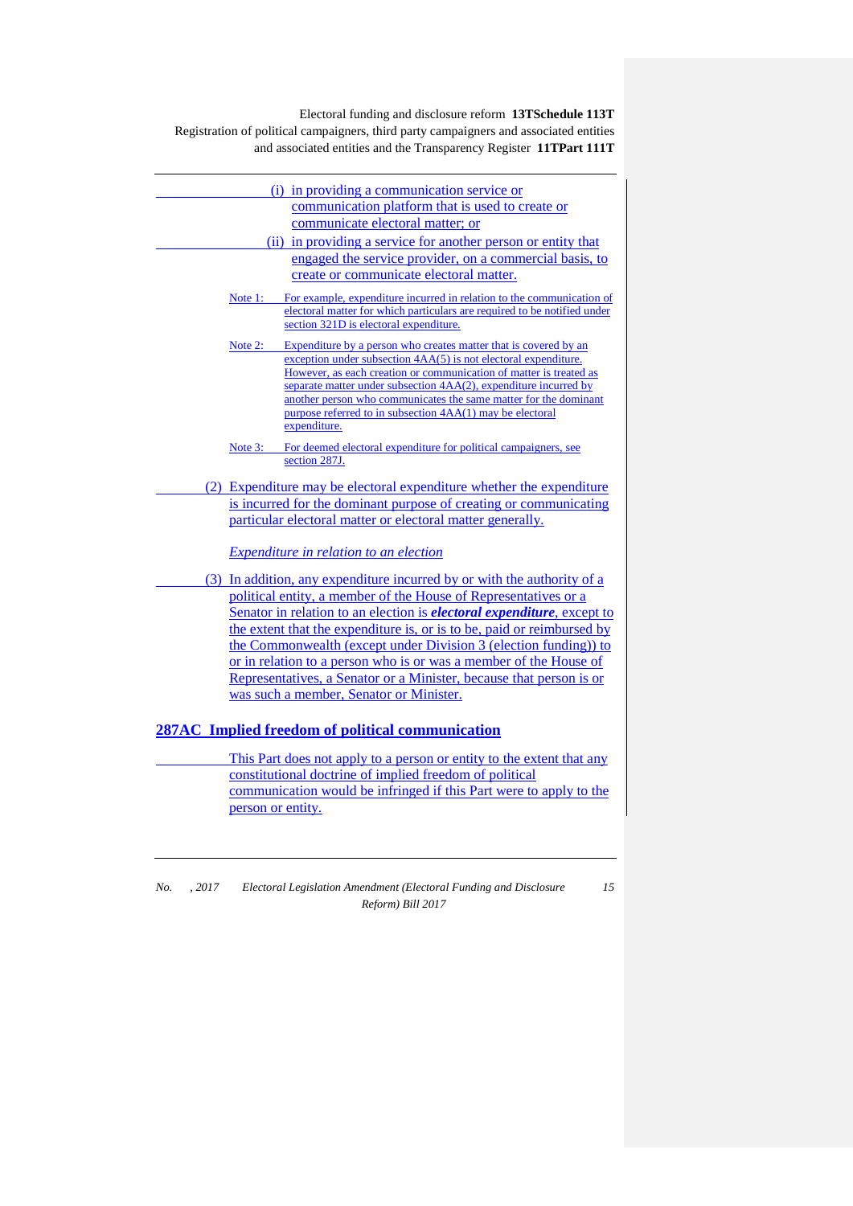(i) in providing a communication service or communication platform that is used to create or communicate electoral matter; or

(ii) in providing a service for another person or entity that engaged the service provider, on a commercial basis, to create or communicate electoral matter.

Note 1: For example, expenditure incurred in relation to the communication of electoral matter for which particulars are required to be notified under section 321D is electoral expenditure.

Note 2: Expenditure by a person who creates matter that is covered by an exception under subsection 4AA(5) is not electoral expenditure. However, as each creation or communication of matter is treated as separate matter under subsection 4AA(2), expenditure incurred by another person who communicates the same matter for the dominant purpose referred to in subsection 4AA(1) may be electoral expenditure.

Note 3: For deemed electoral expenditure for political campaigners, see section 287J.

(2) Expenditure may be electoral expenditure whether the expenditure is incurred for the dominant purpose of creating or communicating particular electoral matter or electoral matter generally.

*Expenditure in relation to an election*

(3) In addition, any expenditure incurred by or with the authority of a political entity, a member of the House of Representatives or a Senator in relation to an election is ***electoral expenditure***, except to the extent that the expenditure is, or is to be, paid or reimbursed by the Commonwealth (except under Division 3 (election funding)) to or in relation to a person who is or was a member of the House of Representatives, a Senator or a Minister, because that person is or was such a member, Senator or Minister.

## 287AC Implied freedom of political communication

This Part does not apply to a person or entity to the extent that any constitutional doctrine of implied freedom of political communication would be infringed if this Part were to apply to the person or entity.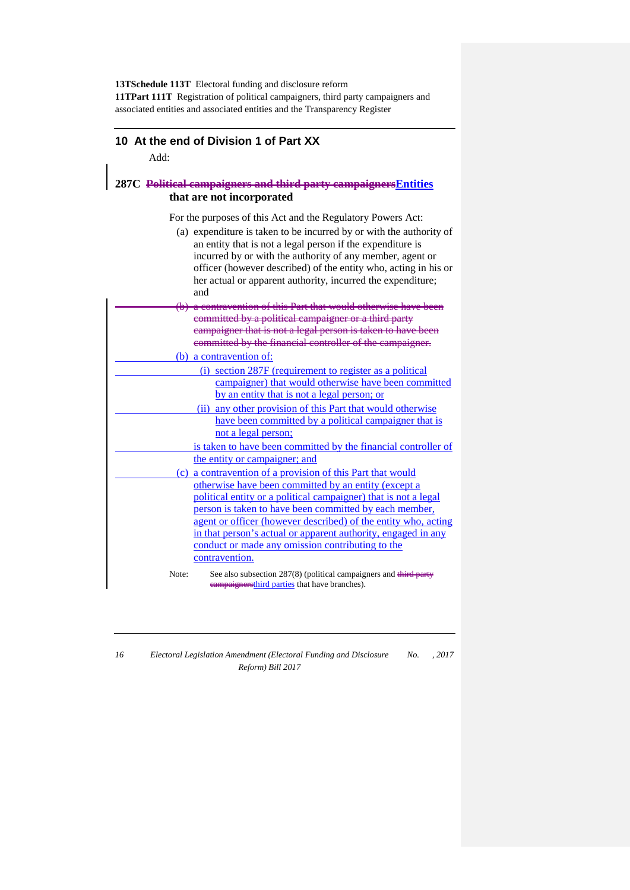## 10 At the end of Division 1 of Part XX

Add:

### 287C ~~Political campaigners and third party campaigners~~Entities that are not incorporated

For the purposes of this Act and the Regulatory Powers Act:

(a) expenditure is taken to be incurred by or with the authority of an entity that is not a legal person if the expenditure is incurred by or with the authority of any member, agent or officer (however described) of the entity who, acting in his or her actual or apparent authority, incurred the expenditure; and

~~(b) a contravention of this Part that would otherwise have been committed by a political campaigner or a third party campaigner that is not a legal person is taken to have been committed by the financial controller of the campaigner.~~

(b) a contravention of:

(i) section 287F (requirement to register as a political campaigner) that would otherwise have been committed by an entity that is not a legal person; or

(ii) any other provision of this Part that would otherwise have been committed by a political campaigner that is not a legal person;

is taken to have been committed by the financial controller of the entity or campaigner; and

(c) a contravention of a provision of this Part that would otherwise have been committed by an entity (except a political entity or a political campaigner) that is not a legal person is taken to have been committed by each member, agent or officer (however described) of the entity who, acting in that person's actual or apparent authority, engaged in any conduct or made any omission contributing to the contravention.

Note: See also subsection 287(8) (political campaigners and ~~third party campaigners~~third parties that have branches).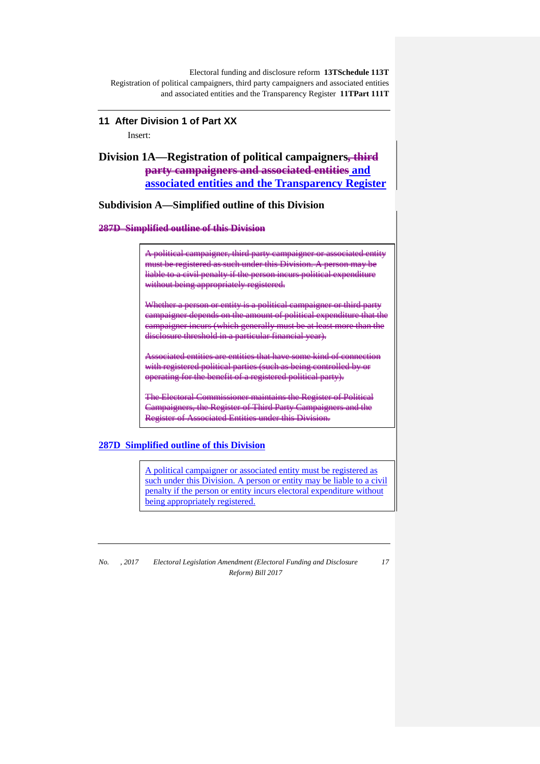## 11 After Division 1 of Part XX

Insert:

## Division 1A—Registration of political campaigners~~, third party campaigners and associated entities~~ and associated entities and the Transparency Register

### Subdivision A—Simplified outline of this Division

#### ~~287D Simplified outline of this Division~~

> ~~A political campaigner, third party campaigner or associated entity must be registered as such under this Division. A person may be liable to a civil penalty if the person incurs political expenditure without being appropriately registered.~~
>
> ~~Whether a person or entity is a political campaigner or third party campaigner depends on the amount of political expenditure that the campaigner incurs (which generally must be at least more than the disclosure threshold in a particular financial year).~~
>
> ~~Associated entities are entities that have some kind of connection with registered political parties (such as being controlled by or operating for the benefit of a registered political party).~~
>
> ~~The Electoral Commissioner maintains the Register of Political Campaigners, the Register of Third Party Campaigners and the Register of Associated Entities under this Division.~~

#### 287D Simplified outline of this Division

> A political campaigner or associated entity must be registered as such under this Division. A person or entity may be liable to a civil penalty if the person or entity incurs electoral expenditure without being appropriately registered.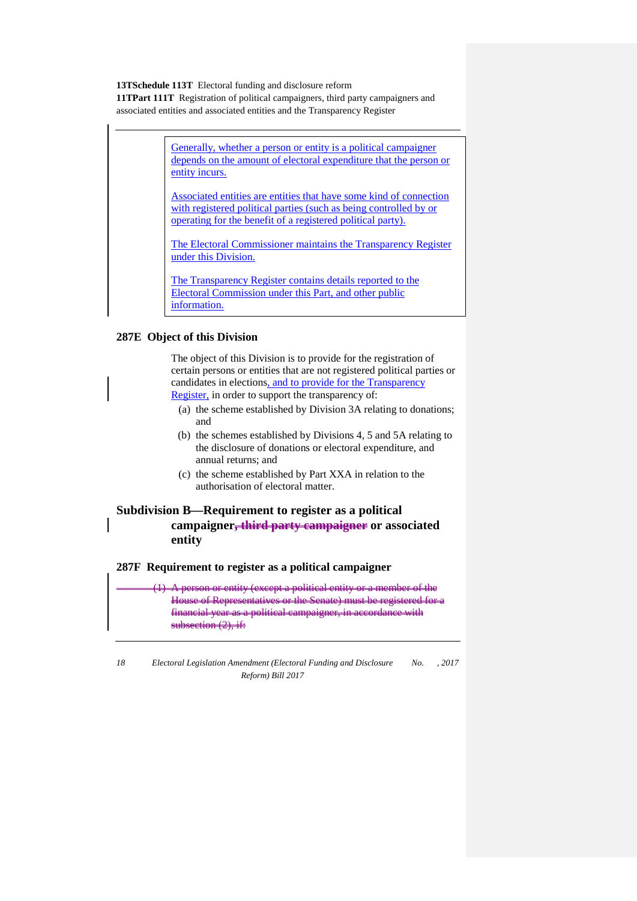Generally, whether a person or entity is a political campaigner depends on the amount of electoral expenditure that the person or entity incurs.

Associated entities are entities that have some kind of connection with registered political parties (such as being controlled by or operating for the benefit of a registered political party).

The Electoral Commissioner maintains the Transparency Register under this Division.

The Transparency Register contains details reported to the Electoral Commission under this Part, and other public information.

### 287E Object of this Division

The object of this Division is to provide for the registration of certain persons or entities that are not registered political parties or candidates in elections, and to provide for the Transparency Register, in order to support the transparency of:

(a) the scheme established by Division 3A relating to donations; and

(b) the schemes established by Divisions 4, 5 and 5A relating to the disclosure of donations or electoral expenditure, and annual returns; and

(c) the scheme established by Part XXA in relation to the authorisation of electoral matter.

## Subdivision B—Requirement to register as a political campaigner~~, third party campaigner~~ or associated entity

### 287F Requirement to register as a political campaigner

~~(1) A person or entity (except a political entity or a member of the House of Representatives or the Senate) must be registered for a financial year as a political campaigner, in accordance with subsection (2), if:~~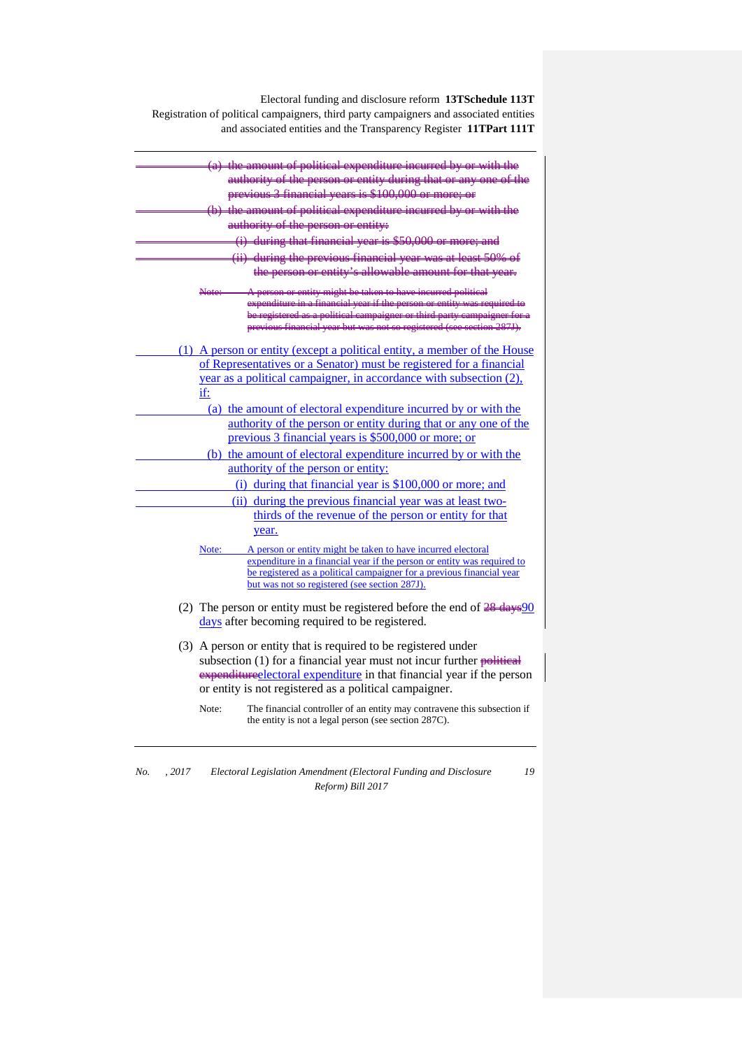~~(a) the amount of political expenditure incurred by or with the authority of the person or entity during that or any one of the previous 3 financial years is $100,000 or more; or~~

~~(b) the amount of political expenditure incurred by or with the authority of the person or entity:~~

~~(i) during that financial year is $50,000 or more; and~~

~~(ii) during the previous financial year was at least 50% of the person or entity's allowable amount for that year.~~

~~Note: A person or entity might be taken to have incurred political expenditure in a financial year if the person or entity was required to be registered as a political campaigner or third party campaigner for a previous financial year but was not so registered (see section 287J).~~

(1) A person or entity (except a political entity, a member of the House of Representatives or a Senator) must be registered for a financial year as a political campaigner, in accordance with subsection (2), if:

(a) the amount of electoral expenditure incurred by or with the authority of the person or entity during that or any one of the previous 3 financial years is $500,000 or more; or

(b) the amount of electoral expenditure incurred by or with the authority of the person or entity:

(i) during that financial year is $100,000 or more; and

(ii) during the previous financial year was at least two-thirds of the revenue of the person or entity for that year.

Note: A person or entity might be taken to have incurred electoral expenditure in a financial year if the person or entity was required to be registered as a political campaigner for a previous financial year but was not so registered (see section 287J).

(2) The person or entity must be registered before the end of ~~28 days~~90 days after becoming required to be registered.

(3) A person or entity that is required to be registered under subsection (1) for a financial year must not incur further ~~political expenditure~~electoral expenditure in that financial year if the person or entity is not registered as a political campaigner.

Note: The financial controller of an entity may contravene this subsection if the entity is not a legal person (see section 287C).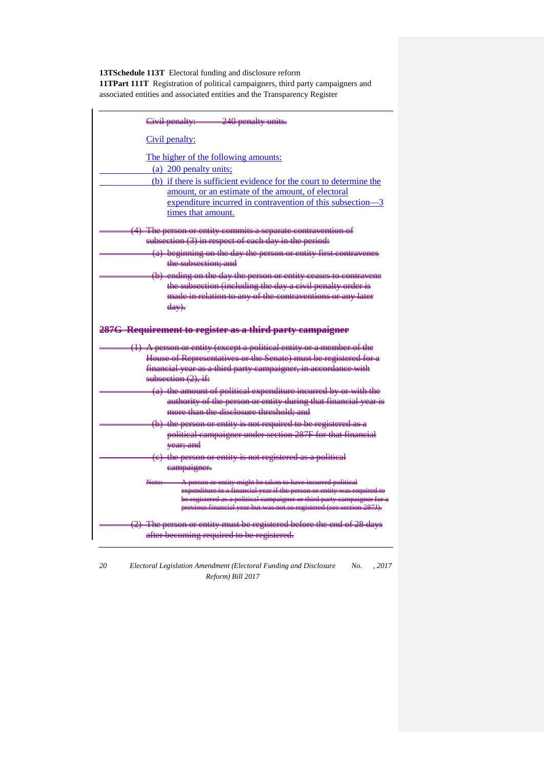~~Civil penalty: 240 penalty units.~~

Civil penalty:

The higher of the following amounts:

(a) 200 penalty units;

(b) if there is sufficient evidence for the court to determine the amount, or an estimate of the amount, of electoral expenditure incurred in contravention of this subsection—3 times that amount.

~~(4) The person or entity commits a separate contravention of subsection (3) in respect of each day in the period:~~

~~(a) beginning on the day the person or entity first contravenes the subsection; and~~

~~(b) ending on the day the person or entity ceases to contravene the subsection (including the day a civil penalty order is made in relation to any of the contraventions or any later day).~~

### ~~287G Requirement to register as a third party campaigner~~

~~(1) A person or entity (except a political entity or a member of the House of Representatives or the Senate) must be registered for a financial year as a third party campaigner, in accordance with subsection (2), if:~~

~~(a) the amount of political expenditure incurred by or with the authority of the person or entity during that financial year is more than the disclosure threshold; and~~

~~(b) the person or entity is not required to be registered as a political campaigner under section 287F for that financial year; and~~

~~(c) the person or entity is not registered as a political campaigner.~~

~~Note: A person or entity might be taken to have incurred political expenditure in a financial year if the person or entity was required to be registered as a political campaigner or third party campaigner for a previous financial year but was not so registered (see section 287J).~~

~~(2) The person or entity must be registered before the end of 28 days after becoming required to be registered.~~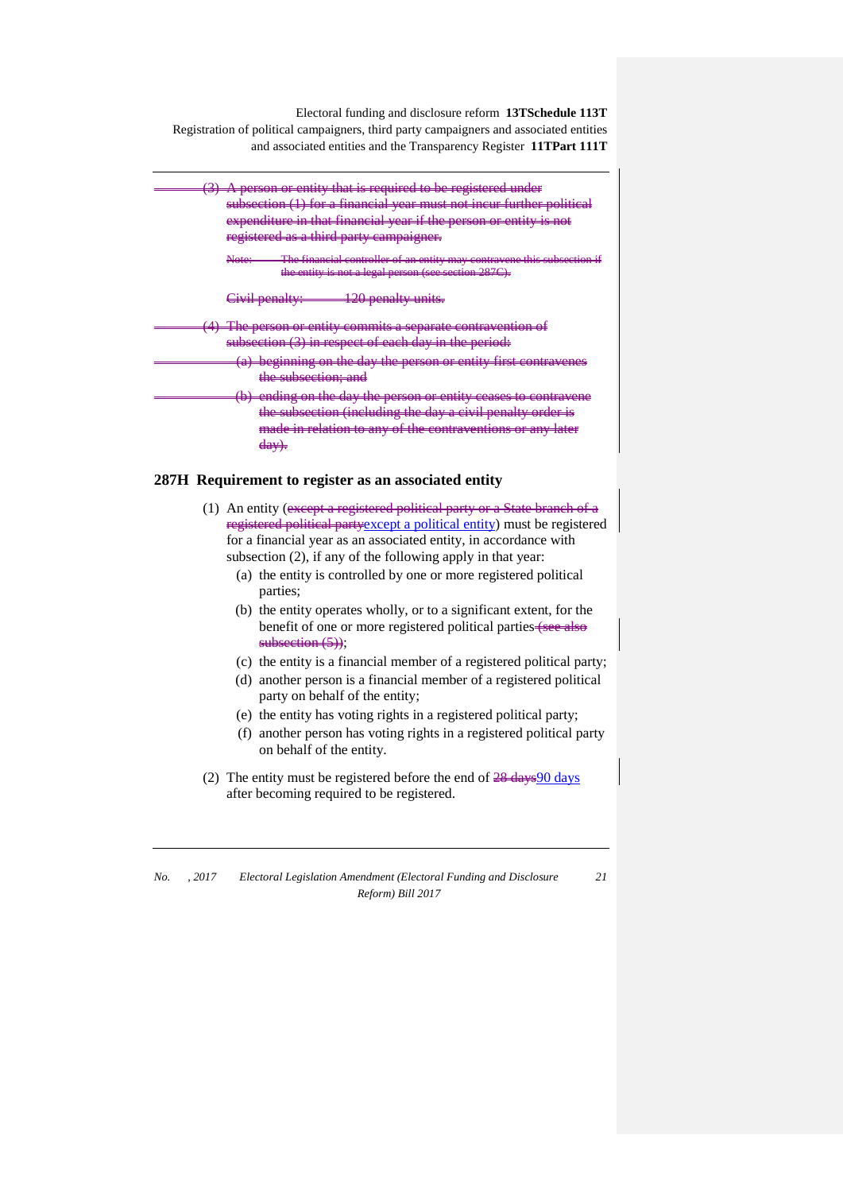~~(3) A person or entity that is required to be registered under subsection (1) for a financial year must not incur further political expenditure in that financial year if the person or entity is not registered as a third party campaigner.~~

~~Note: The financial controller of an entity may contravene this subsection if the entity is not a legal person (see section 287C).~~

~~Civil penalty: 120 penalty units.~~

~~(4) The person or entity commits a separate contravention of subsection (3) in respect of each day in the period:~~

~~(a) beginning on the day the person or entity first contravenes the subsection; and~~

~~(b) ending on the day the person or entity ceases to contravene the subsection (including the day a civil penalty order is made in relation to any of the contraventions or any later day).~~

### 287H Requirement to register as an associated entity

(1) An entity (~~except a registered political party or a State branch of a registered political party~~except a political entity) must be registered for a financial year as an associated entity, in accordance with subsection (2), if any of the following apply in that year:

(a) the entity is controlled by one or more registered political parties;

(b) the entity operates wholly, or to a significant extent, for the benefit of one or more registered political parties ~~(see also subsection (5))~~;

(c) the entity is a financial member of a registered political party;

(d) another person is a financial member of a registered political party on behalf of the entity;

(e) the entity has voting rights in a registered political party;

(f) another person has voting rights in a registered political party on behalf of the entity.

(2) The entity must be registered before the end of ~~28 days~~90 days after becoming required to be registered.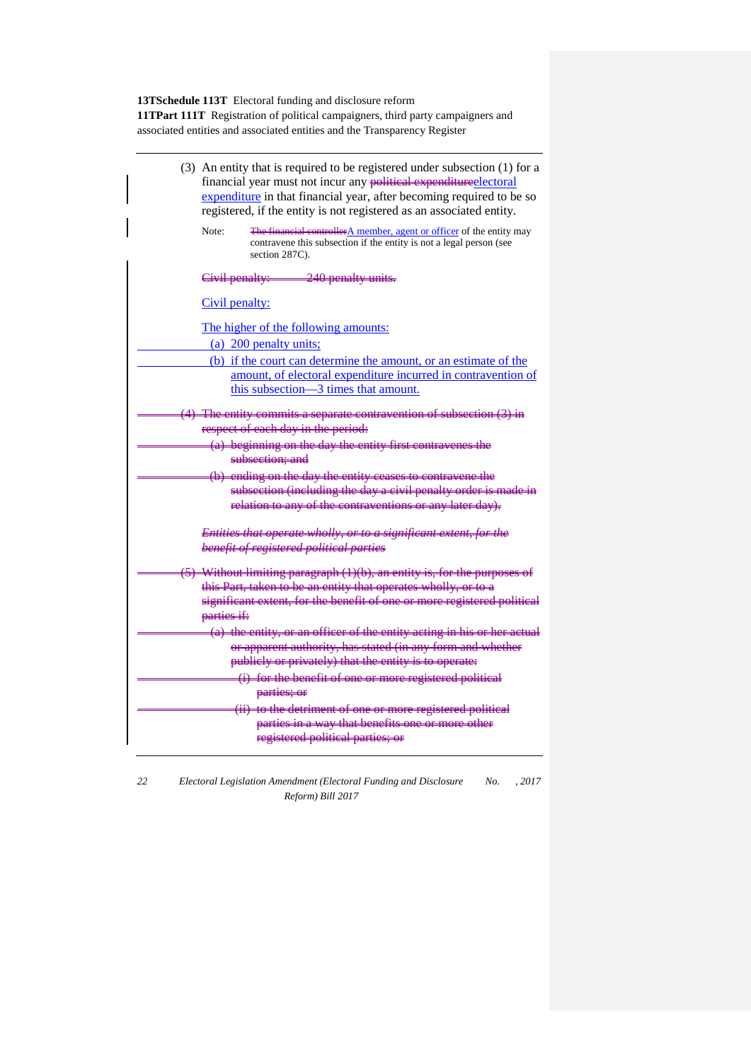(3) An entity that is required to be registered under subsection (1) for a financial year must not incur any ~~political expenditure~~electoral expenditure in that financial year, after becoming required to be so registered, if the entity is not registered as an associated entity.

Note: ~~The financial controller~~A member, agent or officer of the entity may contravene this subsection if the entity is not a legal person (see section 287C).

~~Civil penalty: 240 penalty units.~~

Civil penalty:

The higher of the following amounts:

(a) 200 penalty units;

(b) if the court can determine the amount, or an estimate of the amount, of electoral expenditure incurred in contravention of this subsection—3 times that amount.

~~(4) The entity commits a separate contravention of subsection (3) in respect of each day in the period:~~

~~(a) beginning on the day the entity first contravenes the subsection; and~~

~~(b) ending on the day the entity ceases to contravene the subsection (including the day a civil penalty order is made in relation to any of the contraventions or any later day).~~

~~*Entities that operate wholly, or to a significant extent, for the benefit of registered political parties*~~

~~(5) Without limiting paragraph (1)(b), an entity is, for the purposes of this Part, taken to be an entity that operates wholly, or to a significant extent, for the benefit of one or more registered political parties if:~~

~~(a) the entity, or an officer of the entity acting in his or her actual or apparent authority, has stated (in any form and whether publicly or privately) that the entity is to operate:~~

~~(i) for the benefit of one or more registered political parties; or~~

~~(ii) to the detriment of one or more registered political parties in a way that benefits one or more other registered political parties; or~~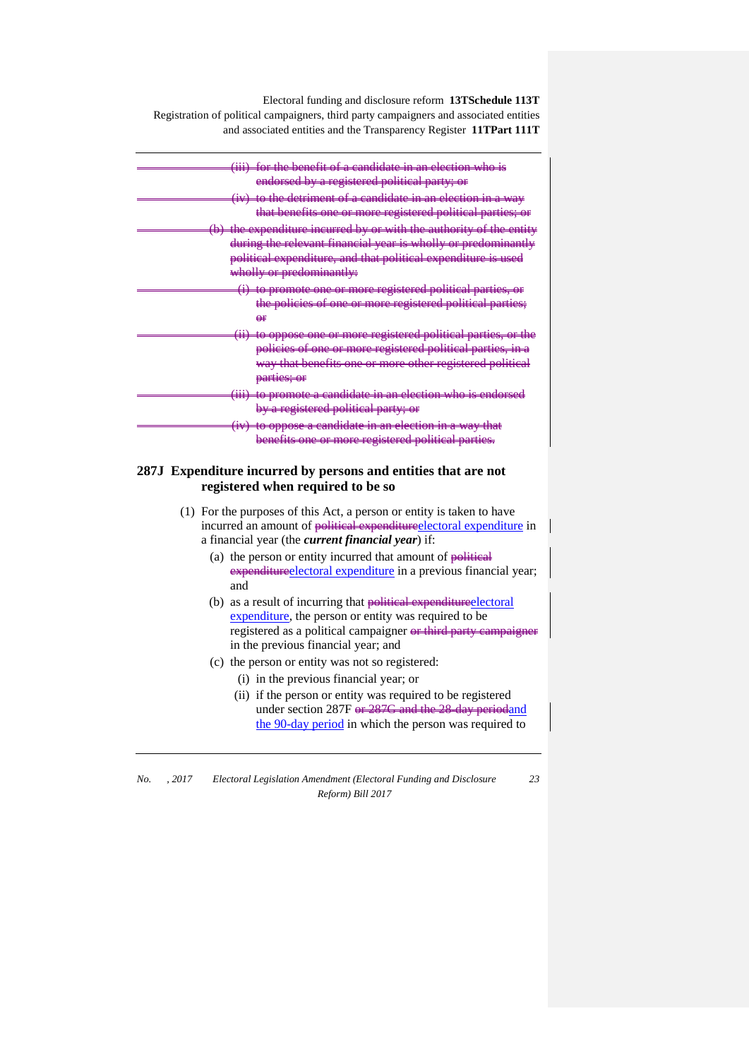~~(iii) for the benefit of a candidate in an election who is endorsed by a registered political party; or~~

~~(iv) to the detriment of a candidate in an election in a way that benefits one or more registered political parties; or~~

~~(b) the expenditure incurred by or with the authority of the entity during the relevant financial year is wholly or predominantly political expenditure, and that political expenditure is used wholly or predominantly:~~

~~(i) to promote one or more registered political parties, or the policies of one or more registered political parties; or~~

~~(ii) to oppose one or more registered political parties, or the policies of one or more registered political parties, in a way that benefits one or more other registered political parties; or~~

~~(iii) to promote a candidate in an election who is endorsed by a registered political party; or~~

~~(iv) to oppose a candidate in an election in a way that benefits one or more registered political parties.~~

### 287J Expenditure incurred by persons and entities that are not registered when required to be so

(1) For the purposes of this Act, a person or entity is taken to have incurred an amount of ~~political expenditure~~electoral expenditure in a financial year (the ***current financial year***) if:

(a) the person or entity incurred that amount of ~~political expenditure~~electoral expenditure in a previous financial year; and

(b) as a result of incurring that ~~political expenditure~~electoral expenditure, the person or entity was required to be registered as a political campaigner ~~or third party campaigner~~ in the previous financial year; and

(c) the person or entity was not so registered:

(i) in the previous financial year; or

(ii) if the person or entity was required to be registered under section 287F ~~or 287G and the 28-day period~~and the 90-day period in which the person was required to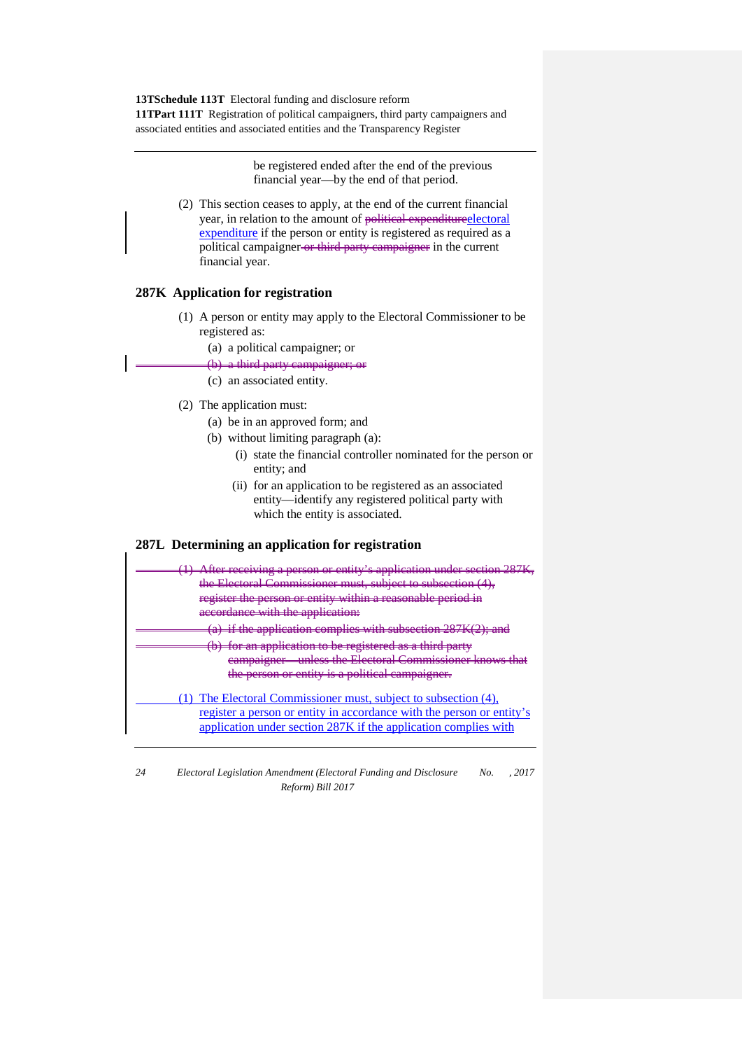be registered ended after the end of the previous financial year—by the end of that period.

(2) This section ceases to apply, at the end of the current financial year, in relation to the amount of ~~political expenditure~~electoral expenditure if the person or entity is registered as required as a political campaigner ~~or third party campaigner~~ in the current financial year.

### 287K Application for registration

(1) A person or entity may apply to the Electoral Commissioner to be registered as:

(a) a political campaigner; or

~~(b) a third party campaigner; or~~

(c) an associated entity.

(2) The application must:

(a) be in an approved form; and

(b) without limiting paragraph (a):

(i) state the financial controller nominated for the person or entity; and

(ii) for an application to be registered as an associated entity—identify any registered political party with which the entity is associated.

### 287L Determining an application for registration

~~(1) After receiving a person or entity's application under section 287K, the Electoral Commissioner must, subject to subsection (4), register the person or entity within a reasonable period in accordance with the application:~~

~~(a) if the application complies with subsection 287K(2); and~~

~~(b) for an application to be registered as a third party campaigner—unless the Electoral Commissioner knows that the person or entity is a political campaigner.~~

(1) The Electoral Commissioner must, subject to subsection (4), register a person or entity in accordance with the person or entity's application under section 287K if the application complies with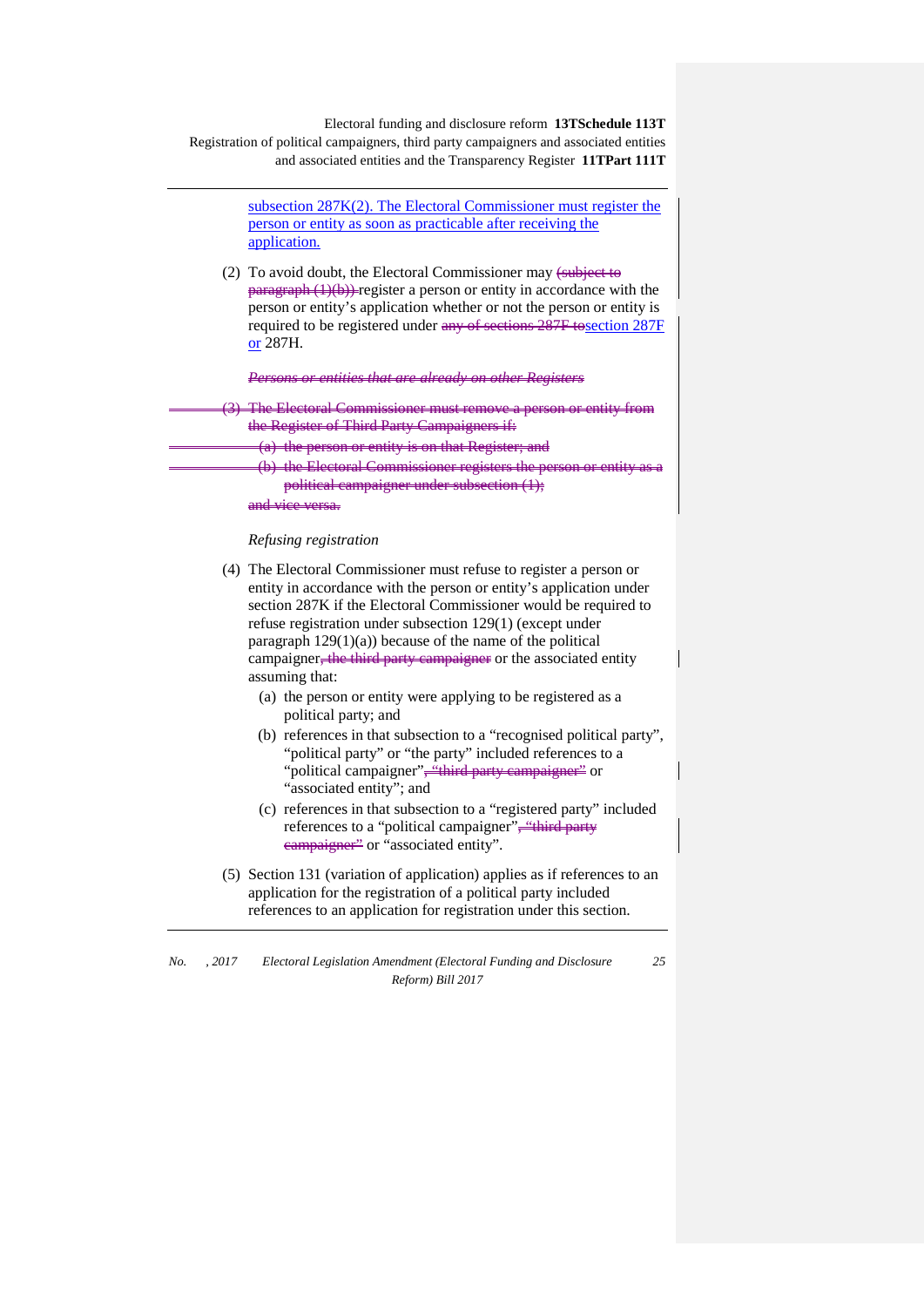subsection 287K(2). The Electoral Commissioner must register the person or entity as soon as practicable after receiving the application.

(2) To avoid doubt, the Electoral Commissioner may ~~(subject to paragraph (1)(b))~~ register a person or entity in accordance with the person or entity's application whether or not the person or entity is required to be registered under ~~any of sections 287F to~~section 287F or 287H.

~~*Persons or entities that are already on other Registers*~~

~~(3) The Electoral Commissioner must remove a person or entity from the Register of Third Party Campaigners if:~~

~~(a) the person or entity is on that Register; and~~

~~(b) the Electoral Commissioner registers the person or entity as a political campaigner under subsection (1);~~

~~and vice versa.~~

*Refusing registration*

(4) The Electoral Commissioner must refuse to register a person or entity in accordance with the person or entity's application under section 287K if the Electoral Commissioner would be required to refuse registration under subsection 129(1) (except under paragraph 129(1)(a)) because of the name of the political campaigner~~, the third party campaigner~~ or the associated entity assuming that:

(a) the person or entity were applying to be registered as a political party; and

(b) references in that subsection to a "recognised political party", "political party" or "the party" included references to a "political campaigner"~~, "third party campaigner"~~ or "associated entity"; and

(c) references in that subsection to a "registered party" included references to a "political campaigner"~~, "third party campaigner"~~ or "associated entity".

(5) Section 131 (variation of application) applies as if references to an application for the registration of a political party included references to an application for registration under this section.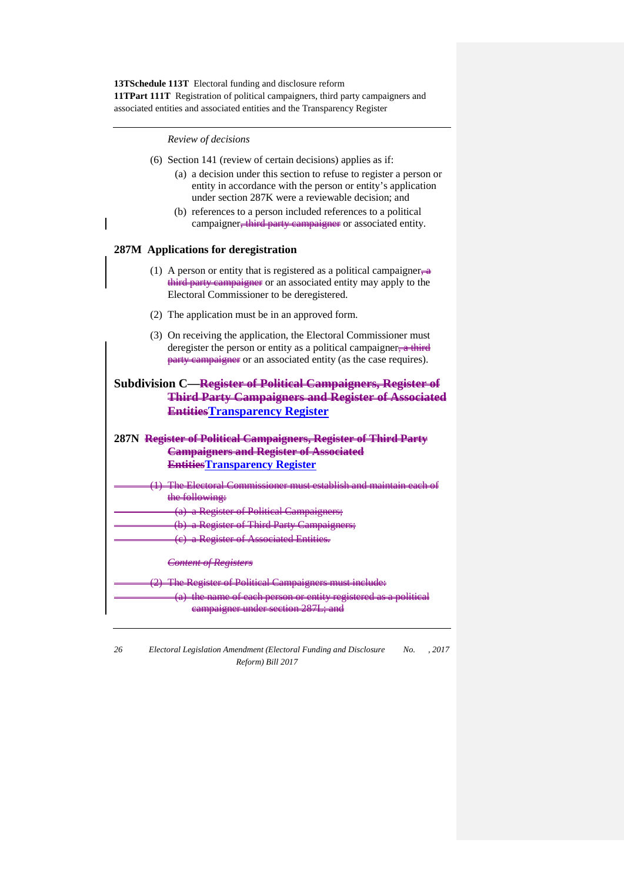*Review of decisions*

(6) Section 141 (review of certain decisions) applies as if:

(a) a decision under this section to refuse to register a person or entity in accordance with the person or entity's application under section 287K were a reviewable decision; and

(b) references to a person included references to a political campaigner~~, third party campaigner~~ or associated entity.

### 287M Applications for deregistration

(1) A person or entity that is registered as a political campaigner~~, a third party campaigner~~ or an associated entity may apply to the Electoral Commissioner to be deregistered.

(2) The application must be in an approved form.

(3) On receiving the application, the Electoral Commissioner must deregister the person or entity as a political campaigner~~, a third party campaigner~~ or an associated entity (as the case requires).

## Subdivision C—~~Register of Political Campaigners, Register of Third Party Campaigners and Register of Associated Entities~~Transparency Register

### 287N ~~Register of Political Campaigners, Register of Third Party Campaigners and Register of Associated Entities~~Transparency Register

~~(1) The Electoral Commissioner must establish and maintain each of the following:~~

~~(a) a Register of Political Campaigners;~~

~~(b) a Register of Third Party Campaigners;~~

~~(c) a Register of Associated Entities.~~

~~*Content of Registers*~~

~~(2) The Register of Political Campaigners must include:~~

~~(a) the name of each person or entity registered as a political campaigner under section 287L; and~~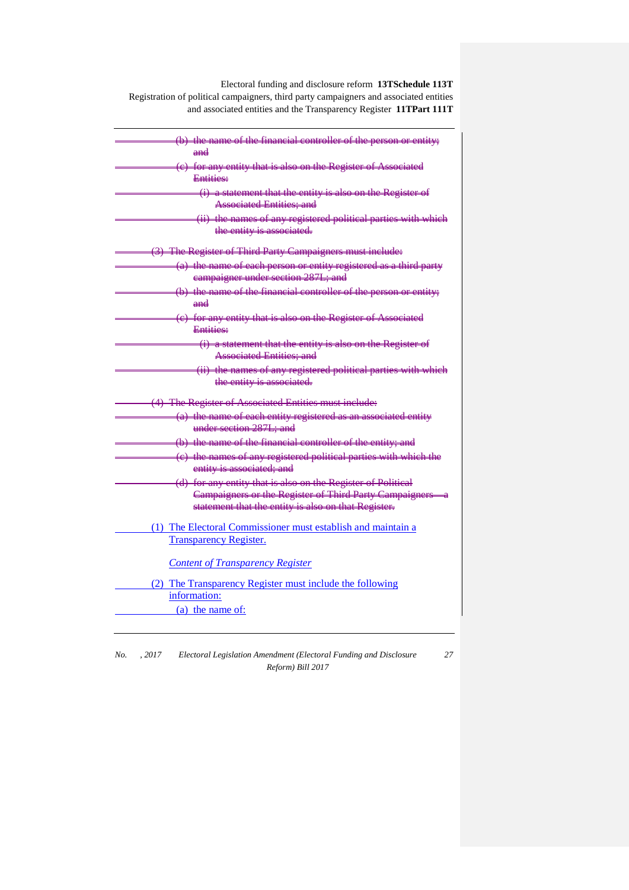~~(b) the name of the financial controller of the person or entity; and~~

~~(c) for any entity that is also on the Register of Associated Entities:~~

~~(i) a statement that the entity is also on the Register of Associated Entities; and~~

~~(ii) the names of any registered political parties with which the entity is associated.~~

~~(3) The Register of Third Party Campaigners must include:~~

~~(a) the name of each person or entity registered as a third party campaigner under section 287L; and~~

~~(b) the name of the financial controller of the person or entity; and~~

~~(c) for any entity that is also on the Register of Associated Entities:~~

~~(i) a statement that the entity is also on the Register of Associated Entities; and~~

~~(ii) the names of any registered political parties with which the entity is associated.~~

~~(4) The Register of Associated Entities must include:~~

~~(a) the name of each entity registered as an associated entity under section 287L; and~~

~~(b) the name of the financial controller of the entity; and~~

~~(c) the names of any registered political parties with which the entity is associated; and~~

~~(d) for any entity that is also on the Register of Political Campaigners or the Register of Third Party Campaigners—a statement that the entity is also on that Register.~~

(1) The Electoral Commissioner must establish and maintain a Transparency Register.

*Content of Transparency Register*

(2) The Transparency Register must include the following information:

(a) the name of: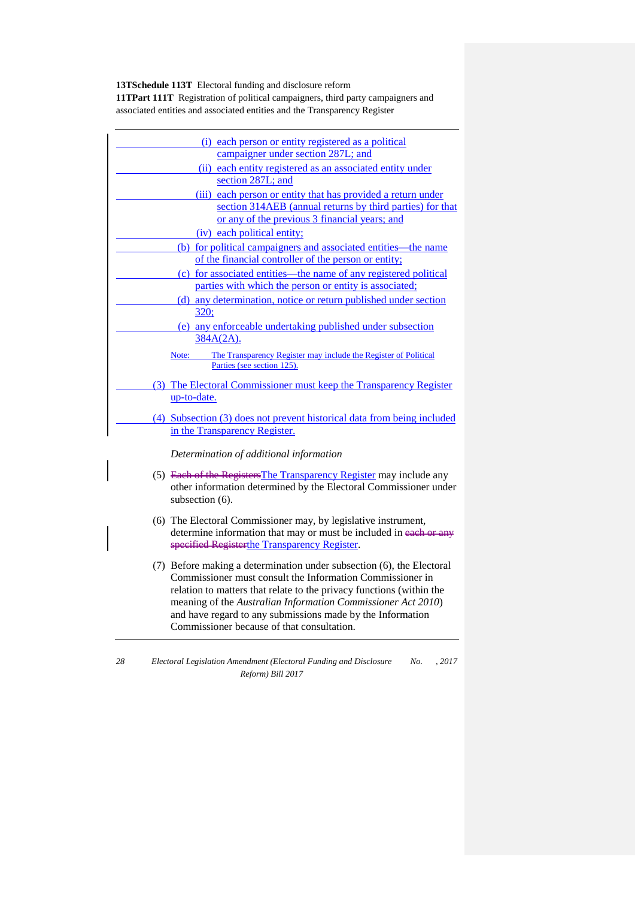(i) each person or entity registered as a political campaigner under section 287L; and

(ii) each entity registered as an associated entity under section 287L; and

(iii) each person or entity that has provided a return under section 314AEB (annual returns by third parties) for that or any of the previous 3 financial years; and

(iv) each political entity;

(b) for political campaigners and associated entities—the name of the financial controller of the person or entity;

(c) for associated entities—the name of any registered political parties with which the person or entity is associated;

(d) any determination, notice or return published under section 320;

(e) any enforceable undertaking published under subsection 384A(2A).

Note: The Transparency Register may include the Register of Political Parties (see section 125).

(3) The Electoral Commissioner must keep the Transparency Register up-to-date.

(4) Subsection (3) does not prevent historical data from being included in the Transparency Register.

*Determination of additional information*

(5) ~~Each of the Registers~~The Transparency Register may include any other information determined by the Electoral Commissioner under subsection (6).

(6) The Electoral Commissioner may, by legislative instrument, determine information that may or must be included in ~~each or any specified Register~~the Transparency Register.

(7) Before making a determination under subsection (6), the Electoral Commissioner must consult the Information Commissioner in relation to matters that relate to the privacy functions (within the meaning of the *Australian Information Commissioner Act 2010*) and have regard to any submissions made by the Information Commissioner because of that consultation.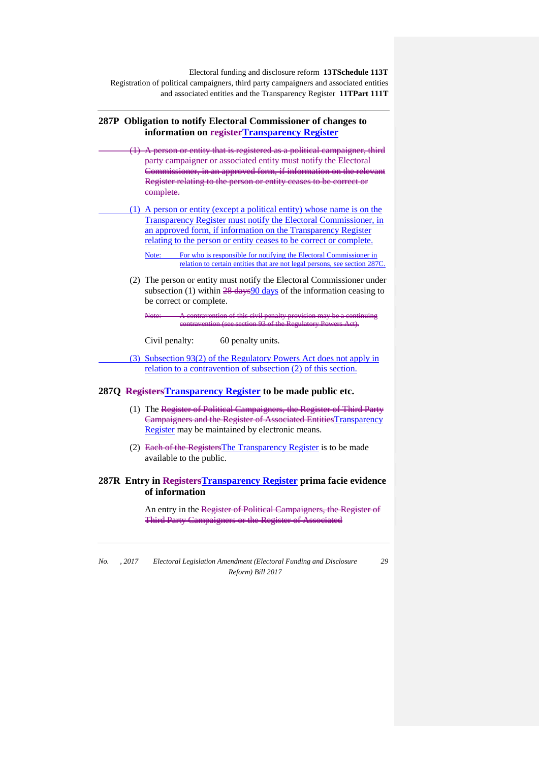## 287P Obligation to notify Electoral Commissioner of changes to information on ~~register~~Transparency Register

~~(1) A person or entity that is registered as a political campaigner, third party campaigner or associated entity must notify the Electoral Commissioner, in an approved form, if information on the relevant Register relating to the person or entity ceases to be correct or complete.~~

(1) A person or entity (except a political entity) whose name is on the Transparency Register must notify the Electoral Commissioner, in an approved form, if information on the Transparency Register relating to the person or entity ceases to be correct or complete.

Note: For who is responsible for notifying the Electoral Commissioner in relation to certain entities that are not legal persons, see section 287C.

(2) The person or entity must notify the Electoral Commissioner under subsection (1) within ~~28 days~~90 days of the information ceasing to be correct or complete.

~~Note: A contravention of this civil penalty provision may be a continuing contravention (see section 93 of the Regulatory Powers Act).~~

Civil penalty: 60 penalty units.

(3) Subsection 93(2) of the Regulatory Powers Act does not apply in relation to a contravention of subsection (2) of this section.

## 287Q ~~Registers~~Transparency Register to be made public etc.

(1) The ~~Register of Political Campaigners, the Register of Third Party Campaigners and the Register of Associated Entities~~Transparency Register may be maintained by electronic means.

(2) ~~Each of the Registers~~The Transparency Register is to be made available to the public.

## 287R Entry in ~~Registers~~Transparency Register prima facie evidence of information

An entry in the ~~Register of Political Campaigners, the Register of Third Party Campaigners or the Register of Associated~~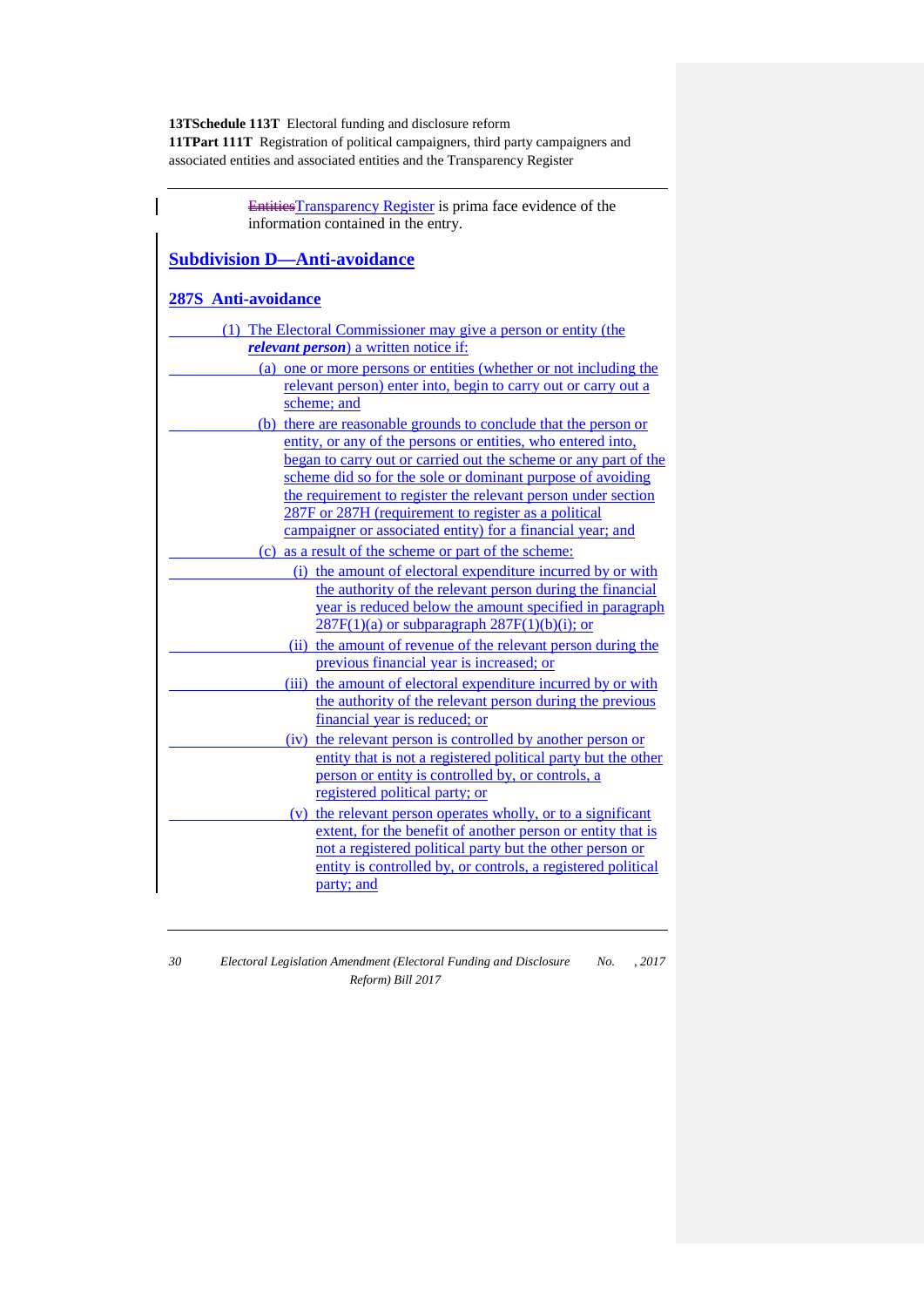~~Entities~~Transparency Register is prima face evidence of the information contained in the entry.

## Subdivision D—Anti-avoidance

### 287S Anti-avoidance

(1) The Electoral Commissioner may give a person or entity (the ***relevant person***) a written notice if:

(a) one or more persons or entities (whether or not including the relevant person) enter into, begin to carry out or carry out a scheme; and

(b) there are reasonable grounds to conclude that the person or entity, or any of the persons or entities, who entered into, began to carry out or carried out the scheme or any part of the scheme did so for the sole or dominant purpose of avoiding the requirement to register the relevant person under section 287F or 287H (requirement to register as a political campaigner or associated entity) for a financial year; and

(c) as a result of the scheme or part of the scheme:

(i) the amount of electoral expenditure incurred by or with the authority of the relevant person during the financial year is reduced below the amount specified in paragraph 287F(1)(a) or subparagraph 287F(1)(b)(i); or

(ii) the amount of revenue of the relevant person during the previous financial year is increased; or

(iii) the amount of electoral expenditure incurred by or with the authority of the relevant person during the previous financial year is reduced; or

(iv) the relevant person is controlled by another person or entity that is not a registered political party but the other person or entity is controlled by, or controls, a registered political party; or

(v) the relevant person operates wholly, or to a significant extent, for the benefit of another person or entity that is not a registered political party but the other person or entity is controlled by, or controls, a registered political party; and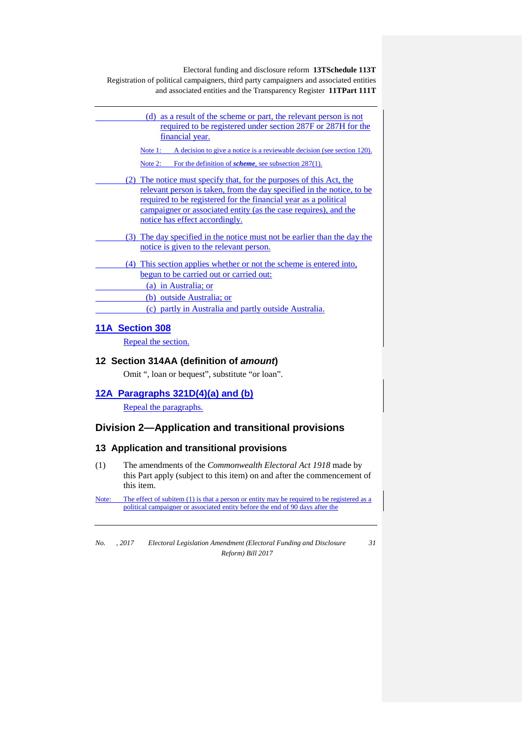(d) as a result of the scheme or part, the relevant person is not required to be registered under section 287F or 287H for the financial year.

Note 1: A decision to give a notice is a reviewable decision (see section 120).

Note 2: For the definition of ***scheme***, see subsection 287(1).

(2) The notice must specify that, for the purposes of this Act, the relevant person is taken, from the day specified in the notice, to be required to be registered for the financial year as a political campaigner or associated entity (as the case requires), and the notice has effect accordingly.

(3) The day specified in the notice must not be earlier than the day the notice is given to the relevant person.

(4) This section applies whether or not the scheme is entered into, begun to be carried out or carried out:

(a) in Australia; or

(b) outside Australia; or

(c) partly in Australia and partly outside Australia.

## 11A Section 308

Repeal the section.

## 12 Section 314AA (definition of *amount*)

Omit ", loan or bequest", substitute "or loan".

## 12A Paragraphs 321D(4)(a) and (b)

Repeal the paragraphs.

# Division 2—Application and transitional provisions

## 13 Application and transitional provisions

(1) The amendments of the *Commonwealth Electoral Act 1918* made by this Part apply (subject to this item) on and after the commencement of this item.

Note: The effect of subitem (1) is that a person or entity may be required to be registered as a political campaigner or associated entity before the end of 90 days after the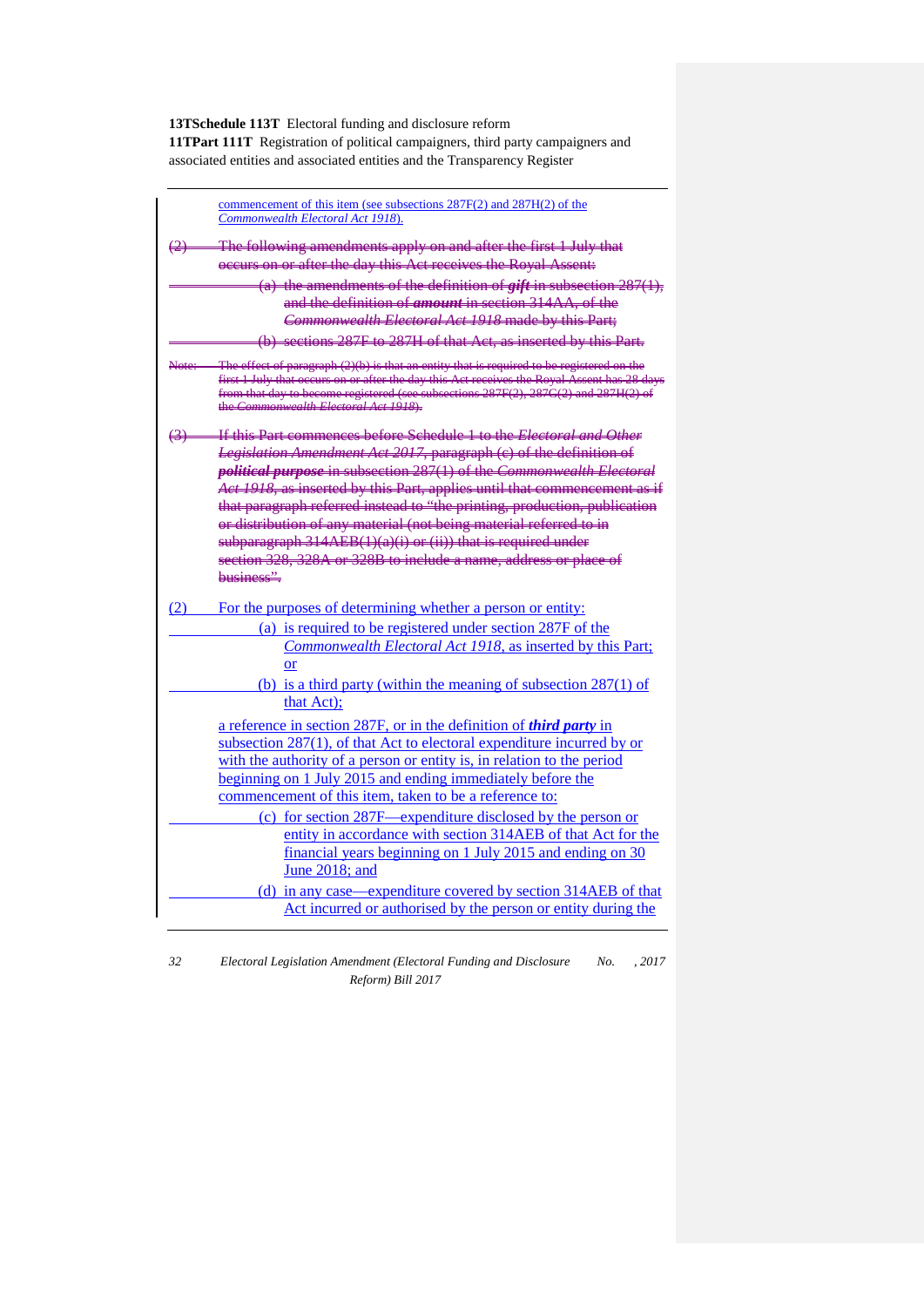commencement of this item (see subsections 287F(2) and 287H(2) of the *Commonwealth Electoral Act 1918*).

~~(2) The following amendments apply on and after the first 1 July that occurs on or after the day this Act receives the Royal Assent:~~

~~(a) the amendments of the definition of ***gift*** in subsection 287(1), and the definition of ***amount*** in section 314AA, of the *Commonwealth Electoral Act 1918* made by this Part;~~

~~(b) sections 287F to 287H of that Act, as inserted by this Part.~~

~~Note: The effect of paragraph (2)(b) is that an entity that is required to be registered on the first 1 July that occurs on or after the day this Act receives the Royal Assent has 28 days from that day to become registered (see subsections 287F(2), 287G(2) and 287H(2) of the *Commonwealth Electoral Act 1918*).~~

~~(3) If this Part commences before Schedule 1 to the *Electoral and Other Legislation Amendment Act 2017*, paragraph (c) of the definition of ***political purpose*** in subsection 287(1) of the *Commonwealth Electoral Act 1918*, as inserted by this Part, applies until that commencement as if that paragraph referred instead to "the printing, production, publication or distribution of any material (not being material referred to in subparagraph 314AEB(1)(a)(i) or (ii)) that is required under section 328, 328A or 328B to include a name, address or place of business".~~

(2) For the purposes of determining whether a person or entity:

(a) is required to be registered under section 287F of the *Commonwealth Electoral Act 1918*, as inserted by this Part; or

(b) is a third party (within the meaning of subsection 287(1) of that Act);

a reference in section 287F, or in the definition of ***third party*** in subsection 287(1), of that Act to electoral expenditure incurred by or with the authority of a person or entity is, in relation to the period beginning on 1 July 2015 and ending immediately before the commencement of this item, taken to be a reference to:

(c) for section 287F—expenditure disclosed by the person or entity in accordance with section 314AEB of that Act for the financial years beginning on 1 July 2015 and ending on 30 June 2018; and

(d) in any case—expenditure covered by section 314AEB of that Act incurred or authorised by the person or entity during the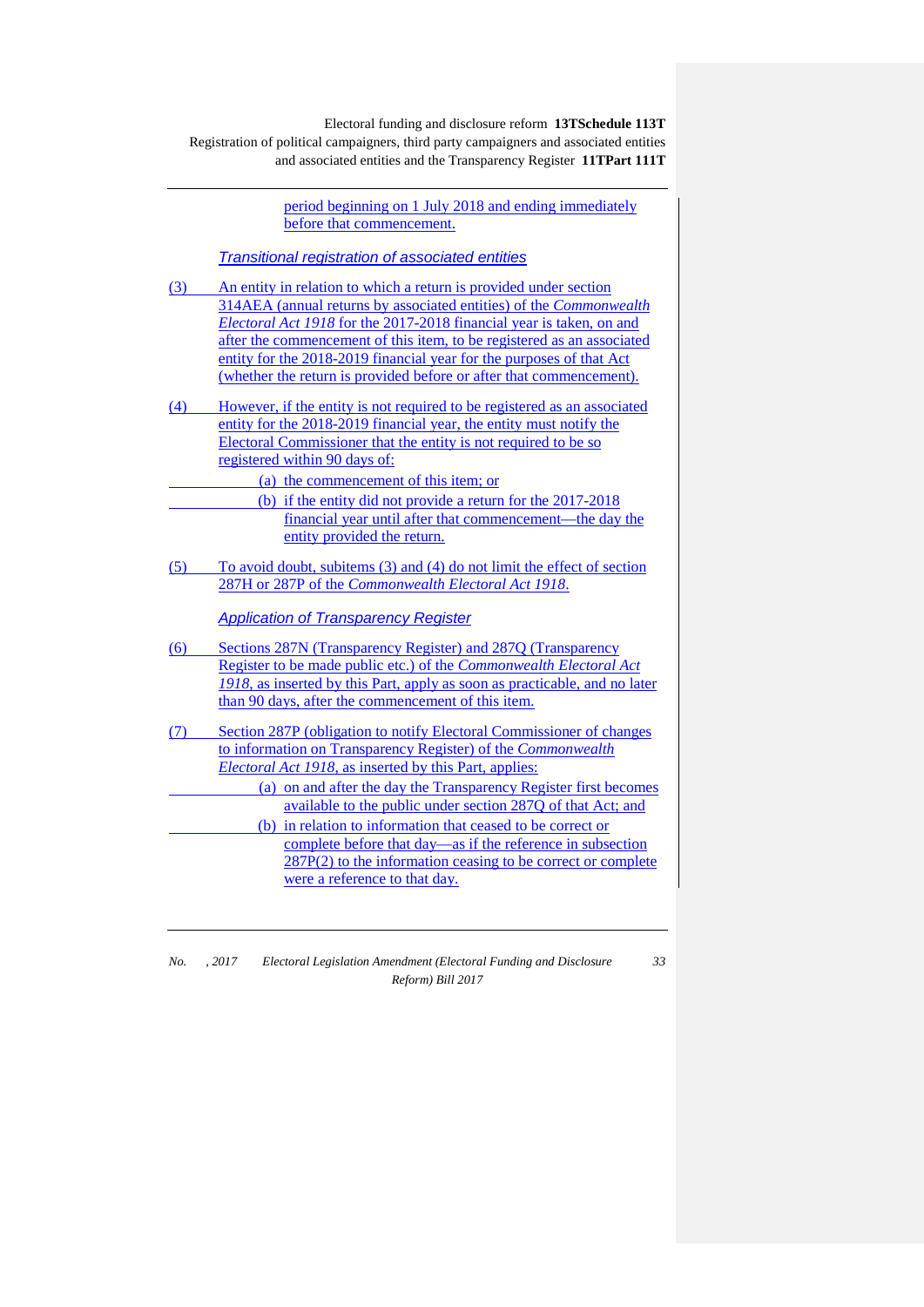period beginning on 1 July 2018 and ending immediately before that commencement.

### *Transitional registration of associated entities*

(3) An entity in relation to which a return is provided under section 314AEA (annual returns by associated entities) of the *Commonwealth Electoral Act 1918* for the 2017-2018 financial year is taken, on and after the commencement of this item, to be registered as an associated entity for the 2018-2019 financial year for the purposes of that Act (whether the return is provided before or after that commencement).

(4) However, if the entity is not required to be registered as an associated entity for the 2018-2019 financial year, the entity must notify the Electoral Commissioner that the entity is not required to be so registered within 90 days of:

- (a) the commencement of this item; or
- (b) if the entity did not provide a return for the 2017-2018 financial year until after that commencement—the day the entity provided the return.

(5) To avoid doubt, subitems (3) and (4) do not limit the effect of section 287H or 287P of the *Commonwealth Electoral Act 1918*.

### *Application of Transparency Register*

(6) Sections 287N (Transparency Register) and 287Q (Transparency Register to be made public etc.) of the *Commonwealth Electoral Act 1918*, as inserted by this Part, apply as soon as practicable, and no later than 90 days, after the commencement of this item.

(7) Section 287P (obligation to notify Electoral Commissioner of changes to information on Transparency Register) of the *Commonwealth Electoral Act 1918*, as inserted by this Part, applies:

- (a) on and after the day the Transparency Register first becomes available to the public under section 287Q of that Act; and
- (b) in relation to information that ceased to be correct or complete before that day—as if the reference in subsection 287P(2) to the information ceasing to be correct or complete were a reference to that day.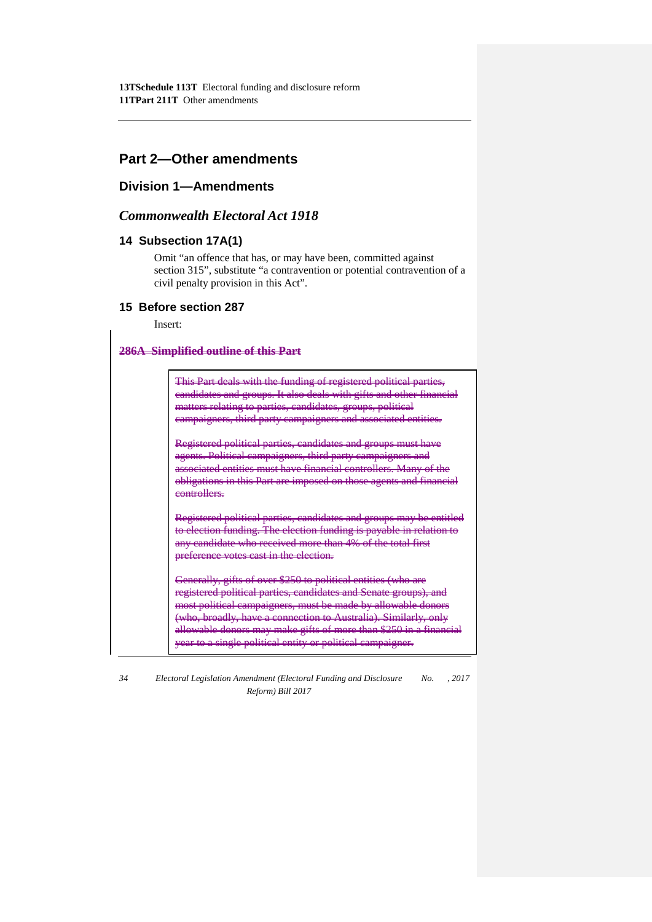## Part 2—Other amendments

### Division 1—Amendments

### *Commonwealth Electoral Act 1918*

#### 14 Subsection 17A(1)

Omit "an offence that has, or may have been, committed against section 315", substitute "a contravention or potential contravention of a civil penalty provision in this Act".

#### 15 Before section 287

Insert:

~~**286A Simplified outline of this Part**~~

> ~~This Part deals with the funding of registered political parties, candidates and groups. It also deals with gifts and other financial matters relating to parties, candidates, groups, political campaigners, third party campaigners and associated entities.~~
>
> ~~Registered political parties, candidates and groups must have agents. Political campaigners, third party campaigners and associated entities must have financial controllers. Many of the obligations in this Part are imposed on those agents and financial controllers.~~
>
> ~~Registered political parties, candidates and groups may be entitled to election funding. The election funding is payable in relation to any candidate who received more than 4% of the total first preference votes cast in the election.~~
>
> ~~Generally, gifts of over $250 to political entities (who are registered political parties, candidates and Senate groups), and most political campaigners, must be made by allowable donors (who, broadly, have a connection to Australia). Similarly, only allowable donors may make gifts of more than $250 in a financial year to a single political entity or political campaigner.~~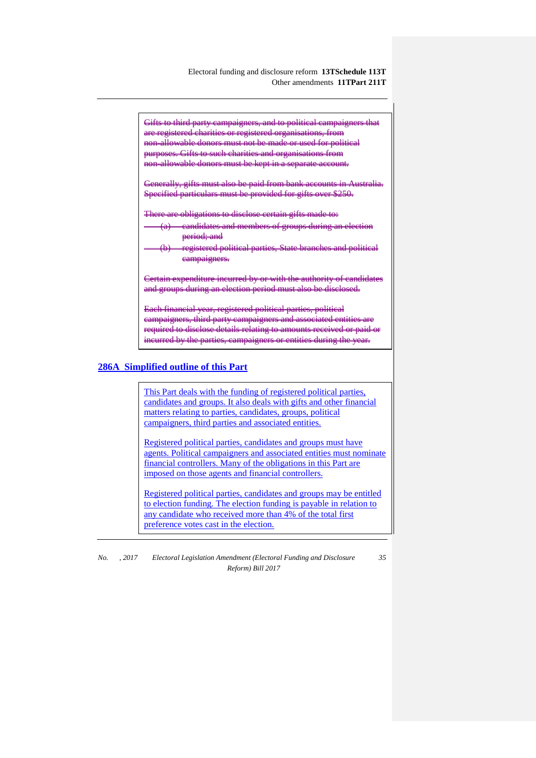~~Gifts to third party campaigners, and to political campaigners that are registered charities or registered organisations, from non-allowable donors must not be made or used for political purposes. Gifts to such charities and organisations from non-allowable donors must be kept in a separate account.~~

~~Generally, gifts must also be paid from bank accounts in Australia. Specified particulars must be provided for gifts over $250.~~

~~There are obligations to disclose certain gifts made to:~~

~~(a) candidates and members of groups during an election period; and~~

~~(b) registered political parties, State branches and political campaigners.~~

~~Certain expenditure incurred by or with the authority of candidates and groups during an election period must also be disclosed.~~

~~Each financial year, registered political parties, political campaigners, third party campaigners and associated entities are required to disclose details relating to amounts received or paid or incurred by the parties, campaigners or entities during the year.~~

## 286A Simplified outline of this Part

This Part deals with the funding of registered political parties, candidates and groups. It also deals with gifts and other financial matters relating to parties, candidates, groups, political campaigners, third parties and associated entities.

Registered political parties, candidates and groups must have agents. Political campaigners and associated entities must nominate financial controllers. Many of the obligations in this Part are imposed on those agents and financial controllers.

Registered political parties, candidates and groups may be entitled to election funding. The election funding is payable in relation to any candidate who received more than 4% of the total first preference votes cast in the election.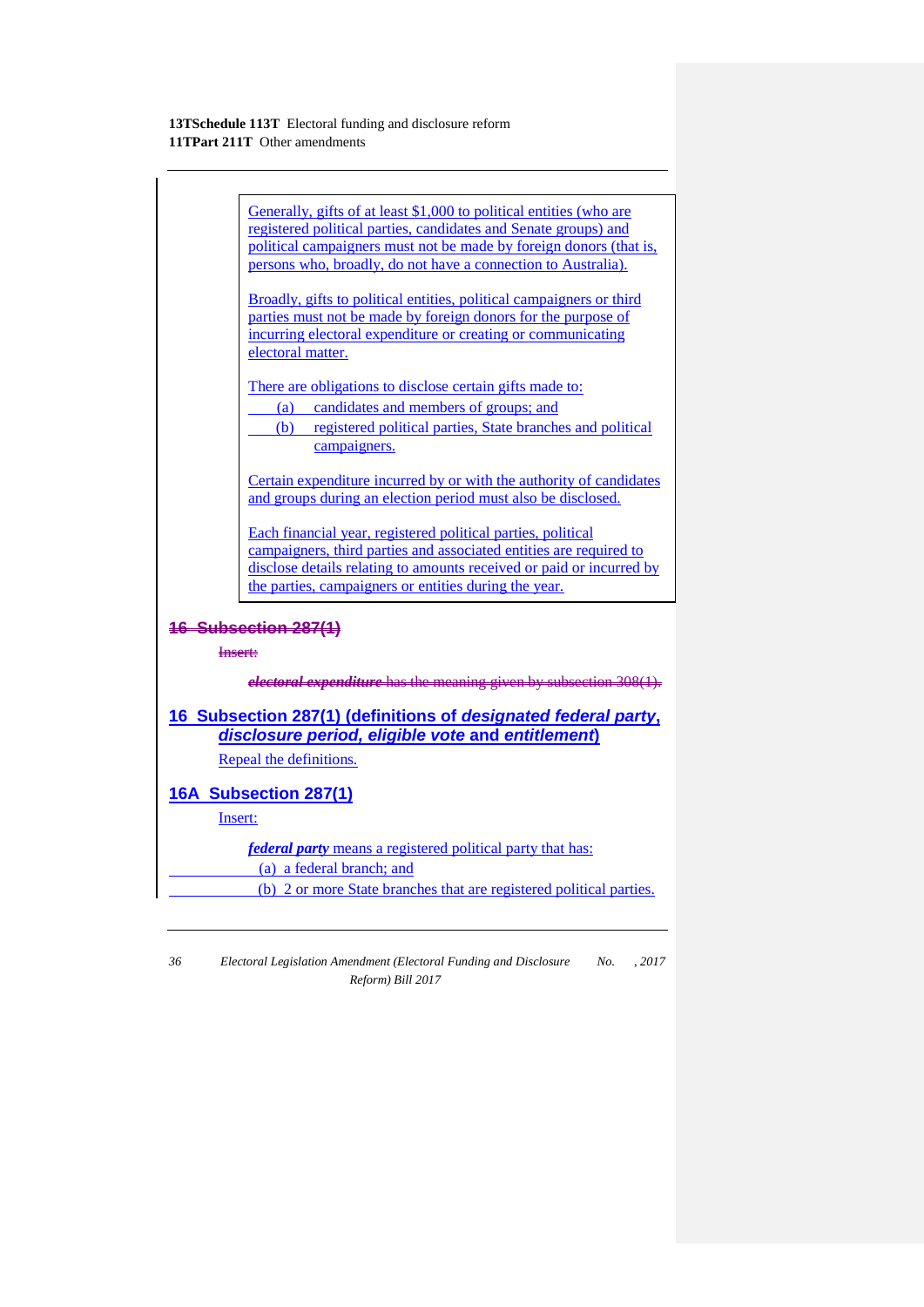Generally, gifts of at least $1,000 to political entities (who are registered political parties, candidates and Senate groups) and political campaigners must not be made by foreign donors (that is, persons who, broadly, do not have a connection to Australia).

Broadly, gifts to political entities, political campaigners or third parties must not be made by foreign donors for the purpose of incurring electoral expenditure or creating or communicating electoral matter.

There are obligations to disclose certain gifts made to:

(a) candidates and members of groups; and

(b) registered political parties, State branches and political campaigners.

Certain expenditure incurred by or with the authority of candidates and groups during an election period must also be disclosed.

Each financial year, registered political parties, political campaigners, third parties and associated entities are required to disclose details relating to amounts received or paid or incurred by the parties, campaigners or entities during the year.

### ~~16 Subsection 287(1)~~

~~Insert:~~

~~***electoral expenditure*** has the meaning given by subsection 308(1).~~

### 16 Subsection 287(1) (definitions of *designated federal party*, *disclosure period*, *eligible vote* and *entitlement*)

Repeal the definitions.

### 16A Subsection 287(1)

Insert:

***federal party*** means a registered political party that has:

(a) a federal branch; and

(b) 2 or more State branches that are registered political parties.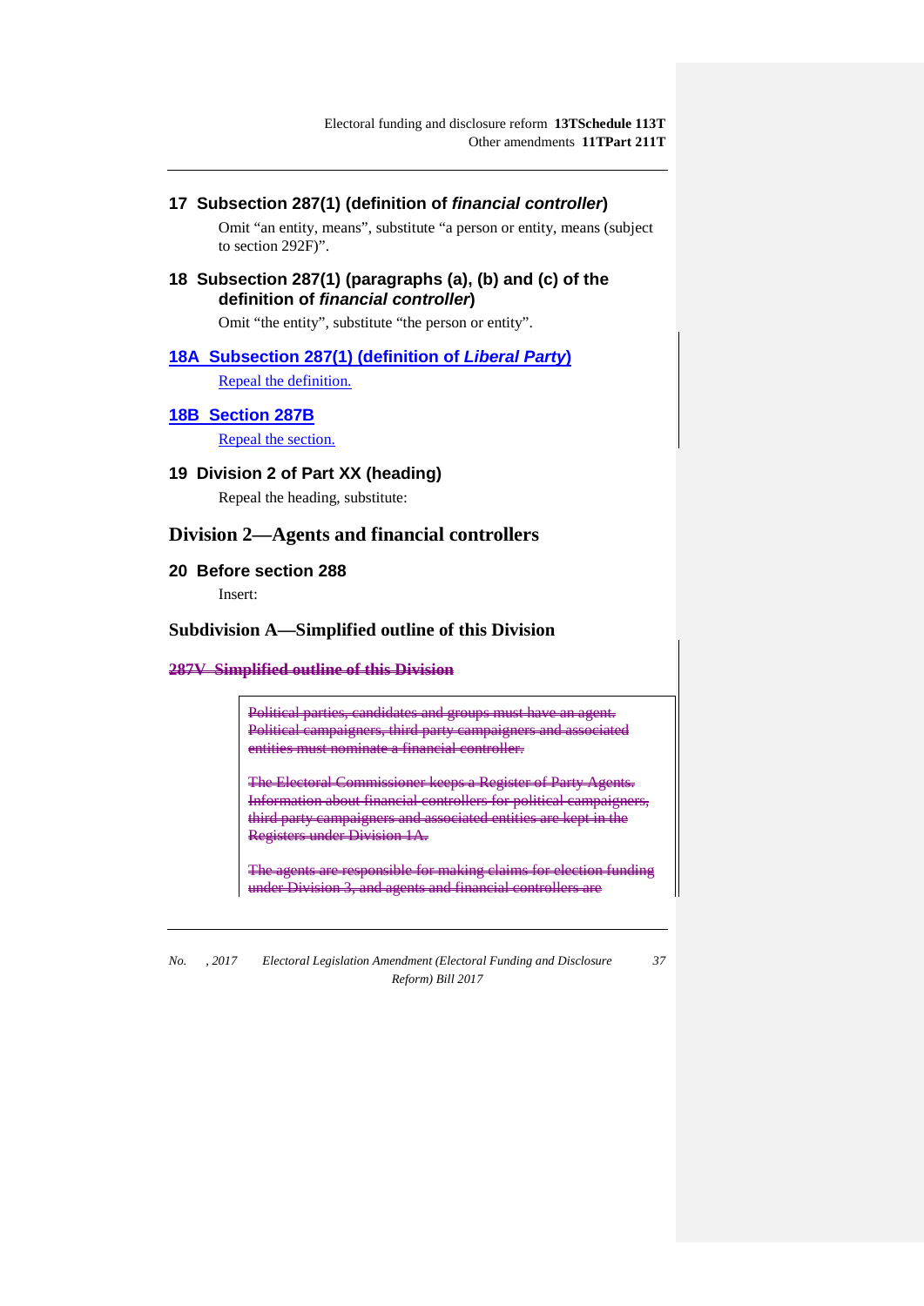### 17 Subsection 287(1) (definition of *financial controller*)

Omit "an entity, means", substitute "a person or entity, means (subject to section 292F)".

### 18 Subsection 287(1) (paragraphs (a), (b) and (c) of the definition of *financial controller*)

Omit "the entity", substitute "the person or entity".

### 18A Subsection 287(1) (definition of *Liberal Party*)

Repeal the definition.

### 18B Section 287B

Repeal the section.

### 19 Division 2 of Part XX (heading)

Repeal the heading, substitute:

## Division 2—Agents and financial controllers

### 20 Before section 288

Insert:

## Subdivision A—Simplified outline of this Division

#### ~~287V Simplified outline of this Division~~

> ~~Political parties, candidates and groups must have an agent. Political campaigners, third party campaigners and associated entities must nominate a financial controller.~~
>
> ~~The Electoral Commissioner keeps a Register of Party Agents. Information about financial controllers for political campaigners, third party campaigners and associated entities are kept in the Registers under Division 1A.~~
>
> ~~The agents are responsible for making claims for election funding under Division 3, and agents and financial controllers are~~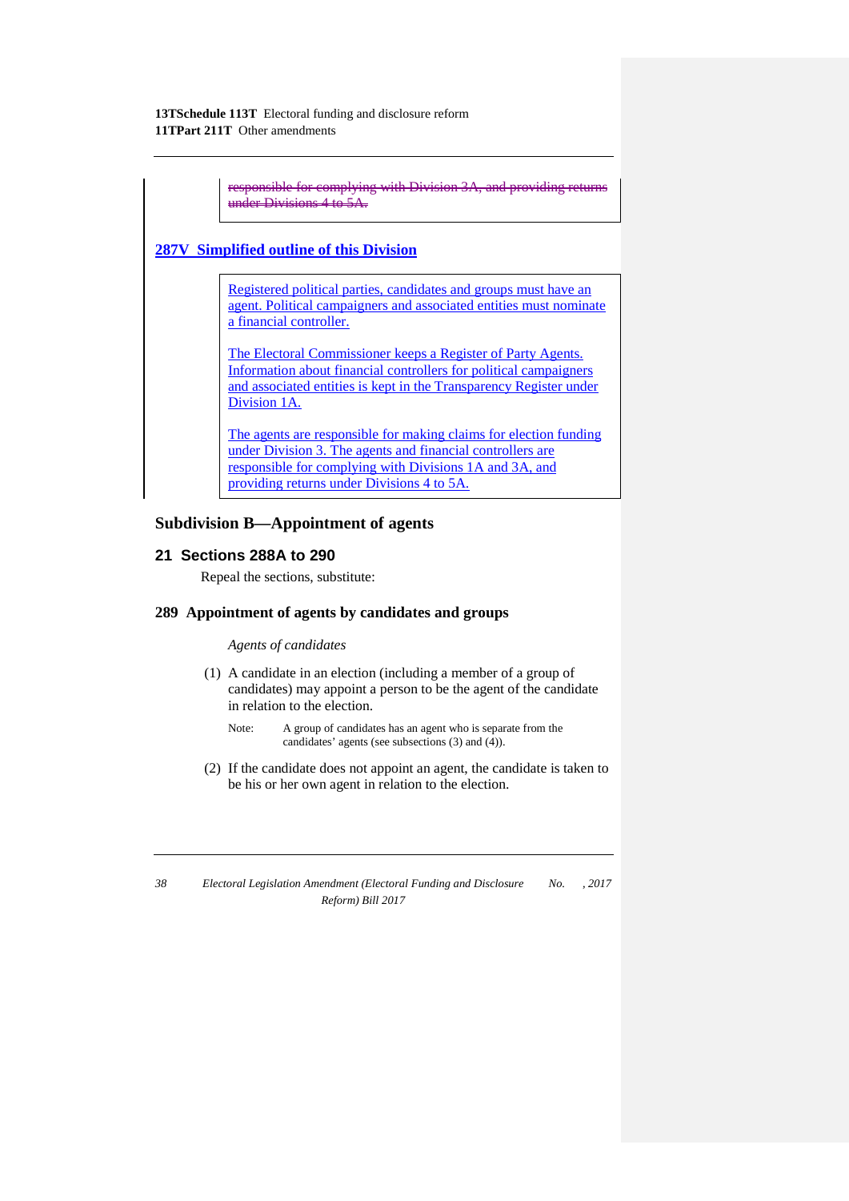~~responsible for complying with Division 3A, and providing returns under Divisions 4 to 5A.~~

## 287V Simplified outline of this Division

> Registered political parties, candidates and groups must have an agent. Political campaigners and associated entities must nominate a financial controller.
>
> The Electoral Commissioner keeps a Register of Party Agents. Information about financial controllers for political campaigners and associated entities is kept in the Transparency Register under Division 1A.
>
> The agents are responsible for making claims for election funding under Division 3. The agents and financial controllers are responsible for complying with Divisions 1A and 3A, and providing returns under Divisions 4 to 5A.

### Subdivision B—Appointment of agents

### 21 Sections 288A to 290

Repeal the sections, substitute:

### 289 Appointment of agents by candidates and groups

*Agents of candidates*

(1) A candidate in an election (including a member of a group of candidates) may appoint a person to be the agent of the candidate in relation to the election.

Note: A group of candidates has an agent who is separate from the candidates' agents (see subsections (3) and (4)).

(2) If the candidate does not appoint an agent, the candidate is taken to be his or her own agent in relation to the election.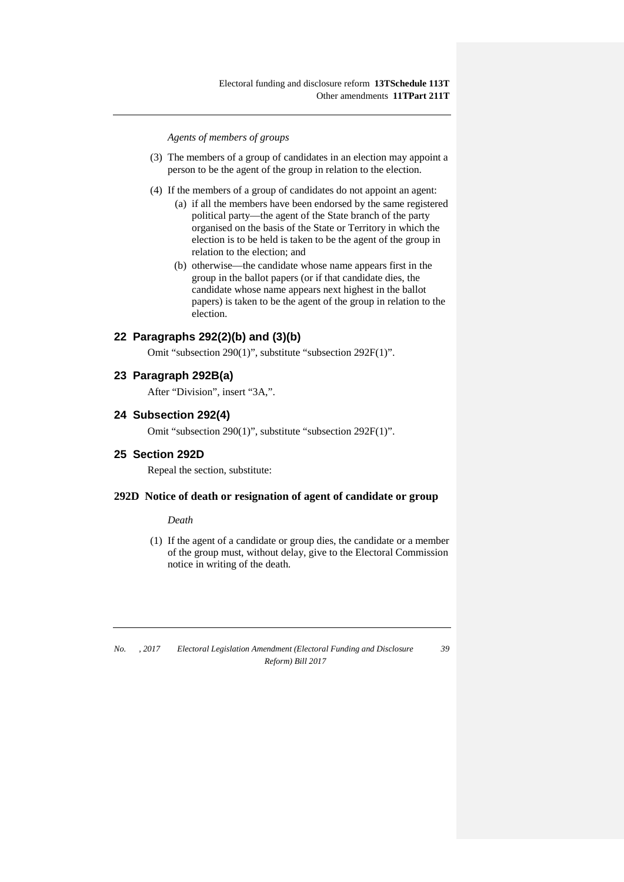*Agents of members of groups*

(3) The members of a group of candidates in an election may appoint a person to be the agent of the group in relation to the election.

(4) If the members of a group of candidates do not appoint an agent:

(a) if all the members have been endorsed by the same registered political party—the agent of the State branch of the party organised on the basis of the State or Territory in which the election is to be held is taken to be the agent of the group in relation to the election; and

(b) otherwise—the candidate whose name appears first in the group in the ballot papers (or if that candidate dies, the candidate whose name appears next highest in the ballot papers) is taken to be the agent of the group in relation to the election.

## 22 Paragraphs 292(2)(b) and (3)(b)

Omit "subsection 290(1)", substitute "subsection 292F(1)".

## 23 Paragraph 292B(a)

After "Division", insert "3A,".

## 24 Subsection 292(4)

Omit "subsection 290(1)", substitute "subsection 292F(1)".

## 25 Section 292D

Repeal the section, substitute:

### 292D Notice of death or resignation of agent of candidate or group

*Death*

(1) If the agent of a candidate or group dies, the candidate or a member of the group must, without delay, give to the Electoral Commission notice in writing of the death.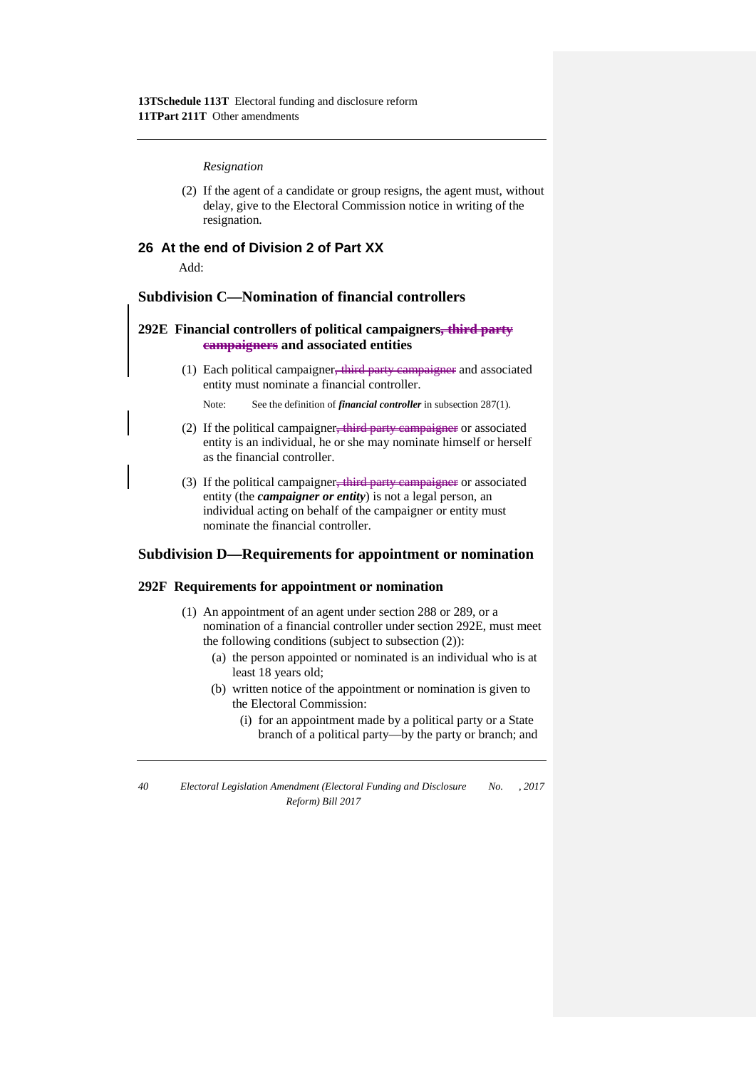*Resignation*

(2) If the agent of a candidate or group resigns, the agent must, without delay, give to the Electoral Commission notice in writing of the resignation.

## 26 At the end of Division 2 of Part XX

Add:

## Subdivision C—Nomination of financial controllers

### 292E Financial controllers of political campaigners~~, third party campaigners~~ and associated entities

(1) Each political campaigner~~, third party campaigner~~ and associated entity must nominate a financial controller.

Note: See the definition of ***financial controller*** in subsection 287(1).

(2) If the political campaigner~~, third party campaigner~~ or associated entity is an individual, he or she may nominate himself or herself as the financial controller.

(3) If the political campaigner~~, third party campaigner~~ or associated entity (the ***campaigner or entity***) is not a legal person, an individual acting on behalf of the campaigner or entity must nominate the financial controller.

## Subdivision D—Requirements for appointment or nomination

### 292F Requirements for appointment or nomination

(1) An appointment of an agent under section 288 or 289, or a nomination of a financial controller under section 292E, must meet the following conditions (subject to subsection (2)):

(a) the person appointed or nominated is an individual who is at least 18 years old;

(b) written notice of the appointment or nomination is given to the Electoral Commission:

(i) for an appointment made by a political party or a State branch of a political party—by the party or branch; and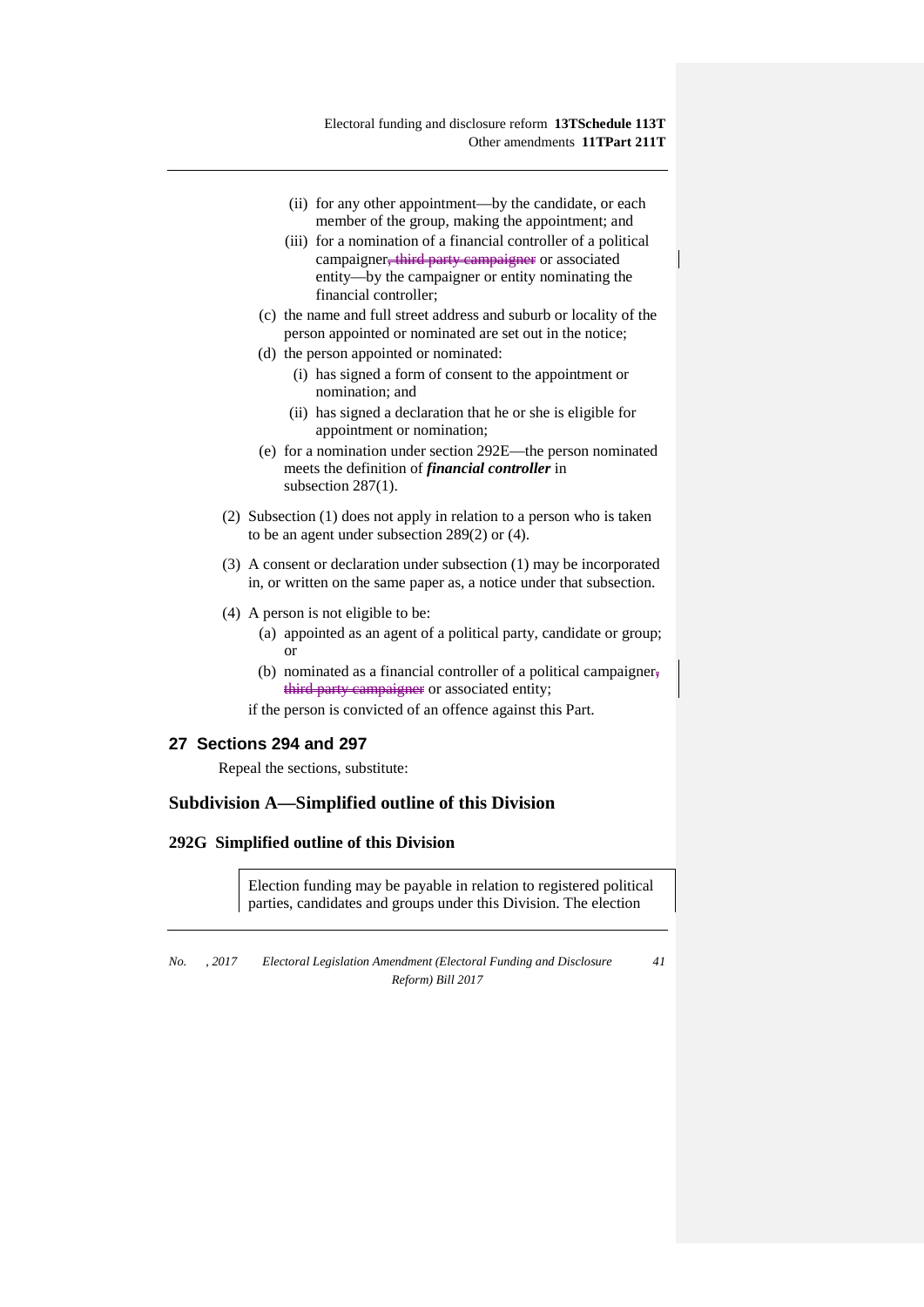(ii) for any other appointment—by the candidate, or each member of the group, making the appointment; and

(iii) for a nomination of a financial controller of a political campaigner~~, third party campaigner~~ or associated entity—by the campaigner or entity nominating the financial controller;

(c) the name and full street address and suburb or locality of the person appointed or nominated are set out in the notice;

(d) the person appointed or nominated:

(i) has signed a form of consent to the appointment or nomination; and

(ii) has signed a declaration that he or she is eligible for appointment or nomination;

(e) for a nomination under section 292E—the person nominated meets the definition of ***financial controller*** in subsection 287(1).

(2) Subsection (1) does not apply in relation to a person who is taken to be an agent under subsection 289(2) or (4).

(3) A consent or declaration under subsection (1) may be incorporated in, or written on the same paper as, a notice under that subsection.

(4) A person is not eligible to be:

(a) appointed as an agent of a political party, candidate or group; or

(b) nominated as a financial controller of a political campaigner~~, third party campaigner~~ or associated entity;

if the person is convicted of an offence against this Part.

## 27 Sections 294 and 297

Repeal the sections, substitute:

## Subdivision A—Simplified outline of this Division

### 292G Simplified outline of this Division

Election funding may be payable in relation to registered political parties, candidates and groups under this Division. The election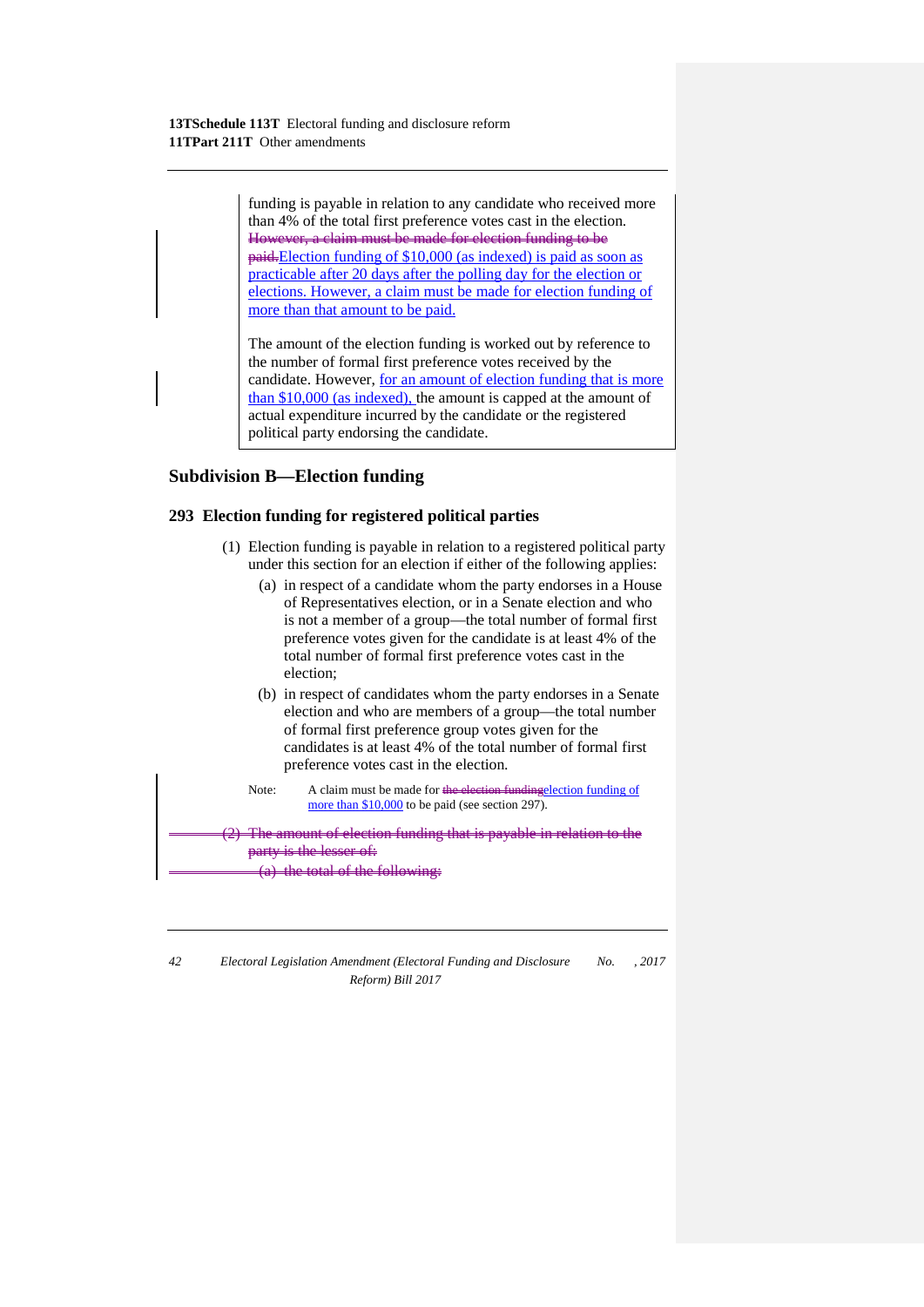funding is payable in relation to any candidate who received more than 4% of the total first preference votes cast in the election. ~~However, a claim must be made for election funding to be paid.~~Election funding of $10,000 (as indexed) is paid as soon as practicable after 20 days after the polling day for the election or elections. However, a claim must be made for election funding of more than that amount to be paid.

The amount of the election funding is worked out by reference to the number of formal first preference votes received by the candidate. However, for an amount of election funding that is more than $10,000 (as indexed), the amount is capped at the amount of actual expenditure incurred by the candidate or the registered political party endorsing the candidate.

## Subdivision B—Election funding

### 293 Election funding for registered political parties

(1) Election funding is payable in relation to a registered political party under this section for an election if either of the following applies:

(a) in respect of a candidate whom the party endorses in a House of Representatives election, or in a Senate election and who is not a member of a group—the total number of formal first preference votes given for the candidate is at least 4% of the total number of formal first preference votes cast in the election;

(b) in respect of candidates whom the party endorses in a Senate election and who are members of a group—the total number of formal first preference group votes given for the candidates is at least 4% of the total number of formal first preference votes cast in the election.

Note: A claim must be made for ~~the election funding~~election funding of more than $10,000 to be paid (see section 297).

~~(2) The amount of election funding that is payable in relation to the party is the lesser of:~~

~~(a) the total of the following:~~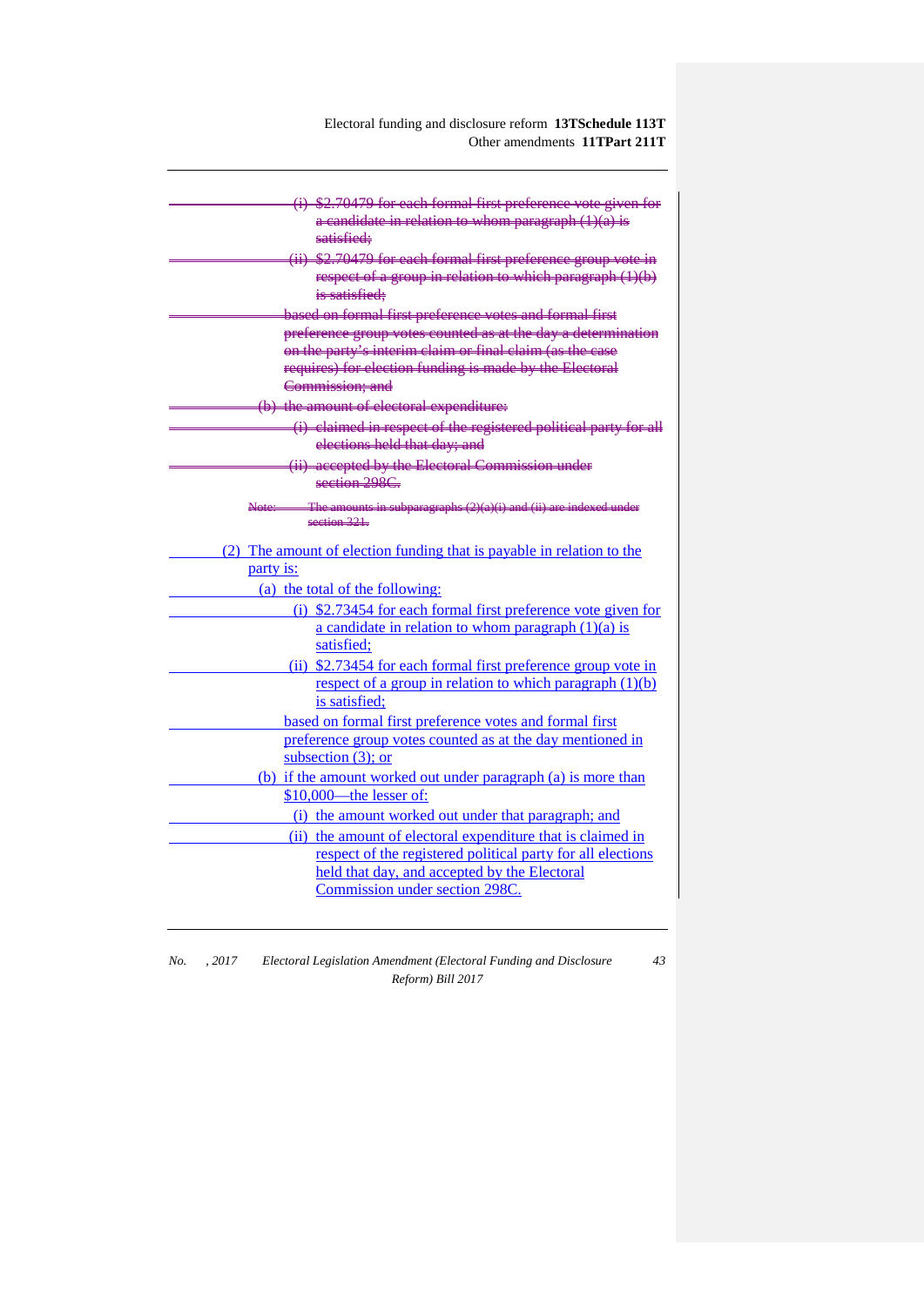~~(i) $2.70479 for each formal first preference vote given for a candidate in relation to whom paragraph (1)(a) is satisfied;~~

~~(ii) $2.70479 for each formal first preference group vote in respect of a group in relation to which paragraph (1)(b) is satisfied;~~

~~based on formal first preference votes and formal first preference group votes counted as at the day a determination on the party's interim claim or final claim (as the case requires) for election funding is made by the Electoral Commission; and~~

~~(b) the amount of electoral expenditure:~~

~~(i) claimed in respect of the registered political party for all elections held that day; and~~

~~(ii) accepted by the Electoral Commission under section 298C.~~

~~Note: The amounts in subparagraphs (2)(a)(i) and (ii) are indexed under section 321.~~

(2) The amount of election funding that is payable in relation to the party is:

(a) the total of the following:

(i) $2.73454 for each formal first preference vote given for a candidate in relation to whom paragraph (1)(a) is satisfied;

(ii) $2.73454 for each formal first preference group vote in respect of a group in relation to which paragraph (1)(b) is satisfied;

based on formal first preference votes and formal first preference group votes counted as at the day mentioned in subsection (3); or

(b) if the amount worked out under paragraph (a) is more than $10,000—the lesser of:

(i) the amount worked out under that paragraph; and

(ii) the amount of electoral expenditure that is claimed in respect of the registered political party for all elections held that day, and accepted by the Electoral Commission under section 298C.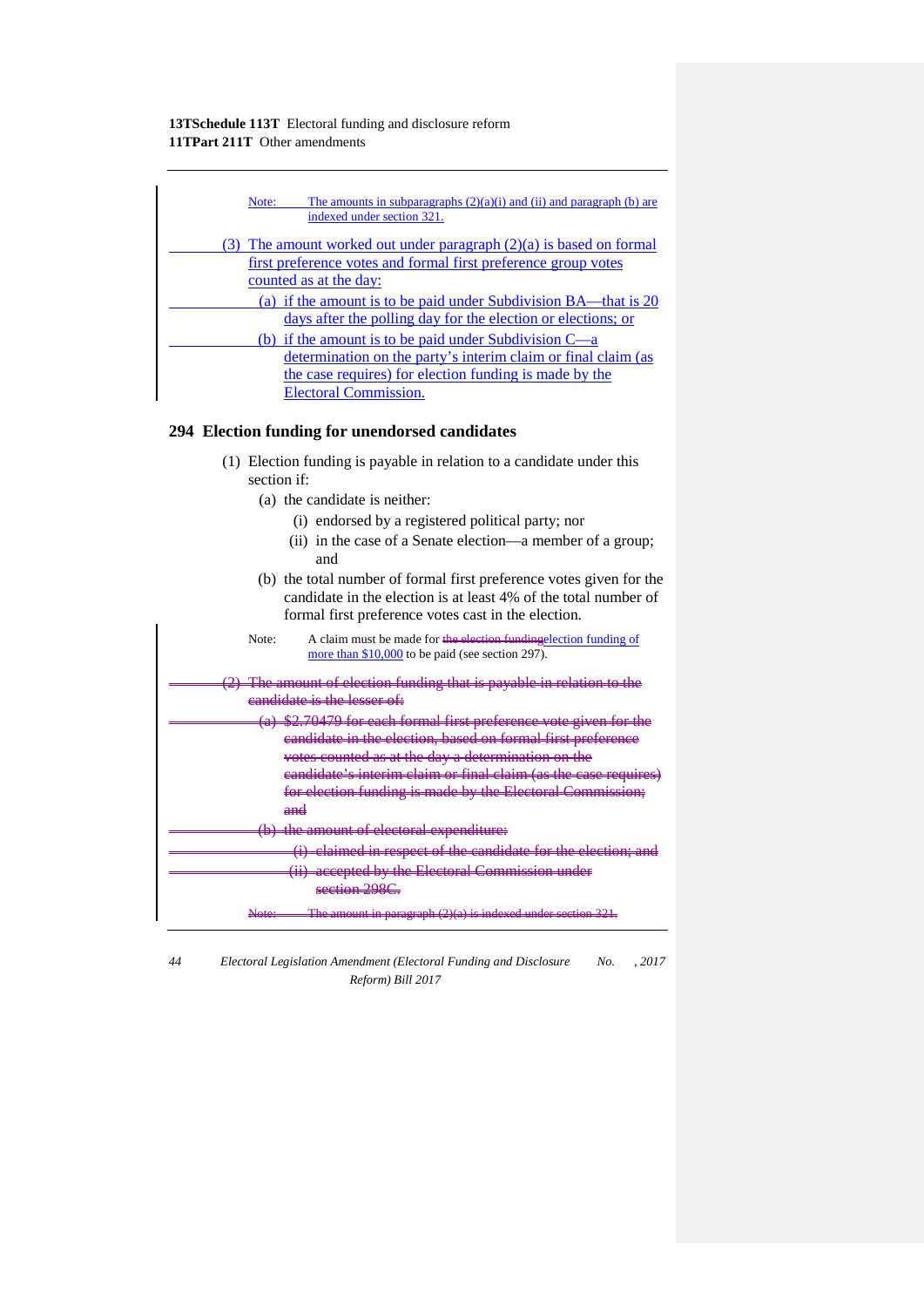Note: The amounts in subparagraphs (2)(a)(i) and (ii) and paragraph (b) are indexed under section 321.

(3) The amount worked out under paragraph (2)(a) is based on formal first preference votes and formal first preference group votes counted as at the day:

(a) if the amount is to be paid under Subdivision BA—that is 20 days after the polling day for the election or elections; or

(b) if the amount is to be paid under Subdivision C—a determination on the party's interim claim or final claim (as the case requires) for election funding is made by the Electoral Commission.

## 294 Election funding for unendorsed candidates

(1) Election funding is payable in relation to a candidate under this section if:

(a) the candidate is neither:

(i) endorsed by a registered political party; nor

(ii) in the case of a Senate election—a member of a group; and

(b) the total number of formal first preference votes given for the candidate in the election is at least 4% of the total number of formal first preference votes cast in the election.

Note: A claim must be made for ~~the election funding~~election funding of more than $10,000 to be paid (see section 297).

~~(2) The amount of election funding that is payable in relation to the candidate is the lesser of:~~

~~(a) $2.70479 for each formal first preference vote given for the candidate in the election, based on formal first preference votes counted as at the day a determination on the candidate's interim claim or final claim (as the case requires) for election funding is made by the Electoral Commission; and~~

~~(b) the amount of electoral expenditure:~~

~~(i) claimed in respect of the candidate for the election; and~~

~~(ii) accepted by the Electoral Commission under section 298C.~~

~~Note: The amount in paragraph (2)(a) is indexed under section 321.~~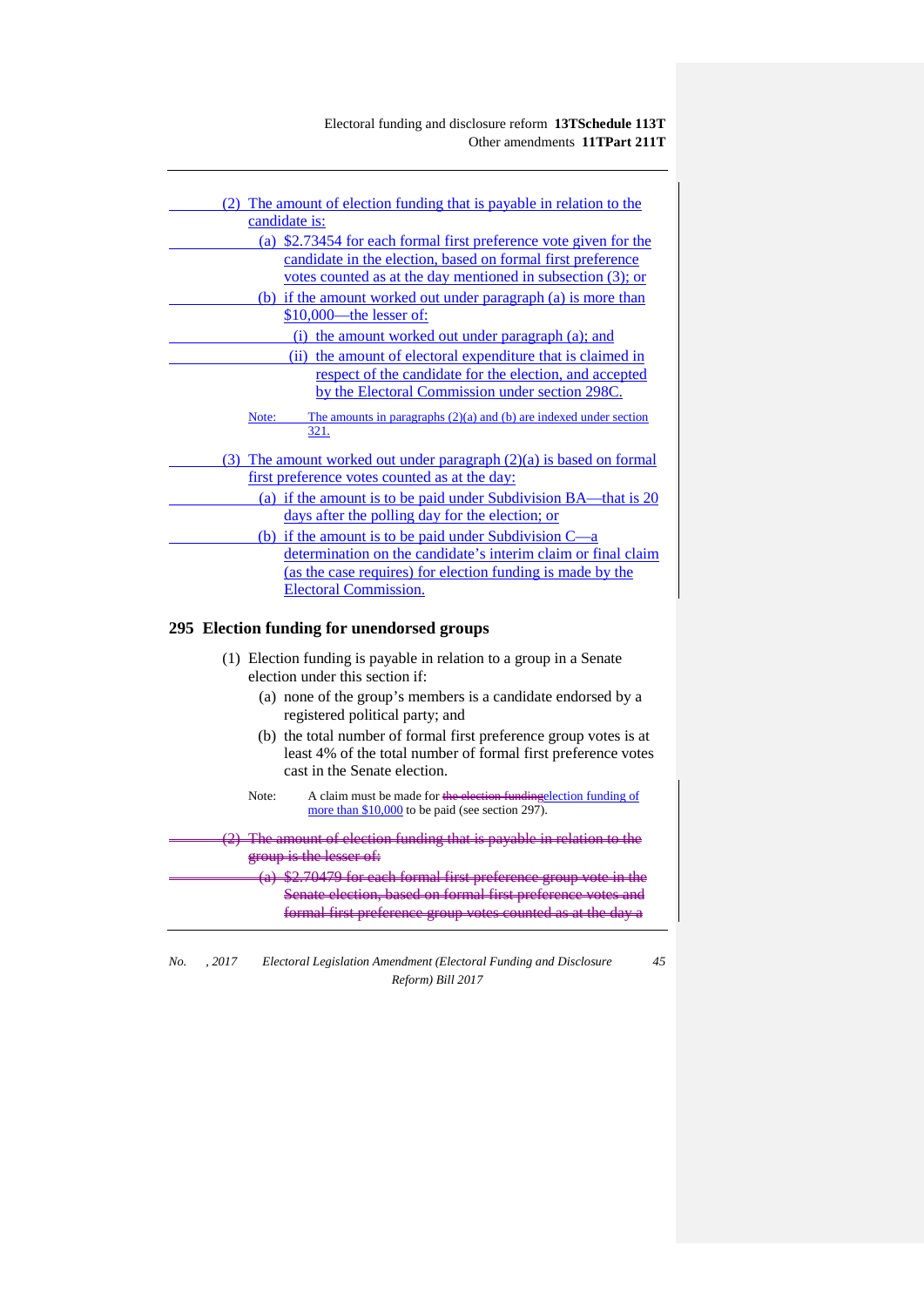(2) The amount of election funding that is payable in relation to the candidate is:

(a) $2.73454 for each formal first preference vote given for the candidate in the election, based on formal first preference votes counted as at the day mentioned in subsection (3); or

(b) if the amount worked out under paragraph (a) is more than $10,000—the lesser of:

(i) the amount worked out under paragraph (a); and

(ii) the amount of electoral expenditure that is claimed in respect of the candidate for the election, and accepted by the Electoral Commission under section 298C.

Note: The amounts in paragraphs (2)(a) and (b) are indexed under section 321.

(3) The amount worked out under paragraph (2)(a) is based on formal first preference votes counted as at the day:

(a) if the amount is to be paid under Subdivision BA—that is 20 days after the polling day for the election; or

(b) if the amount is to be paid under Subdivision C—a determination on the candidate's interim claim or final claim (as the case requires) for election funding is made by the Electoral Commission.

## 295 Election funding for unendorsed groups

(1) Election funding is payable in relation to a group in a Senate election under this section if:

(a) none of the group's members is a candidate endorsed by a registered political party; and

(b) the total number of formal first preference group votes is at least 4% of the total number of formal first preference votes cast in the Senate election.

Note: A claim must be made for ~~the election funding~~election funding of more than $10,000 to be paid (see section 297).

~~(2) The amount of election funding that is payable in relation to the group is the lesser of:~~

~~(a) $2.70479 for each formal first preference group vote in the Senate election, based on formal first preference votes and formal first preference group votes counted as at the day a~~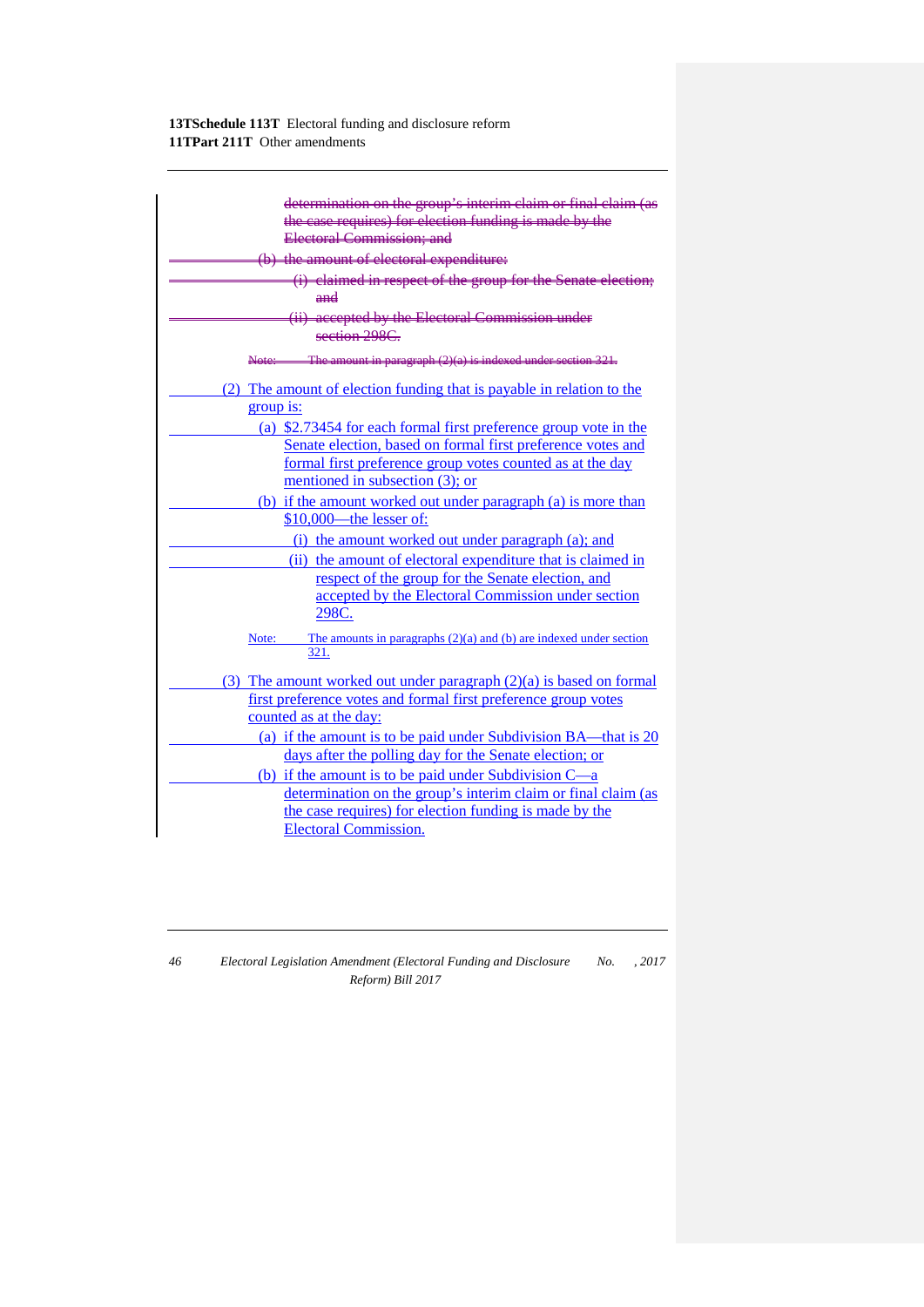~~determination on the group's interim claim or final claim (as the case requires) for election funding is made by the Electoral Commission; and~~

~~(b) the amount of electoral expenditure:~~

~~(i) claimed in respect of the group for the Senate election; and~~

~~(ii) accepted by the Electoral Commission under section 298C.~~

~~Note: The amount in paragraph (2)(a) is indexed under section 321.~~

(2) The amount of election funding that is payable in relation to the group is:

(a) $2.73454 for each formal first preference group vote in the Senate election, based on formal first preference votes and formal first preference group votes counted as at the day mentioned in subsection (3); or

(b) if the amount worked out under paragraph (a) is more than $10,000—the lesser of:

(i) the amount worked out under paragraph (a); and

(ii) the amount of electoral expenditure that is claimed in respect of the group for the Senate election, and accepted by the Electoral Commission under section 298C.

Note: The amounts in paragraphs (2)(a) and (b) are indexed under section 321.

(3) The amount worked out under paragraph (2)(a) is based on formal first preference votes and formal first preference group votes counted as at the day:

(a) if the amount is to be paid under Subdivision BA—that is 20 days after the polling day for the Senate election; or

(b) if the amount is to be paid under Subdivision C—a determination on the group's interim claim or final claim (as the case requires) for election funding is made by the Electoral Commission.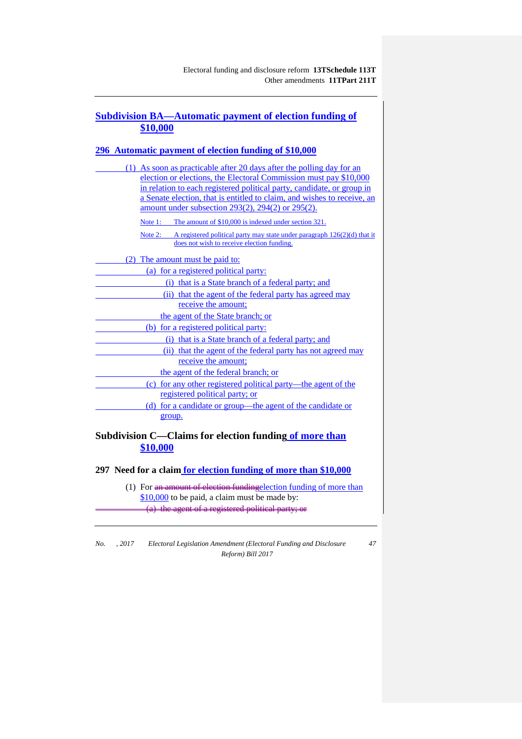## Subdivision BA—Automatic payment of election funding of $10,000

### 296 Automatic payment of election funding of $10,000

(1) As soon as practicable after 20 days after the polling day for an election or elections, the Electoral Commission must pay $10,000 in relation to each registered political party, candidate, or group in a Senate election, that is entitled to claim, and wishes to receive, an amount under subsection 293(2), 294(2) or 295(2).

Note 1: The amount of $10,000 is indexed under section 321.

Note 2: A registered political party may state under paragraph 126(2)(d) that it does not wish to receive election funding.

(2) The amount must be paid to:

(a) for a registered political party:

(i) that is a State branch of a federal party; and

(ii) that the agent of the federal party has agreed may receive the amount;

the agent of the State branch; or

(b) for a registered political party:

(i) that is a State branch of a federal party; and

(ii) that the agent of the federal party has not agreed may receive the amount;

the agent of the federal branch; or

(c) for any other registered political party—the agent of the registered political party; or

(d) for a candidate or group—the agent of the candidate or group.

## Subdivision C—Claims for election funding of more than $10,000

### 297 Need for a claim for election funding of more than $10,000

(1) For ~~an amount of election funding~~election funding of more than $10,000 to be paid, a claim must be made by:

~~(a) the agent of a registered political party; or~~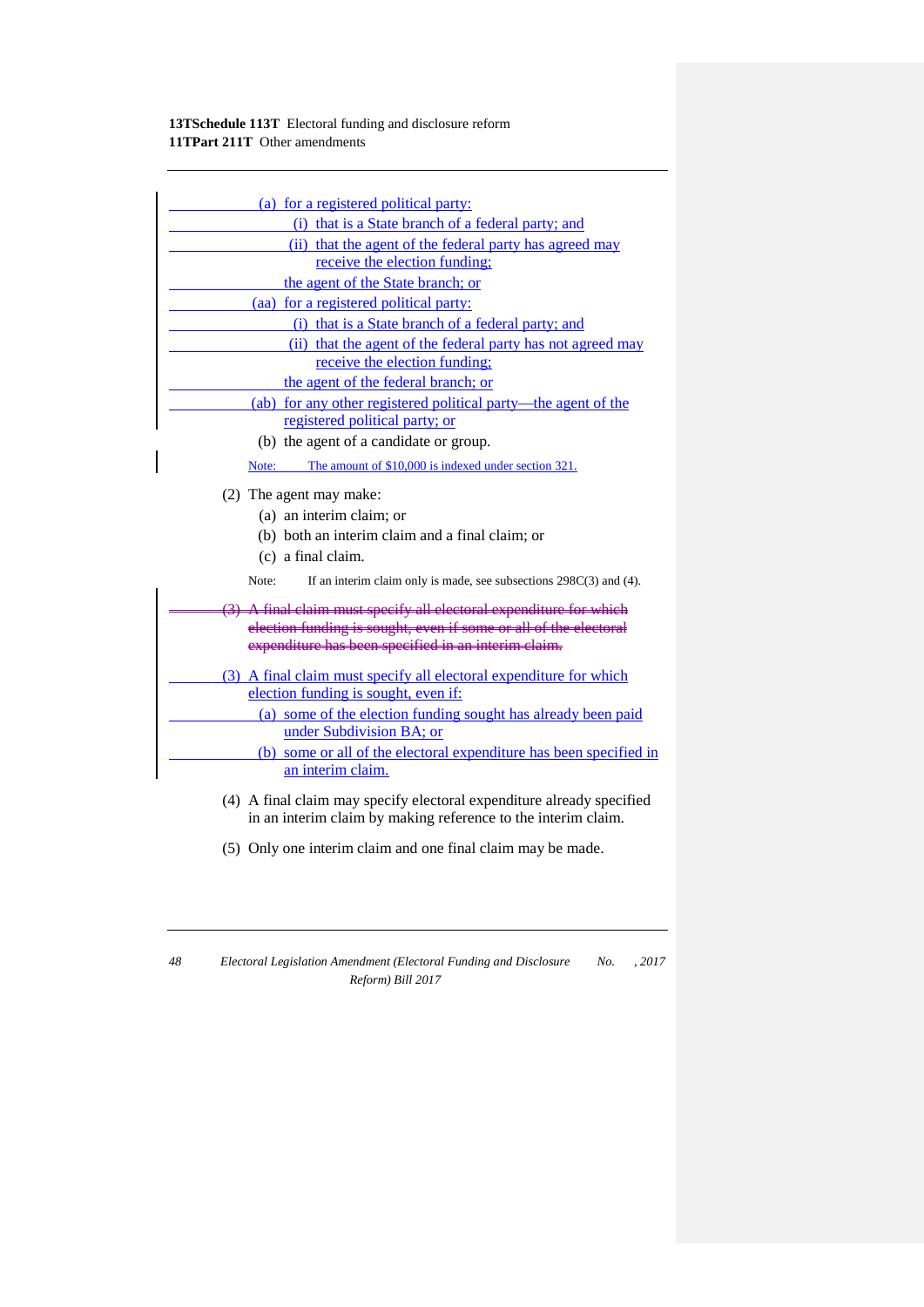(a) for a registered political party:

(i) that is a State branch of a federal party; and

(ii) that the agent of the federal party has agreed may receive the election funding;

the agent of the State branch; or

(aa) for a registered political party:

(i) that is a State branch of a federal party; and

(ii) that the agent of the federal party has not agreed may receive the election funding;

the agent of the federal branch; or

(ab) for any other registered political party—the agent of the registered political party; or

(b) the agent of a candidate or group.

Note: The amount of $10,000 is indexed under section 321.

(2) The agent may make:

(a) an interim claim; or

(b) both an interim claim and a final claim; or

(c) a final claim.

Note: If an interim claim only is made, see subsections 298C(3) and (4).

~~(3) A final claim must specify all electoral expenditure for which election funding is sought, even if some or all of the electoral expenditure has been specified in an interim claim.~~

(3) A final claim must specify all electoral expenditure for which election funding is sought, even if:

(a) some of the election funding sought has already been paid under Subdivision BA; or

(b) some or all of the electoral expenditure has been specified in an interim claim.

(4) A final claim may specify electoral expenditure already specified in an interim claim by making reference to the interim claim.

(5) Only one interim claim and one final claim may be made.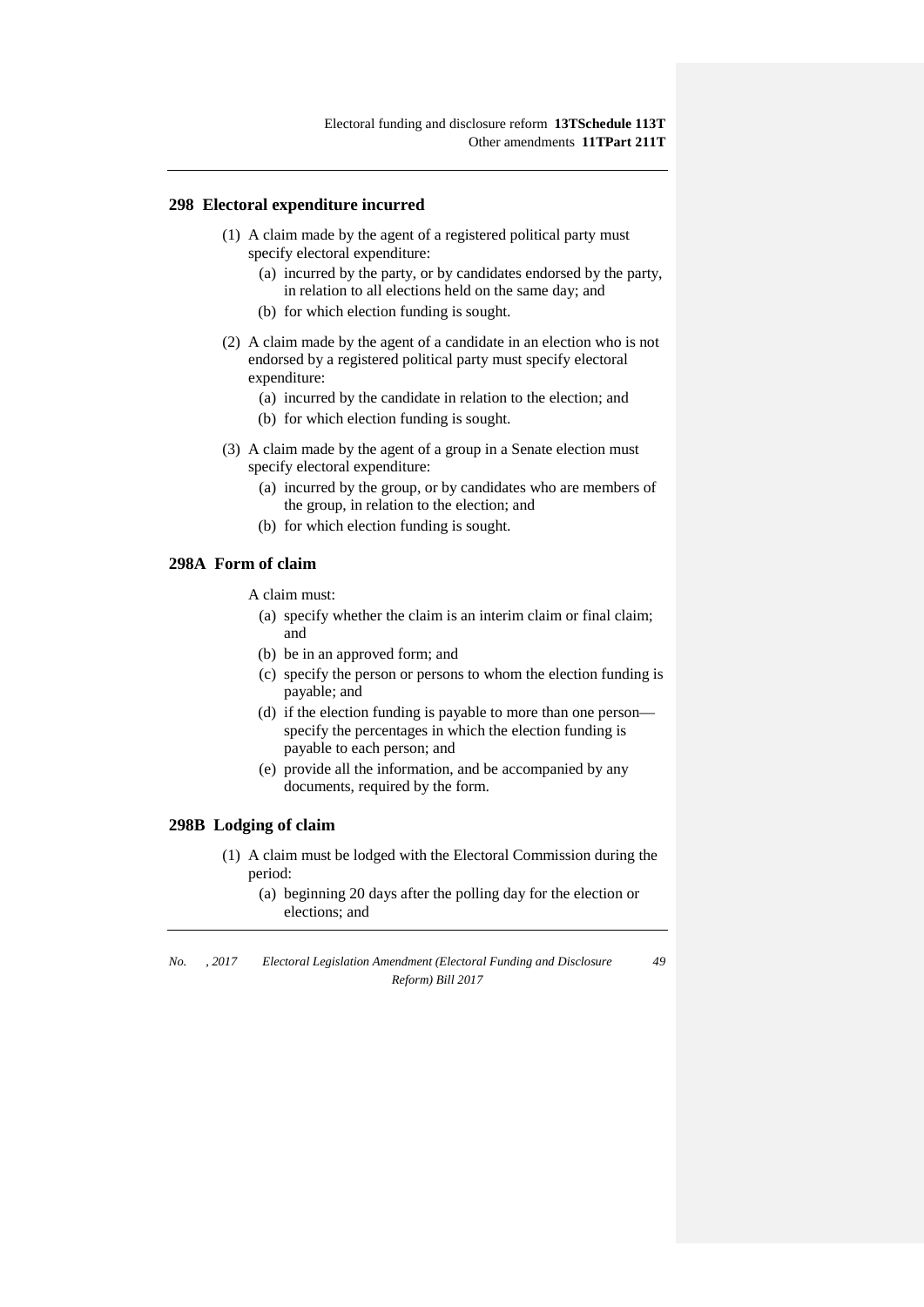### 298 Electoral expenditure incurred

(1) A claim made by the agent of a registered political party must specify electoral expenditure:

  (a) incurred by the party, or by candidates endorsed by the party, in relation to all elections held on the same day; and

  (b) for which election funding is sought.

(2) A claim made by the agent of a candidate in an election who is not endorsed by a registered political party must specify electoral expenditure:

  (a) incurred by the candidate in relation to the election; and

  (b) for which election funding is sought.

(3) A claim made by the agent of a group in a Senate election must specify electoral expenditure:

  (a) incurred by the group, or by candidates who are members of the group, in relation to the election; and

  (b) for which election funding is sought.

### 298A Form of claim

A claim must:

  (a) specify whether the claim is an interim claim or final claim; and

  (b) be in an approved form; and

  (c) specify the person or persons to whom the election funding is payable; and

  (d) if the election funding is payable to more than one person—specify the percentages in which the election funding is payable to each person; and

  (e) provide all the information, and be accompanied by any documents, required by the form.

### 298B Lodging of claim

(1) A claim must be lodged with the Electoral Commission during the period:

  (a) beginning 20 days after the polling day for the election or elections; and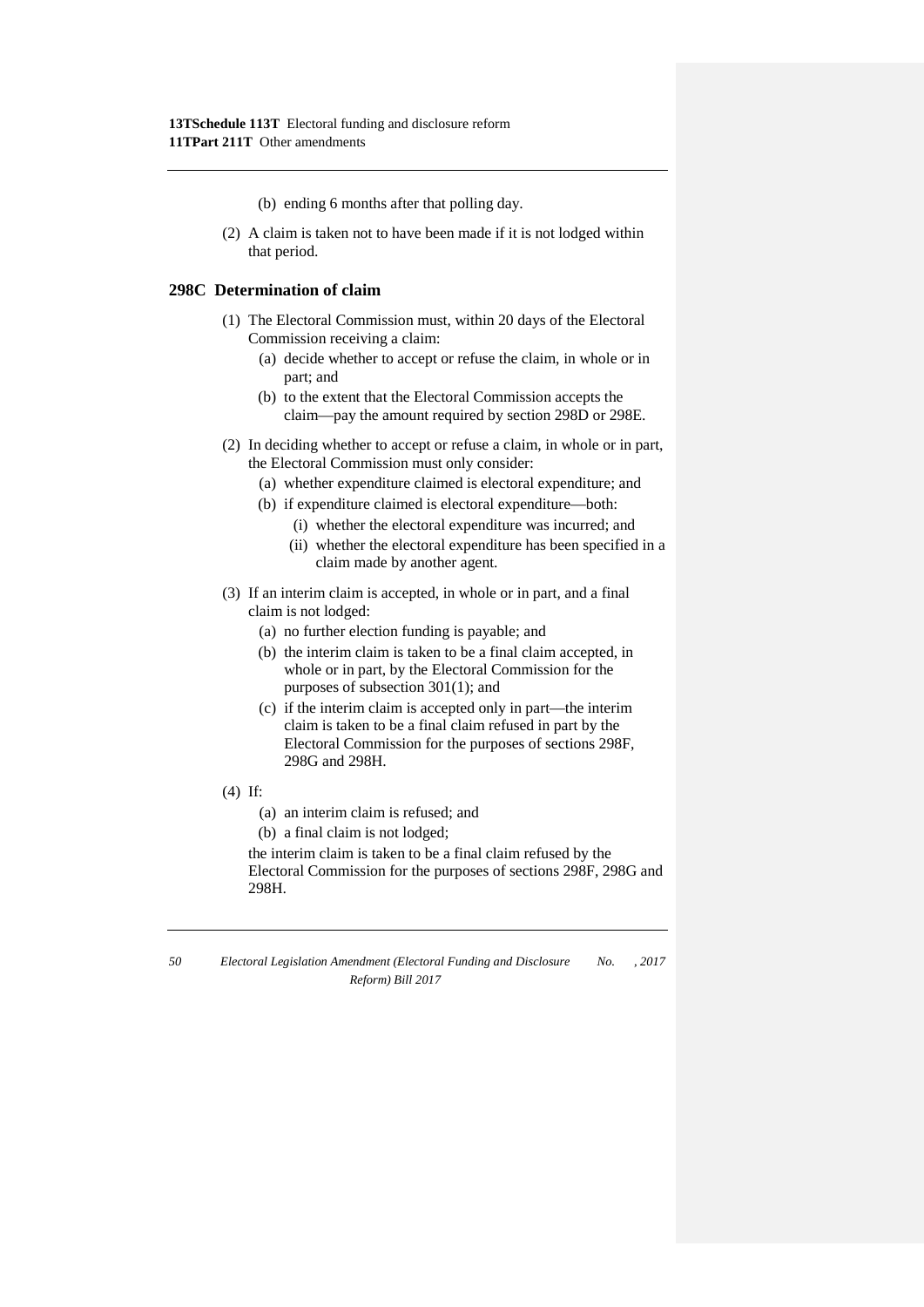(b) ending 6 months after that polling day.

(2) A claim is taken not to have been made if it is not lodged within that period.

### 298C Determination of claim

(1) The Electoral Commission must, within 20 days of the Electoral Commission receiving a claim:

   (a) decide whether to accept or refuse the claim, in whole or in part; and

   (b) to the extent that the Electoral Commission accepts the claim—pay the amount required by section 298D or 298E.

(2) In deciding whether to accept or refuse a claim, in whole or in part, the Electoral Commission must only consider:

   (a) whether expenditure claimed is electoral expenditure; and

   (b) if expenditure claimed is electoral expenditure—both:

      (i) whether the electoral expenditure was incurred; and

      (ii) whether the electoral expenditure has been specified in a claim made by another agent.

(3) If an interim claim is accepted, in whole or in part, and a final claim is not lodged:

   (a) no further election funding is payable; and

   (b) the interim claim is taken to be a final claim accepted, in whole or in part, by the Electoral Commission for the purposes of subsection 301(1); and

   (c) if the interim claim is accepted only in part—the interim claim is taken to be a final claim refused in part by the Electoral Commission for the purposes of sections 298F, 298G and 298H.

(4) If:

   (a) an interim claim is refused; and

   (b) a final claim is not lodged;

the interim claim is taken to be a final claim refused by the Electoral Commission for the purposes of sections 298F, 298G and 298H.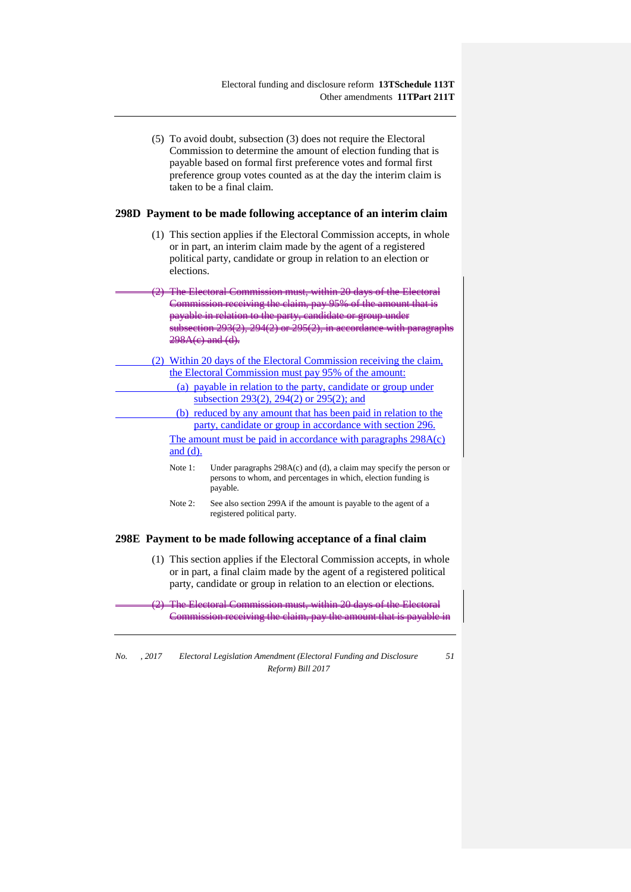(5) To avoid doubt, subsection (3) does not require the Electoral Commission to determine the amount of election funding that is payable based on formal first preference votes and formal first preference group votes counted as at the day the interim claim is taken to be a final claim.

### 298D Payment to be made following acceptance of an interim claim

(1) This section applies if the Electoral Commission accepts, in whole or in part, an interim claim made by the agent of a registered political party, candidate or group in relation to an election or elections.

~~(2) The Electoral Commission must, within 20 days of the Electoral Commission receiving the claim, pay 95% of the amount that is payable in relation to the party, candidate or group under subsection 293(2), 294(2) or 295(2), in accordance with paragraphs 298A(c) and (d).~~

(2) Within 20 days of the Electoral Commission receiving the claim, the Electoral Commission must pay 95% of the amount:

(a) payable in relation to the party, candidate or group under subsection 293(2), 294(2) or 295(2); and

(b) reduced by any amount that has been paid in relation to the party, candidate or group in accordance with section 296.

The amount must be paid in accordance with paragraphs 298A(c) and (d).

Note 1: Under paragraphs 298A(c) and (d), a claim may specify the person or persons to whom, and percentages in which, election funding is payable.

Note 2: See also section 299A if the amount is payable to the agent of a registered political party.

### 298E Payment to be made following acceptance of a final claim

(1) This section applies if the Electoral Commission accepts, in whole or in part, a final claim made by the agent of a registered political party, candidate or group in relation to an election or elections.

~~(2) The Electoral Commission must, within 20 days of the Electoral Commission receiving the claim, pay the amount that is payable in~~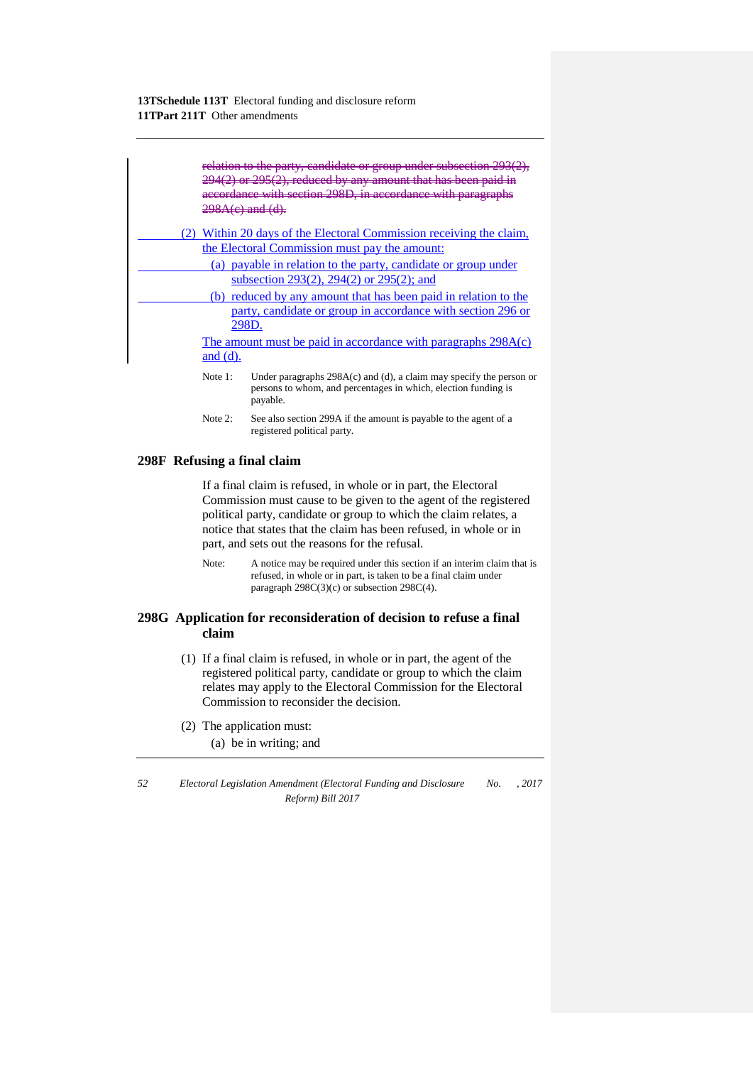~~relation to the party, candidate or group under subsection 293(2), 294(2) or 295(2), reduced by any amount that has been paid in accordance with section 298D, in accordance with paragraphs 298A(c) and (d).~~

(2) Within 20 days of the Electoral Commission receiving the claim, the Electoral Commission must pay the amount:

(a) payable in relation to the party, candidate or group under subsection 293(2), 294(2) or 295(2); and

(b) reduced by any amount that has been paid in relation to the party, candidate or group in accordance with section 296 or 298D.

The amount must be paid in accordance with paragraphs 298A(c) and (d).

Note 1: Under paragraphs 298A(c) and (d), a claim may specify the person or persons to whom, and percentages in which, election funding is payable.

Note 2: See also section 299A if the amount is payable to the agent of a registered political party.

## 298F Refusing a final claim

If a final claim is refused, in whole or in part, the Electoral Commission must cause to be given to the agent of the registered political party, candidate or group to which the claim relates, a notice that states that the claim has been refused, in whole or in part, and sets out the reasons for the refusal.

Note: A notice may be required under this section if an interim claim that is refused, in whole or in part, is taken to be a final claim under paragraph 298C(3)(c) or subsection 298C(4).

## 298G Application for reconsideration of decision to refuse a final claim

(1) If a final claim is refused, in whole or in part, the agent of the registered political party, candidate or group to which the claim relates may apply to the Electoral Commission for the Electoral Commission to reconsider the decision.

(2) The application must:

(a) be in writing; and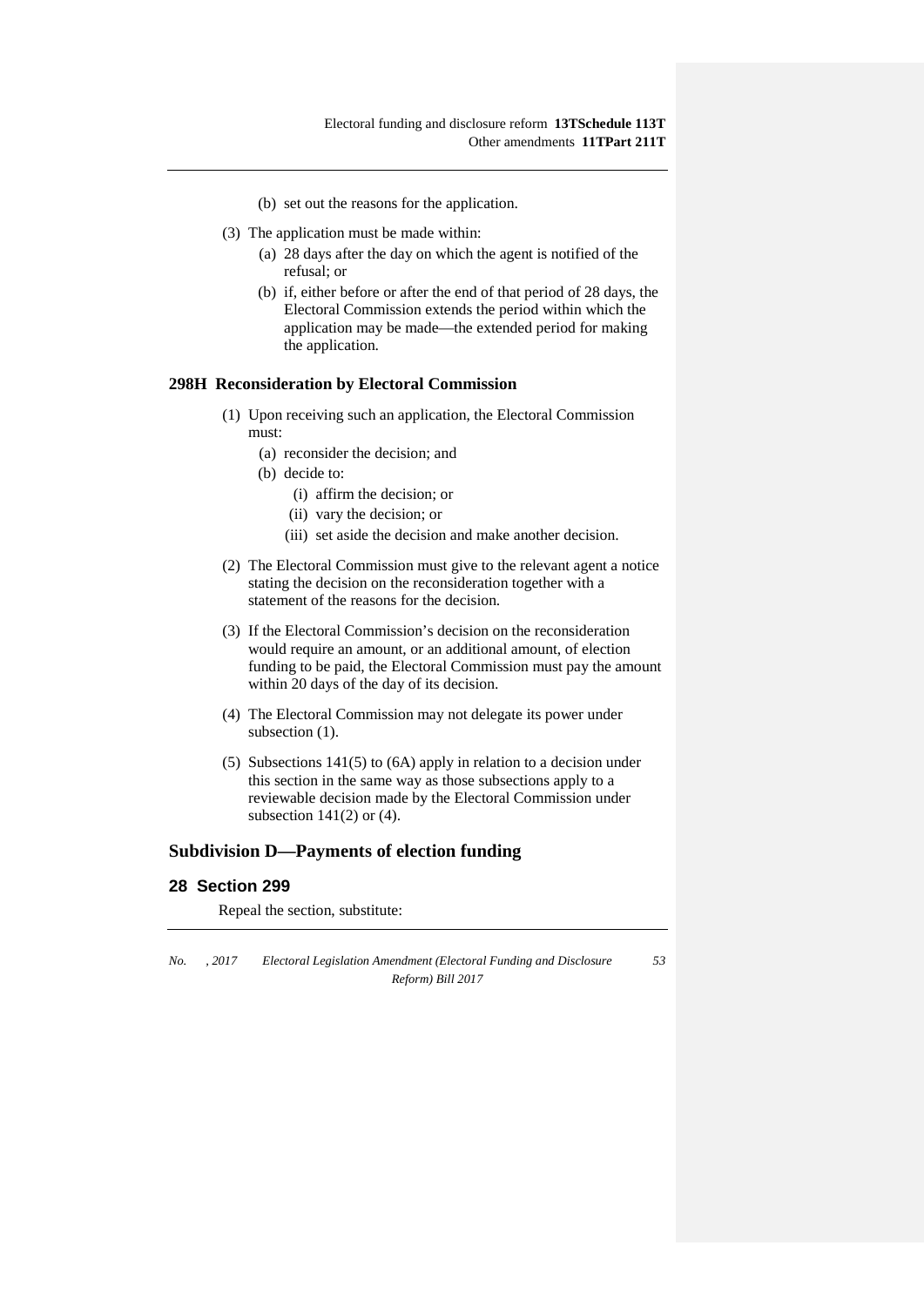(b) set out the reasons for the application.

(3) The application must be made within:

(a) 28 days after the day on which the agent is notified of the refusal; or

(b) if, either before or after the end of that period of 28 days, the Electoral Commission extends the period within which the application may be made—the extended period for making the application.

### 298H Reconsideration by Electoral Commission

(1) Upon receiving such an application, the Electoral Commission must:

(a) reconsider the decision; and

(b) decide to:

(i) affirm the decision; or

(ii) vary the decision; or

(iii) set aside the decision and make another decision.

(2) The Electoral Commission must give to the relevant agent a notice stating the decision on the reconsideration together with a statement of the reasons for the decision.

(3) If the Electoral Commission's decision on the reconsideration would require an amount, or an additional amount, of election funding to be paid, the Electoral Commission must pay the amount within 20 days of the day of its decision.

(4) The Electoral Commission may not delegate its power under subsection (1).

(5) Subsections 141(5) to (6A) apply in relation to a decision under this section in the same way as those subsections apply to a reviewable decision made by the Electoral Commission under subsection 141(2) or (4).

## Subdivision D—Payments of election funding

## 28 Section 299

Repeal the section, substitute: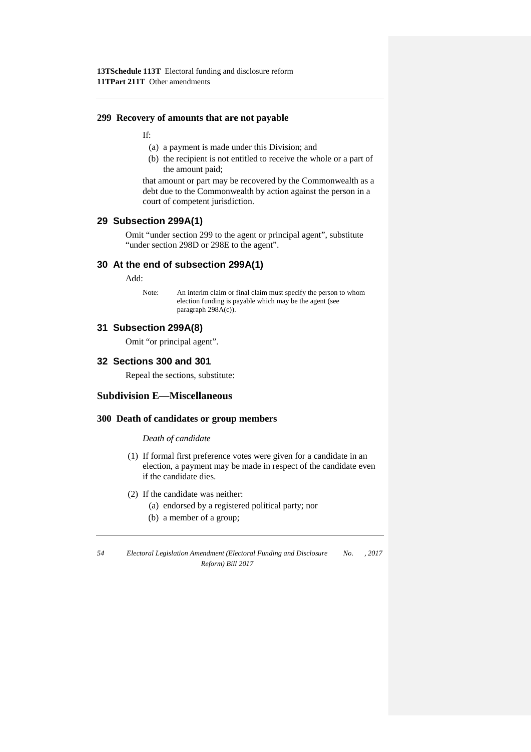### 299 Recovery of amounts that are not payable

If:

(a) a payment is made under this Division; and

(b) the recipient is not entitled to receive the whole or a part of the amount paid;

that amount or part may be recovered by the Commonwealth as a debt due to the Commonwealth by action against the person in a court of competent jurisdiction.

## 29 Subsection 299A(1)

Omit "under section 299 to the agent or principal agent", substitute "under section 298D or 298E to the agent".

## 30 At the end of subsection 299A(1)

Add:

Note: An interim claim or final claim must specify the person to whom election funding is payable which may be the agent (see paragraph 298A(c)).

## 31 Subsection 299A(8)

Omit "or principal agent".

## 32 Sections 300 and 301

Repeal the sections, substitute:

## Subdivision E—Miscellaneous

### 300 Death of candidates or group members

*Death of candidate*

(1) If formal first preference votes were given for a candidate in an election, a payment may be made in respect of the candidate even if the candidate dies.

(2) If the candidate was neither:

(a) endorsed by a registered political party; nor

(b) a member of a group;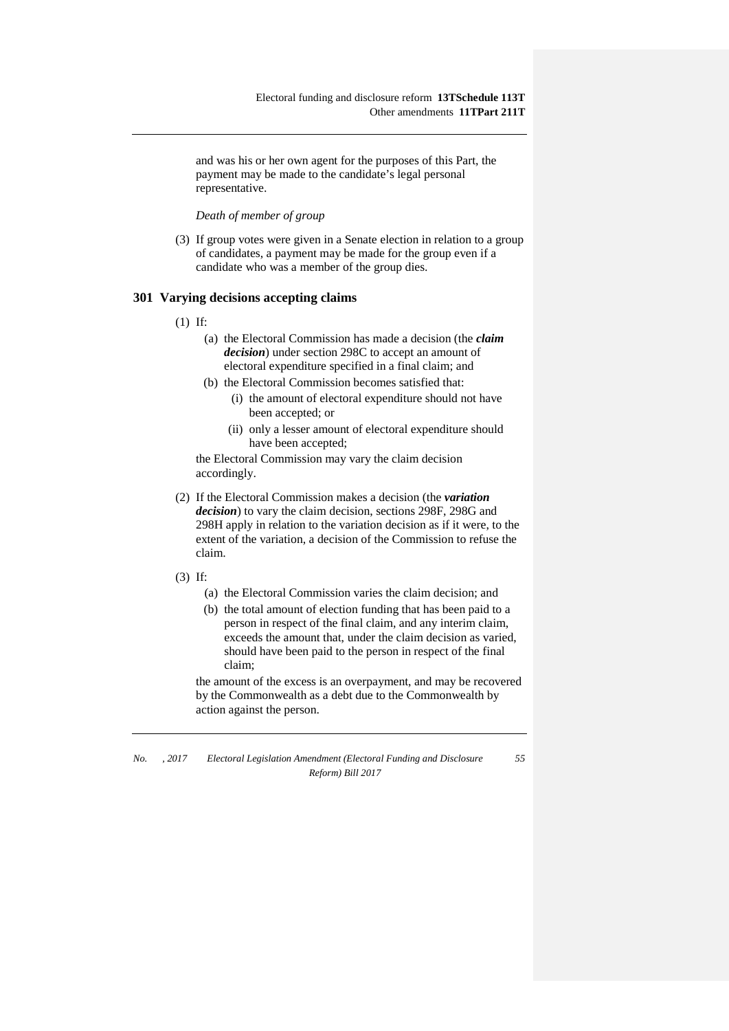and was his or her own agent for the purposes of this Part, the payment may be made to the candidate's legal personal representative.

*Death of member of group*

(3) If group votes were given in a Senate election in relation to a group of candidates, a payment may be made for the group even if a candidate who was a member of the group dies.

### 301 Varying decisions accepting claims

(1) If:

   (a) the Electoral Commission has made a decision (the ***claim decision***) under section 298C to accept an amount of electoral expenditure specified in a final claim; and

   (b) the Electoral Commission becomes satisfied that:

      (i) the amount of electoral expenditure should not have been accepted; or

      (ii) only a lesser amount of electoral expenditure should have been accepted;

   the Electoral Commission may vary the claim decision accordingly.

(2) If the Electoral Commission makes a decision (the ***variation decision***) to vary the claim decision, sections 298F, 298G and 298H apply in relation to the variation decision as if it were, to the extent of the variation, a decision of the Commission to refuse the claim.

(3) If:

   (a) the Electoral Commission varies the claim decision; and

   (b) the total amount of election funding that has been paid to a person in respect of the final claim, and any interim claim, exceeds the amount that, under the claim decision as varied, should have been paid to the person in respect of the final claim;

   the amount of the excess is an overpayment, and may be recovered by the Commonwealth as a debt due to the Commonwealth by action against the person.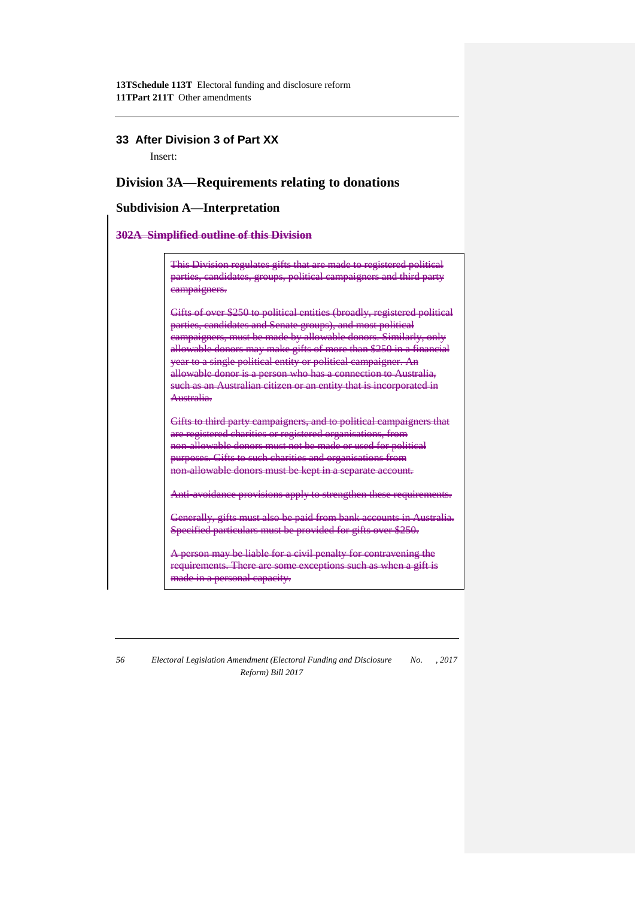## 33 After Division 3 of Part XX

Insert:

## Division 3A—Requirements relating to donations

### Subdivision A—Interpretation

#### ~~302A Simplified outline of this Division~~

> ~~This Division regulates gifts that are made to registered political parties, candidates, groups, political campaigners and third party campaigners.~~
>
> ~~Gifts of over $250 to political entities (broadly, registered political parties, candidates and Senate groups), and most political campaigners, must be made by allowable donors. Similarly, only allowable donors may make gifts of more than $250 in a financial year to a single political entity or political campaigner. An allowable donor is a person who has a connection to Australia, such as an Australian citizen or an entity that is incorporated in Australia.~~
>
> ~~Gifts to third party campaigners, and to political campaigners that are registered charities or registered organisations, from non-allowable donors must not be made or used for political purposes. Gifts to such charities and organisations from non-allowable donors must be kept in a separate account.~~
>
> ~~Anti-avoidance provisions apply to strengthen these requirements.~~
>
> ~~Generally, gifts must also be paid from bank accounts in Australia. Specified particulars must be provided for gifts over $250.~~
>
> ~~A person may be liable for a civil penalty for contravening the requirements. There are some exceptions such as when a gift is made in a personal capacity.~~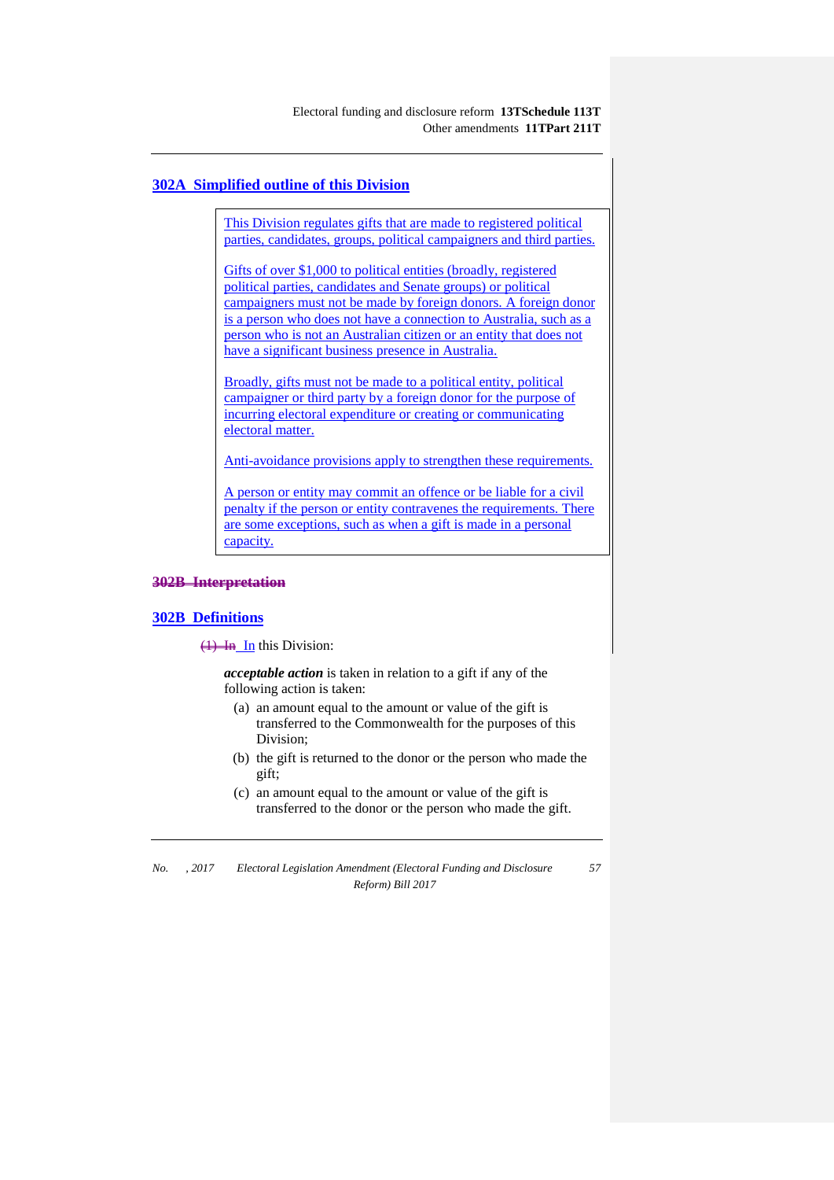## 302A Simplified outline of this Division

> This Division regulates gifts that are made to registered political parties, candidates, groups, political campaigners and third parties.
>
> Gifts of over $1,000 to political entities (broadly, registered political parties, candidates and Senate groups) or political campaigners must not be made by foreign donors. A foreign donor is a person who does not have a connection to Australia, such as a person who is not an Australian citizen or an entity that does not have a significant business presence in Australia.
>
> Broadly, gifts must not be made to a political entity, political campaigner or third party by a foreign donor for the purpose of incurring electoral expenditure or creating or communicating electoral matter.
>
> Anti-avoidance provisions apply to strengthen these requirements.
>
> A person or entity may commit an offence or be liable for a civil penalty if the person or entity contravenes the requirements. There are some exceptions, such as when a gift is made in a personal capacity.

## ~~302B Interpretation~~

## 302B Definitions

~~(1) In~~ In this Division:

***acceptable action*** is taken in relation to a gift if any of the following action is taken:

(a) an amount equal to the amount or value of the gift is transferred to the Commonwealth for the purposes of this Division;

(b) the gift is returned to the donor or the person who made the gift;

(c) an amount equal to the amount or value of the gift is transferred to the donor or the person who made the gift.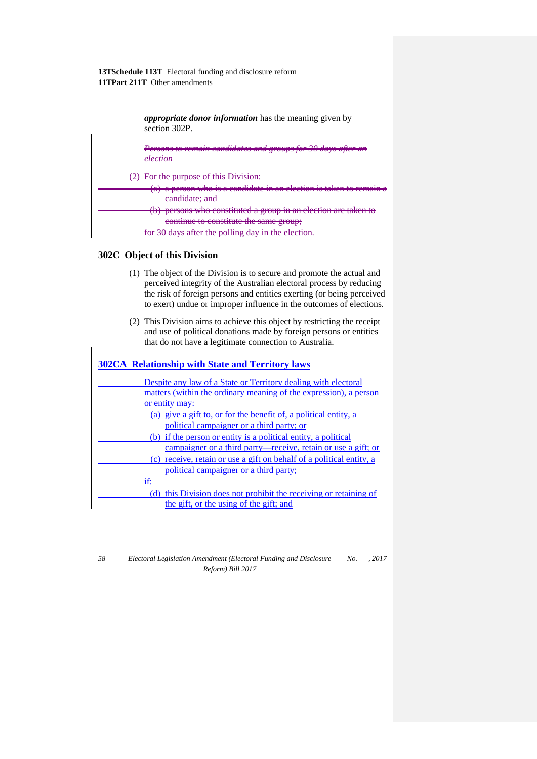***appropriate donor information*** has the meaning given by section 302P.

~~*Persons to remain candidates and groups for 30 days after an election*~~

~~(2) For the purpose of this Division:~~

~~(a) a person who is a candidate in an election is taken to remain a candidate; and~~

~~(b) persons who constituted a group in an election are taken to continue to constitute the same group;~~

~~for 30 days after the polling day in the election.~~

### 302C Object of this Division

(1) The object of the Division is to secure and promote the actual and perceived integrity of the Australian electoral process by reducing the risk of foreign persons and entities exerting (or being perceived to exert) undue or improper influence in the outcomes of elections.

(2) This Division aims to achieve this object by restricting the receipt and use of political donations made by foreign persons or entities that do not have a legitimate connection to Australia.

### 302CA Relationship with State and Territory laws

Despite any law of a State or Territory dealing with electoral matters (within the ordinary meaning of the expression), a person or entity may:

(a) give a gift to, or for the benefit of, a political entity, a political campaigner or a third party; or

(b) if the person or entity is a political entity, a political campaigner or a third party—receive, retain or use a gift; or

(c) receive, retain or use a gift on behalf of a political entity, a political campaigner or a third party;

if:

(d) this Division does not prohibit the receiving or retaining of the gift, or the using of the gift; and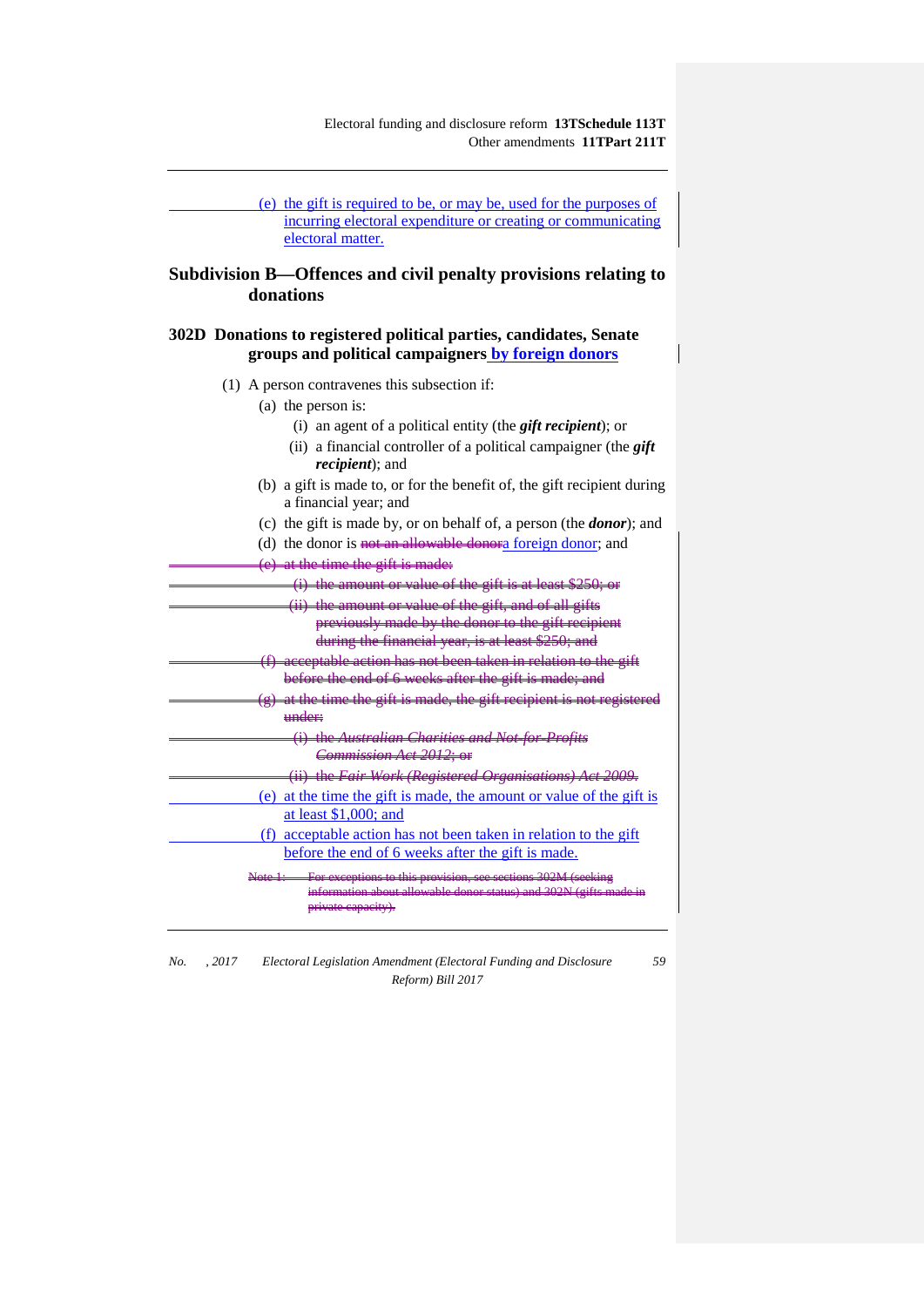(e) the gift is required to be, or may be, used for the purposes of incurring electoral expenditure or creating or communicating electoral matter.

## Subdivision B—Offences and civil penalty provisions relating to donations

### 302D Donations to registered political parties, candidates, Senate groups and political campaigners by foreign donors

(1) A person contravenes this subsection if:

(a) the person is:

(i) an agent of a political entity (the ***gift recipient***); or

(ii) a financial controller of a political campaigner (the ***gift recipient***); and

(b) a gift is made to, or for the benefit of, the gift recipient during a financial year; and

(c) the gift is made by, or on behalf of, a person (the ***donor***); and

(d) the donor is ~~not an allowable donor~~a foreign donor; and

~~(e) at the time the gift is made:~~

~~(i) the amount or value of the gift is at least $250; or~~

~~(ii) the amount or value of the gift, and of all gifts previously made by the donor to the gift recipient during the financial year, is at least $250; and~~

~~(f) acceptable action has not been taken in relation to the gift before the end of 6 weeks after the gift is made; and~~

~~(g) at the time the gift is made, the gift recipient is not registered under:~~

~~(i) the *Australian Charities and Not-for-Profits Commission Act 2012*; or~~

~~(ii) the *Fair Work (Registered Organisations) Act 2009*.~~

(e) at the time the gift is made, the amount or value of the gift is at least $1,000; and

(f) acceptable action has not been taken in relation to the gift before the end of 6 weeks after the gift is made.

~~Note 1: For exceptions to this provision, see sections 302M (seeking information about allowable donor status) and 302N (gifts made in private capacity).~~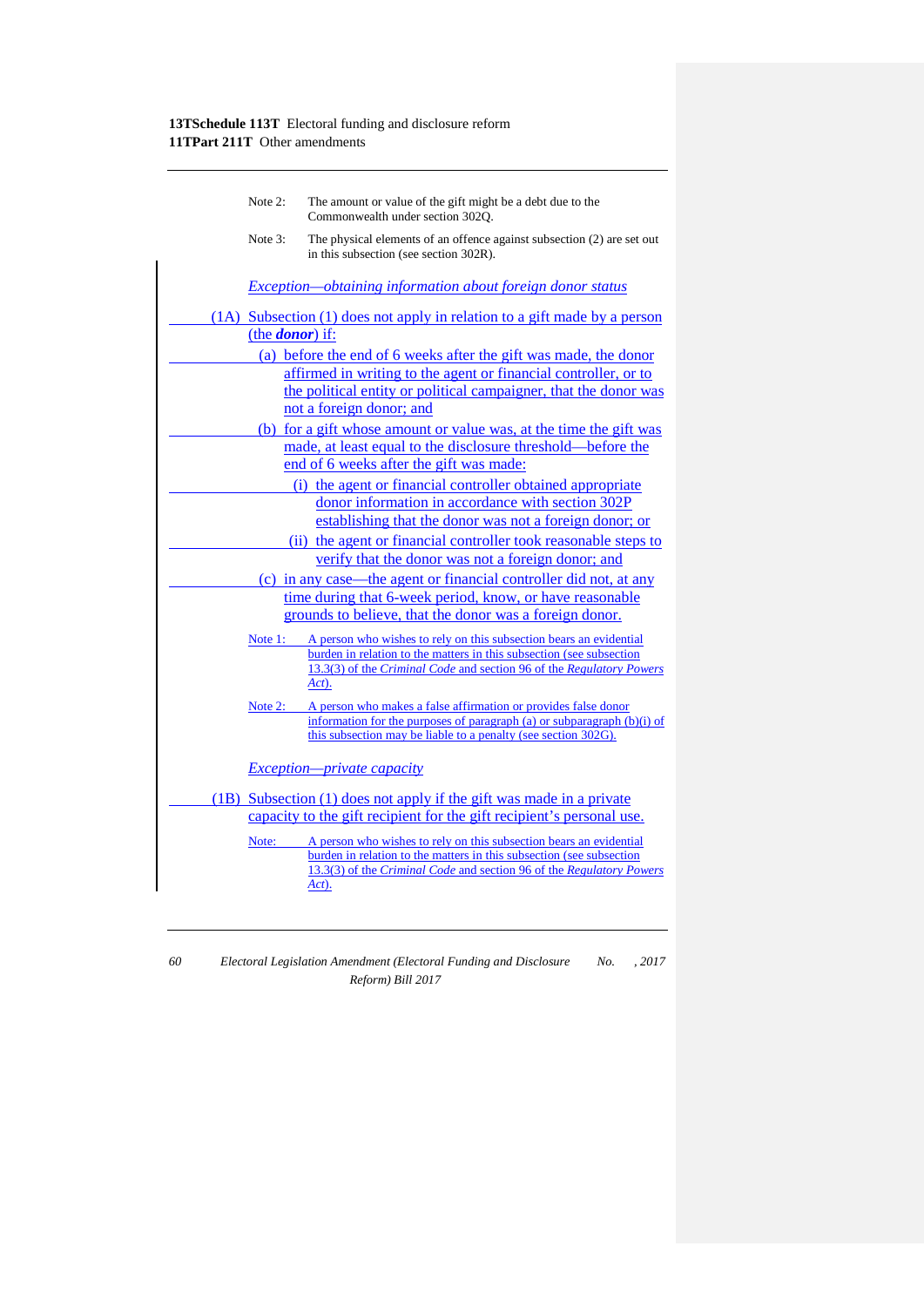Note 2: The amount or value of the gift might be a debt due to the Commonwealth under section 302Q.

Note 3: The physical elements of an offence against subsection (2) are set out in this subsection (see section 302R).

*Exception—obtaining information about foreign donor status*

(1A) Subsection (1) does not apply in relation to a gift made by a person (the ***donor***) if:

- (a) before the end of 6 weeks after the gift was made, the donor affirmed in writing to the agent or financial controller, or to the political entity or political campaigner, that the donor was not a foreign donor; and
- (b) for a gift whose amount or value was, at the time the gift was made, at least equal to the disclosure threshold—before the end of 6 weeks after the gift was made:
  - (i) the agent or financial controller obtained appropriate donor information in accordance with section 302P establishing that the donor was not a foreign donor; or
  - (ii) the agent or financial controller took reasonable steps to verify that the donor was not a foreign donor; and
- (c) in any case—the agent or financial controller did not, at any time during that 6-week period, know, or have reasonable grounds to believe, that the donor was a foreign donor.

Note 1: A person who wishes to rely on this subsection bears an evidential burden in relation to the matters in this subsection (see subsection 13.3(3) of the *Criminal Code* and section 96 of the *Regulatory Powers Act*).

Note 2: A person who makes a false affirmation or provides false donor information for the purposes of paragraph (a) or subparagraph (b)(i) of this subsection may be liable to a penalty (see section 302G).

*Exception—private capacity*

(1B) Subsection (1) does not apply if the gift was made in a private capacity to the gift recipient for the gift recipient's personal use.

Note: A person who wishes to rely on this subsection bears an evidential burden in relation to the matters in this subsection (see subsection 13.3(3) of the *Criminal Code* and section 96 of the *Regulatory Powers Act*).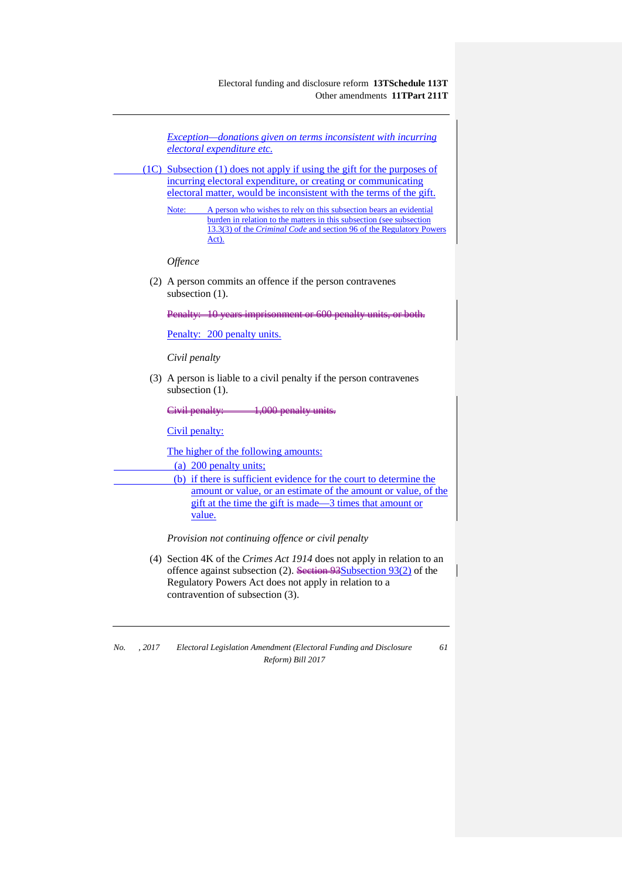*Exception—donations given on terms inconsistent with incurring electoral expenditure etc.*

(1C) Subsection (1) does not apply if using the gift for the purposes of incurring electoral expenditure, or creating or communicating electoral matter, would be inconsistent with the terms of the gift.

Note: A person who wishes to rely on this subsection bears an evidential burden in relation to the matters in this subsection (see subsection 13.3(3) of the *Criminal Code* and section 96 of the Regulatory Powers Act).

*Offence*

(2) A person commits an offence if the person contravenes subsection (1).

~~Penalty: 10 years imprisonment or 600 penalty units, or both.~~

Penalty: 200 penalty units.

*Civil penalty*

(3) A person is liable to a civil penalty if the person contravenes subsection (1).

~~Civil penalty: 1,000 penalty units.~~

Civil penalty:

The higher of the following amounts:

(a) 200 penalty units;

(b) if there is sufficient evidence for the court to determine the amount or value, or an estimate of the amount or value, of the gift at the time the gift is made—3 times that amount or value.

*Provision not continuing offence or civil penalty*

(4) Section 4K of the *Crimes Act 1914* does not apply in relation to an offence against subsection (2). ~~Section 93~~Subsection 93(2) of the Regulatory Powers Act does not apply in relation to a contravention of subsection (3).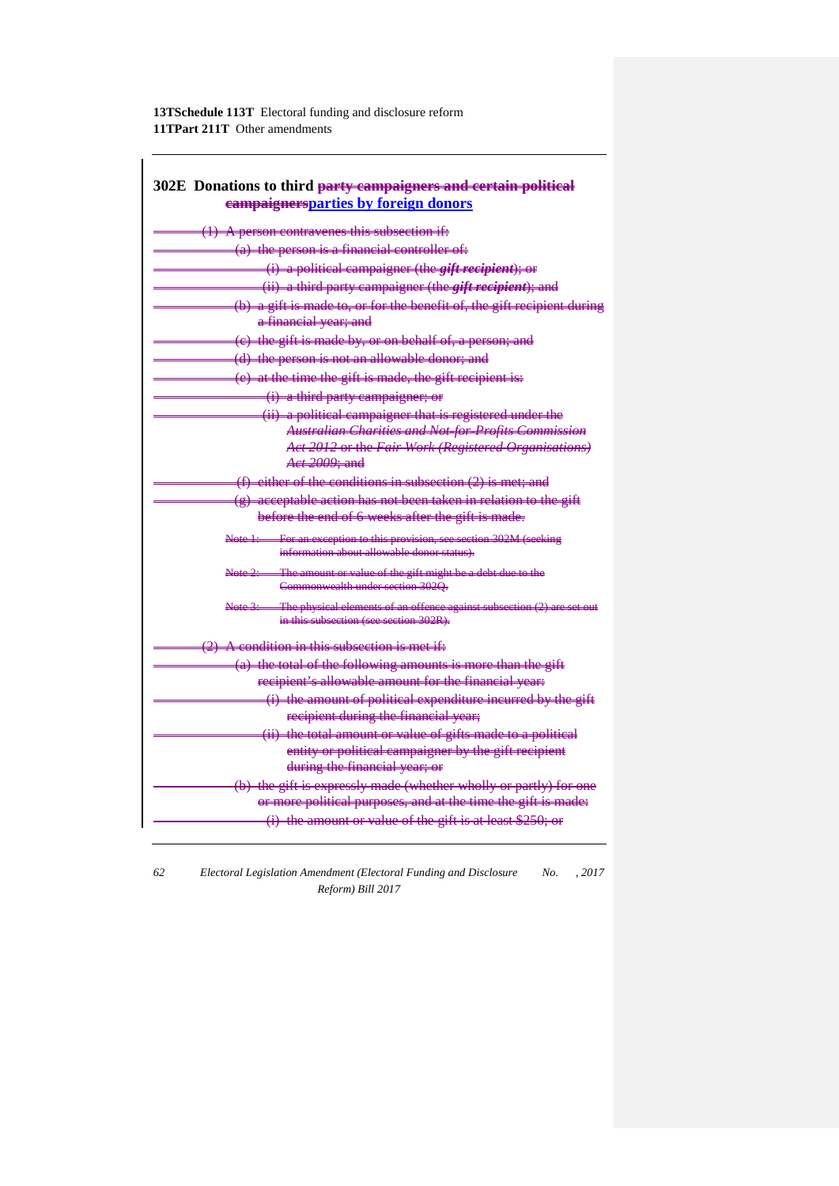## 302E Donations to third ~~party campaigners and certain political campaigners~~parties by foreign donors

~~(1) A person contravenes this subsection if:~~

~~(a) the person is a financial controller of:~~

~~(i) a political campaigner (the ***gift recipient***); or~~

~~(ii) a third party campaigner (the ***gift recipient***); and~~

~~(b) a gift is made to, or for the benefit of, the gift recipient during a financial year; and~~

~~(c) the gift is made by, or on behalf of, a person; and~~

~~(d) the person is not an allowable donor; and~~

~~(e) at the time the gift is made, the gift recipient is:~~

~~(i) a third party campaigner; or~~

~~(ii) a political campaigner that is registered under the *Australian Charities and Not-for-Profits Commission Act 2012* or the *Fair Work (Registered Organisations) Act 2009*; and~~

~~(f) either of the conditions in subsection (2) is met; and~~

~~(g) acceptable action has not been taken in relation to the gift before the end of 6 weeks after the gift is made.~~

~~Note 1: For an exception to this provision, see section 302M (seeking information about allowable donor status).~~

~~Note 2: The amount or value of the gift might be a debt due to the Commonwealth under section 302Q.~~

~~Note 3: The physical elements of an offence against subsection (2) are set out in this subsection (see section 302R).~~

~~(2) A condition in this subsection is met if:~~

~~(a) the total of the following amounts is more than the gift recipient's allowable amount for the financial year:~~

~~(i) the amount of political expenditure incurred by the gift recipient during the financial year;~~

~~(ii) the total amount or value of gifts made to a political entity or political campaigner by the gift recipient during the financial year; or~~

~~(b) the gift is expressly made (whether wholly or partly) for one or more political purposes, and at the time the gift is made:~~

~~(i) the amount or value of the gift is at least $250; or~~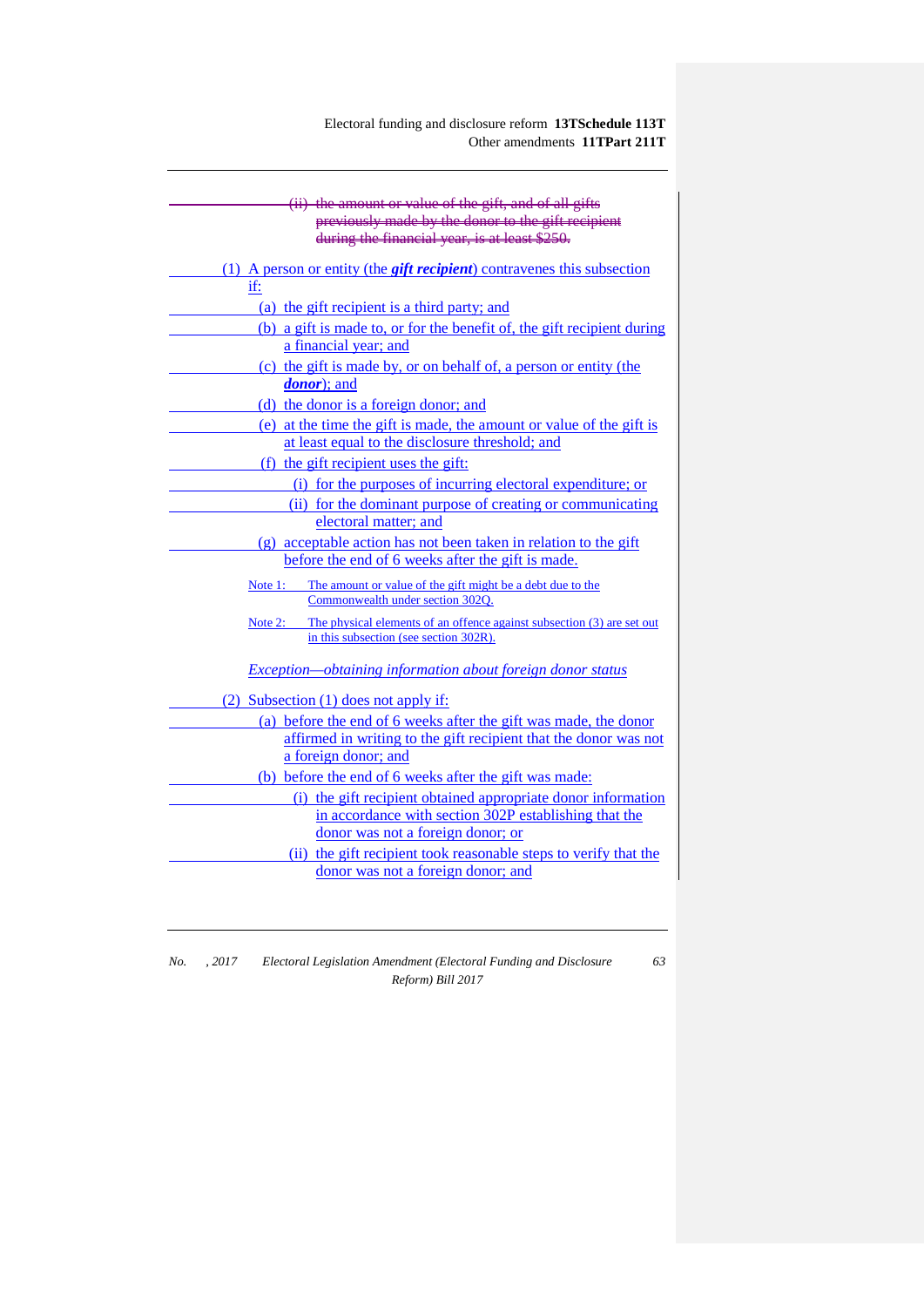~~(ii) the amount or value of the gift, and of all gifts previously made by the donor to the gift recipient during the financial year, is at least $250.~~

(1) A person or entity (the ***gift recipient***) contravenes this subsection if:

(a) the gift recipient is a third party; and

(b) a gift is made to, or for the benefit of, the gift recipient during a financial year; and

(c) the gift is made by, or on behalf of, a person or entity (the ***donor***); and

(d) the donor is a foreign donor; and

(e) at the time the gift is made, the amount or value of the gift is at least equal to the disclosure threshold; and

(f) the gift recipient uses the gift:

(i) for the purposes of incurring electoral expenditure; or

(ii) for the dominant purpose of creating or communicating electoral matter; and

(g) acceptable action has not been taken in relation to the gift before the end of 6 weeks after the gift is made.

Note 1: The amount or value of the gift might be a debt due to the Commonwealth under section 302Q.

Note 2: The physical elements of an offence against subsection (3) are set out in this subsection (see section 302R).

*Exception—obtaining information about foreign donor status*

(2) Subsection (1) does not apply if:

(a) before the end of 6 weeks after the gift was made, the donor affirmed in writing to the gift recipient that the donor was not a foreign donor; and

(b) before the end of 6 weeks after the gift was made:

(i) the gift recipient obtained appropriate donor information in accordance with section 302P establishing that the donor was not a foreign donor; or

(ii) the gift recipient took reasonable steps to verify that the donor was not a foreign donor; and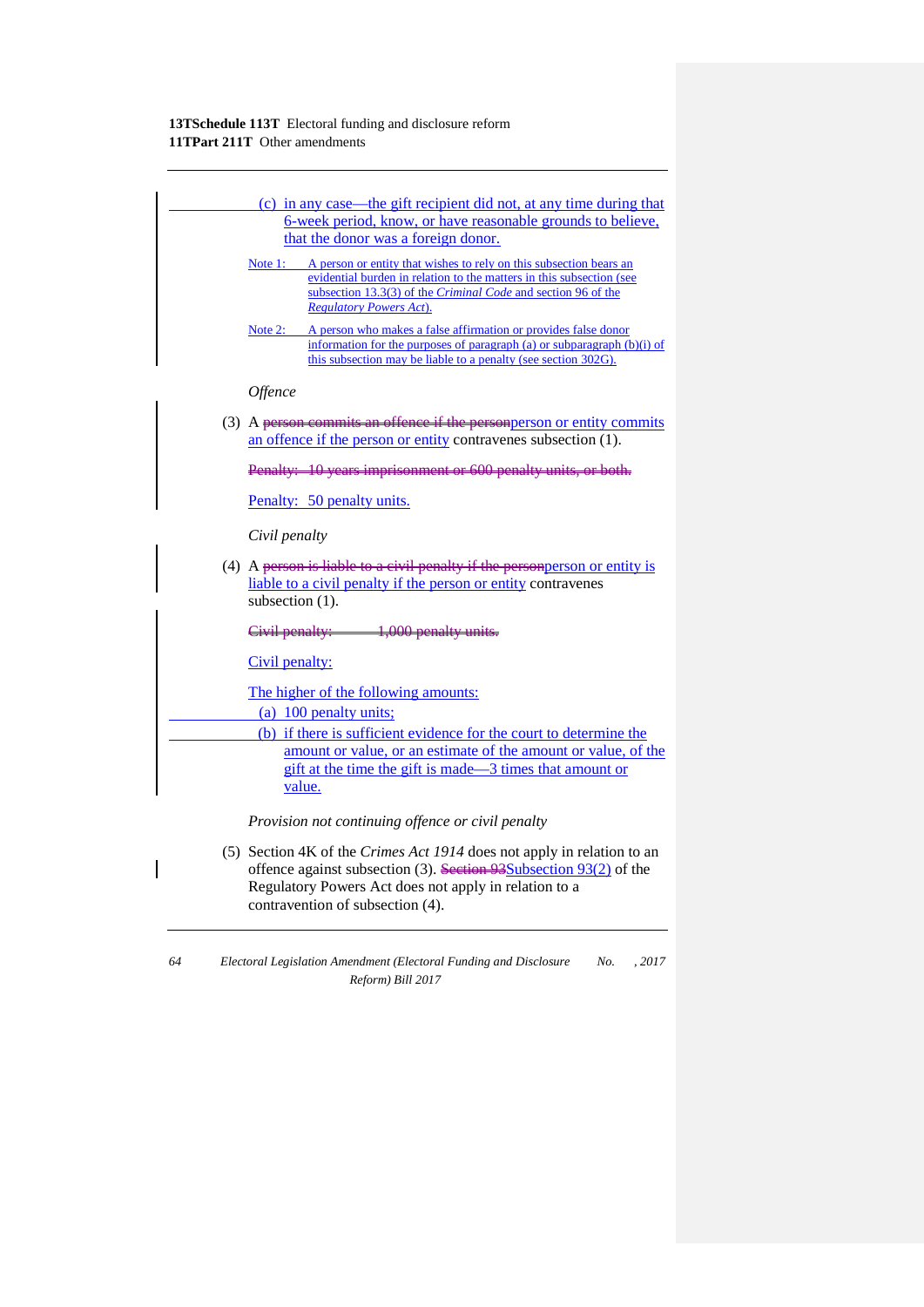(c) in any case—the gift recipient did not, at any time during that 6-week period, know, or have reasonable grounds to believe, that the donor was a foreign donor.

Note 1: A person or entity that wishes to rely on this subsection bears an evidential burden in relation to the matters in this subsection (see subsection 13.3(3) of the *Criminal Code* and section 96 of the *Regulatory Powers Act*).

Note 2: A person who makes a false affirmation or provides false donor information for the purposes of paragraph (a) or subparagraph (b)(i) of this subsection may be liable to a penalty (see section 302G).

*Offence*

(3) A ~~person commits an offence if the person~~person or entity commits an offence if the person or entity contravenes subsection (1).

~~Penalty: 10 years imprisonment or 600 penalty units, or both.~~

Penalty: 50 penalty units.

*Civil penalty*

(4) A ~~person is liable to a civil penalty if the person~~person or entity is liable to a civil penalty if the person or entity contravenes subsection (1).

~~Civil penalty: 1,000 penalty units.~~

Civil penalty:

The higher of the following amounts:

(a) 100 penalty units;

(b) if there is sufficient evidence for the court to determine the amount or value, or an estimate of the amount or value, of the gift at the time the gift is made—3 times that amount or value.

*Provision not continuing offence or civil penalty*

(5) Section 4K of the *Crimes Act 1914* does not apply in relation to an offence against subsection (3). ~~Section 93~~Subsection 93(2) of the Regulatory Powers Act does not apply in relation to a contravention of subsection (4).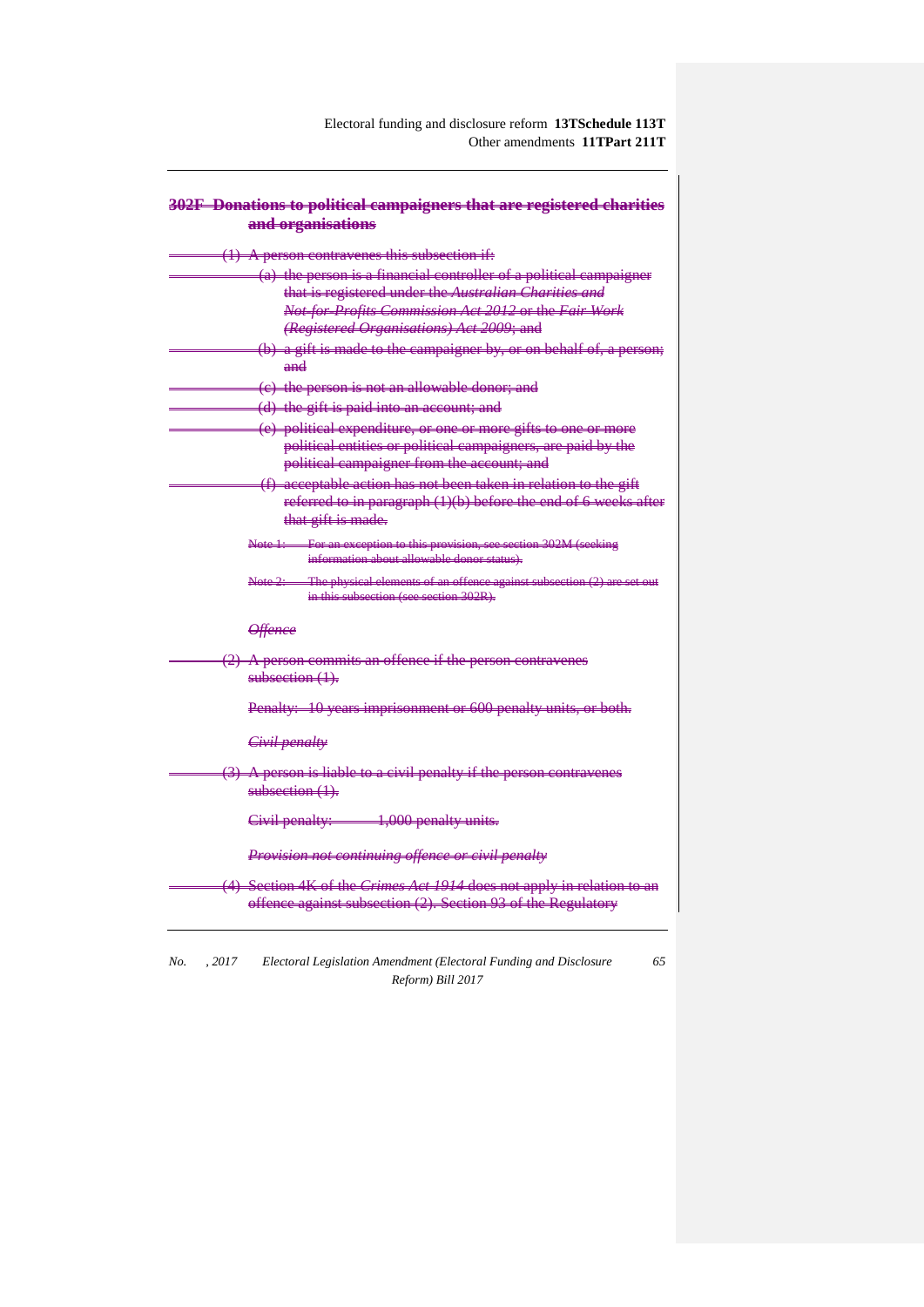### 302F Donations to political campaigners that are registered charities and organisations

(1) A person contravenes this subsection if:

(a) the person is a financial controller of a political campaigner that is registered under the *Australian Charities and Not-for-Profits Commission Act 2012* or the *Fair Work (Registered Organisations) Act 2009*; and

(b) a gift is made to the campaigner by, or on behalf of, a person; and

(c) the person is not an allowable donor; and

(d) the gift is paid into an account; and

(e) political expenditure, or one or more gifts to one or more political entities or political campaigners, are paid by the political campaigner from the account; and

(f) acceptable action has not been taken in relation to the gift referred to in paragraph (1)(b) before the end of 6 weeks after that gift is made.

Note 1: For an exception to this provision, see section 302M (seeking information about allowable donor status).

Note 2: The physical elements of an offence against subsection (2) are set out in this subsection (see section 302R).

*Offence*

(2) A person commits an offence if the person contravenes subsection (1).

Penalty: 10 years imprisonment or 600 penalty units, or both.

*Civil penalty*

(3) A person is liable to a civil penalty if the person contravenes subsection (1).

Civil penalty: 1,000 penalty units.

*Provision not continuing offence or civil penalty*

(4) Section 4K of the *Crimes Act 1914* does not apply in relation to an offence against subsection (2). Section 93 of the Regulatory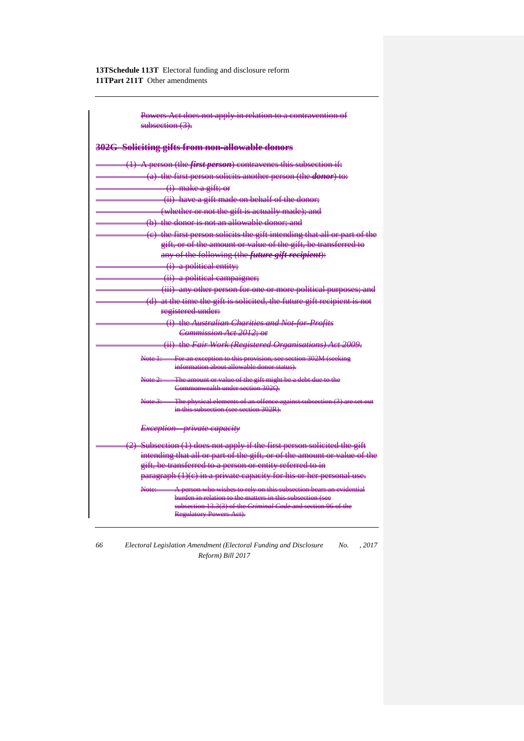Powers Act does not apply in relation to a contravention of subsection (3).

## 302G Soliciting gifts from non-allowable donors

(1) A person (the ***first person***) contravenes this subsection if:

(a) the first person solicits another person (the ***donor***) to:

(i) make a gift; or

(ii) have a gift made on behalf of the donor;

(whether or not the gift is actually made); and

(b) the donor is not an allowable donor; and

(c) the first person solicits the gift intending that all or part of the gift, or of the amount or value of the gift, be transferred to any of the following (the ***future gift recipient***):

(i) a political entity;

(ii) a political campaigner;

(iii) any other person for one or more political purposes; and

(d) at the time the gift is solicited, the future gift recipient is not registered under:

(i) the *Australian Charities and Not-for-Profits Commission Act 2012*; or

(ii) the *Fair Work (Registered Organisations) Act 2009*.

Note 1: For an exception to this provision, see section 302M (seeking information about allowable donor status).

Note 2: The amount or value of the gift might be a debt due to the Commonwealth under section 302Q.

Note 3: The physical elements of an offence against subsection (3) are set out in this subsection (see section 302R).

*Exception—private capacity*

(2) Subsection (1) does not apply if the first person solicited the gift intending that all or part of the gift, or of the amount or value of the gift, be transferred to a person or entity referred to in paragraph (1)(c) in a private capacity for his or her personal use.

Note: A person who wishes to rely on this subsection bears an evidential burden in relation to the matters in this subsection (see subsection 13.3(3) of the *Criminal Code* and section 96 of the Regulatory Powers Act).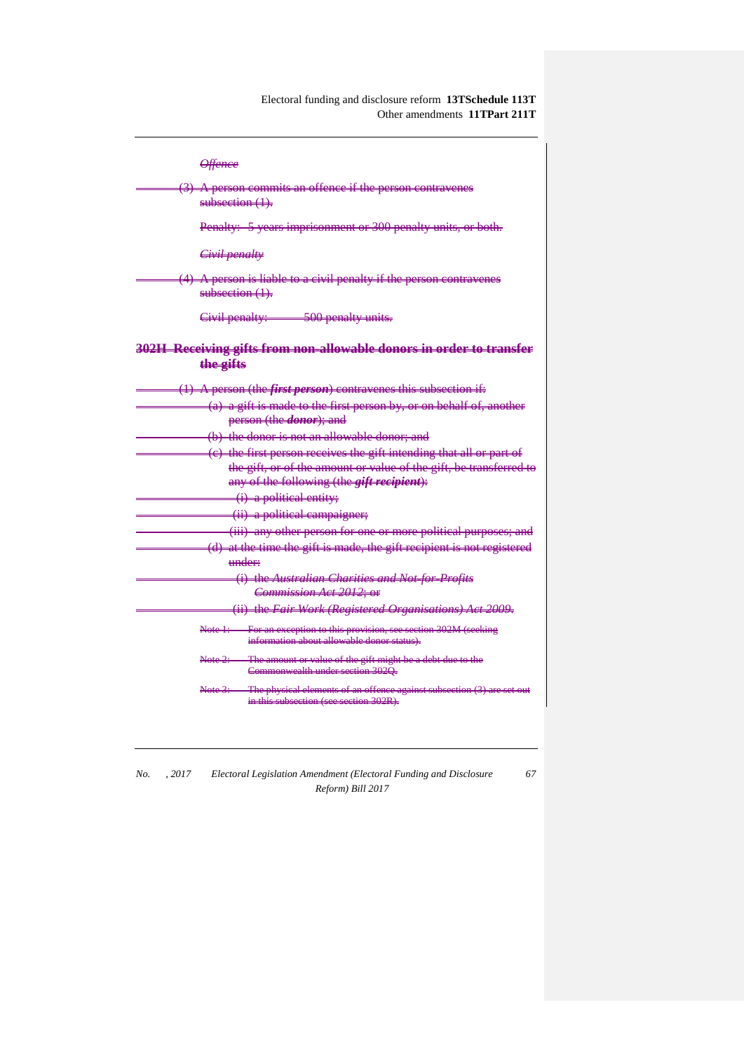*Offence*

(3) A person commits an offence if the person contravenes subsection (1).

Penalty: 5 years imprisonment or 300 penalty units, or both.

*Civil penalty*

(4) A person is liable to a civil penalty if the person contravenes subsection (1).

Civil penalty: 500 penalty units.

## 302H Receiving gifts from non-allowable donors in order to transfer the gifts

(1) A person (the ***first person***) contravenes this subsection if:

(a) a gift is made to the first person by, or on behalf of, another person (the ***donor***); and

(b) the donor is not an allowable donor; and

(c) the first person receives the gift intending that all or part of the gift, or of the amount or value of the gift, be transferred to any of the following (the ***gift recipient***):

(i) a political entity;

(ii) a political campaigner;

(iii) any other person for one or more political purposes; and

(d) at the time the gift is made, the gift recipient is not registered under:

(i) the *Australian Charities and Not-for-Profits Commission Act 2012*; or

(ii) the *Fair Work (Registered Organisations) Act 2009*.

Note 1: For an exception to this provision, see section 302M (seeking information about allowable donor status).

Note 2: The amount or value of the gift might be a debt due to the Commonwealth under section 302Q.

Note 3: The physical elements of an offence against subsection (3) are set out in this subsection (see section 302R).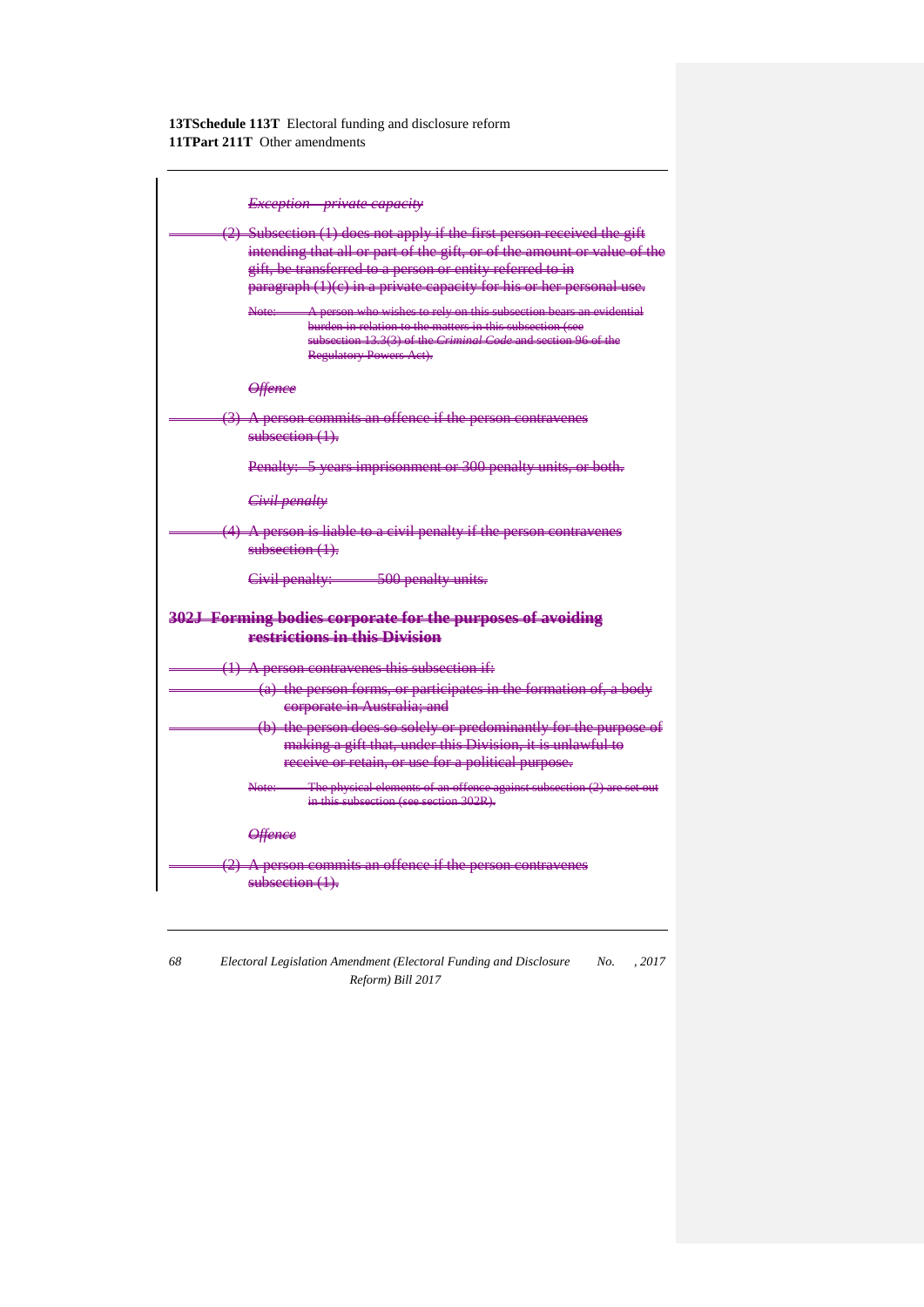*Exception—private capacity*

(2) Subsection (1) does not apply if the first person received the gift intending that all or part of the gift, or of the amount or value of the gift, be transferred to a person or entity referred to in paragraph (1)(c) in a private capacity for his or her personal use.

Note: A person who wishes to rely on this subsection bears an evidential burden in relation to the matters in this subsection (see subsection 13.3(3) of the *Criminal Code* and section 96 of the Regulatory Powers Act).

*Offence*

(3) A person commits an offence if the person contravenes subsection (1).

Penalty: 5 years imprisonment or 300 penalty units, or both.

*Civil penalty*

(4) A person is liable to a civil penalty if the person contravenes subsection (1).

Civil penalty: 500 penalty units.

### 302J Forming bodies corporate for the purposes of avoiding restrictions in this Division

(1) A person contravenes this subsection if:

(a) the person forms, or participates in the formation of, a body corporate in Australia; and

(b) the person does so solely or predominantly for the purpose of making a gift that, under this Division, it is unlawful to receive or retain, or use for a political purpose.

Note: The physical elements of an offence against subsection (2) are set out in this subsection (see section 302R).

*Offence*

(2) A person commits an offence if the person contravenes subsection (1).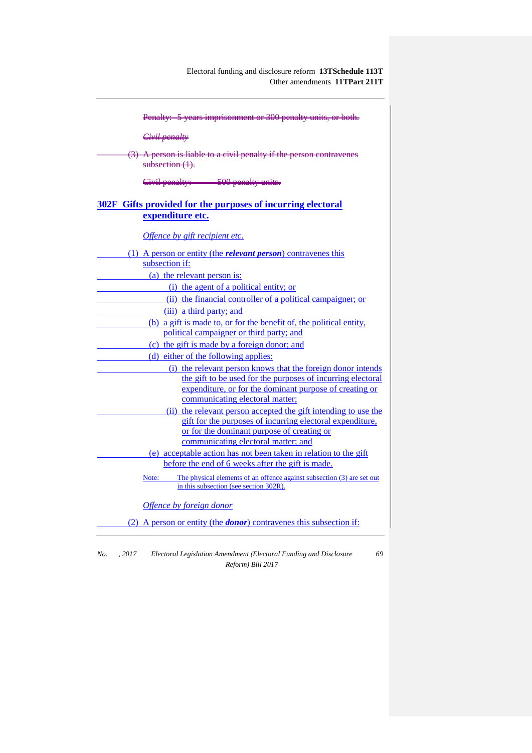~~Penalty: 5 years imprisonment or 300 penalty units, or both.~~

~~*Civil penalty*~~

~~(3) A person is liable to a civil penalty if the person contravenes subsection (1).~~

~~Civil penalty: 500 penalty units.~~

## 302F Gifts provided for the purposes of incurring electoral expenditure etc.

*Offence by gift recipient etc.*

(1) A person or entity (the ***relevant person***) contravenes this subsection if:

- (a) the relevant person is:
  - (i) the agent of a political entity; or
  - (ii) the financial controller of a political campaigner; or
  - (iii) a third party; and
- (b) a gift is made to, or for the benefit of, the political entity, political campaigner or third party; and
- (c) the gift is made by a foreign donor; and
- (d) either of the following applies:
  - (i) the relevant person knows that the foreign donor intends the gift to be used for the purposes of incurring electoral expenditure, or for the dominant purpose of creating or communicating electoral matter;
  - (ii) the relevant person accepted the gift intending to use the gift for the purposes of incurring electoral expenditure, or for the dominant purpose of creating or communicating electoral matter; and
- (e) acceptable action has not been taken in relation to the gift before the end of 6 weeks after the gift is made.

Note: The physical elements of an offence against subsection (3) are set out in this subsection (see section 302R).

*Offence by foreign donor*

(2) A person or entity (the ***donor***) contravenes this subsection if: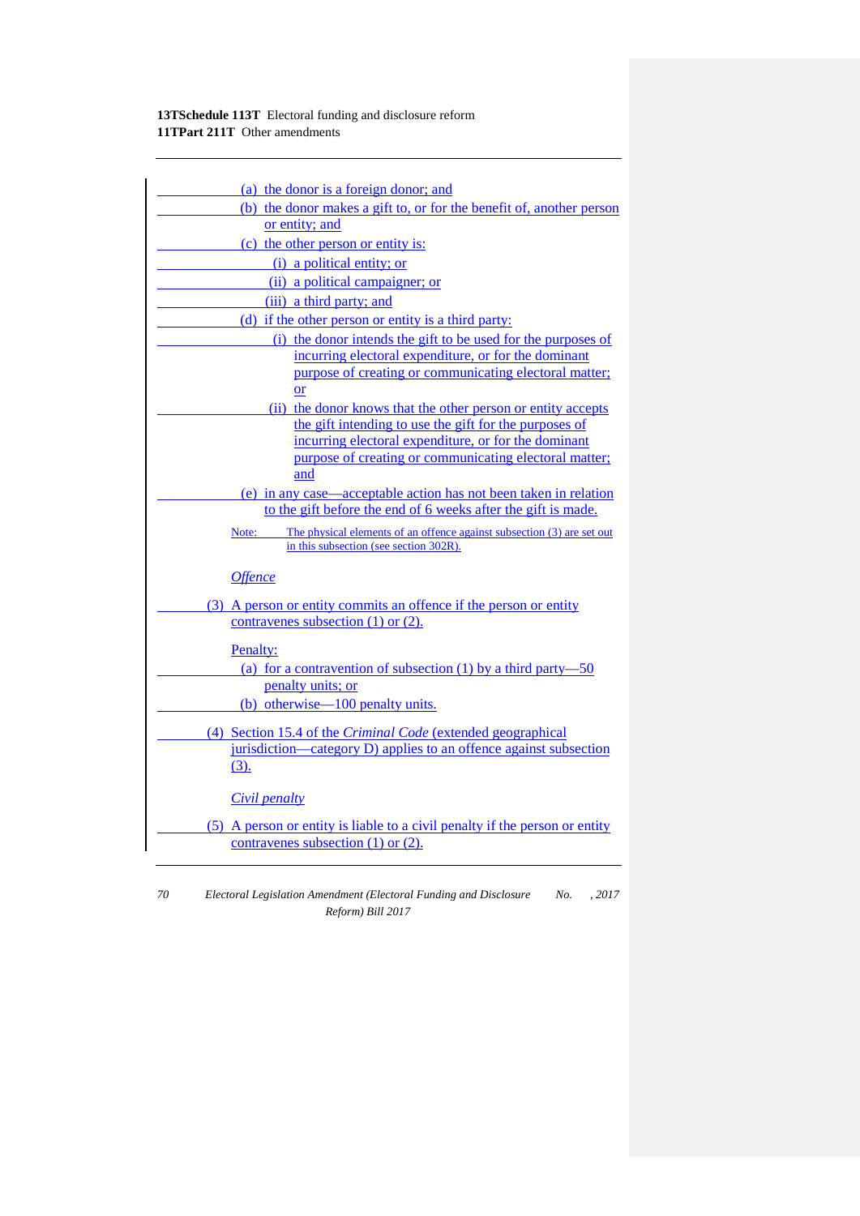(a) the donor is a foreign donor; and

(b) the donor makes a gift to, or for the benefit of, another person or entity; and

(c) the other person or entity is:

  (i) a political entity; or

  (ii) a political campaigner; or

  (iii) a third party; and

(d) if the other person or entity is a third party:

  (i) the donor intends the gift to be used for the purposes of incurring electoral expenditure, or for the dominant purpose of creating or communicating electoral matter; or

  (ii) the donor knows that the other person or entity accepts the gift intending to use the gift for the purposes of incurring electoral expenditure, or for the dominant purpose of creating or communicating electoral matter; and

(e) in any case—acceptable action has not been taken in relation to the gift before the end of 6 weeks after the gift is made.

Note: The physical elements of an offence against subsection (3) are set out in this subsection (see section 302R).

*Offence*

(3) A person or entity commits an offence if the person or entity contravenes subsection (1) or (2).

Penalty:

(a) for a contravention of subsection (1) by a third party—50 penalty units; or

(b) otherwise—100 penalty units.

(4) Section 15.4 of the *Criminal Code* (extended geographical jurisdiction—category D) applies to an offence against subsection (3).

*Civil penalty*

(5) A person or entity is liable to a civil penalty if the person or entity contravenes subsection (1) or (2).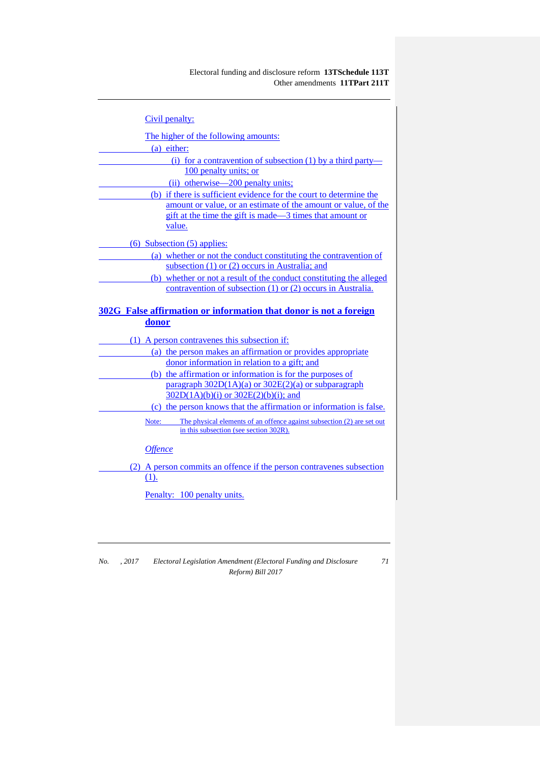Civil penalty:

The higher of the following amounts:

(a) either:

(i) for a contravention of subsection (1) by a third party—100 penalty units; or

(ii) otherwise—200 penalty units;

(b) if there is sufficient evidence for the court to determine the amount or value, or an estimate of the amount or value, of the gift at the time the gift is made—3 times that amount or value.

(6) Subsection (5) applies:

(a) whether or not the conduct constituting the contravention of subsection (1) or (2) occurs in Australia; and

(b) whether or not a result of the conduct constituting the alleged contravention of subsection (1) or (2) occurs in Australia.

## 302G False affirmation or information that donor is not a foreign donor

(1) A person contravenes this subsection if:

(a) the person makes an affirmation or provides appropriate donor information in relation to a gift; and

(b) the affirmation or information is for the purposes of paragraph 302D(1A)(a) or 302E(2)(a) or subparagraph 302D(1A)(b)(i) or 302E(2)(b)(i); and

(c) the person knows that the affirmation or information is false.

Note: The physical elements of an offence against subsection (2) are set out in this subsection (see section 302R).

*Offence*

(2) A person commits an offence if the person contravenes subsection (1).

Penalty: 100 penalty units.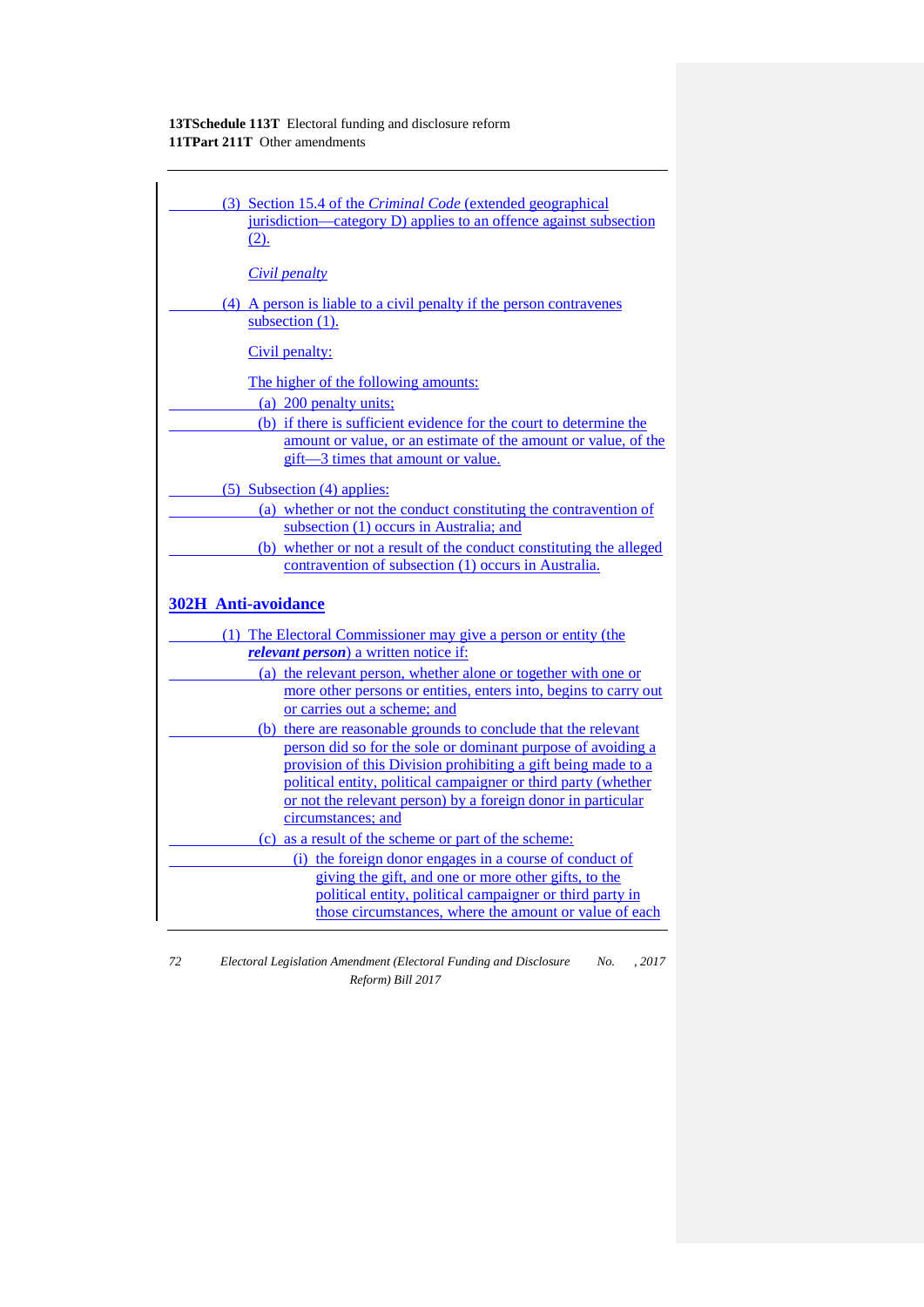(3) Section 15.4 of the *Criminal Code* (extended geographical jurisdiction—category D) applies to an offence against subsection (2).

*Civil penalty*

(4) A person is liable to a civil penalty if the person contravenes subsection (1).

Civil penalty:

The higher of the following amounts:

(a) 200 penalty units;

(b) if there is sufficient evidence for the court to determine the amount or value, or an estimate of the amount or value, of the gift—3 times that amount or value.

(5) Subsection (4) applies:

(a) whether or not the conduct constituting the contravention of subsection (1) occurs in Australia; and

(b) whether or not a result of the conduct constituting the alleged contravention of subsection (1) occurs in Australia.

## 302H Anti-avoidance

(1) The Electoral Commissioner may give a person or entity (the ***relevant person***) a written notice if:

(a) the relevant person, whether alone or together with one or more other persons or entities, enters into, begins to carry out or carries out a scheme; and

(b) there are reasonable grounds to conclude that the relevant person did so for the sole or dominant purpose of avoiding a provision of this Division prohibiting a gift being made to a political entity, political campaigner or third party (whether or not the relevant person) by a foreign donor in particular circumstances; and

(c) as a result of the scheme or part of the scheme:

(i) the foreign donor engages in a course of conduct of giving the gift, and one or more other gifts, to the political entity, political campaigner or third party in those circumstances, where the amount or value of each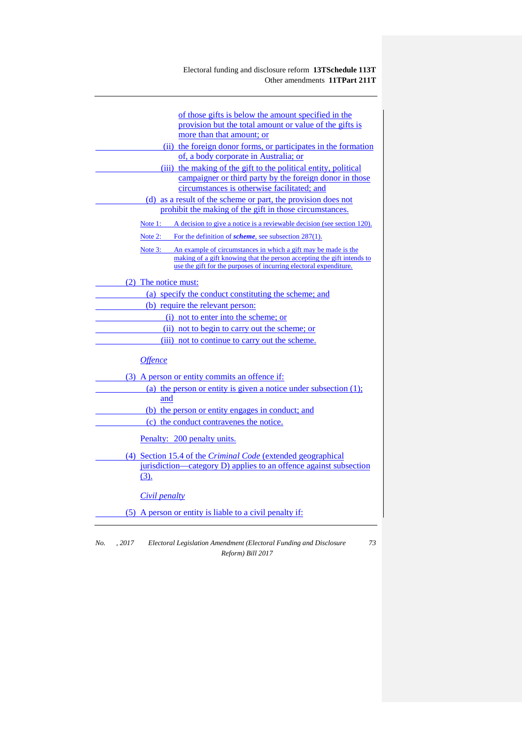of those gifts is below the amount specified in the provision but the total amount or value of the gifts is more than that amount; or

(ii) the foreign donor forms, or participates in the formation of, a body corporate in Australia; or

(iii) the making of the gift to the political entity, political campaigner or third party by the foreign donor in those circumstances is otherwise facilitated; and

(d) as a result of the scheme or part, the provision does not prohibit the making of the gift in those circumstances.

Note 1: A decision to give a notice is a reviewable decision (see section 120).

Note 2: For the definition of ***scheme***, see subsection 287(1).

Note 3: An example of circumstances in which a gift may be made is the making of a gift knowing that the person accepting the gift intends to use the gift for the purposes of incurring electoral expenditure.

(2) The notice must:

(a) specify the conduct constituting the scheme; and

(b) require the relevant person:

(i) not to enter into the scheme; or

(ii) not to begin to carry out the scheme; or

(iii) not to continue to carry out the scheme.

*Offence*

(3) A person or entity commits an offence if:

(a) the person or entity is given a notice under subsection (1); and

(b) the person or entity engages in conduct; and

(c) the conduct contravenes the notice.

Penalty: 200 penalty units.

(4) Section 15.4 of the *Criminal Code* (extended geographical jurisdiction—category D) applies to an offence against subsection (3).

*Civil penalty*

(5) A person or entity is liable to a civil penalty if: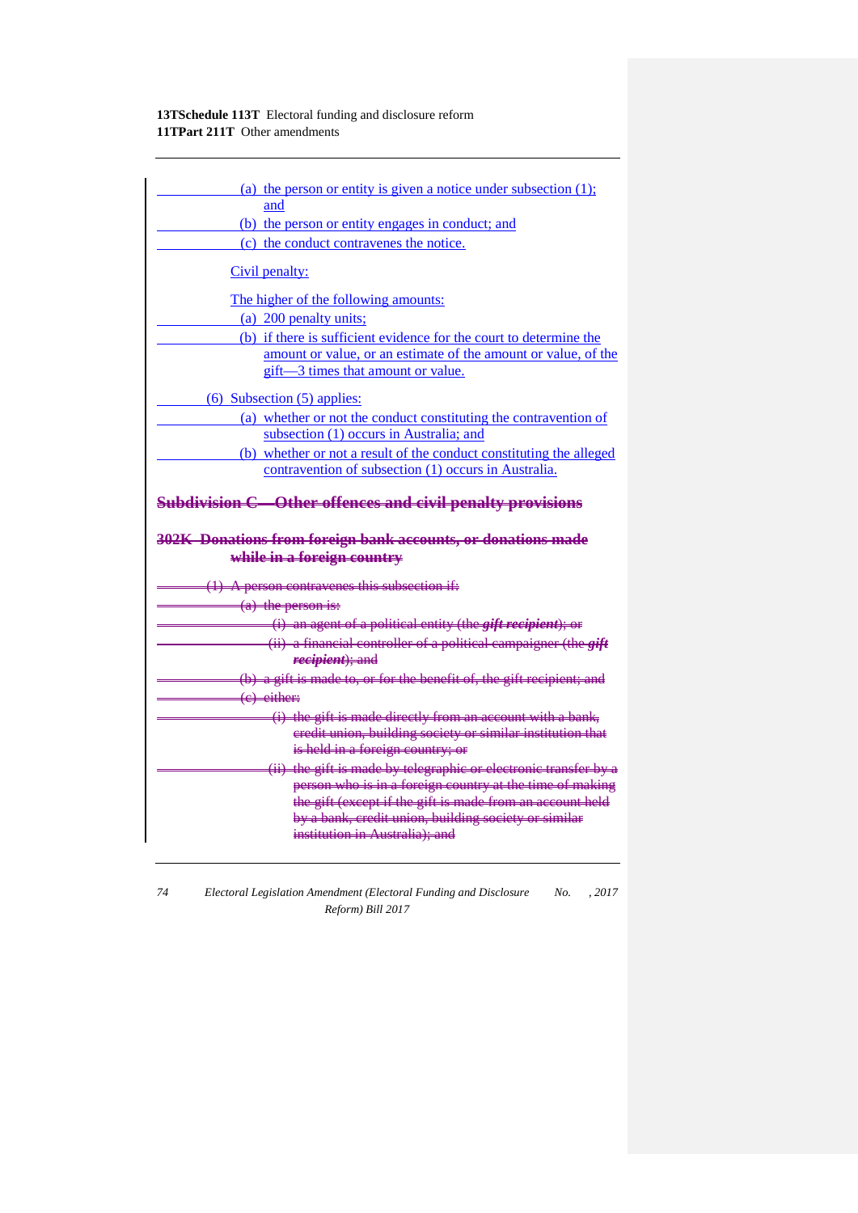(a) the person or entity is given a notice under subsection (1); and

(b) the person or entity engages in conduct; and

(c) the conduct contravenes the notice.

Civil penalty:

The higher of the following amounts:

(a) 200 penalty units;

(b) if there is sufficient evidence for the court to determine the amount or value, or an estimate of the amount or value, of the gift—3 times that amount or value.

(6) Subsection (5) applies:

(a) whether or not the conduct constituting the contravention of subsection (1) occurs in Australia; and

(b) whether or not a result of the conduct constituting the alleged contravention of subsection (1) occurs in Australia.

## ~~Subdivision C—Other offences and civil penalty provisions~~

### ~~302K Donations from foreign bank accounts, or donations made while in a foreign country~~

~~(1) A person contravenes this subsection if:~~

~~(a) the person is:~~

~~(i) an agent of a political entity (the ***gift recipient***); or~~

~~(ii) a financial controller of a political campaigner (the ***gift recipient***); and~~

~~(b) a gift is made to, or for the benefit of, the gift recipient; and~~

~~(c) either:~~

~~(i) the gift is made directly from an account with a bank, credit union, building society or similar institution that is held in a foreign country; or~~

~~(ii) the gift is made by telegraphic or electronic transfer by a person who is in a foreign country at the time of making the gift (except if the gift is made from an account held by a bank, credit union, building society or similar institution in Australia); and~~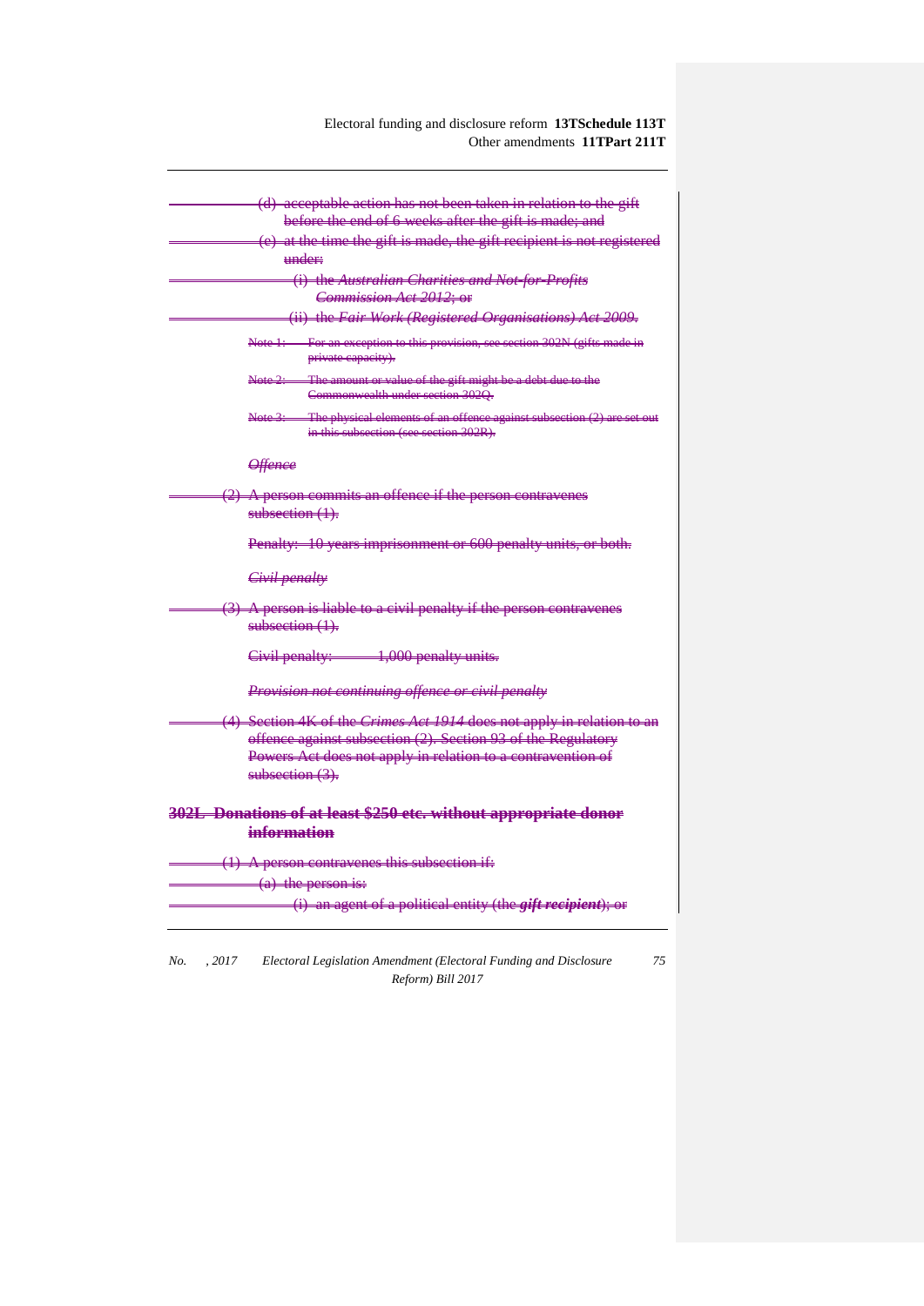(d) acceptable action has not been taken in relation to the gift before the end of 6 weeks after the gift is made; and

(e) at the time the gift is made, the gift recipient is not registered under:

(i) the *Australian Charities and Not-for-Profits Commission Act 2012*; or

(ii) the *Fair Work (Registered Organisations) Act 2009*.

Note 1: For an exception to this provision, see section 302N (gifts made in private capacity).

Note 2: The amount or value of the gift might be a debt due to the Commonwealth under section 302Q.

Note 3: The physical elements of an offence against subsection (2) are set out in this subsection (see section 302R).

*Offence*

(2) A person commits an offence if the person contravenes subsection (1).

Penalty: 10 years imprisonment or 600 penalty units, or both.

*Civil penalty*

(3) A person is liable to a civil penalty if the person contravenes subsection (1).

Civil penalty: 1,000 penalty units.

*Provision not continuing offence or civil penalty*

(4) Section 4K of the *Crimes Act 1914* does not apply in relation to an offence against subsection (2). Section 93 of the Regulatory Powers Act does not apply in relation to a contravention of subsection (3).

### 302L Donations of at least $250 etc. without appropriate donor information

(1) A person contravenes this subsection if:

(a) the person is:

(i) an agent of a political entity (the ***gift recipient***); or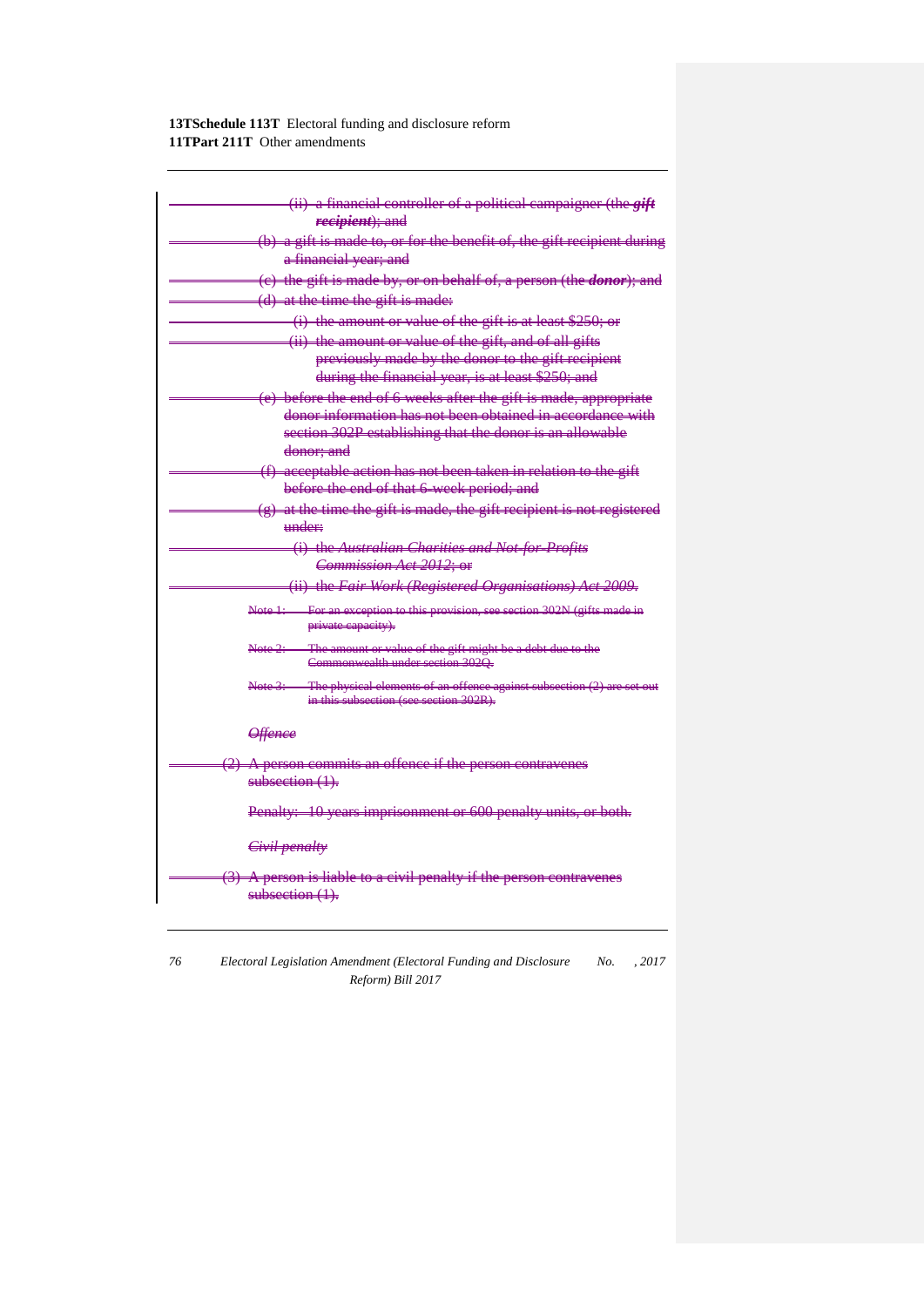(ii) a financial controller of a political campaigner (the ***gift recipient***); and

(b) a gift is made to, or for the benefit of, the gift recipient during a financial year; and

(c) the gift is made by, or on behalf of, a person (the ***donor***); and

(d) at the time the gift is made:

(i) the amount or value of the gift is at least $250; or

(ii) the amount or value of the gift, and of all gifts previously made by the donor to the gift recipient during the financial year, is at least $250; and

(e) before the end of 6 weeks after the gift is made, appropriate donor information has not been obtained in accordance with section 302P establishing that the donor is an allowable donor; and

(f) acceptable action has not been taken in relation to the gift before the end of that 6-week period; and

(g) at the time the gift is made, the gift recipient is not registered under:

(i) the *Australian Charities and Not-for-Profits Commission Act 2012*; or

(ii) the *Fair Work (Registered Organisations) Act 2009*.

Note 1: For an exception to this provision, see section 302N (gifts made in private capacity).

Note 2: The amount or value of the gift might be a debt due to the Commonwealth under section 302Q.

Note 3: The physical elements of an offence against subsection (2) are set out in this subsection (see section 302R).

*Offence*

(2) A person commits an offence if the person contravenes subsection (1).

Penalty: 10 years imprisonment or 600 penalty units, or both.

*Civil penalty*

(3) A person is liable to a civil penalty if the person contravenes subsection (1).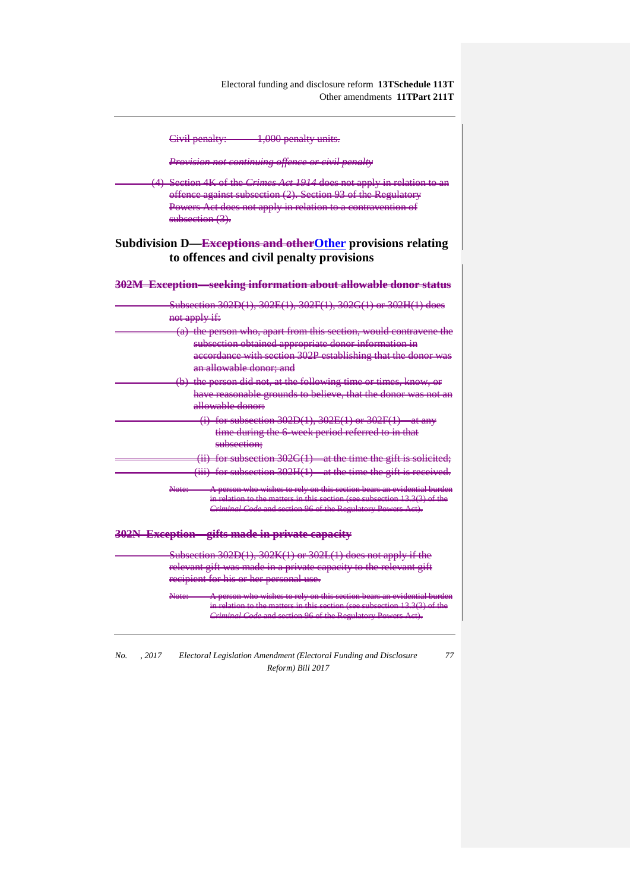~~Civil penalty: 1,000 penalty units.~~

~~*Provision not continuing offence or civil penalty*~~

~~(4) Section 4K of the *Crimes Act 1914* does not apply in relation to an offence against subsection (2). Section 93 of the Regulatory Powers Act does not apply in relation to a contravention of subsection (3).~~

## Subdivision D—~~Exceptions and other~~Other provisions relating to offences and civil penalty provisions

### ~~302M Exception—seeking information about allowable donor status~~

~~Subsection 302D(1), 302E(1), 302F(1), 302G(1) or 302H(1) does not apply if:~~

~~(a) the person who, apart from this section, would contravene the subsection obtained appropriate donor information in accordance with section 302P establishing that the donor was an allowable donor; and~~

~~(b) the person did not, at the following time or times, know, or have reasonable grounds to believe, that the donor was not an allowable donor:~~

~~(i) for subsection 302D(1), 302E(1) or 302F(1)—at any time during the 6-week period referred to in that subsection;~~

~~(ii) for subsection 302G(1)—at the time the gift is solicited;~~

~~(iii) for subsection 302H(1)—at the time the gift is received.~~

~~Note: A person who wishes to rely on this section bears an evidential burden in relation to the matters in this section (see subsection 13.3(3) of the *Criminal Code* and section 96 of the Regulatory Powers Act).~~

### ~~302N Exception—gifts made in private capacity~~

~~Subsection 302D(1), 302K(1) or 302L(1) does not apply if the relevant gift was made in a private capacity to the relevant gift recipient for his or her personal use.~~

~~Note: A person who wishes to rely on this section bears an evidential burden in relation to the matters in this section (see subsection 13.3(3) of the *Criminal Code* and section 96 of the Regulatory Powers Act).~~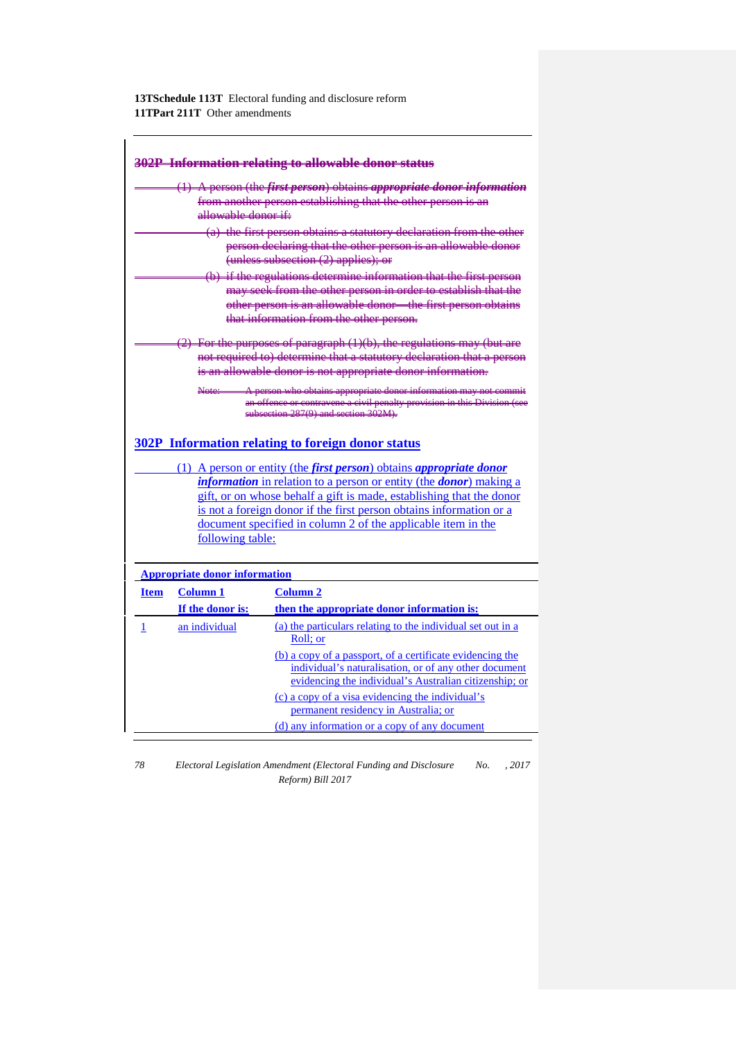~~**302P Information relating to allowable donor status**~~

~~(1) A person (the ***first person***) obtains ***appropriate donor information*** from another person establishing that the other person is an allowable donor if:~~

~~(a) the first person obtains a statutory declaration from the other person declaring that the other person is an allowable donor (unless subsection (2) applies); or~~

~~(b) if the regulations determine information that the first person may seek from the other person in order to establish that the other person is an allowable donor—the first person obtains that information from the other person.~~

~~(2) For the purposes of paragraph (1)(b), the regulations may (but are not required to) determine that a statutory declaration that a person is an allowable donor is not appropriate donor information.~~

~~Note: A person who obtains appropriate donor information may not commit an offence or contravene a civil penalty provision in this Division (see subsection 287(9) and section 302M).~~

## 302P Information relating to foreign donor status

(1) A person or entity (the ***first person***) obtains ***appropriate donor information*** in relation to a person or entity (the ***donor***) making a gift, or on whose behalf a gift is made, establishing that the donor is not a foreign donor if the first person obtains information or a document specified in column 2 of the applicable item in the following table:

**Appropriate donor information**

| Item | Column 1<br>If the donor is: | Column 2<br>then the appropriate donor information is: |
|---|---|---|
| 1 | an individual | (a) the particulars relating to the individual set out in a Roll; or<br>(b) a copy of a passport, of a certificate evidencing the individual's naturalisation, or of any other document evidencing the individual's Australian citizenship; or<br>(c) a copy of a visa evidencing the individual's permanent residency in Australia; or<br>(d) any information or a copy of any document |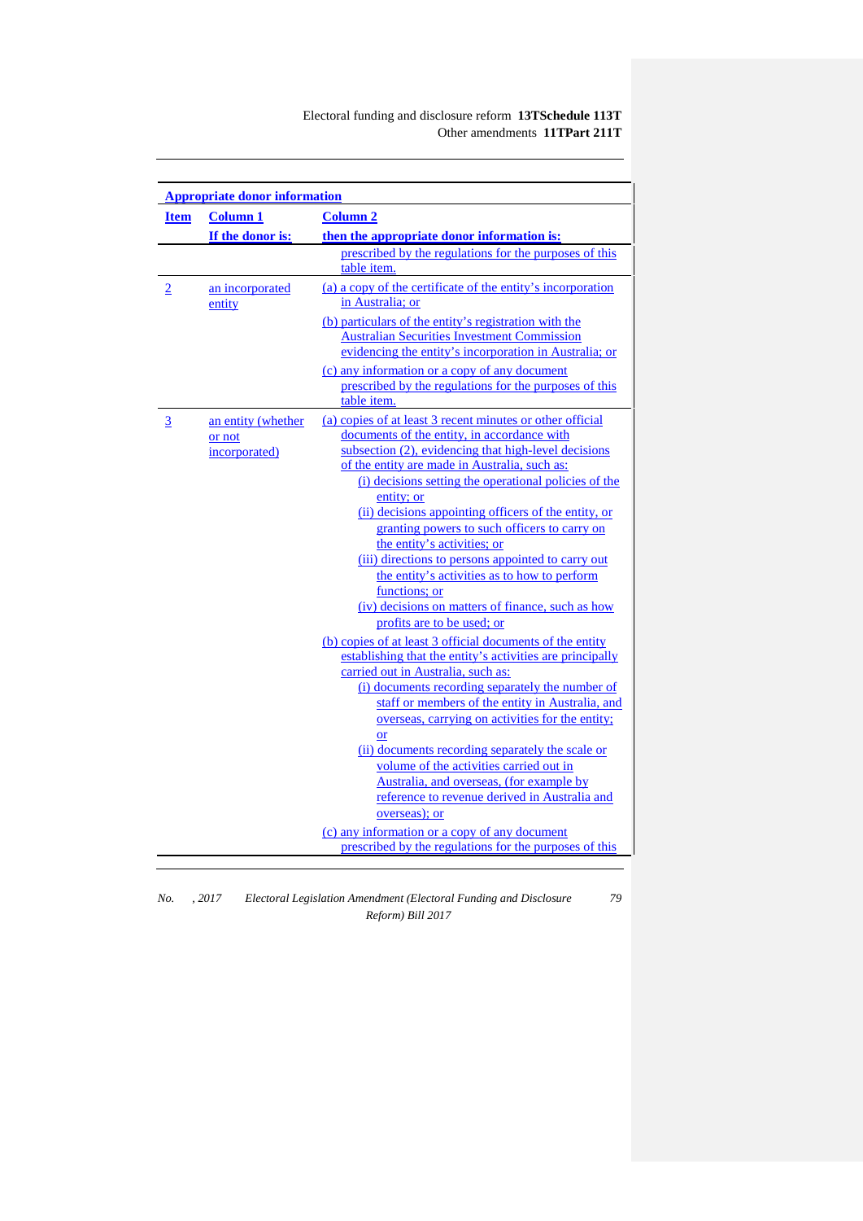| Appropriate donor information | | |
|---|---|---|
| **Item** | **Column 1**<br>**If the donor is:** | **Column 2**<br>**then the appropriate donor information is:** |
| | | prescribed by the regulations for the purposes of this table item. |
| 2 | an incorporated entity | (a) a copy of the certificate of the entity's incorporation in Australia; or<br>(b) particulars of the entity's registration with the Australian Securities Investment Commission evidencing the entity's incorporation in Australia; or<br>(c) any information or a copy of any document prescribed by the regulations for the purposes of this table item. |
| 3 | an entity (whether or not incorporated) | (a) copies of at least 3 recent minutes or other official documents of the entity, in accordance with subsection (2), evidencing that high-level decisions of the entity are made in Australia, such as:<br>(i) decisions setting the operational policies of the entity; or<br>(ii) decisions appointing officers of the entity, or granting powers to such officers to carry on the entity's activities; or<br>(iii) directions to persons appointed to carry out the entity's activities as to how to perform functions; or<br>(iv) decisions on matters of finance, such as how profits are to be used; or<br>(b) copies of at least 3 official documents of the entity establishing that the entity's activities are principally carried out in Australia, such as:<br>(i) documents recording separately the number of staff or members of the entity in Australia, and overseas, carrying on activities for the entity; or<br>(ii) documents recording separately the scale or volume of the activities carried out in Australia, and overseas, (for example by reference to revenue derived in Australia and overseas); or<br>(c) any information or a copy of any document prescribed by the regulations for the purposes of this |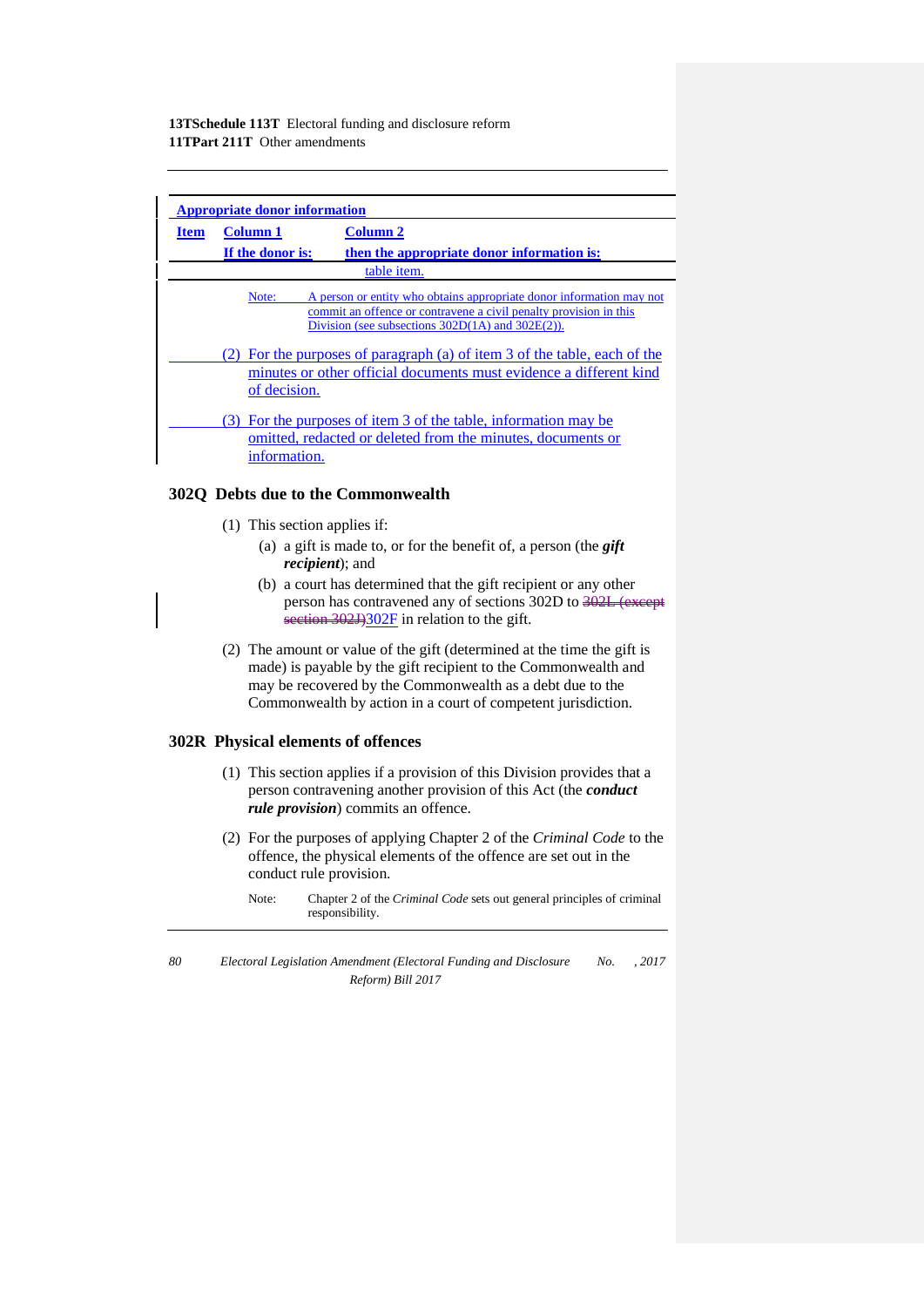| Appropriate donor information | | |
|---|---|---|
| **Item** | **Column 1** | **Column 2** |
| | **If the donor is:** | **then the appropriate donor information is:** |
| | | table item. |

Note: A person or entity who obtains appropriate donor information may not commit an offence or contravene a civil penalty provision in this Division (see subsections 302D(1A) and 302E(2)).

(2) For the purposes of paragraph (a) of item 3 of the table, each of the minutes or other official documents must evidence a different kind of decision.

(3) For the purposes of item 3 of the table, information may be omitted, redacted or deleted from the minutes, documents or information.

### 302Q Debts due to the Commonwealth

(1) This section applies if:

(a) a gift is made to, or for the benefit of, a person (the ***gift recipient***); and

(b) a court has determined that the gift recipient or any other person has contravened any of sections 302D to ~~302L (except section 302J)~~302F in relation to the gift.

(2) The amount or value of the gift (determined at the time the gift is made) is payable by the gift recipient to the Commonwealth and may be recovered by the Commonwealth as a debt due to the Commonwealth by action in a court of competent jurisdiction.

### 302R Physical elements of offences

(1) This section applies if a provision of this Division provides that a person contravening another provision of this Act (the ***conduct rule provision***) commits an offence.

(2) For the purposes of applying Chapter 2 of the *Criminal Code* to the offence, the physical elements of the offence are set out in the conduct rule provision.

Note: Chapter 2 of the *Criminal Code* sets out general principles of criminal responsibility.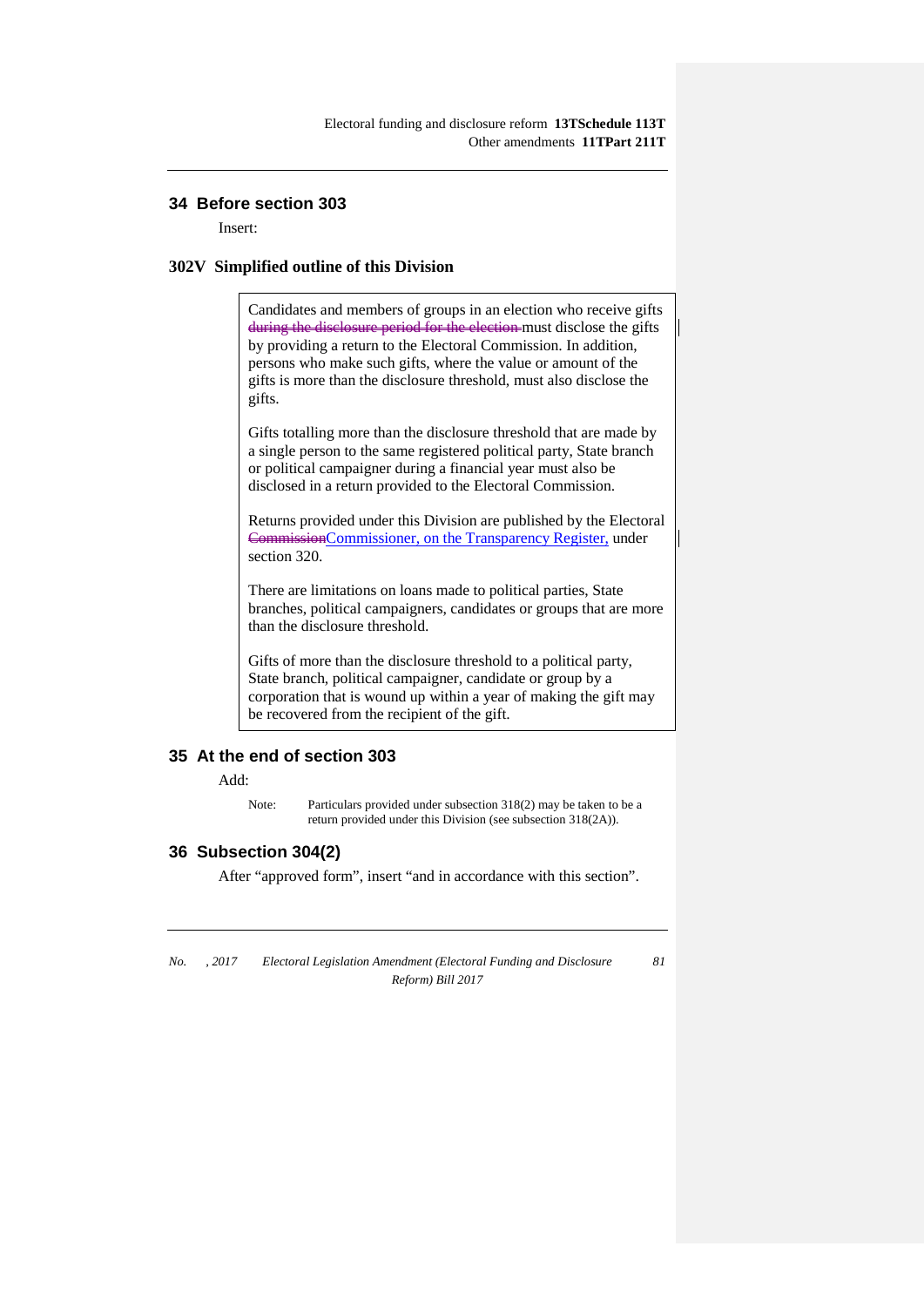## 34 Before section 303

Insert:

### 302V Simplified outline of this Division

> Candidates and members of groups in an election who receive gifts ~~during the disclosure period for the election~~ must disclose the gifts by providing a return to the Electoral Commission. In addition, persons who make such gifts, where the value or amount of the gifts is more than the disclosure threshold, must also disclose the gifts.
>
> Gifts totalling more than the disclosure threshold that are made by a single person to the same registered political party, State branch or political campaigner during a financial year must also be disclosed in a return provided to the Electoral Commission.
>
> Returns provided under this Division are published by the Electoral ~~Commission~~Commissioner, on the Transparency Register, under section 320.
>
> There are limitations on loans made to political parties, State branches, political campaigners, candidates or groups that are more than the disclosure threshold.
>
> Gifts of more than the disclosure threshold to a political party, State branch, political campaigner, candidate or group by a corporation that is wound up within a year of making the gift may be recovered from the recipient of the gift.

## 35 At the end of section 303

Add:

Note: Particulars provided under subsection 318(2) may be taken to be a return provided under this Division (see subsection 318(2A)).

## 36 Subsection 304(2)

After "approved form", insert "and in accordance with this section".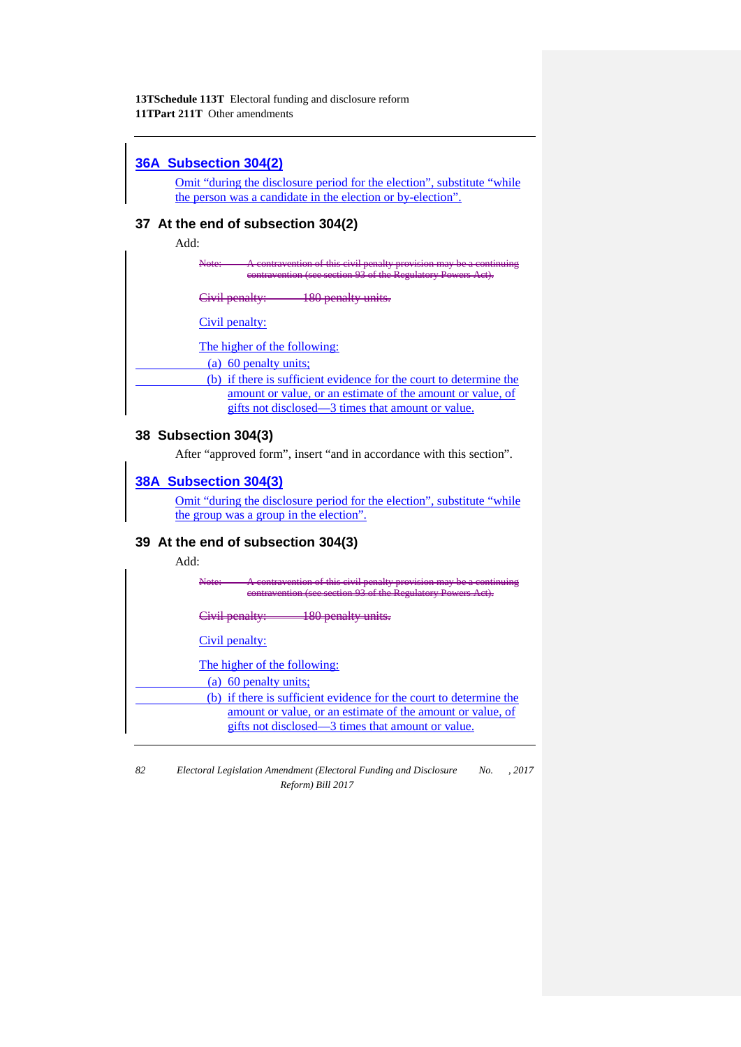## 36A Subsection 304(2)

Omit "during the disclosure period for the election", substitute "while the person was a candidate in the election or by-election".

## 37 At the end of subsection 304(2)

Add:

~~Note: A contravention of this civil penalty provision may be a continuing contravention (see section 93 of the Regulatory Powers Act).~~

~~Civil penalty: 180 penalty units.~~

Civil penalty:

The higher of the following:

(a) 60 penalty units;

(b) if there is sufficient evidence for the court to determine the amount or value, or an estimate of the amount or value, of gifts not disclosed—3 times that amount or value.

## 38 Subsection 304(3)

After "approved form", insert "and in accordance with this section".

## 38A Subsection 304(3)

Omit "during the disclosure period for the election", substitute "while the group was a group in the election".

## 39 At the end of subsection 304(3)

Add:

~~Note: A contravention of this civil penalty provision may be a continuing contravention (see section 93 of the Regulatory Powers Act).~~

~~Civil penalty: 180 penalty units.~~

Civil penalty:

The higher of the following:

(a) 60 penalty units;

(b) if there is sufficient evidence for the court to determine the amount or value, or an estimate of the amount or value, of gifts not disclosed—3 times that amount or value.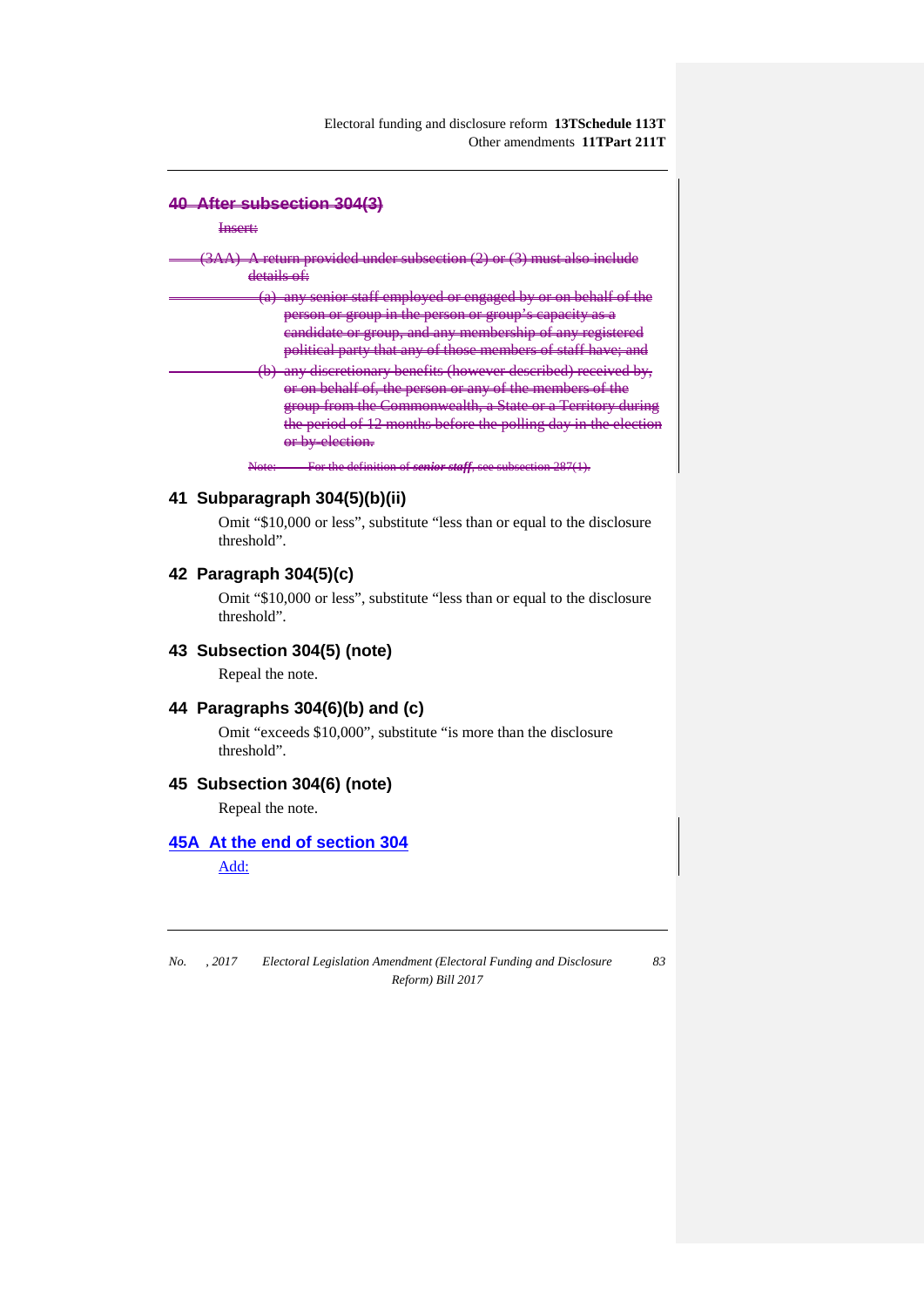## ~~40 After subsection 304(3)~~

~~Insert:~~

~~(3AA) A return provided under subsection (2) or (3) must also include details of:~~

~~(a) any senior staff employed or engaged by or on behalf of the person or group in the person or group's capacity as a candidate or group, and any membership of any registered political party that any of those members of staff have; and~~

~~(b) any discretionary benefits (however described) received by, or on behalf of, the person or any of the members of the group from the Commonwealth, a State or a Territory during the period of 12 months before the polling day in the election or by-election.~~

~~Note: For the definition of ***senior staff***, see subsection 287(1).~~

## 41 Subparagraph 304(5)(b)(ii)

Omit "$10,000 or less", substitute "less than or equal to the disclosure threshold".

## 42 Paragraph 304(5)(c)

Omit "$10,000 or less", substitute "less than or equal to the disclosure threshold".

## 43 Subsection 304(5) (note)

Repeal the note.

## 44 Paragraphs 304(6)(b) and (c)

Omit "exceeds $10,000", substitute "is more than the disclosure threshold".

## 45 Subsection 304(6) (note)

Repeal the note.

## 45A At the end of section 304

Add: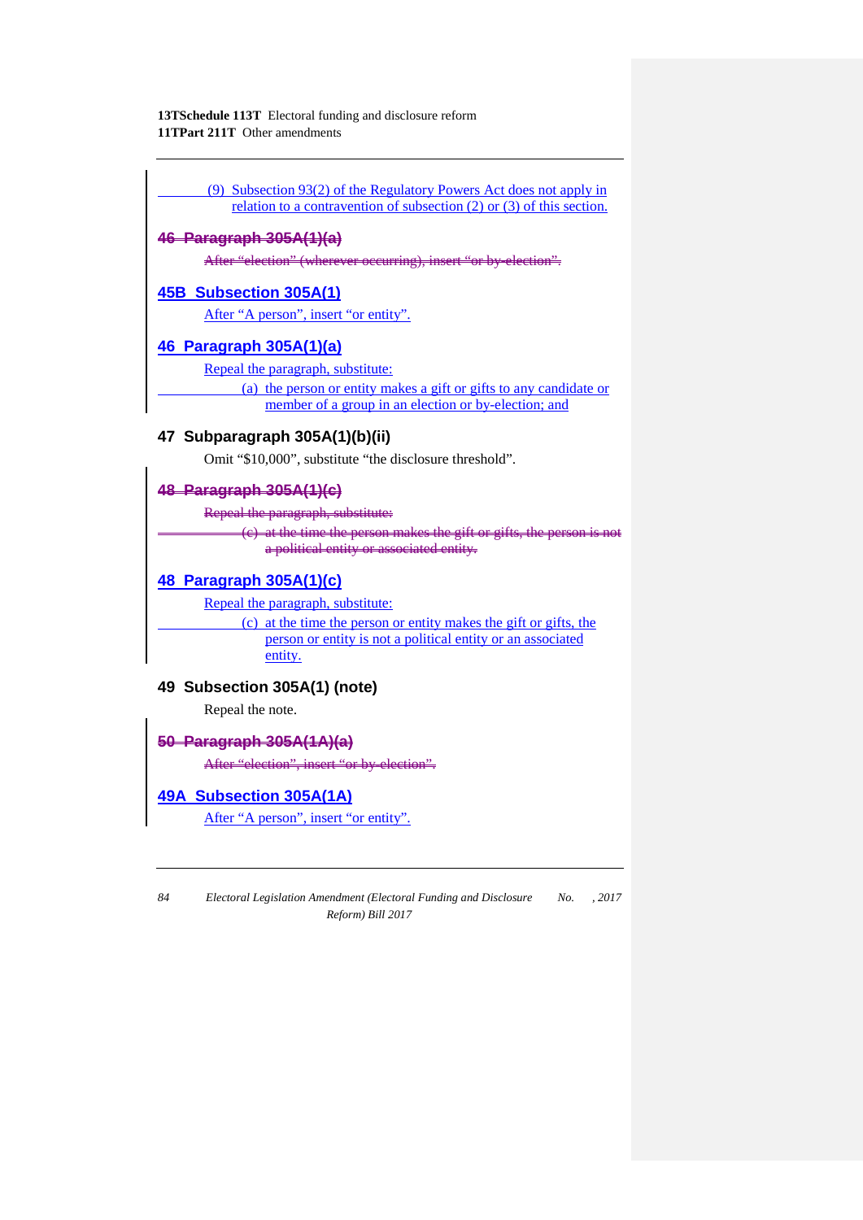(9) Subsection 93(2) of the Regulatory Powers Act does not apply in relation to a contravention of subsection (2) or (3) of this section.

## ~~46 Paragraph 305A(1)(a)~~

~~After "election" (wherever occurring), insert "or by-election".~~

## 45B Subsection 305A(1)

After "A person", insert "or entity".

## 46 Paragraph 305A(1)(a)

Repeal the paragraph, substitute:

(a) the person or entity makes a gift or gifts to any candidate or member of a group in an election or by-election; and

## 47 Subparagraph 305A(1)(b)(ii)

Omit "$10,000", substitute "the disclosure threshold".

## ~~48 Paragraph 305A(1)(c)~~

~~Repeal the paragraph, substitute:~~

~~(c) at the time the person makes the gift or gifts, the person is not a political entity or associated entity.~~

## 48 Paragraph 305A(1)(c)

Repeal the paragraph, substitute:

(c) at the time the person or entity makes the gift or gifts, the person or entity is not a political entity or an associated entity.

## 49 Subsection 305A(1) (note)

Repeal the note.

## ~~50 Paragraph 305A(1A)(a)~~

~~After "election", insert "or by-election".~~

## 49A Subsection 305A(1A)

After "A person", insert "or entity".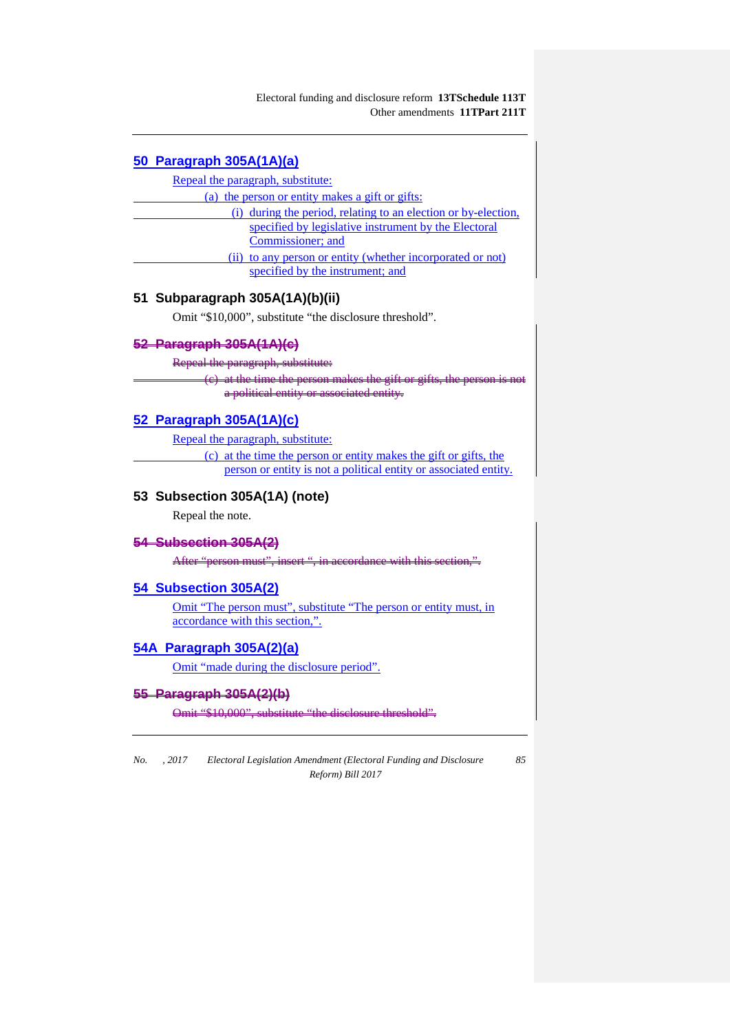## 50 Paragraph 305A(1A)(a)

Repeal the paragraph, substitute:

(a) the person or entity makes a gift or gifts:

(i) during the period, relating to an election or by-election, specified by legislative instrument by the Electoral Commissioner; and

(ii) to any person or entity (whether incorporated or not) specified by the instrument; and

## 51 Subparagraph 305A(1A)(b)(ii)

Omit "$10,000", substitute "the disclosure threshold".

## ~~52 Paragraph 305A(1A)(c)~~

~~Repeal the paragraph, substitute:~~

~~(c) at the time the person makes the gift or gifts, the person is not a political entity or associated entity.~~

## 52 Paragraph 305A(1A)(c)

Repeal the paragraph, substitute:

(c) at the time the person or entity makes the gift or gifts, the person or entity is not a political entity or associated entity.

## 53 Subsection 305A(1A) (note)

Repeal the note.

## ~~54 Subsection 305A(2)~~

~~After "person must", insert ", in accordance with this section,".~~

## 54 Subsection 305A(2)

Omit "The person must", substitute "The person or entity must, in accordance with this section,".

## 54A Paragraph 305A(2)(a)

Omit "made during the disclosure period".

## ~~55 Paragraph 305A(2)(b)~~

~~Omit "$10,000", substitute "the disclosure threshold".~~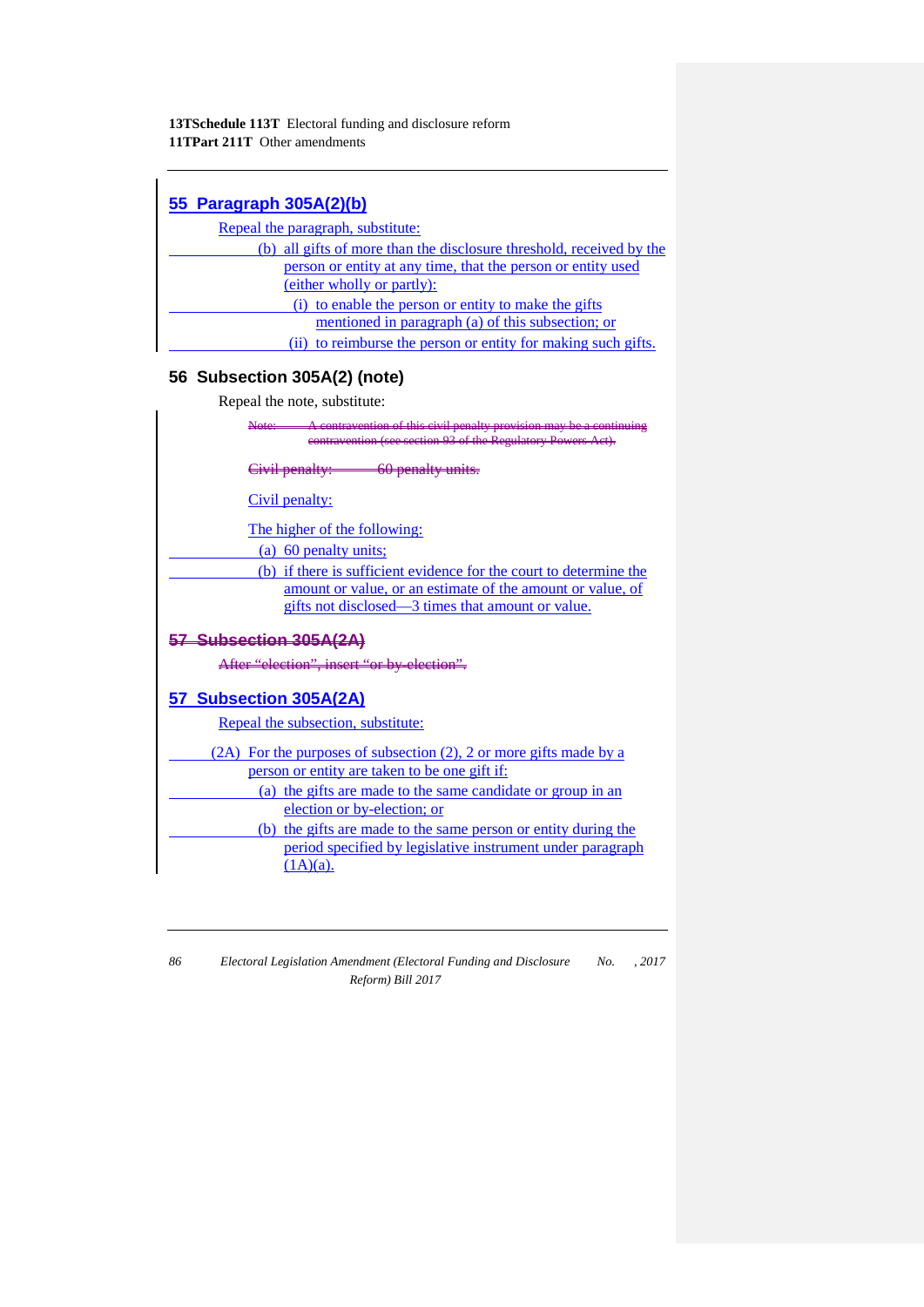## 55 Paragraph 305A(2)(b)

Repeal the paragraph, substitute:

(b) all gifts of more than the disclosure threshold, received by the person or entity at any time, that the person or entity used (either wholly or partly):

(i) to enable the person or entity to make the gifts mentioned in paragraph (a) of this subsection; or

(ii) to reimburse the person or entity for making such gifts.

## 56 Subsection 305A(2) (note)

Repeal the note, substitute:

~~Note: A contravention of this civil penalty provision may be a continuing contravention (see section 93 of the Regulatory Powers Act).~~

~~Civil penalty: 60 penalty units.~~

Civil penalty:

The higher of the following:

(a) 60 penalty units;

(b) if there is sufficient evidence for the court to determine the amount or value, or an estimate of the amount or value, of gifts not disclosed—3 times that amount or value.

## ~~57 Subsection 305A(2A)~~

~~After "election", insert "or by-election".~~

## 57 Subsection 305A(2A)

Repeal the subsection, substitute:

(2A) For the purposes of subsection (2), 2 or more gifts made by a person or entity are taken to be one gift if:

(a) the gifts are made to the same candidate or group in an election or by-election; or

(b) the gifts are made to the same person or entity during the period specified by legislative instrument under paragraph (1A)(a).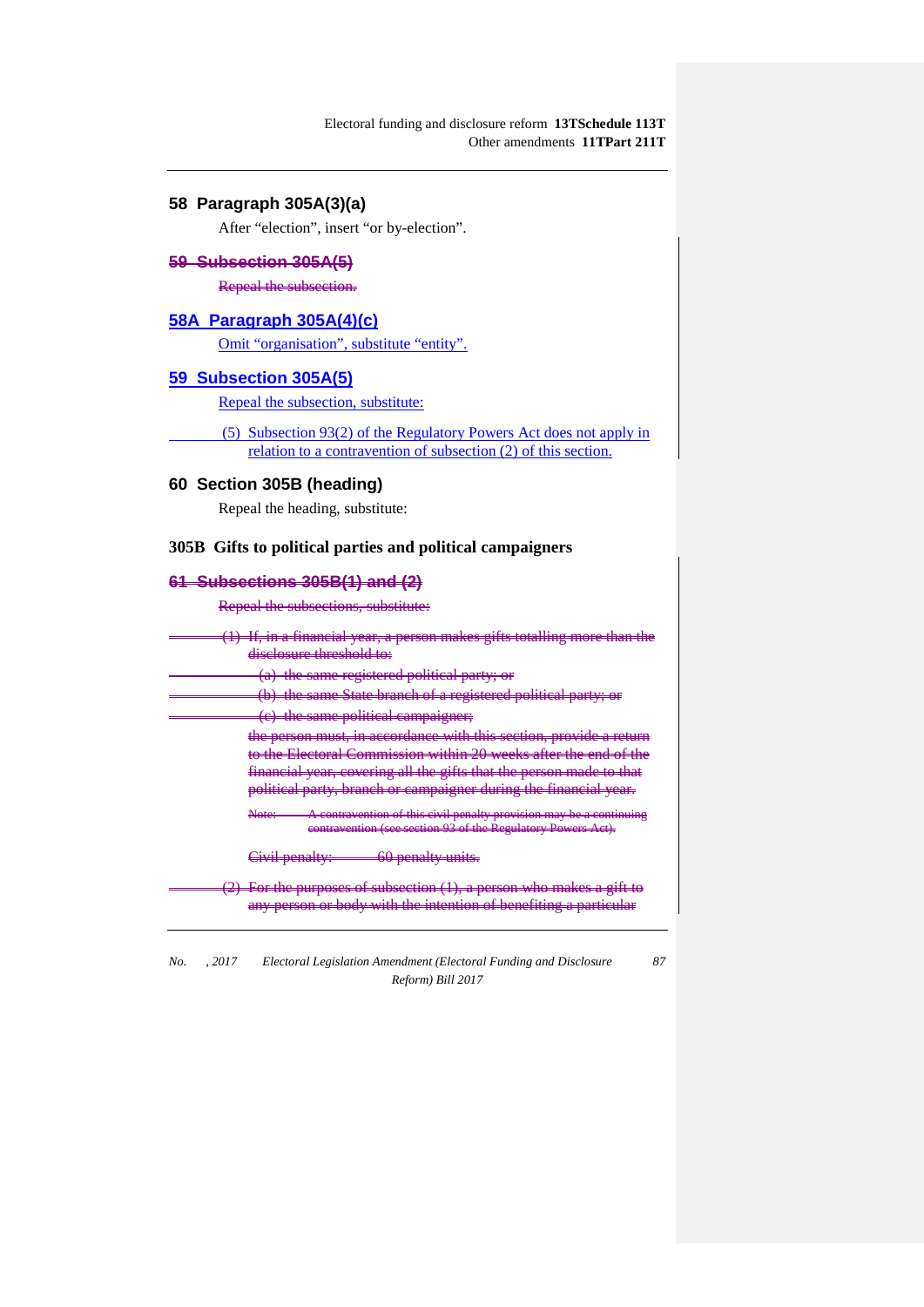## 58  Paragraph 305A(3)(a)

After "election", insert "or by-election".

## ~~59  Subsection 305A(5)~~

~~Repeal the subsection.~~

## 58A  Paragraph 305A(4)(c)

Omit "organisation", substitute "entity".

## 59  Subsection 305A(5)

Repeal the subsection, substitute:

(5) Subsection 93(2) of the Regulatory Powers Act does not apply in relation to a contravention of subsection (2) of this section.

## 60  Section 305B (heading)

Repeal the heading, substitute:

### 305B  Gifts to political parties and political campaigners

## ~~61  Subsections 305B(1) and (2)~~

~~Repeal the subsections, substitute:~~

~~(1) If, in a financial year, a person makes gifts totalling more than the disclosure threshold to:~~

~~(a) the same registered political party; or~~

~~(b) the same State branch of a registered political party; or~~

~~(c) the same political campaigner;~~

~~the person must, in accordance with this section, provide a return to the Electoral Commission within 20 weeks after the end of the financial year, covering all the gifts that the person made to that political party, branch or campaigner during the financial year.~~

~~Note: A contravention of this civil penalty provision may be a continuing contravention (see section 93 of the Regulatory Powers Act).~~

~~Civil penalty: 60 penalty units.~~

~~(2) For the purposes of subsection (1), a person who makes a gift to any person or body with the intention of benefiting a particular~~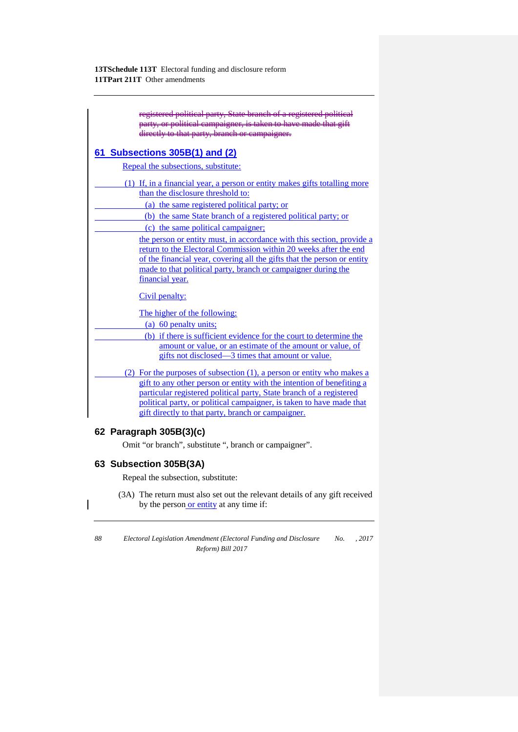~~registered political party, State branch of a registered political party, or political campaigner, is taken to have made that gift directly to that party, branch or campaigner.~~

## 61 Subsections 305B(1) and (2)

Repeal the subsections, substitute:

(1) If, in a financial year, a person or entity makes gifts totalling more than the disclosure threshold to:

(a) the same registered political party; or

(b) the same State branch of a registered political party; or

(c) the same political campaigner;

the person or entity must, in accordance with this section, provide a return to the Electoral Commission within 20 weeks after the end of the financial year, covering all the gifts that the person or entity made to that political party, branch or campaigner during the financial year.

Civil penalty:

The higher of the following:

(a) 60 penalty units;

(b) if there is sufficient evidence for the court to determine the amount or value, or an estimate of the amount or value, of gifts not disclosed—3 times that amount or value.

(2) For the purposes of subsection (1), a person or entity who makes a gift to any other person or entity with the intention of benefiting a particular registered political party, State branch of a registered political party, or political campaigner, is taken to have made that gift directly to that party, branch or campaigner.

## 62 Paragraph 305B(3)(c)

Omit "or branch", substitute ", branch or campaigner".

## 63 Subsection 305B(3A)

Repeal the subsection, substitute:

(3A) The return must also set out the relevant details of any gift received by the person or entity at any time if: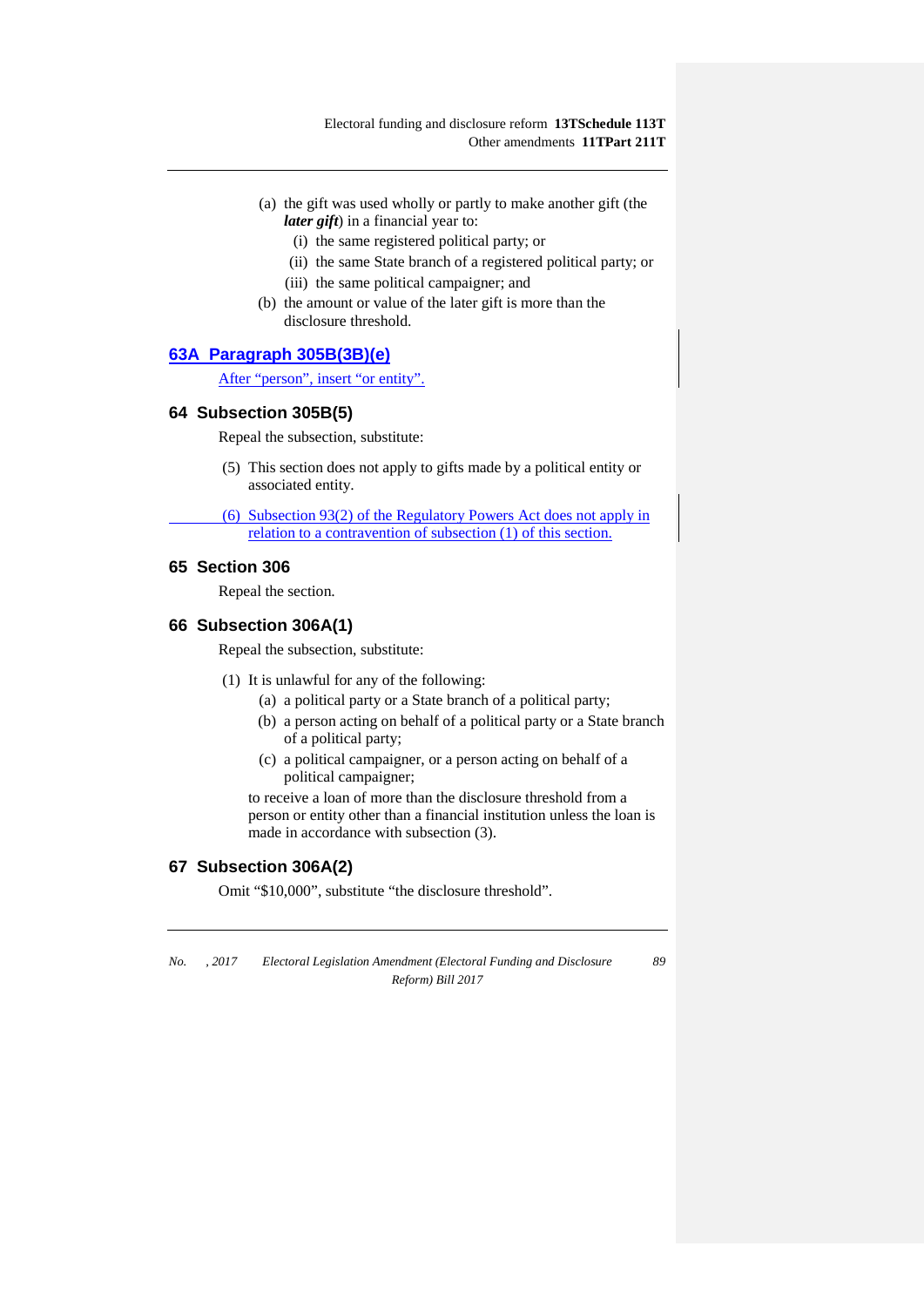(a) the gift was used wholly or partly to make another gift (the ***later gift***) in a financial year to:

   (i) the same registered political party; or

   (ii) the same State branch of a registered political party; or

   (iii) the same political campaigner; and

(b) the amount or value of the later gift is more than the disclosure threshold.

## 63A Paragraph 305B(3B)(e)

After "person", insert "or entity".

## 64 Subsection 305B(5)

Repeal the subsection, substitute:

(5) This section does not apply to gifts made by a political entity or associated entity.

(6) Subsection 93(2) of the Regulatory Powers Act does not apply in relation to a contravention of subsection (1) of this section.

## 65 Section 306

Repeal the section.

## 66 Subsection 306A(1)

Repeal the subsection, substitute:

(1) It is unlawful for any of the following:

   (a) a political party or a State branch of a political party;

   (b) a person acting on behalf of a political party or a State branch of a political party;

   (c) a political campaigner, or a person acting on behalf of a political campaigner;

to receive a loan of more than the disclosure threshold from a person or entity other than a financial institution unless the loan is made in accordance with subsection (3).

## 67 Subsection 306A(2)

Omit "$10,000", substitute "the disclosure threshold".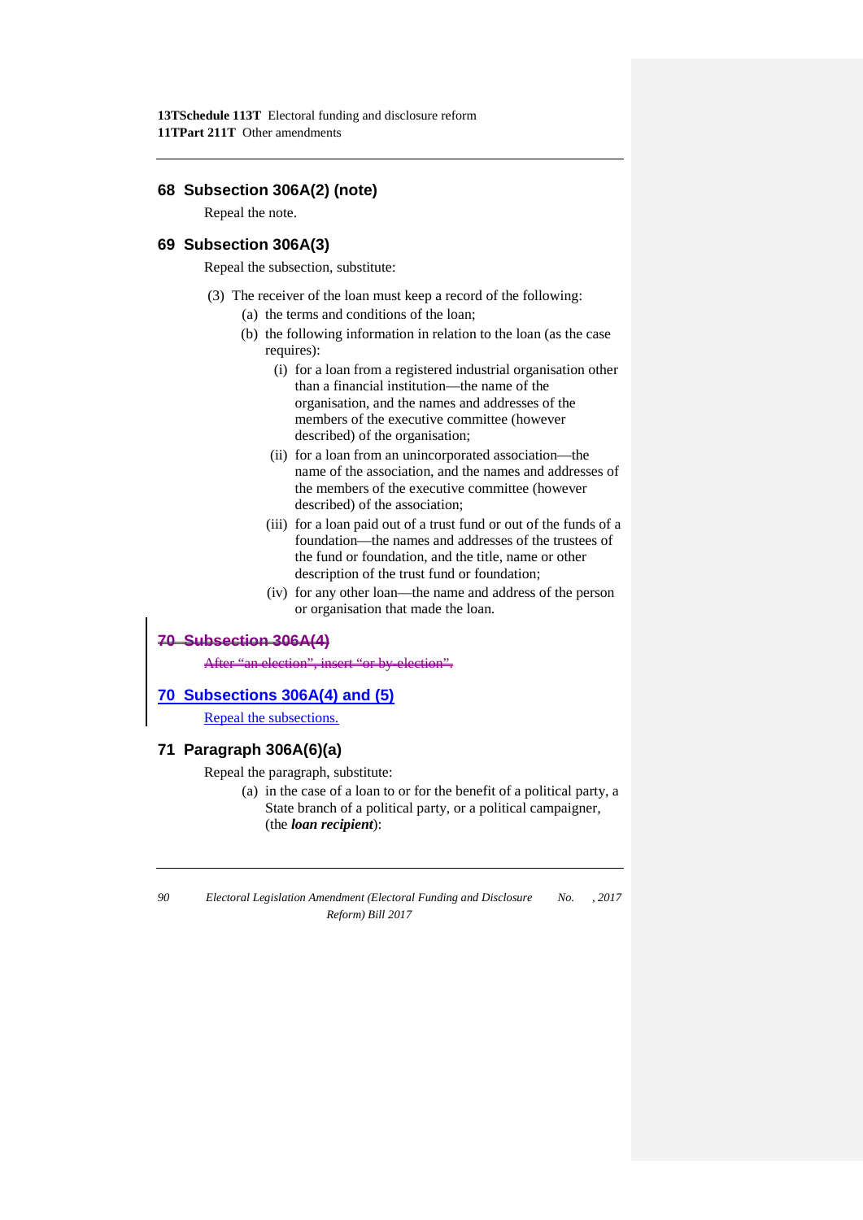## 68 Subsection 306A(2) (note)

Repeal the note.

## 69 Subsection 306A(3)

Repeal the subsection, substitute:

(3) The receiver of the loan must keep a record of the following:

- (a) the terms and conditions of the loan;
- (b) the following information in relation to the loan (as the case requires):
  - (i) for a loan from a registered industrial organisation other than a financial institution—the name of the organisation, and the names and addresses of the members of the executive committee (however described) of the organisation;
  - (ii) for a loan from an unincorporated association—the name of the association, and the names and addresses of the members of the executive committee (however described) of the association;
  - (iii) for a loan paid out of a trust fund or out of the funds of a foundation—the names and addresses of the trustees of the fund or foundation, and the title, name or other description of the trust fund or foundation;
  - (iv) for any other loan—the name and address of the person or organisation that made the loan.

## ~~70 Subsection 306A(4)~~

~~After "an election", insert "or by-election".~~

## 70 Subsections 306A(4) and (5)

Repeal the subsections.

## 71 Paragraph 306A(6)(a)

Repeal the paragraph, substitute:

- (a) in the case of a loan to or for the benefit of a political party, a State branch of a political party, or a political campaigner, (the ***loan recipient***):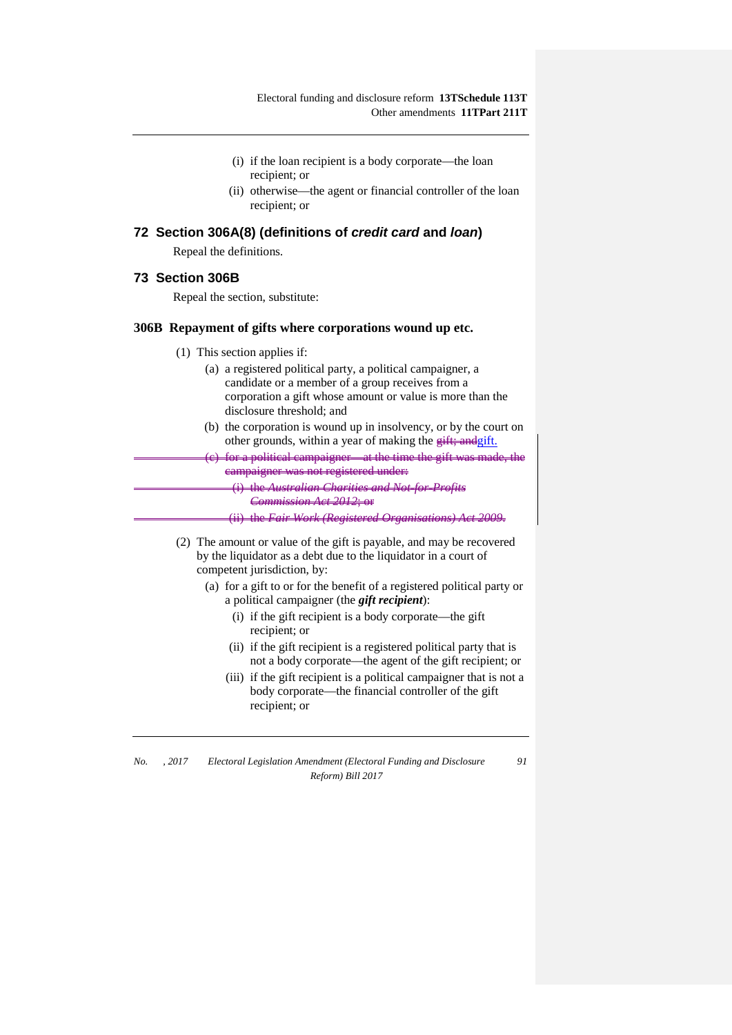(i) if the loan recipient is a body corporate—the loan recipient; or

(ii) otherwise—the agent or financial controller of the loan recipient; or

## 72 Section 306A(8) (definitions of *credit card* and *loan*)

Repeal the definitions.

## 73 Section 306B

Repeal the section, substitute:

### 306B Repayment of gifts where corporations wound up etc.

(1) This section applies if:

(a) a registered political party, a political campaigner, a candidate or a member of a group receives from a corporation a gift whose amount or value is more than the disclosure threshold; and

(b) the corporation is wound up in insolvency, or by the court on other grounds, within a year of making the ~~gift; and~~gift.

~~(c) for a political campaigner—at the time the gift was made, the campaigner was not registered under:~~

~~(i) the *Australian Charities and Not-for-Profits Commission Act 2012*; or~~

~~(ii) the *Fair Work (Registered Organisations) Act 2009*.~~

(2) The amount or value of the gift is payable, and may be recovered by the liquidator as a debt due to the liquidator in a court of competent jurisdiction, by:

(a) for a gift to or for the benefit of a registered political party or a political campaigner (the ***gift recipient***):

(i) if the gift recipient is a body corporate—the gift recipient; or

(ii) if the gift recipient is a registered political party that is not a body corporate—the agent of the gift recipient; or

(iii) if the gift recipient is a political campaigner that is not a body corporate—the financial controller of the gift recipient; or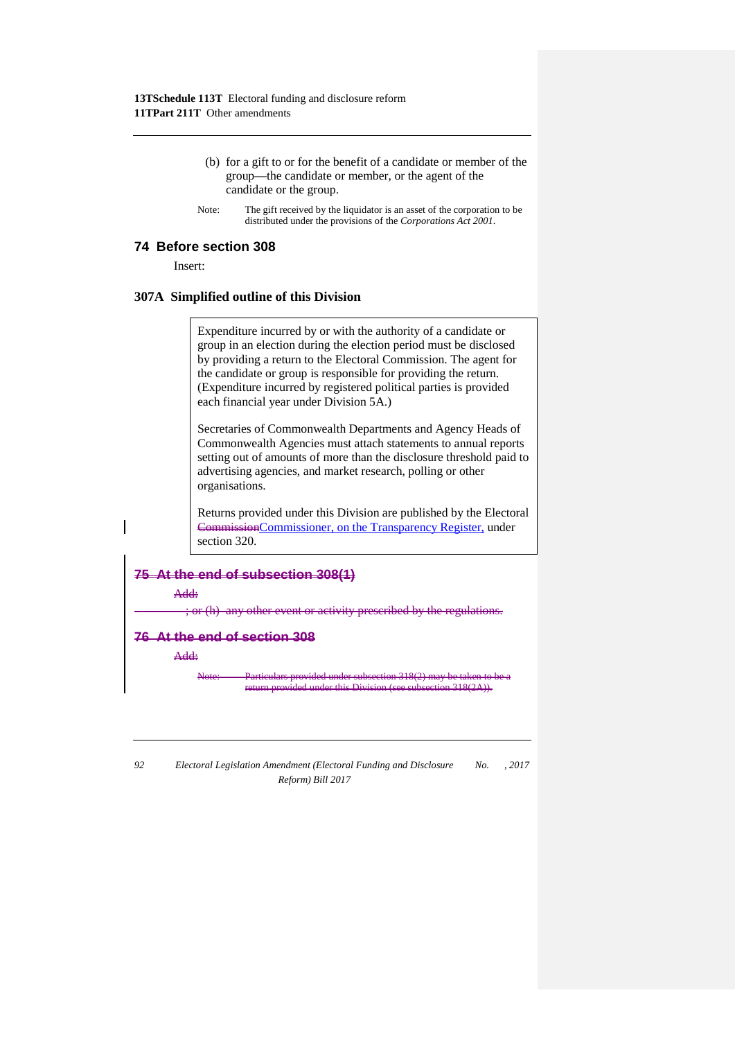(b) for a gift to or for the benefit of a candidate or member of the group—the candidate or member, or the agent of the candidate or the group.

Note: The gift received by the liquidator is an asset of the corporation to be distributed under the provisions of the *Corporations Act 2001*.

## 74 Before section 308

Insert:

### 307A Simplified outline of this Division

> Expenditure incurred by or with the authority of a candidate or group in an election during the election period must be disclosed by providing a return to the Electoral Commission. The agent for the candidate or group is responsible for providing the return. (Expenditure incurred by registered political parties is provided each financial year under Division 5A.)
>
> Secretaries of Commonwealth Departments and Agency Heads of Commonwealth Agencies must attach statements to annual reports setting out of amounts of more than the disclosure threshold paid to advertising agencies, and market research, polling or other organisations.
>
> Returns provided under this Division are published by the Electoral ~~Commission~~Commissioner, on the Transparency Register, under section 320.

## ~~75 At the end of subsection 308(1)~~

~~Add:~~

~~; or (h) any other event or activity prescribed by the regulations.~~

## ~~76 At the end of section 308~~

~~Add:~~

~~Note: Particulars provided under subsection 318(2) may be taken to be a return provided under this Division (see subsection 318(2A)).~~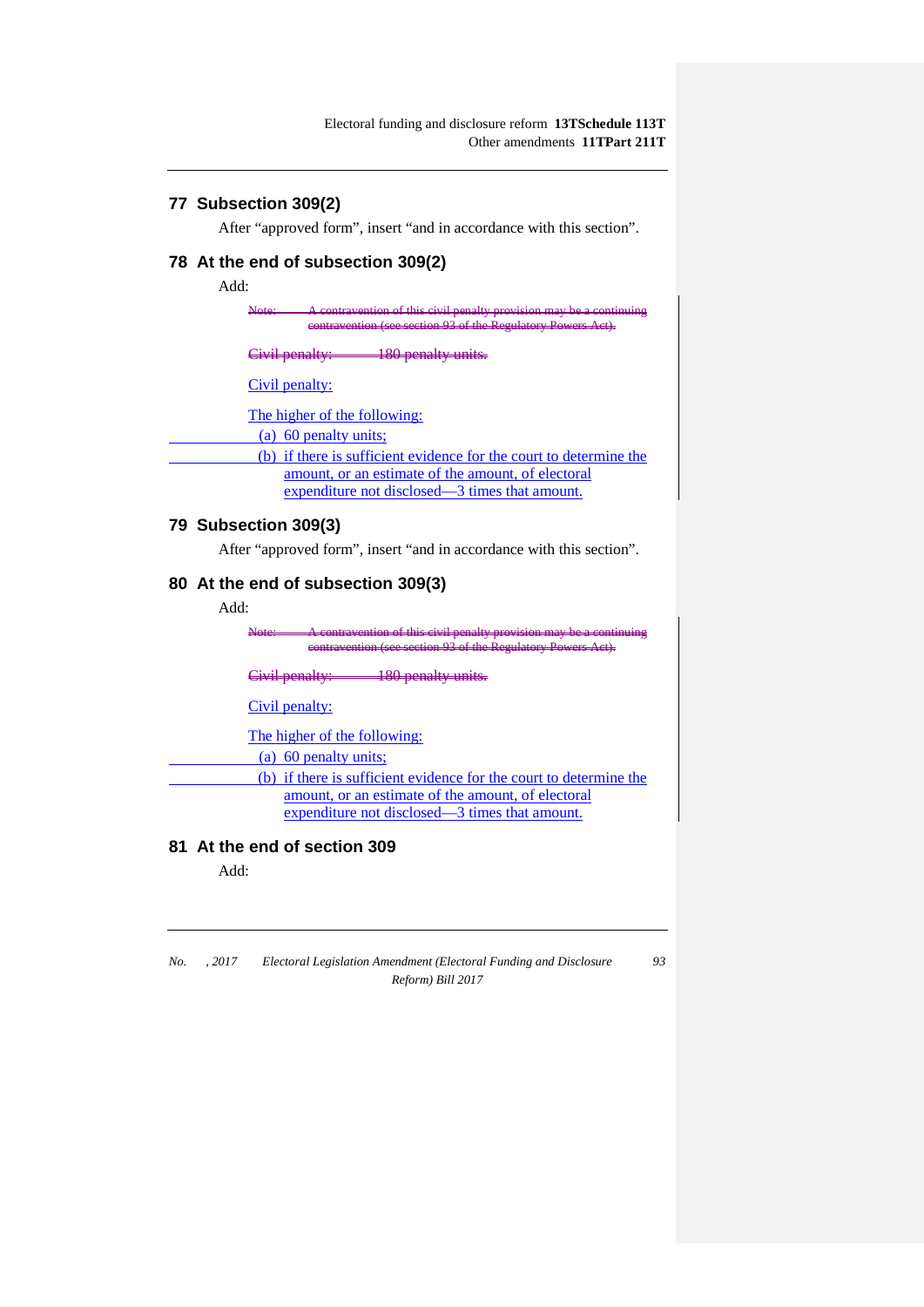## 77 Subsection 309(2)

After "approved form", insert "and in accordance with this section".

## 78 At the end of subsection 309(2)

Add:

~~Note: A contravention of this civil penalty provision may be a continuing contravention (see section 93 of the Regulatory Powers Act).~~

~~Civil penalty: 180 penalty units.~~

Civil penalty:

The higher of the following:

(a) 60 penalty units;

(b) if there is sufficient evidence for the court to determine the amount, or an estimate of the amount, of electoral expenditure not disclosed—3 times that amount.

## 79 Subsection 309(3)

After "approved form", insert "and in accordance with this section".

## 80 At the end of subsection 309(3)

Add:

~~Note: A contravention of this civil penalty provision may be a continuing contravention (see section 93 of the Regulatory Powers Act).~~

~~Civil penalty: 180 penalty units.~~

Civil penalty:

The higher of the following:

(a) 60 penalty units;

(b) if there is sufficient evidence for the court to determine the amount, or an estimate of the amount, of electoral expenditure not disclosed—3 times that amount.

## 81 At the end of section 309

Add: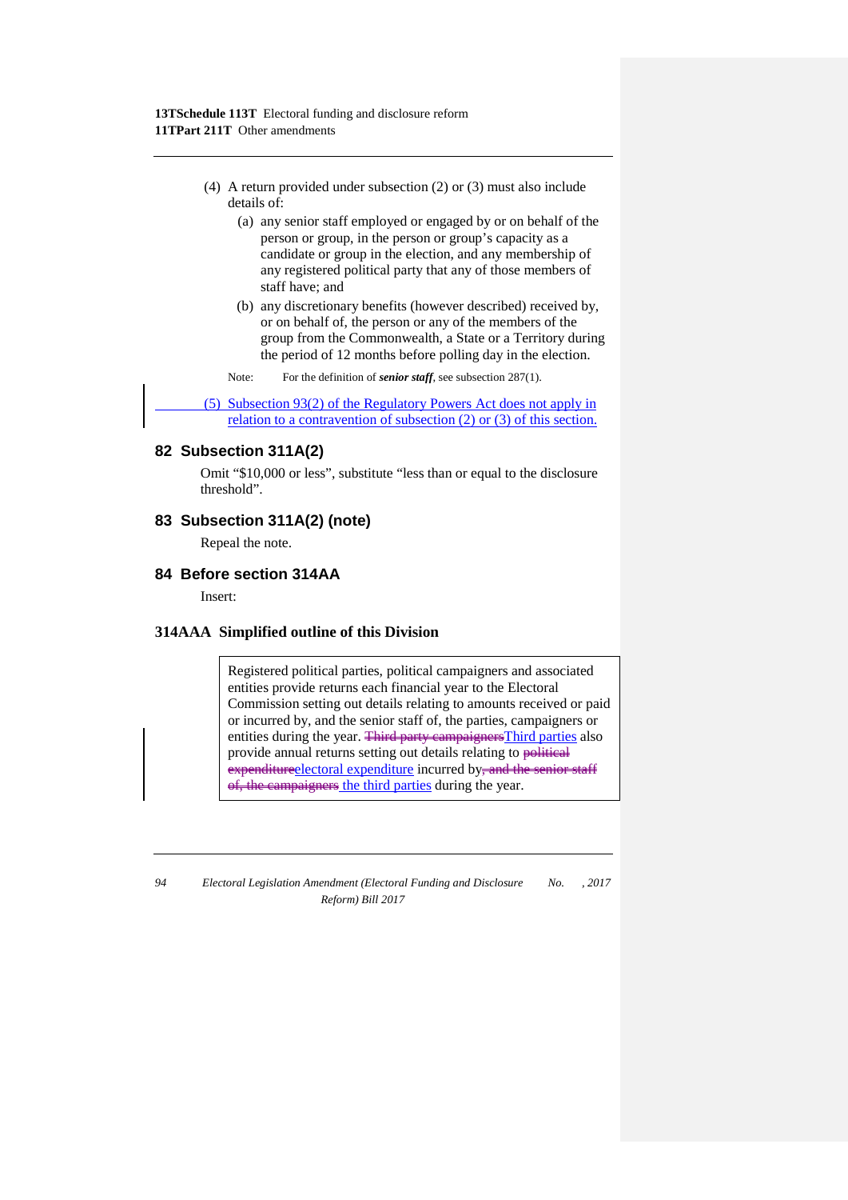(4) A return provided under subsection (2) or (3) must also include details of:

(a) any senior staff employed or engaged by or on behalf of the person or group, in the person or group's capacity as a candidate or group in the election, and any membership of any registered political party that any of those members of staff have; and

(b) any discretionary benefits (however described) received by, or on behalf of, the person or any of the members of the group from the Commonwealth, a State or a Territory during the period of 12 months before polling day in the election.

Note: For the definition of ***senior staff***, see subsection 287(1).

(5) Subsection 93(2) of the Regulatory Powers Act does not apply in relation to a contravention of subsection (2) or (3) of this section.

## 82 Subsection 311A(2)

Omit "$10,000 or less", substitute "less than or equal to the disclosure threshold".

## 83 Subsection 311A(2) (note)

Repeal the note.

## 84 Before section 314AA

Insert:

### 314AAA Simplified outline of this Division

> Registered political parties, political campaigners and associated entities provide returns each financial year to the Electoral Commission setting out details relating to amounts received or paid or incurred by, and the senior staff of, the parties, campaigners or entities during the year. ~~Third party campaigners~~Third parties also provide annual returns setting out details relating to ~~political expenditure~~electoral expenditure incurred by~~, and the senior staff of, the campaigners~~ the third parties during the year.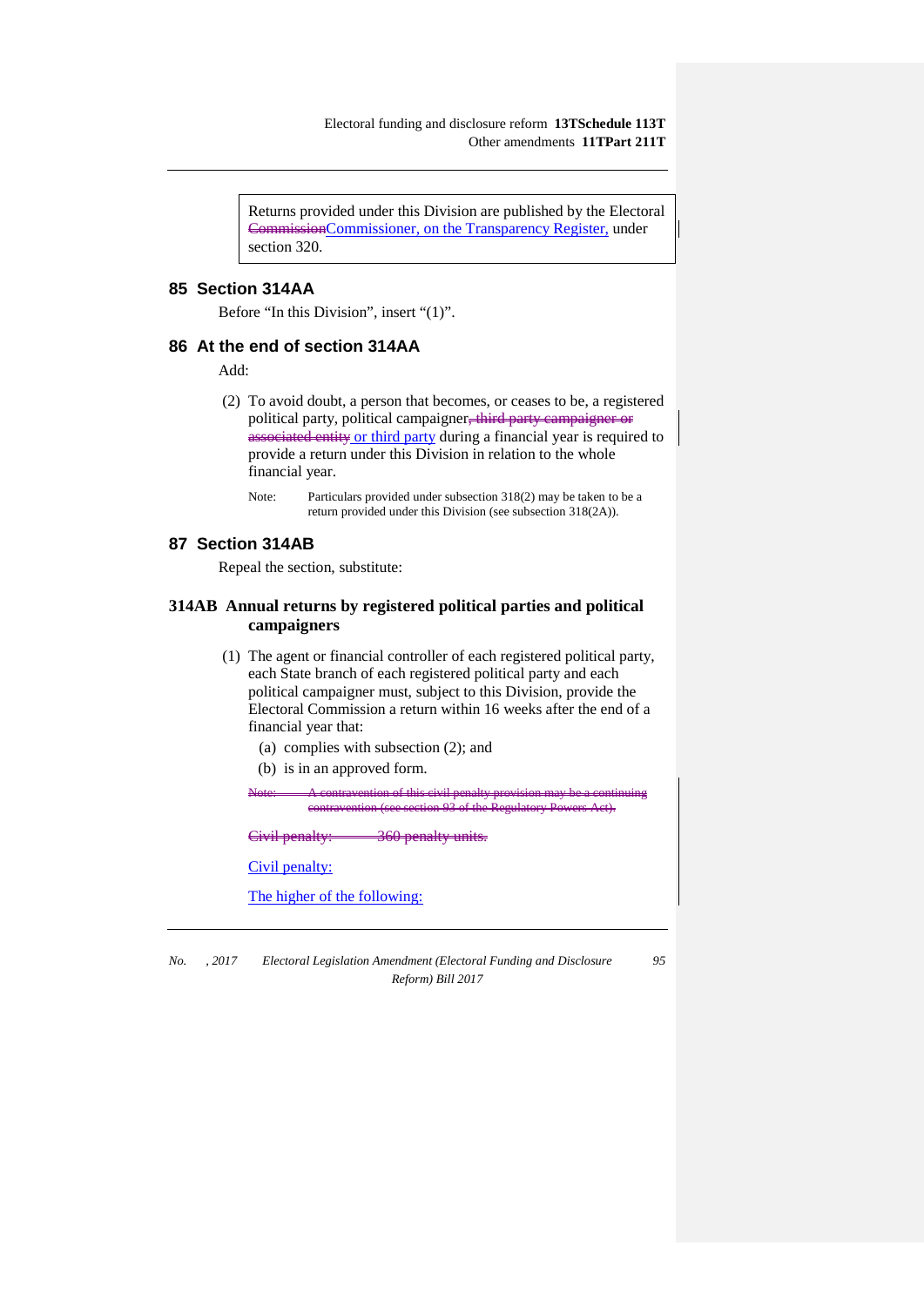> Returns provided under this Division are published by the Electoral ~~Commission~~Commissioner, on the Transparency Register, under section 320.

### 85 Section 314AA

Before "In this Division", insert "(1)".

### 86 At the end of section 314AA

Add:

(2) To avoid doubt, a person that becomes, or ceases to be, a registered political party, political campaigner~~, third party campaigner or associated entity~~ or third party during a financial year is required to provide a return under this Division in relation to the whole financial year.

Note: Particulars provided under subsection 318(2) may be taken to be a return provided under this Division (see subsection 318(2A)).

### 87 Section 314AB

Repeal the section, substitute:

#### 314AB Annual returns by registered political parties and political campaigners

(1) The agent or financial controller of each registered political party, each State branch of each registered political party and each political campaigner must, subject to this Division, provide the Electoral Commission a return within 16 weeks after the end of a financial year that:

(a) complies with subsection (2); and

(b) is in an approved form.

~~Note: A contravention of this civil penalty provision may be a continuing contravention (see section 93 of the Regulatory Powers Act).~~

~~Civil penalty: 360 penalty units.~~

Civil penalty:

The higher of the following: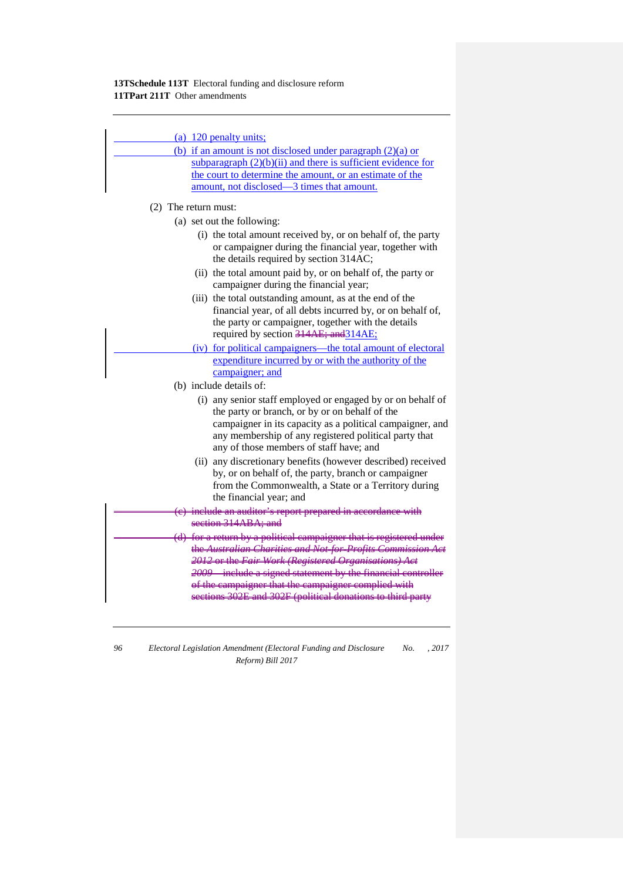(a) 120 penalty units;

(b) if an amount is not disclosed under paragraph (2)(a) or subparagraph (2)(b)(ii) and there is sufficient evidence for the court to determine the amount, or an estimate of the amount, not disclosed—3 times that amount.

(2) The return must:

(a) set out the following:

(i) the total amount received by, or on behalf of, the party or campaigner during the financial year, together with the details required by section 314AC;

(ii) the total amount paid by, or on behalf of, the party or campaigner during the financial year;

(iii) the total outstanding amount, as at the end of the financial year, of all debts incurred by, or on behalf of, the party or campaigner, together with the details required by section ~~314AE; and~~314AE;

(iv) for political campaigners—the total amount of electoral expenditure incurred by or with the authority of the campaigner; and

(b) include details of:

(i) any senior staff employed or engaged by or on behalf of the party or branch, or by or on behalf of the campaigner in its capacity as a political campaigner, and any membership of any registered political party that any of those members of staff have; and

(ii) any discretionary benefits (however described) received by, or on behalf of, the party, branch or campaigner from the Commonwealth, a State or a Territory during the financial year; and

~~(c) include an auditor's report prepared in accordance with section 314ABA; and~~

~~(d) for a return by a political campaigner that is registered under the *Australian Charities and Not-for-Profits Commission Act 2012* or the *Fair Work (Registered Organisations) Act 2009*—include a signed statement by the financial controller of the campaigner that the campaigner complied with sections 302E and 302F (political donations to third party~~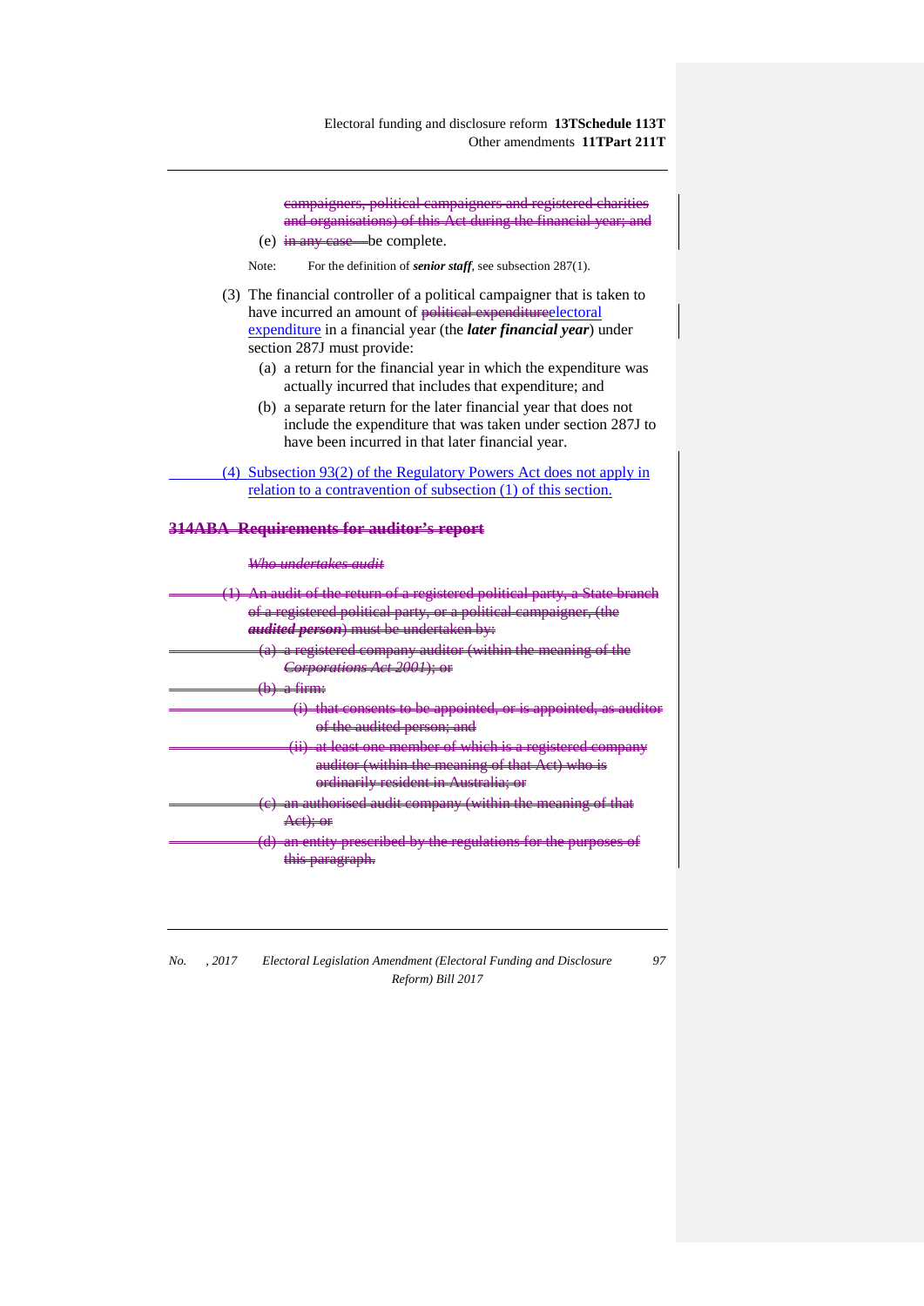~~campaigners, political campaigners and registered charities and organisations) of this Act during the financial year; and~~

(e) ~~in any case—~~be complete.

Note: For the definition of ***senior staff***, see subsection 287(1).

(3) The financial controller of a political campaigner that is taken to have incurred an amount of ~~political expenditure~~electoral expenditure in a financial year (the ***later financial year***) under section 287J must provide:

(a) a return for the financial year in which the expenditure was actually incurred that includes that expenditure; and

(b) a separate return for the later financial year that does not include the expenditure that was taken under section 287J to have been incurred in that later financial year.

(4) Subsection 93(2) of the Regulatory Powers Act does not apply in relation to a contravention of subsection (1) of this section.

## ~~314ABA Requirements for auditor's report~~

*~~Who undertakes audit~~*

~~(1) An audit of the return of a registered political party, a State branch of a registered political party, or a political campaigner, (the ***audited person***) must be undertaken by:~~

~~(a) a registered company auditor (within the meaning of the *Corporations Act 2001*); or~~

~~(b) a firm:~~

~~(i) that consents to be appointed, or is appointed, as auditor of the audited person; and~~

~~(ii) at least one member of which is a registered company auditor (within the meaning of that Act) who is ordinarily resident in Australia; or~~

~~(c) an authorised audit company (within the meaning of that Act); or~~

~~(d) an entity prescribed by the regulations for the purposes of this paragraph.~~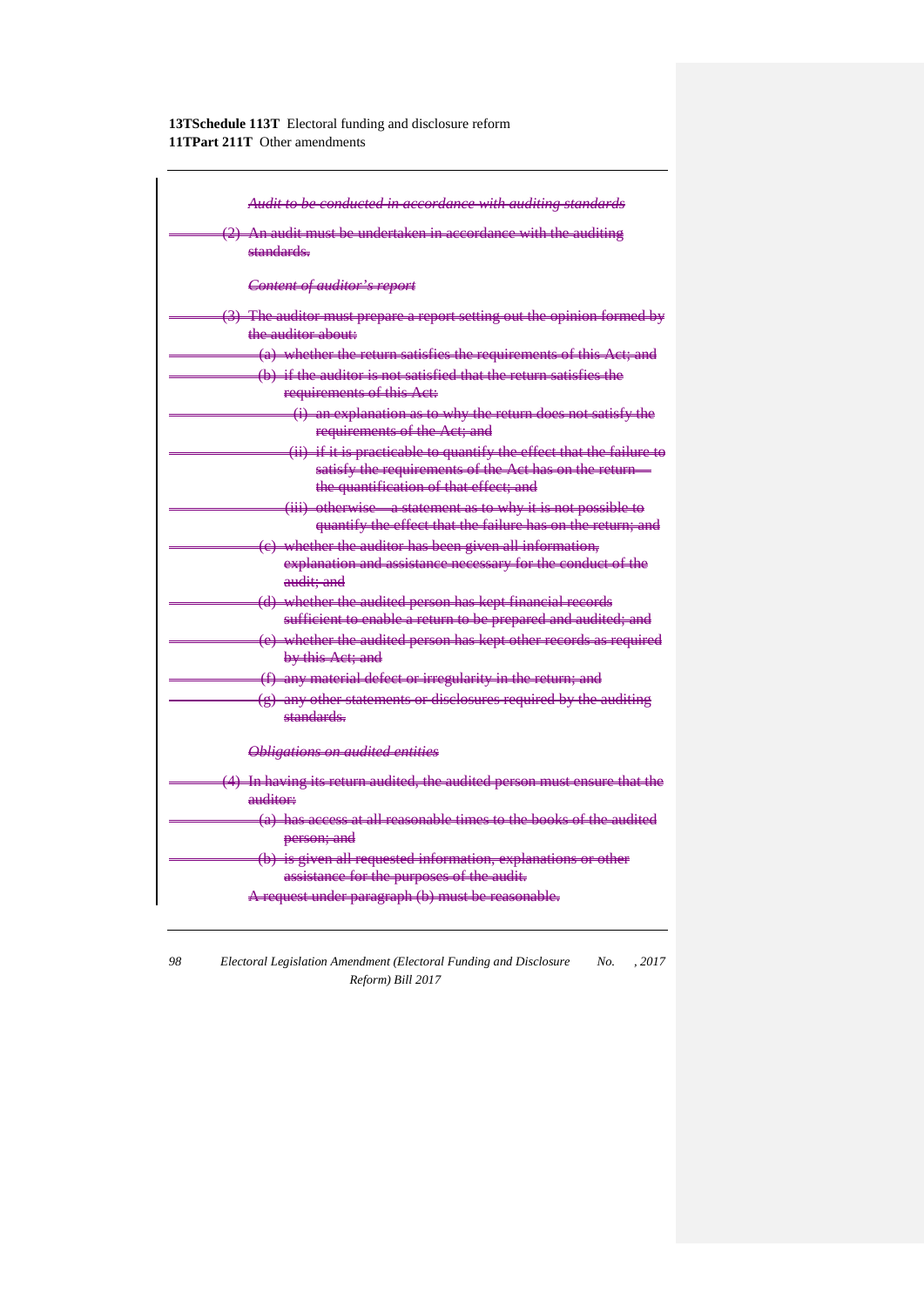*Audit to be conducted in accordance with auditing standards*

(2) An audit must be undertaken in accordance with the auditing standards.

*Content of auditor's report*

(3) The auditor must prepare a report setting out the opinion formed by the auditor about:

(a) whether the return satisfies the requirements of this Act; and

(b) if the auditor is not satisfied that the return satisfies the requirements of this Act:

(i) an explanation as to why the return does not satisfy the requirements of the Act; and

(ii) if it is practicable to quantify the effect that the failure to satisfy the requirements of the Act has on the return—the quantification of that effect; and

(iii) otherwise—a statement as to why it is not possible to quantify the effect that the failure has on the return; and

(c) whether the auditor has been given all information, explanation and assistance necessary for the conduct of the audit; and

(d) whether the audited person has kept financial records sufficient to enable a return to be prepared and audited; and

(e) whether the audited person has kept other records as required by this Act; and

(f) any material defect or irregularity in the return; and

(g) any other statements or disclosures required by the auditing standards.

*Obligations on audited entities*

(4) In having its return audited, the audited person must ensure that the auditor:

(a) has access at all reasonable times to the books of the audited person; and

(b) is given all requested information, explanations or other assistance for the purposes of the audit.

A request under paragraph (b) must be reasonable.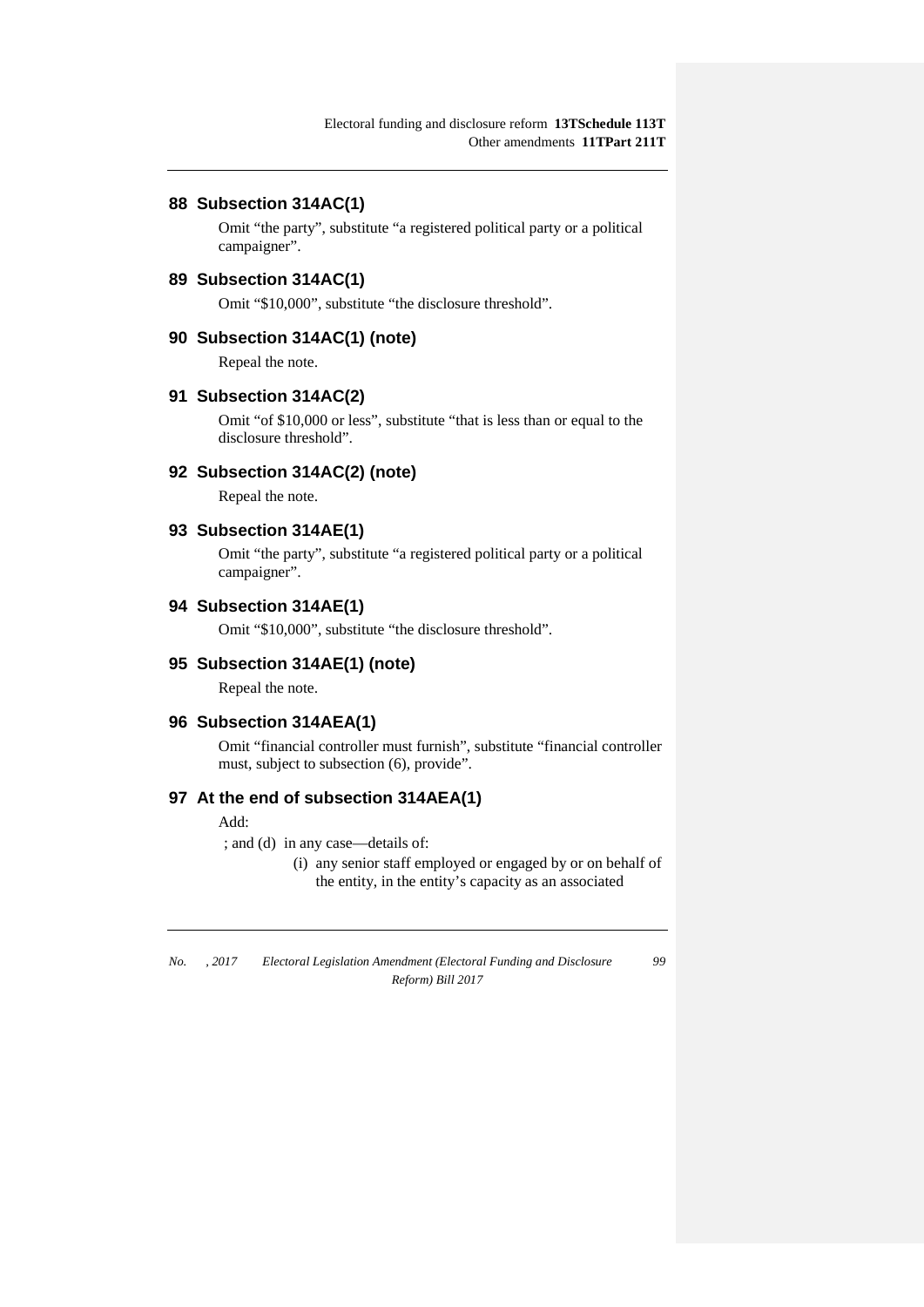## 88 Subsection 314AC(1)

Omit "the party", substitute "a registered political party or a political campaigner".

## 89 Subsection 314AC(1)

Omit "$10,000", substitute "the disclosure threshold".

## 90 Subsection 314AC(1) (note)

Repeal the note.

## 91 Subsection 314AC(2)

Omit "of $10,000 or less", substitute "that is less than or equal to the disclosure threshold".

## 92 Subsection 314AC(2) (note)

Repeal the note.

## 93 Subsection 314AE(1)

Omit "the party", substitute "a registered political party or a political campaigner".

## 94 Subsection 314AE(1)

Omit "$10,000", substitute "the disclosure threshold".

## 95 Subsection 314AE(1) (note)

Repeal the note.

## 96 Subsection 314AEA(1)

Omit "financial controller must furnish", substitute "financial controller must, subject to subsection (6), provide".

## 97 At the end of subsection 314AEA(1)

Add:

; and (d) in any case—details of:

(i) any senior staff employed or engaged by or on behalf of the entity, in the entity's capacity as an associated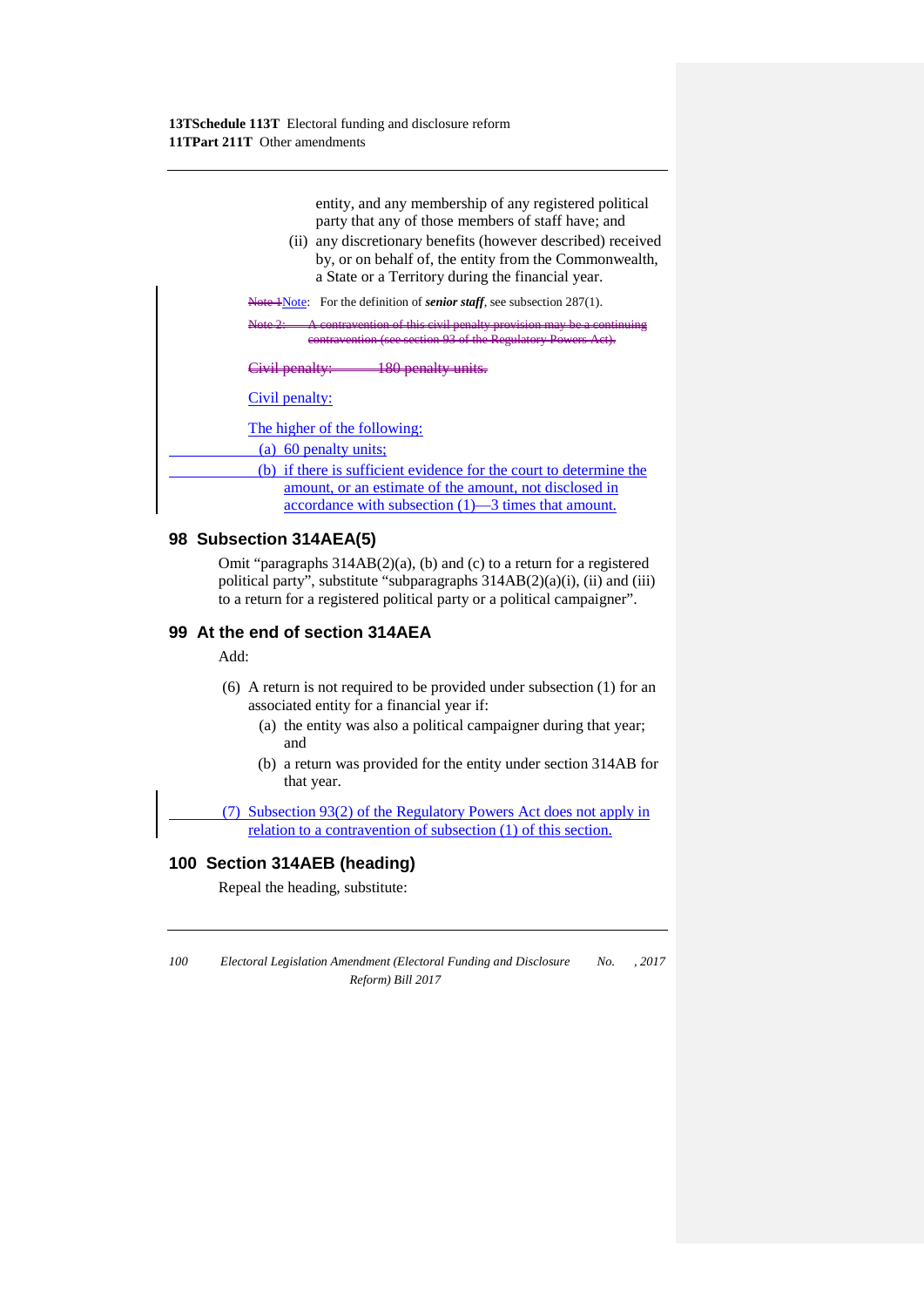entity, and any membership of any registered political party that any of those members of staff have; and

(ii) any discretionary benefits (however described) received by, or on behalf of, the entity from the Commonwealth, a State or a Territory during the financial year.

~~Note 1~~Note: For the definition of ***senior staff***, see subsection 287(1).

~~Note 2: A contravention of this civil penalty provision may be a continuing contravention (see section 93 of the Regulatory Powers Act).~~

~~Civil penalty: 180 penalty units.~~

Civil penalty:

The higher of the following:

(a) 60 penalty units;

(b) if there is sufficient evidence for the court to determine the amount, or an estimate of the amount, not disclosed in accordance with subsection (1)—3 times that amount.

## 98 Subsection 314AEA(5)

Omit "paragraphs 314AB(2)(a), (b) and (c) to a return for a registered political party", substitute "subparagraphs 314AB(2)(a)(i), (ii) and (iii) to a return for a registered political party or a political campaigner".

## 99 At the end of section 314AEA

Add:

(6) A return is not required to be provided under subsection (1) for an associated entity for a financial year if:

(a) the entity was also a political campaigner during that year; and

(b) a return was provided for the entity under section 314AB for that year.

(7) Subsection 93(2) of the Regulatory Powers Act does not apply in relation to a contravention of subsection (1) of this section.

## 100 Section 314AEB (heading)

Repeal the heading, substitute: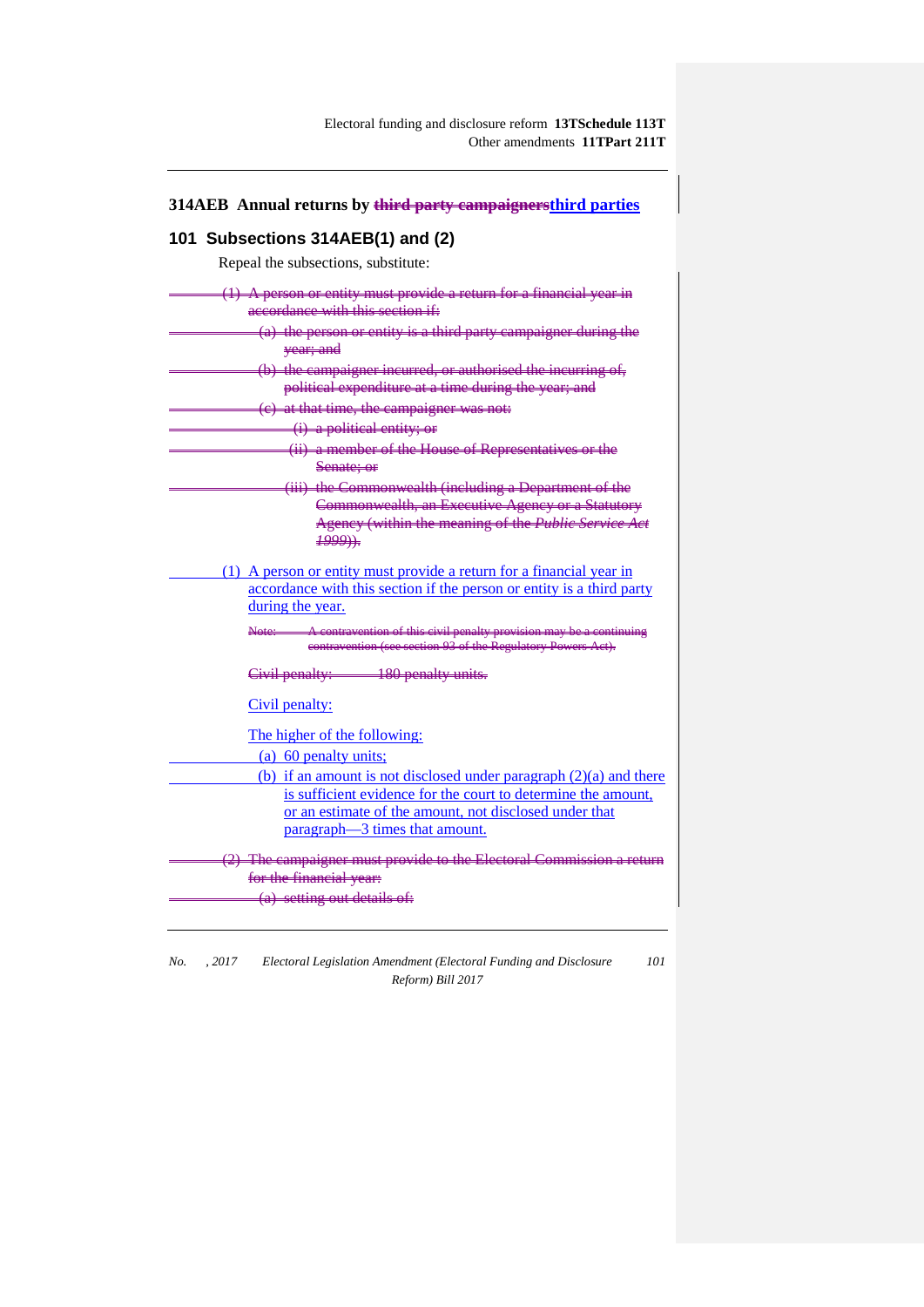## 314AEB Annual returns by ~~third party campaigners~~third parties

### 101 Subsections 314AEB(1) and (2)

Repeal the subsections, substitute:

~~(1) A person or entity must provide a return for a financial year in accordance with this section if:~~

~~(a) the person or entity is a third party campaigner during the year; and~~

~~(b) the campaigner incurred, or authorised the incurring of, political expenditure at a time during the year; and~~

~~(c) at that time, the campaigner was not:~~

~~(i) a political entity; or~~

~~(ii) a member of the House of Representatives or the Senate; or~~

~~(iii) the Commonwealth (including a Department of the Commonwealth, an Executive Agency or a Statutory Agency (within the meaning of the *Public Service Act 1999*)).~~

(1) A person or entity must provide a return for a financial year in accordance with this section if the person or entity is a third party during the year.

~~Note: A contravention of this civil penalty provision may be a continuing contravention (see section 93 of the Regulatory Powers Act).~~

~~Civil penalty: 180 penalty units.~~

Civil penalty:

The higher of the following:

(a) 60 penalty units;

(b) if an amount is not disclosed under paragraph (2)(a) and there is sufficient evidence for the court to determine the amount, or an estimate of the amount, not disclosed under that paragraph—3 times that amount.

~~(2) The campaigner must provide to the Electoral Commission a return for the financial year:~~

~~(a) setting out details of:~~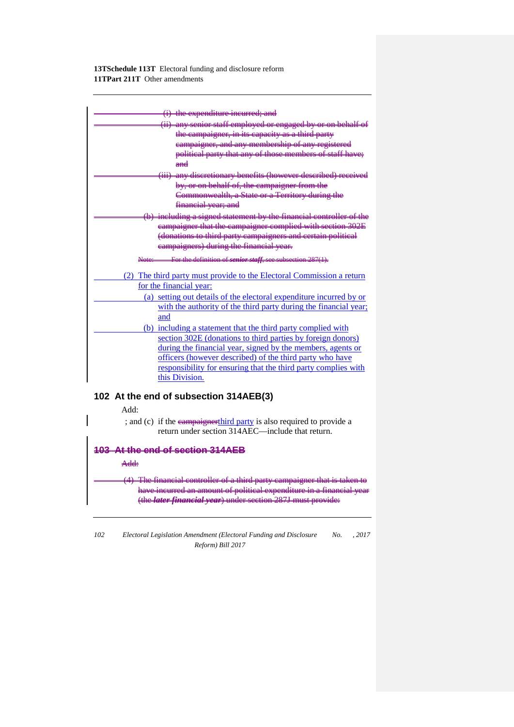~~(i) the expenditure incurred; and~~

~~(ii) any senior staff employed or engaged by or on behalf of the campaigner, in its capacity as a third party campaigner, and any membership of any registered political party that any of those members of staff have; and~~

~~(iii) any discretionary benefits (however described) received by, or on behalf of, the campaigner from the Commonwealth, a State or a Territory during the financial year; and~~

~~(b) including a signed statement by the financial controller of the campaigner that the campaigner complied with section 302E (donations to third party campaigners and certain political campaigners) during the financial year.~~

~~Note: For the definition of ***senior staff***, see subsection 287(1).~~

(2) The third party must provide to the Electoral Commission a return for the financial year:

(a) setting out details of the electoral expenditure incurred by or with the authority of the third party during the financial year; and

(b) including a statement that the third party complied with section 302E (donations to third parties by foreign donors) during the financial year, signed by the members, agents or officers (however described) of the third party who have responsibility for ensuring that the third party complies with this Division.

## 102 At the end of subsection 314AEB(3)

Add:

; and (c) if the ~~campaigner~~third party is also required to provide a return under section 314AEC—include that return.

## ~~103 At the end of section 314AEB~~

~~Add:~~

~~(4) The financial controller of a third party campaigner that is taken to have incurred an amount of political expenditure in a financial year (the ***later financial year***) under section 287J must provide:~~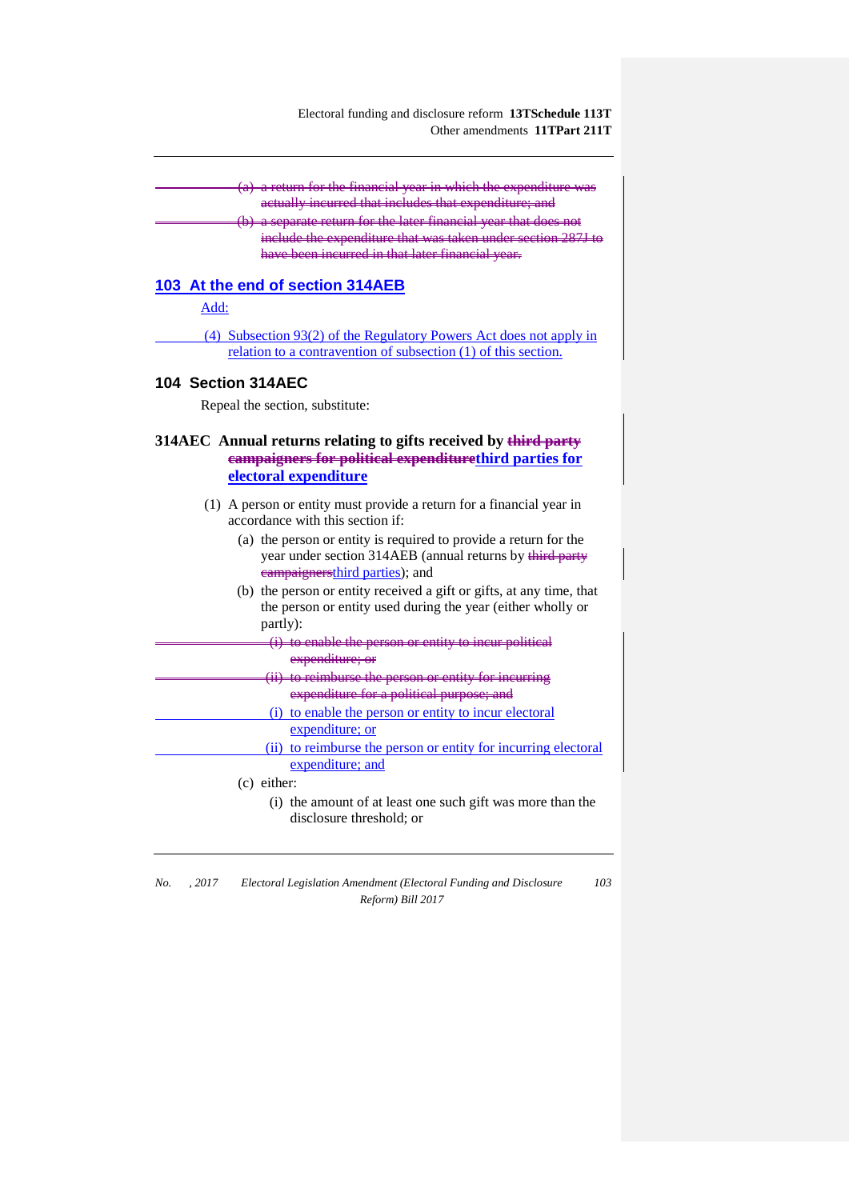~~(a) a return for the financial year in which the expenditure was actually incurred that includes that expenditure; and~~

~~(b) a separate return for the later financial year that does not include the expenditure that was taken under section 287J to have been incurred in that later financial year.~~

## 103 At the end of section 314AEB

Add:

(4) Subsection 93(2) of the Regulatory Powers Act does not apply in relation to a contravention of subsection (1) of this section.

## 104 Section 314AEC

Repeal the section, substitute:

### 314AEC Annual returns relating to gifts received by ~~third party campaigners for political expenditure~~third parties for electoral expenditure

(1) A person or entity must provide a return for a financial year in accordance with this section if:

(a) the person or entity is required to provide a return for the year under section 314AEB (annual returns by ~~third party campaigners~~third parties); and

(b) the person or entity received a gift or gifts, at any time, that the person or entity used during the year (either wholly or partly):

~~(i) to enable the person or entity to incur political expenditure; or~~

~~(ii) to reimburse the person or entity for incurring expenditure for a political purpose; and~~

(i) to enable the person or entity to incur electoral expenditure; or

(ii) to reimburse the person or entity for incurring electoral expenditure; and

(c) either:

(i) the amount of at least one such gift was more than the disclosure threshold; or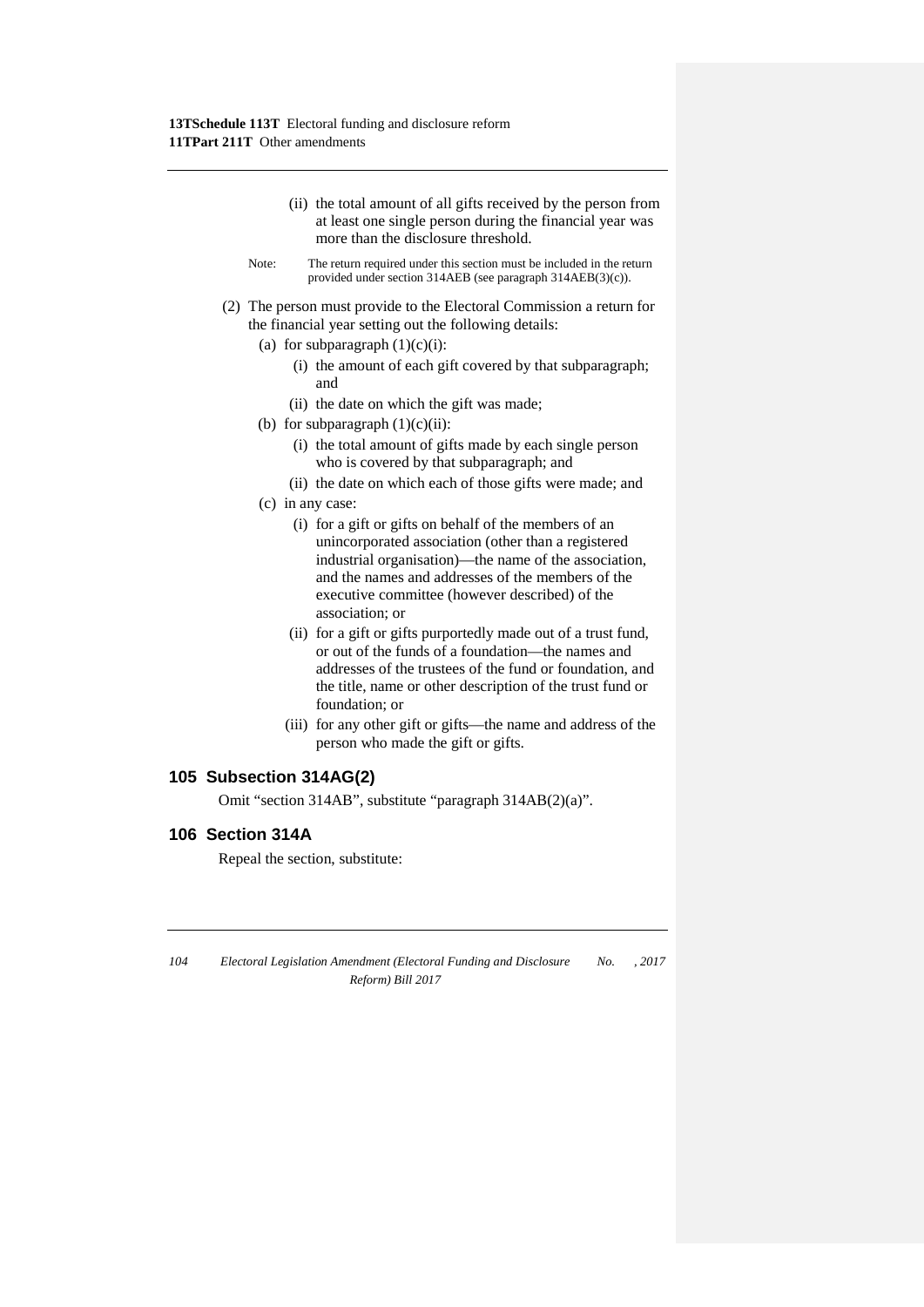(ii) the total amount of all gifts received by the person from at least one single person during the financial year was more than the disclosure threshold.

Note: The return required under this section must be included in the return provided under section 314AEB (see paragraph 314AEB(3)(c)).

(2) The person must provide to the Electoral Commission a return for the financial year setting out the following details:

(a) for subparagraph (1)(c)(i):

(i) the amount of each gift covered by that subparagraph; and

(ii) the date on which the gift was made;

(b) for subparagraph (1)(c)(ii):

(i) the total amount of gifts made by each single person who is covered by that subparagraph; and

(ii) the date on which each of those gifts were made; and

(c) in any case:

(i) for a gift or gifts on behalf of the members of an unincorporated association (other than a registered industrial organisation)—the name of the association, and the names and addresses of the members of the executive committee (however described) of the association; or

(ii) for a gift or gifts purportedly made out of a trust fund, or out of the funds of a foundation—the names and addresses of the trustees of the fund or foundation, and the title, name or other description of the trust fund or foundation; or

(iii) for any other gift or gifts—the name and address of the person who made the gift or gifts.

## 105 Subsection 314AG(2)

Omit "section 314AB", substitute "paragraph 314AB(2)(a)".

## 106 Section 314A

Repeal the section, substitute: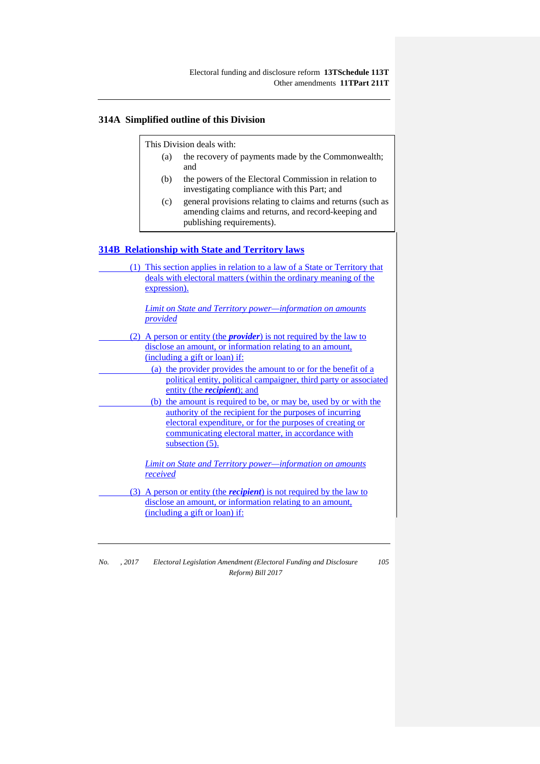## 314A Simplified outline of this Division

This Division deals with:

- (a) the recovery of payments made by the Commonwealth; and
- (b) the powers of the Electoral Commission in relation to investigating compliance with this Part; and
- (c) general provisions relating to claims and returns (such as amending claims and returns, and record-keeping and publishing requirements).

## 314B Relationship with State and Territory laws

(1) This section applies in relation to a law of a State or Territory that deals with electoral matters (within the ordinary meaning of the expression).

*Limit on State and Territory power—information on amounts provided*

(2) A person or entity (the ***provider***) is not required by the law to disclose an amount, or information relating to an amount, (including a gift or loan) if:

- (a) the provider provides the amount to or for the benefit of a political entity, political campaigner, third party or associated entity (the ***recipient***); and
- (b) the amount is required to be, or may be, used by or with the authority of the recipient for the purposes of incurring electoral expenditure, or for the purposes of creating or communicating electoral matter, in accordance with subsection (5).

*Limit on State and Territory power—information on amounts received*

(3) A person or entity (the ***recipient***) is not required by the law to disclose an amount, or information relating to an amount, (including a gift or loan) if: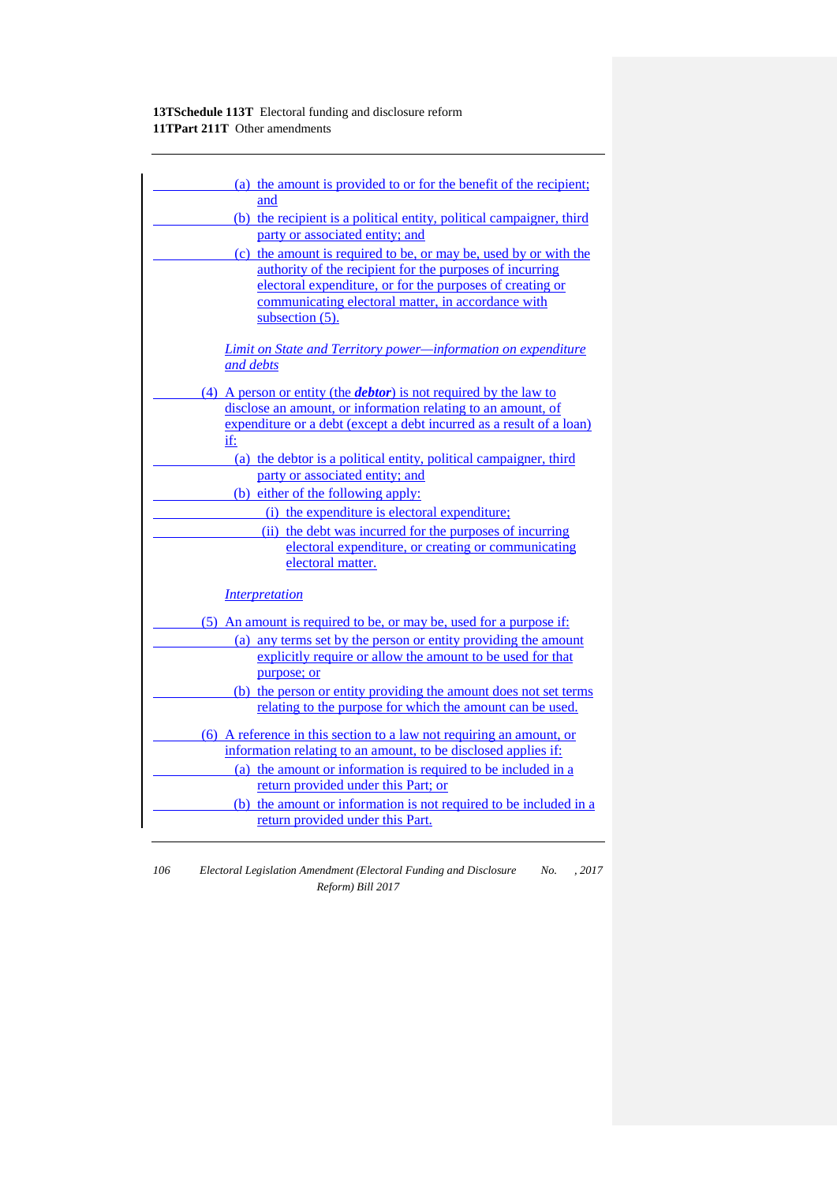(a) the amount is provided to or for the benefit of the recipient; and

(b) the recipient is a political entity, political campaigner, third party or associated entity; and

(c) the amount is required to be, or may be, used by or with the authority of the recipient for the purposes of incurring electoral expenditure, or for the purposes of creating or communicating electoral matter, in accordance with subsection (5).

*Limit on State and Territory power—information on expenditure and debts*

(4) A person or entity (the ***debtor***) is not required by the law to disclose an amount, or information relating to an amount, of expenditure or a debt (except a debt incurred as a result of a loan) if:

(a) the debtor is a political entity, political campaigner, third party or associated entity; and

(b) either of the following apply:

(i) the expenditure is electoral expenditure;

(ii) the debt was incurred for the purposes of incurring electoral expenditure, or creating or communicating electoral matter.

*Interpretation*

(5) An amount is required to be, or may be, used for a purpose if:

(a) any terms set by the person or entity providing the amount explicitly require or allow the amount to be used for that purpose; or

(b) the person or entity providing the amount does not set terms relating to the purpose for which the amount can be used.

(6) A reference in this section to a law not requiring an amount, or information relating to an amount, to be disclosed applies if:

(a) the amount or information is required to be included in a return provided under this Part; or

(b) the amount or information is not required to be included in a return provided under this Part.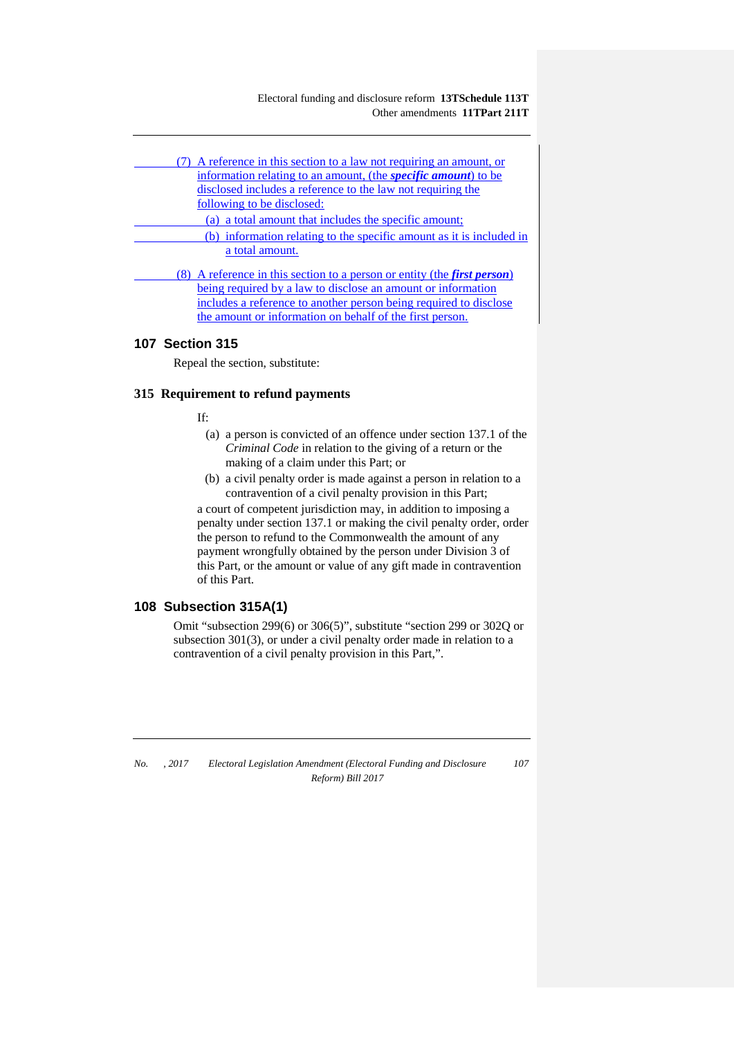(7) A reference in this section to a law not requiring an amount, or information relating to an amount, (the ***specific amount***) to be disclosed includes a reference to the law not requiring the following to be disclosed:

(a) a total amount that includes the specific amount;

(b) information relating to the specific amount as it is included in a total amount.

(8) A reference in this section to a person or entity (the ***first person***) being required by a law to disclose an amount or information includes a reference to another person being required to disclose the amount or information on behalf of the first person.

## 107 Section 315

Repeal the section, substitute:

### 315 Requirement to refund payments

If:

(a) a person is convicted of an offence under section 137.1 of the *Criminal Code* in relation to the giving of a return or the making of a claim under this Part; or

(b) a civil penalty order is made against a person in relation to a contravention of a civil penalty provision in this Part;

a court of competent jurisdiction may, in addition to imposing a penalty under section 137.1 or making the civil penalty order, order the person to refund to the Commonwealth the amount of any payment wrongfully obtained by the person under Division 3 of this Part, or the amount or value of any gift made in contravention of this Part.

## 108 Subsection 315A(1)

Omit "subsection 299(6) or 306(5)", substitute "section 299 or 302Q or subsection 301(3), or under a civil penalty order made in relation to a contravention of a civil penalty provision in this Part,".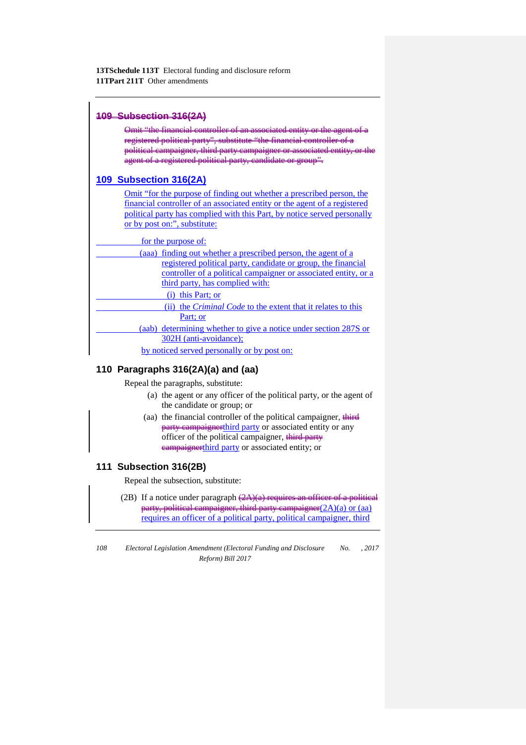## ~~109 Subsection 316(2A)~~

~~Omit "the financial controller of an associated entity or the agent of a registered political party", substitute "the financial controller of a political campaigner, third party campaigner or associated entity, or the agent of a registered political party, candidate or group".~~

## 109 Subsection 316(2A)

Omit "for the purpose of finding out whether a prescribed person, the financial controller of an associated entity or the agent of a registered political party has complied with this Part, by notice served personally or by post on:", substitute:

for the purpose of:

(aaa) finding out whether a prescribed person, the agent of a registered political party, candidate or group, the financial controller of a political campaigner or associated entity, or a third party, has complied with:

(i) this Part; or

(ii) the *Criminal Code* to the extent that it relates to this Part; or

(aab) determining whether to give a notice under section 287S or 302H (anti-avoidance);

by noticed served personally or by post on:

## 110 Paragraphs 316(2A)(a) and (aa)

Repeal the paragraphs, substitute:

(a) the agent or any officer of the political party, or the agent of the candidate or group; or

(aa) the financial controller of the political campaigner, ~~third party campaigner~~third party or associated entity or any officer of the political campaigner, ~~third party campaigner~~third party or associated entity; or

## 111 Subsection 316(2B)

Repeal the subsection, substitute:

(2B) If a notice under paragraph ~~(2A)(a) requires an officer of a political party, political campaigner, third party campaigner~~(2A)(a) or (aa) requires an officer of a political party, political campaigner, third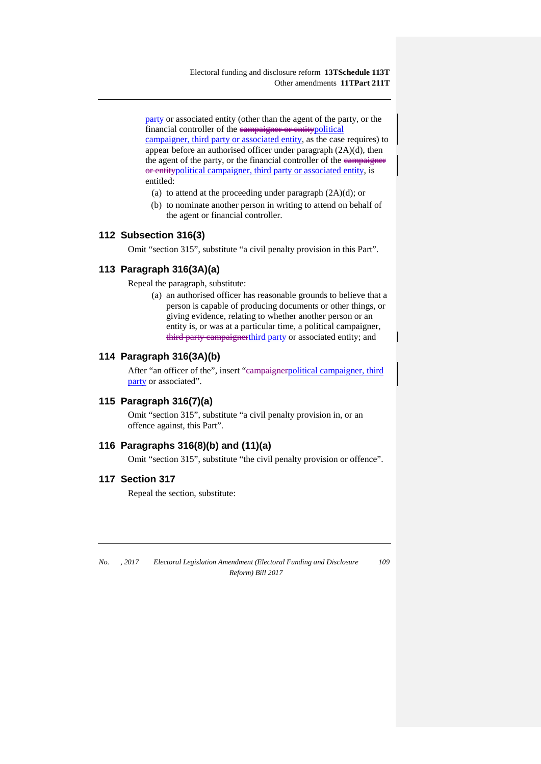party or associated entity (other than the agent of the party, or the financial controller of the ~~campaigner or entity~~political campaigner, third party or associated entity, as the case requires) to appear before an authorised officer under paragraph (2A)(d), then the agent of the party, or the financial controller of the ~~campaigner or entity~~political campaigner, third party or associated entity, is entitled:

- (a) to attend at the proceeding under paragraph (2A)(d); or
- (b) to nominate another person in writing to attend on behalf of the agent or financial controller.

## 112 Subsection 316(3)

Omit "section 315", substitute "a civil penalty provision in this Part".

## 113 Paragraph 316(3A)(a)

Repeal the paragraph, substitute:

- (a) an authorised officer has reasonable grounds to believe that a person is capable of producing documents or other things, or giving evidence, relating to whether another person or an entity is, or was at a particular time, a political campaigner, ~~third party campaigner~~third party or associated entity; and

## 114 Paragraph 316(3A)(b)

After "an officer of the", insert "~~campaigner~~political campaigner, third party or associated".

## 115 Paragraph 316(7)(a)

Omit "section 315", substitute "a civil penalty provision in, or an offence against, this Part".

## 116 Paragraphs 316(8)(b) and (11)(a)

Omit "section 315", substitute "the civil penalty provision or offence".

## 117 Section 317

Repeal the section, substitute: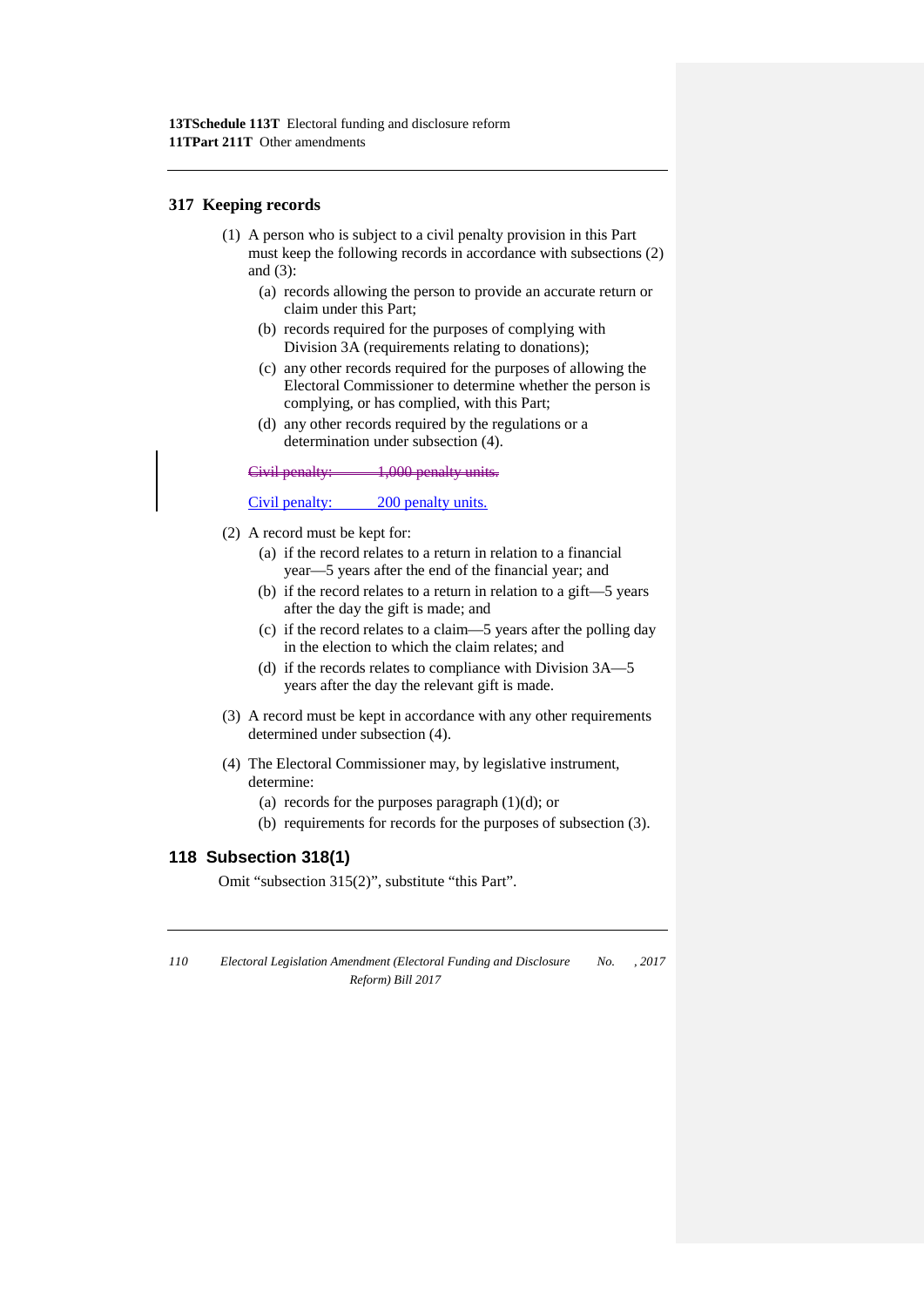## 317 Keeping records

(1) A person who is subject to a civil penalty provision in this Part must keep the following records in accordance with subsections (2) and (3):

   (a) records allowing the person to provide an accurate return or claim under this Part;

   (b) records required for the purposes of complying with Division 3A (requirements relating to donations);

   (c) any other records required for the purposes of allowing the Electoral Commissioner to determine whether the person is complying, or has complied, with this Part;

   (d) any other records required by the regulations or a determination under subsection (4).

~~Civil penalty: 1,000 penalty units.~~

Civil penalty: 200 penalty units.

(2) A record must be kept for:

   (a) if the record relates to a return in relation to a financial year—5 years after the end of the financial year; and

   (b) if the record relates to a return in relation to a gift—5 years after the day the gift is made; and

   (c) if the record relates to a claim—5 years after the polling day in the election to which the claim relates; and

   (d) if the records relates to compliance with Division 3A—5 years after the day the relevant gift is made.

(3) A record must be kept in accordance with any other requirements determined under subsection (4).

(4) The Electoral Commissioner may, by legislative instrument, determine:

   (a) records for the purposes paragraph (1)(d); or

   (b) requirements for records for the purposes of subsection (3).

## 118 Subsection 318(1)

Omit "subsection 315(2)", substitute "this Part".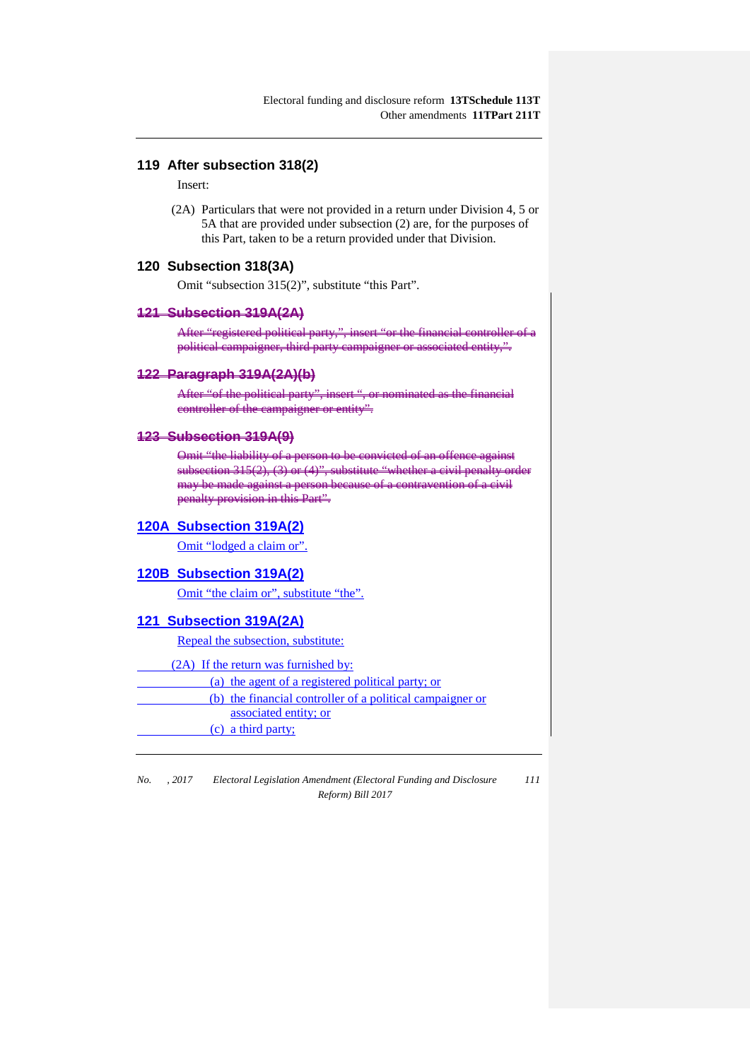## 119 After subsection 318(2)

Insert:

(2A) Particulars that were not provided in a return under Division 4, 5 or 5A that are provided under subsection (2) are, for the purposes of this Part, taken to be a return provided under that Division.

## 120 Subsection 318(3A)

Omit "subsection 315(2)", substitute "this Part".

## ~~121 Subsection 319A(2A)~~

~~After "registered political party,", insert "or the financial controller of a political campaigner, third party campaigner or associated entity,".~~

## ~~122 Paragraph 319A(2A)(b)~~

~~After "of the political party", insert ", or nominated as the financial controller of the campaigner or entity".~~

## ~~123 Subsection 319A(9)~~

~~Omit "the liability of a person to be convicted of an offence against subsection 315(2), (3) or (4)", substitute "whether a civil penalty order may be made against a person because of a contravention of a civil penalty provision in this Part".~~

## 120A Subsection 319A(2)

Omit "lodged a claim or".

## 120B Subsection 319A(2)

Omit "the claim or", substitute "the".

## 121 Subsection 319A(2A)

Repeal the subsection, substitute:

(2A) If the return was furnished by:

(a) the agent of a registered political party; or

(b) the financial controller of a political campaigner or associated entity; or

(c) a third party;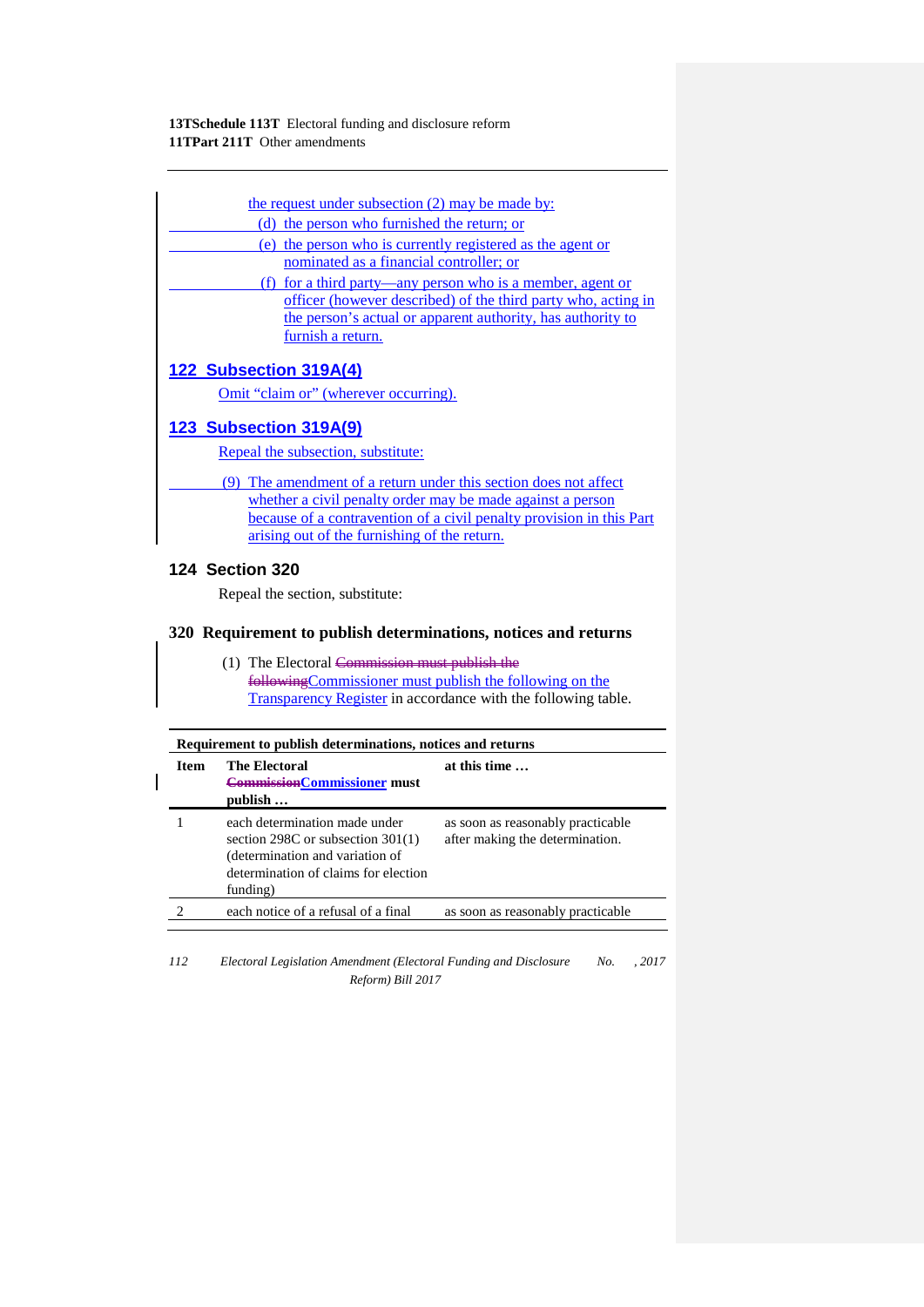the request under subsection (2) may be made by:

(d) the person who furnished the return; or

(e) the person who is currently registered as the agent or nominated as a financial controller; or

(f) for a third party—any person who is a member, agent or officer (however described) of the third party who, acting in the person's actual or apparent authority, has authority to furnish a return.

## 122 Subsection 319A(4)

Omit "claim or" (wherever occurring).

## 123 Subsection 319A(9)

Repeal the subsection, substitute:

(9) The amendment of a return under this section does not affect whether a civil penalty order may be made against a person because of a contravention of a civil penalty provision in this Part arising out of the furnishing of the return.

## 124 Section 320

Repeal the section, substitute:

### 320 Requirement to publish determinations, notices and returns

(1) The Electoral ~~Commission must publish the following~~Commissioner must publish the following on the Transparency Register in accordance with the following table.

**Requirement to publish determinations, notices and returns**

| Item | The Electoral ~~Commission~~Commissioner must publish … | at this time … |
|---|---|---|
| 1 | each determination made under section 298C or subsection 301(1) (determination and variation of determination of claims for election funding) | as soon as reasonably practicable after making the determination. |
| 2 | each notice of a refusal of a final | as soon as reasonably practicable |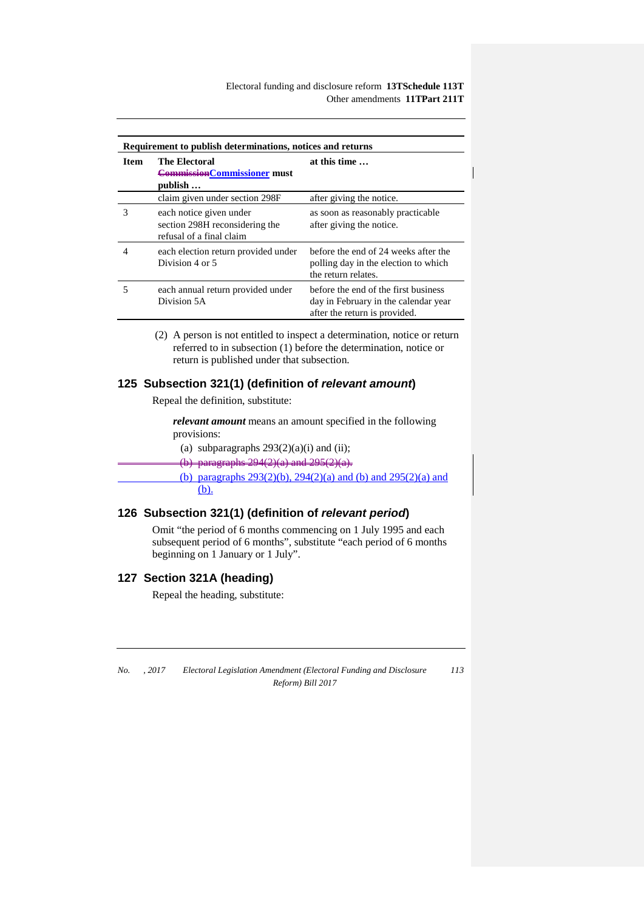**Requirement to publish determinations, notices and returns**

| Item | The Electoral ~~Commission~~Commissioner must publish … | at this time … |
|---|---|---|
| | claim given under section 298F | after giving the notice. |
| 3 | each notice given under section 298H reconsidering the refusal of a final claim | as soon as reasonably practicable after giving the notice. |
| 4 | each election return provided under Division 4 or 5 | before the end of 24 weeks after the polling day in the election to which the return relates. |
| 5 | each annual return provided under Division 5A | before the end of the first business day in February in the calendar year after the return is provided. |

(2) A person is not entitled to inspect a determination, notice or return referred to in subsection (1) before the determination, notice or return is published under that subsection.

## 125 Subsection 321(1) (definition of *relevant amount*)

Repeal the definition, substitute:

***relevant amount*** means an amount specified in the following provisions:

(a) subparagraphs 293(2)(a)(i) and (ii);

~~(b) paragraphs 294(2)(a) and 295(2)(a).~~

(b) paragraphs 293(2)(b), 294(2)(a) and (b) and 295(2)(a) and (b).

## 126 Subsection 321(1) (definition of *relevant period*)

Omit "the period of 6 months commencing on 1 July 1995 and each subsequent period of 6 months", substitute "each period of 6 months beginning on 1 January or 1 July".

## 127 Section 321A (heading)

Repeal the heading, substitute: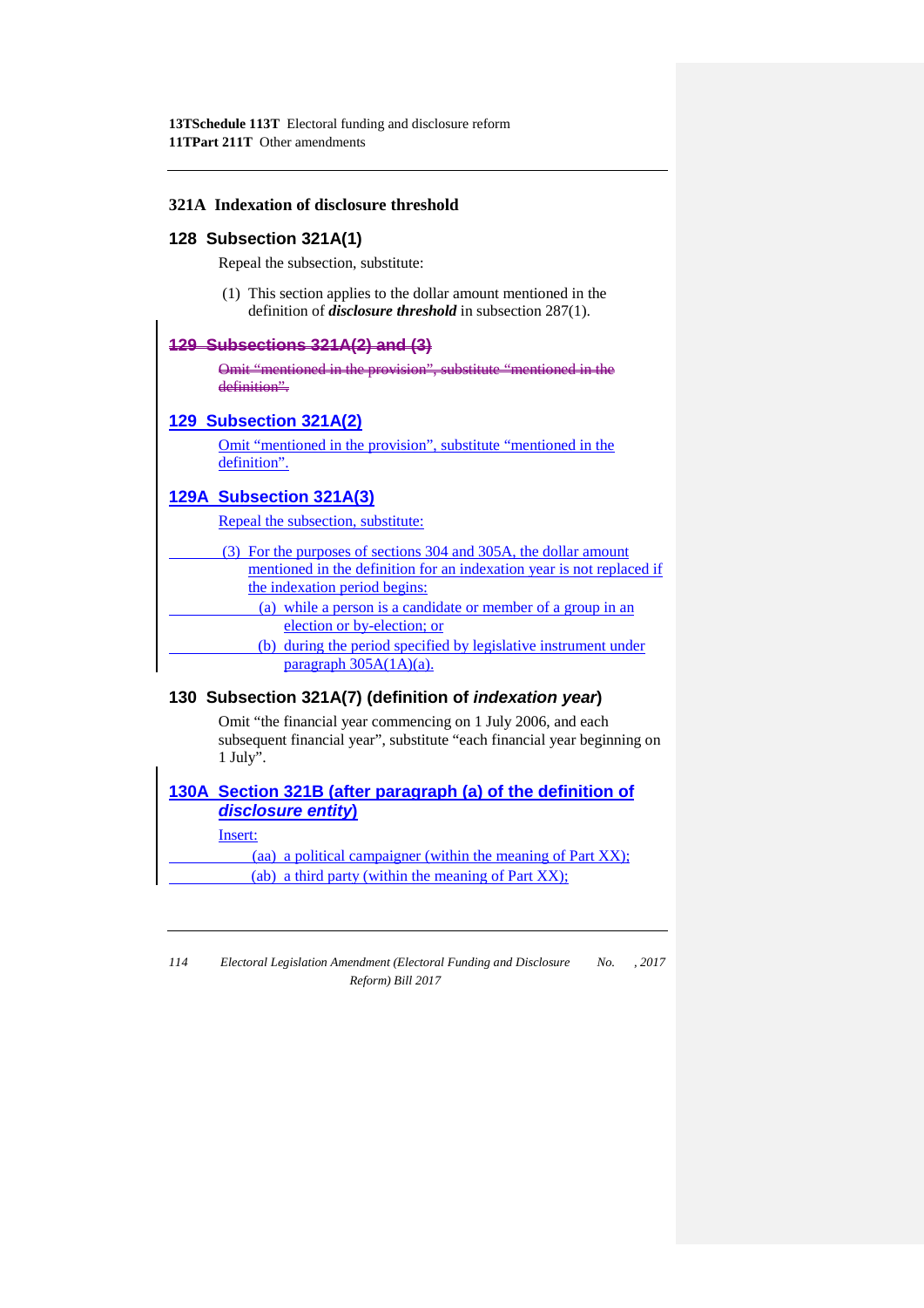### 321A Indexation of disclosure threshold

### 128 Subsection 321A(1)

Repeal the subsection, substitute:

(1) This section applies to the dollar amount mentioned in the definition of ***disclosure threshold*** in subsection 287(1).

### ~~129 Subsections 321A(2) and (3)~~

~~Omit "mentioned in the provision", substitute "mentioned in the definition".~~

### 129 Subsection 321A(2)

Omit "mentioned in the provision", substitute "mentioned in the definition".

### 129A Subsection 321A(3)

Repeal the subsection, substitute:

(3) For the purposes of sections 304 and 305A, the dollar amount mentioned in the definition for an indexation year is not replaced if the indexation period begins:

(a) while a person is a candidate or member of a group in an election or by-election; or

(b) during the period specified by legislative instrument under paragraph 305A(1A)(a).

### 130 Subsection 321A(7) (definition of *indexation year*)

Omit "the financial year commencing on 1 July 2006, and each subsequent financial year", substitute "each financial year beginning on 1 July".

### 130A Section 321B (after paragraph (a) of the definition of *disclosure entity*)

Insert:

(aa) a political campaigner (within the meaning of Part XX);

(ab) a third party (within the meaning of Part XX);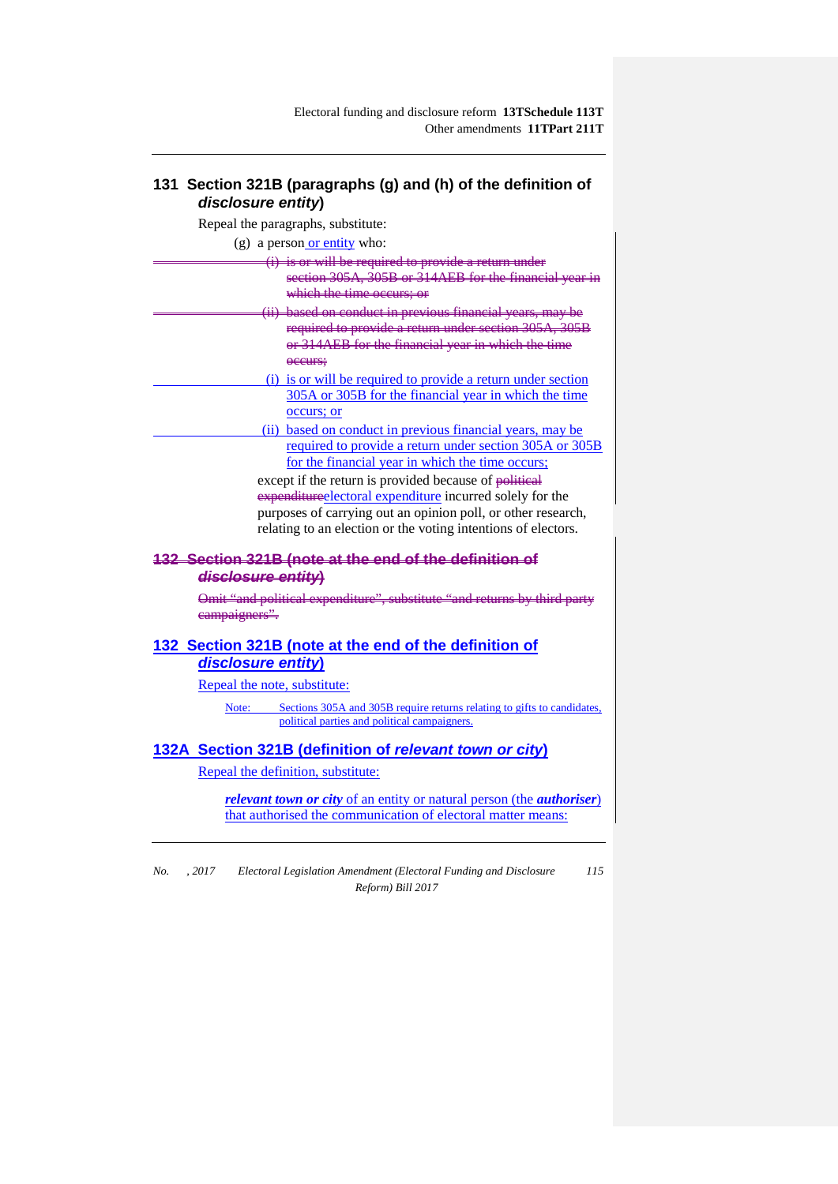## 131 Section 321B (paragraphs (g) and (h) of the definition of *disclosure entity*)

Repeal the paragraphs, substitute:

(g) a person or entity who:

~~(i) is or will be required to provide a return under section 305A, 305B or 314AEB for the financial year in which the time occurs; or~~

~~(ii) based on conduct in previous financial years, may be required to provide a return under section 305A, 305B or 314AEB for the financial year in which the time occurs;~~

(i) is or will be required to provide a return under section 305A or 305B for the financial year in which the time occurs; or

(ii) based on conduct in previous financial years, may be required to provide a return under section 305A or 305B for the financial year in which the time occurs;

except if the return is provided because of ~~political expenditure~~electoral expenditure incurred solely for the purposes of carrying out an opinion poll, or other research, relating to an election or the voting intentions of electors.

## ~~132 Section 321B (note at the end of the definition of *disclosure entity*)~~

~~Omit "and political expenditure", substitute "and returns by third party campaigners".~~

## 132 Section 321B (note at the end of the definition of *disclosure entity*)

Repeal the note, substitute:

Note: Sections 305A and 305B require returns relating to gifts to candidates, political parties and political campaigners.

## 132A Section 321B (definition of *relevant town or city*)

Repeal the definition, substitute:

***relevant town or city*** of an entity or natural person (the ***authoriser***) that authorised the communication of electoral matter means: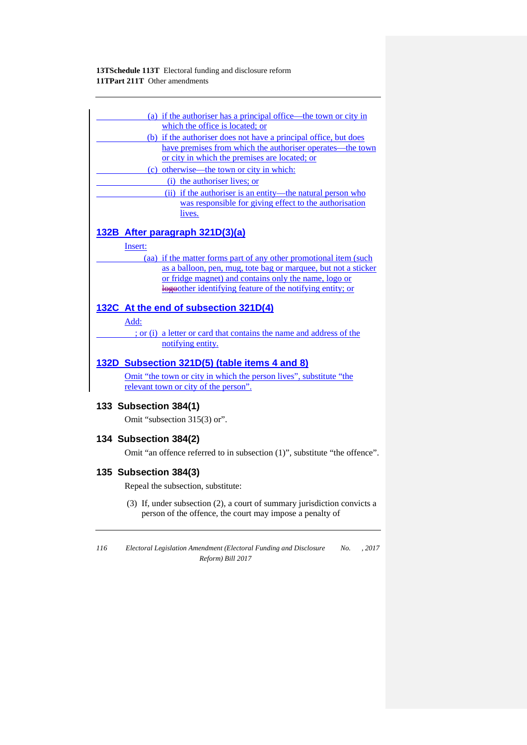(a) if the authoriser has a principal office—the town or city in which the office is located; or

(b) if the authoriser does not have a principal office, but does have premises from which the authoriser operates—the town or city in which the premises are located; or

(c) otherwise—the town or city in which:

(i) the authoriser lives; or

(ii) if the authoriser is an entity—the natural person who was responsible for giving effect to the authorisation lives.

### 132B After paragraph 321D(3)(a)

Insert:

(aa) if the matter forms part of any other promotional item (such as a balloon, pen, mug, tote bag or marquee, but not a sticker or fridge magnet) and contains only the name, logo or ~~logo~~other identifying feature of the notifying entity; or

### 132C At the end of subsection 321D(4)

Add:

; or (i) a letter or card that contains the name and address of the notifying entity.

### 132D Subsection 321D(5) (table items 4 and 8)

Omit "the town or city in which the person lives", substitute "the relevant town or city of the person".

### 133 Subsection 384(1)

Omit "subsection 315(3) or".

### 134 Subsection 384(2)

Omit "an offence referred to in subsection (1)", substitute "the offence".

### 135 Subsection 384(3)

Repeal the subsection, substitute:

(3) If, under subsection (2), a court of summary jurisdiction convicts a person of the offence, the court may impose a penalty of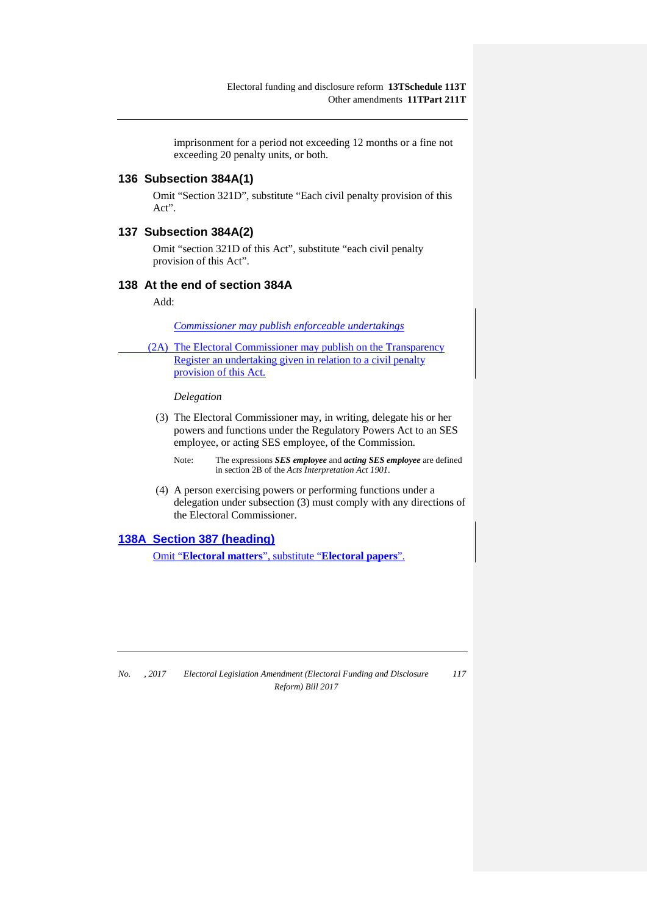imprisonment for a period not exceeding 12 months or a fine not exceeding 20 penalty units, or both.

### 136 Subsection 384A(1)

Omit "Section 321D", substitute "Each civil penalty provision of this Act".

### 137 Subsection 384A(2)

Omit "section 321D of this Act", substitute "each civil penalty provision of this Act".

### 138 At the end of section 384A

Add:

*Commissioner may publish enforceable undertakings*

(2A) The Electoral Commissioner may publish on the Transparency Register an undertaking given in relation to a civil penalty provision of this Act.

*Delegation*

(3) The Electoral Commissioner may, in writing, delegate his or her powers and functions under the Regulatory Powers Act to an SES employee, or acting SES employee, of the Commission.

Note: The expressions ***SES employee*** and ***acting SES employee*** are defined in section 2B of the *Acts Interpretation Act 1901*.

(4) A person exercising powers or performing functions under a delegation under subsection (3) must comply with any directions of the Electoral Commissioner.

### 138A Section 387 (heading)

Omit "**Electoral matters**", substitute "**Electoral papers**".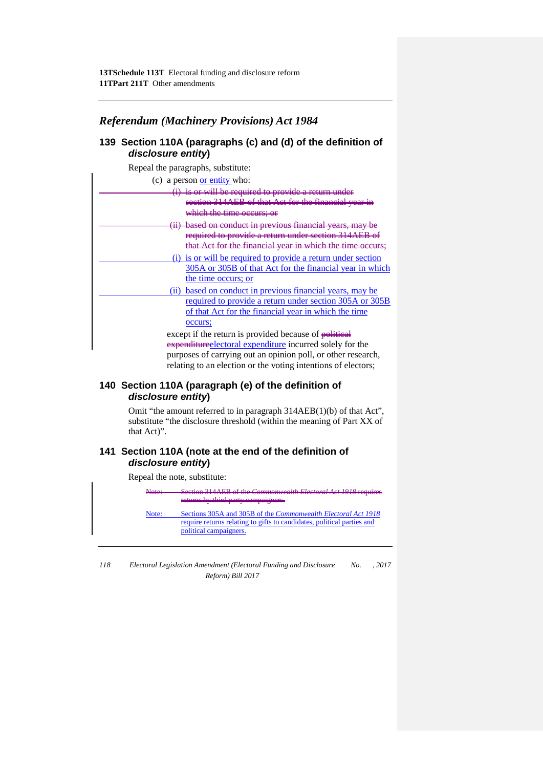## *Referendum (Machinery Provisions) Act 1984*

### 139 Section 110A (paragraphs (c) and (d) of the definition of *disclosure entity*)

Repeal the paragraphs, substitute:

(c) a person or entity who:

~~(i) is or will be required to provide a return under section 314AEB of that Act for the financial year in which the time occurs; or~~

~~(ii) based on conduct in previous financial years, may be required to provide a return under section 314AEB of that Act for the financial year in which the time occurs;~~

(i) is or will be required to provide a return under section 305A or 305B of that Act for the financial year in which the time occurs; or

(ii) based on conduct in previous financial years, may be required to provide a return under section 305A or 305B of that Act for the financial year in which the time occurs;

except if the return is provided because of ~~political expenditure~~electoral expenditure incurred solely for the purposes of carrying out an opinion poll, or other research, relating to an election or the voting intentions of electors;

### 140 Section 110A (paragraph (e) of the definition of *disclosure entity*)

Omit "the amount referred to in paragraph 314AEB(1)(b) of that Act", substitute "the disclosure threshold (within the meaning of Part XX of that Act)".

### 141 Section 110A (note at the end of the definition of *disclosure entity*)

Repeal the note, substitute:

~~Note: Section 314AEB of the *Commonwealth Electoral Act 1918* requires returns by third party campaigners.~~

Note: Sections 305A and 305B of the *Commonwealth Electoral Act 1918* require returns relating to gifts to candidates, political parties and political campaigners.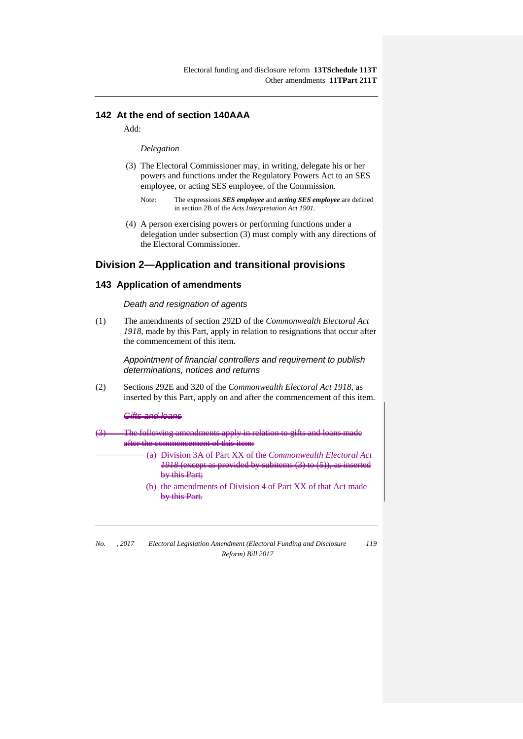### 142 At the end of section 140AAA

Add:

*Delegation*

(3) The Electoral Commissioner may, in writing, delegate his or her powers and functions under the Regulatory Powers Act to an SES employee, or acting SES employee, of the Commission.

Note: The expressions ***SES employee*** and ***acting SES employee*** are defined in section 2B of the *Acts Interpretation Act 1901*.

(4) A person exercising powers or performing functions under a delegation under subsection (3) must comply with any directions of the Electoral Commissioner.

## Division 2—Application and transitional provisions

### 143 Application of amendments

*Death and resignation of agents*

(1) The amendments of section 292D of the *Commonwealth Electoral Act 1918*, made by this Part, apply in relation to resignations that occur after the commencement of this item.

*Appointment of financial controllers and requirement to publish determinations, notices and returns*

(2) Sections 292E and 320 of the *Commonwealth Electoral Act 1918*, as inserted by this Part, apply on and after the commencement of this item.

~~*Gifts and loans*~~

~~(3) The following amendments apply in relation to gifts and loans made after the commencement of this item:~~

~~(a) Division 3A of Part XX of the *Commonwealth Electoral Act 1918* (except as provided by subitems (3) to (5)), as inserted by this Part;~~

~~(b) the amendments of Division 4 of Part XX of that Act made by this Part.~~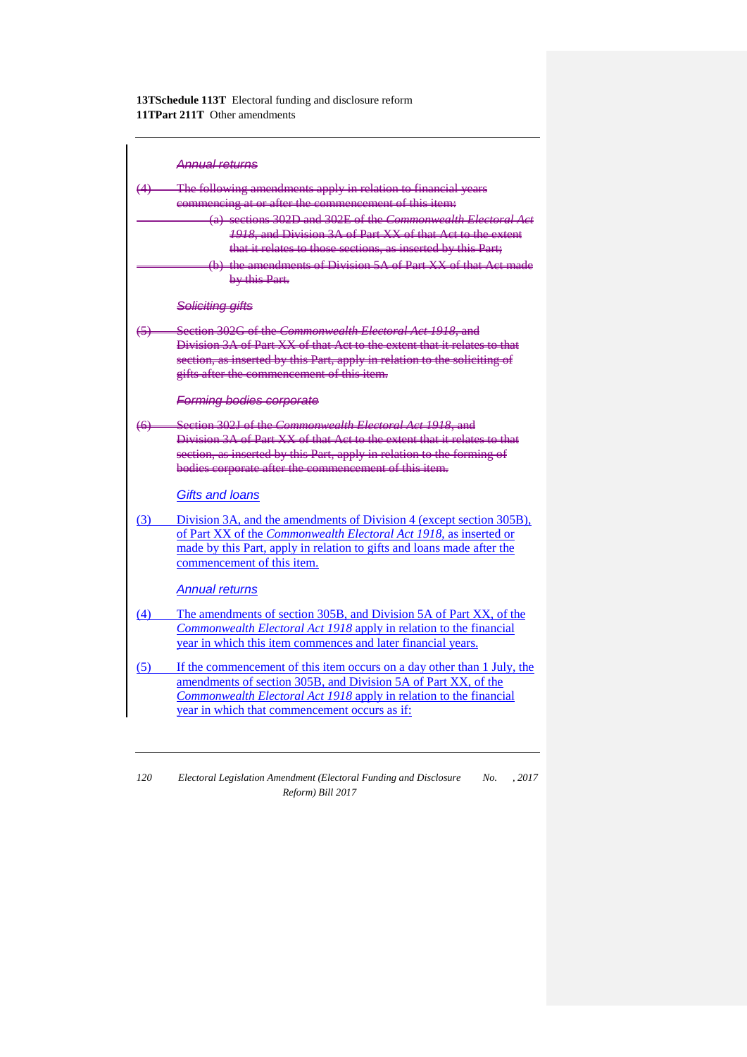~~*Annual returns*~~

~~(4) The following amendments apply in relation to financial years commencing at or after the commencement of this item:~~

~~(a) sections 302D and 302E of the *Commonwealth Electoral Act 1918*, and Division 3A of Part XX of that Act to the extent that it relates to those sections, as inserted by this Part;~~

~~(b) the amendments of Division 5A of Part XX of that Act made by this Part.~~

~~*Soliciting gifts*~~

~~(5) Section 302G of the *Commonwealth Electoral Act 1918*, and Division 3A of Part XX of that Act to the extent that it relates to that section, as inserted by this Part, apply in relation to the soliciting of gifts after the commencement of this item.~~

~~*Forming bodies corporate*~~

~~(6) Section 302J of the *Commonwealth Electoral Act 1918*, and Division 3A of Part XX of that Act to the extent that it relates to that section, as inserted by this Part, apply in relation to the forming of bodies corporate after the commencement of this item.~~

*Gifts and loans*

(3) Division 3A, and the amendments of Division 4 (except section 305B), of Part XX of the *Commonwealth Electoral Act 1918*, as inserted or made by this Part, apply in relation to gifts and loans made after the commencement of this item.

*Annual returns*

(4) The amendments of section 305B, and Division 5A of Part XX, of the *Commonwealth Electoral Act 1918* apply in relation to the financial year in which this item commences and later financial years.

(5) If the commencement of this item occurs on a day other than 1 July, the amendments of section 305B, and Division 5A of Part XX, of the *Commonwealth Electoral Act 1918* apply in relation to the financial year in which that commencement occurs as if: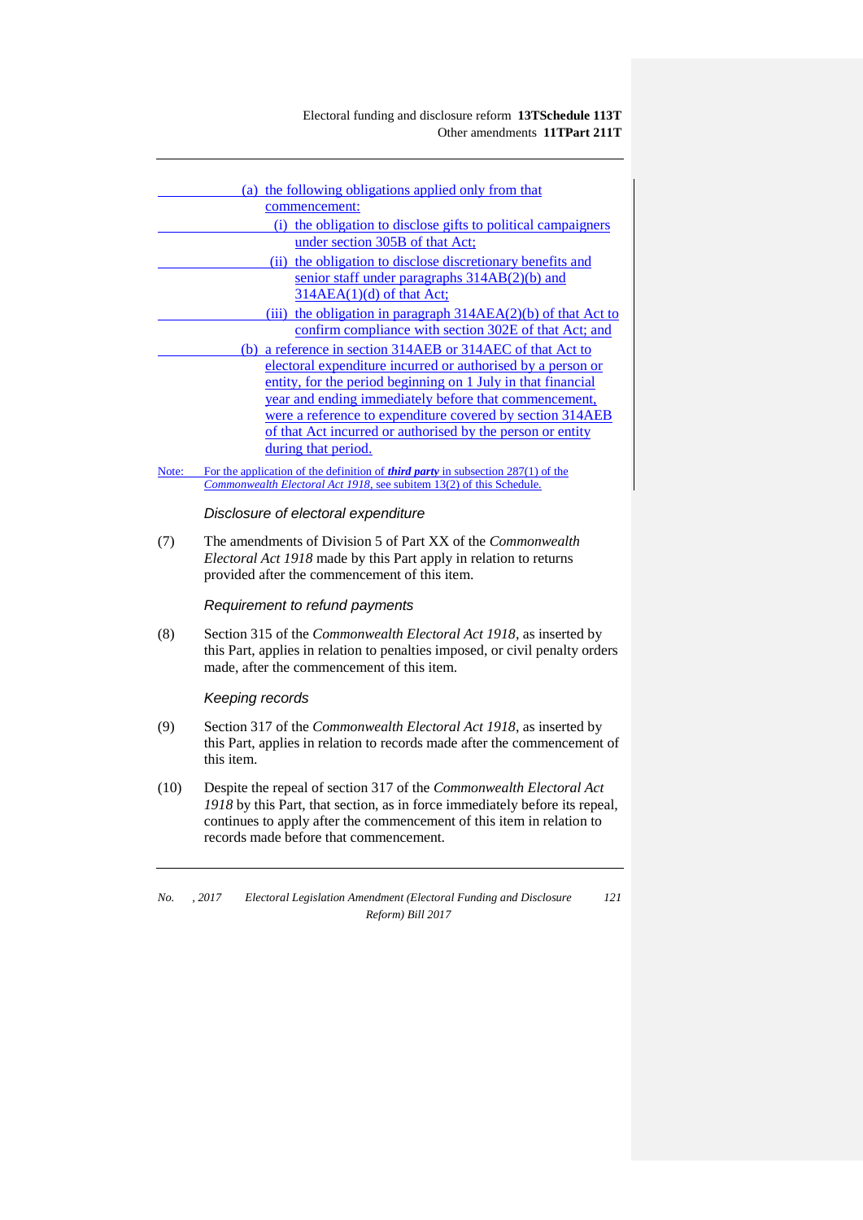(a) the following obligations applied only from that commencement:

(i) the obligation to disclose gifts to political campaigners under section 305B of that Act;

(ii) the obligation to disclose discretionary benefits and senior staff under paragraphs 314AB(2)(b) and 314AEA(1)(d) of that Act;

(iii) the obligation in paragraph 314AEA(2)(b) of that Act to confirm compliance with section 302E of that Act; and

(b) a reference in section 314AEB or 314AEC of that Act to electoral expenditure incurred or authorised by a person or entity, for the period beginning on 1 July in that financial year and ending immediately before that commencement, were a reference to expenditure covered by section 314AEB of that Act incurred or authorised by the person or entity during that period.

Note: For the application of the definition of ***third party*** in subsection 287(1) of the *Commonwealth Electoral Act 1918*, see subitem 13(2) of this Schedule.

*Disclosure of electoral expenditure*

(7) The amendments of Division 5 of Part XX of the *Commonwealth Electoral Act 1918* made by this Part apply in relation to returns provided after the commencement of this item.

*Requirement to refund payments*

(8) Section 315 of the *Commonwealth Electoral Act 1918*, as inserted by this Part, applies in relation to penalties imposed, or civil penalty orders made, after the commencement of this item.

*Keeping records*

(9) Section 317 of the *Commonwealth Electoral Act 1918*, as inserted by this Part, applies in relation to records made after the commencement of this item.

(10) Despite the repeal of section 317 of the *Commonwealth Electoral Act 1918* by this Part, that section, as in force immediately before its repeal, continues to apply after the commencement of this item in relation to records made before that commencement.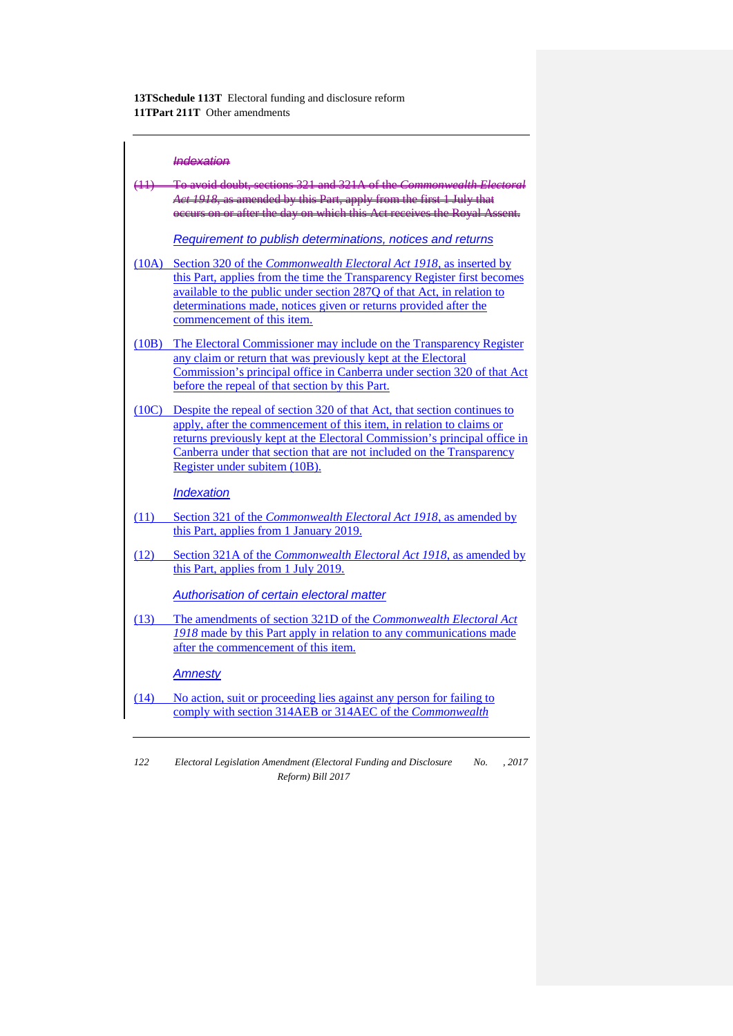*Indexation*

~~(11) To avoid doubt, sections 321 and 321A of the *Commonwealth Electoral Act 1918*, as amended by this Part, apply from the first 1 July that occurs on or after the day on which this Act receives the Royal Assent.~~

*Requirement to publish determinations, notices and returns*

(10A) Section 320 of the *Commonwealth Electoral Act 1918*, as inserted by this Part, applies from the time the Transparency Register first becomes available to the public under section 287Q of that Act, in relation to determinations made, notices given or returns provided after the commencement of this item.

(10B) The Electoral Commissioner may include on the Transparency Register any claim or return that was previously kept at the Electoral Commission's principal office in Canberra under section 320 of that Act before the repeal of that section by this Part.

(10C) Despite the repeal of section 320 of that Act, that section continues to apply, after the commencement of this item, in relation to claims or returns previously kept at the Electoral Commission's principal office in Canberra under that section that are not included on the Transparency Register under subitem (10B).

*Indexation*

(11) Section 321 of the *Commonwealth Electoral Act 1918*, as amended by this Part, applies from 1 January 2019.

(12) Section 321A of the *Commonwealth Electoral Act 1918*, as amended by this Part, applies from 1 July 2019.

*Authorisation of certain electoral matter*

(13) The amendments of section 321D of the *Commonwealth Electoral Act 1918* made by this Part apply in relation to any communications made after the commencement of this item.

*Amnesty*

(14) No action, suit or proceeding lies against any person for failing to comply with section 314AEB or 314AEC of the *Commonwealth*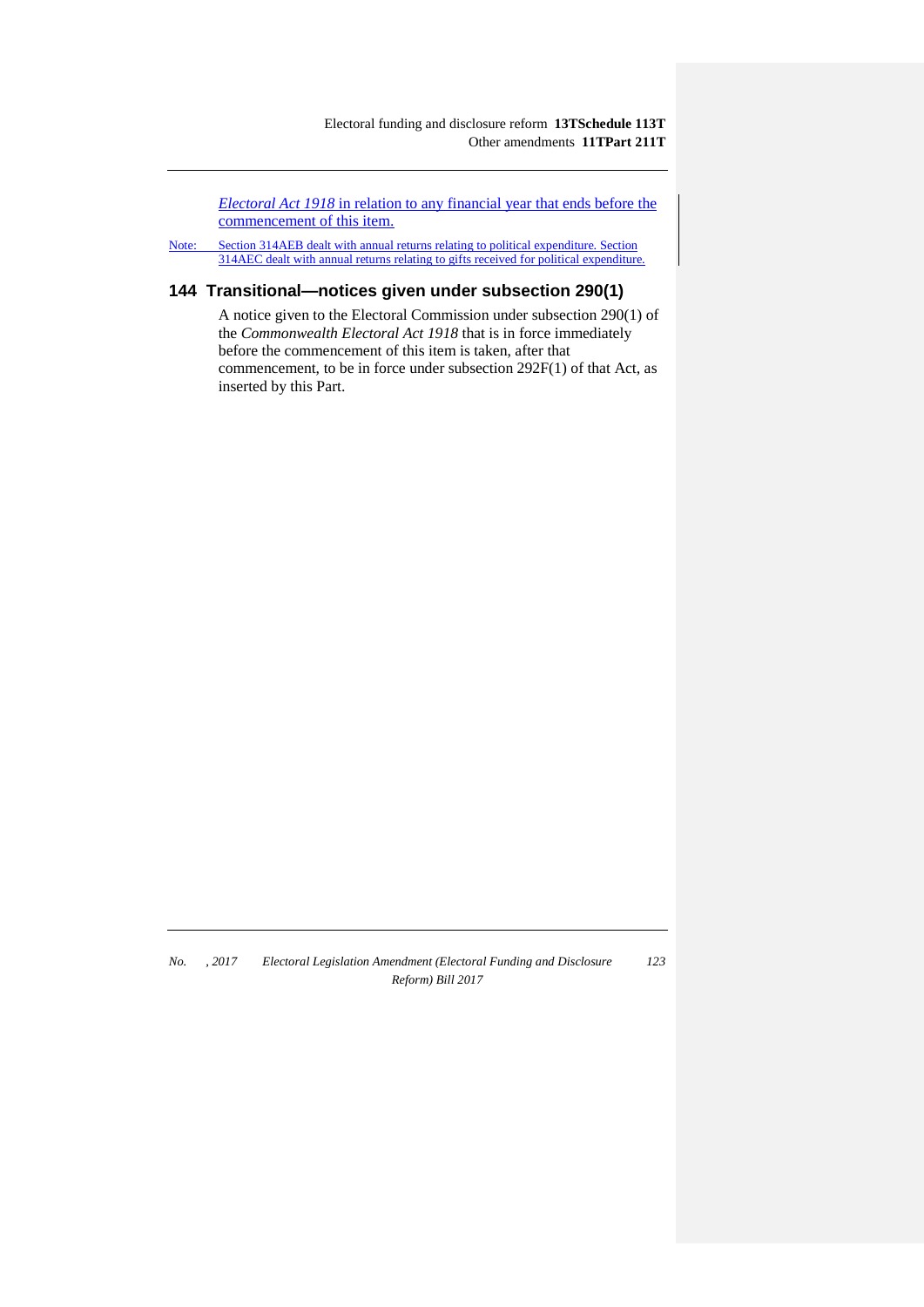*Electoral Act 1918* in relation to any financial year that ends before the commencement of this item.

Note: Section 314AEB dealt with annual returns relating to political expenditure. Section 314AEC dealt with annual returns relating to gifts received for political expenditure.

## 144 Transitional—notices given under subsection 290(1)

A notice given to the Electoral Commission under subsection 290(1) of the *Commonwealth Electoral Act 1918* that is in force immediately before the commencement of this item is taken, after that commencement, to be in force under subsection 292F(1) of that Act, as inserted by this Part.